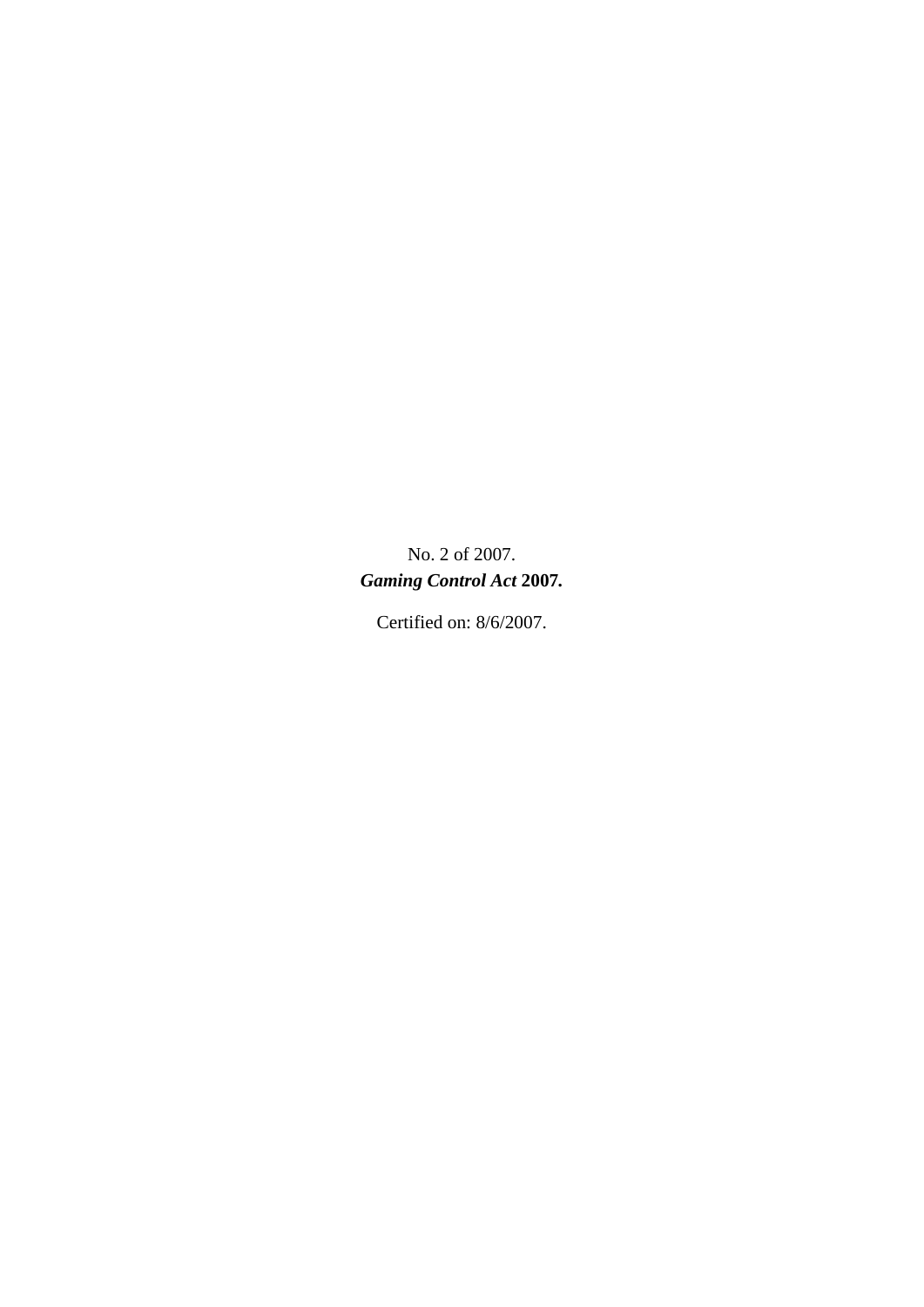No. 2 of 2007.

***Gaming Control Act* 2007.**

Certified on: 8/6/2007.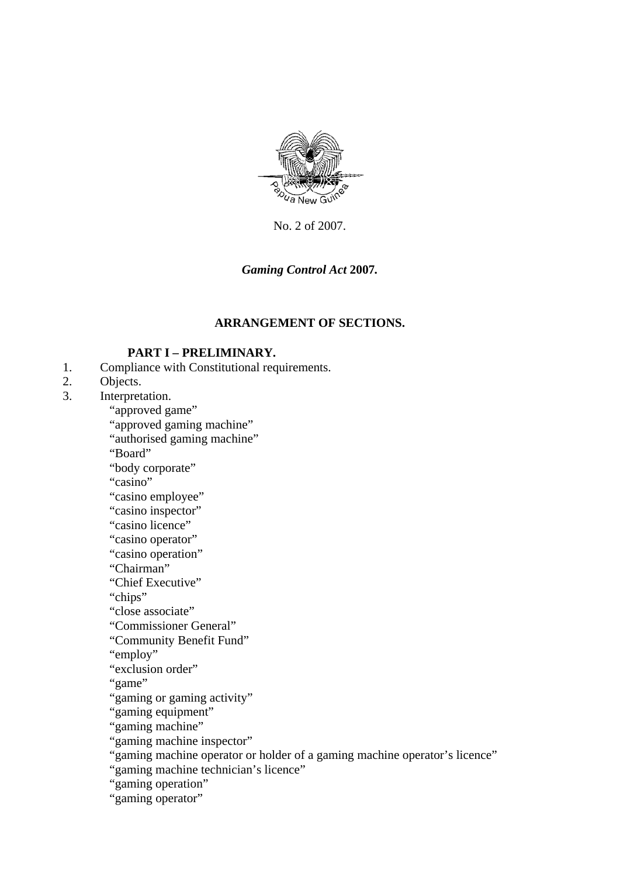No. 2 of 2007.

***Gaming Control Act* 2007.**

**ARRANGEMENT OF SECTIONS.**

**PART I – PRELIMINARY.**

1. Compliance with Constitutional requirements.
2. Objects.
3. Interpretation.
   - "approved game"
   - "approved gaming machine"
   - "authorised gaming machine"
   - "Board"
   - "body corporate"
   - "casino"
   - "casino employee"
   - "casino inspector"
   - "casino licence"
   - "casino operator"
   - "casino operation"
   - "Chairman"
   - "Chief Executive"
   - "chips"
   - "close associate"
   - "Commissioner General"
   - "Community Benefit Fund"
   - "employ"
   - "exclusion order"
   - "game"
   - "gaming or gaming activity"
   - "gaming equipment"
   - "gaming machine"
   - "gaming machine inspector"
   - "gaming machine operator or holder of a gaming machine operator's licence"
   - "gaming machine technician's licence"
   - "gaming operation"
   - "gaming operator"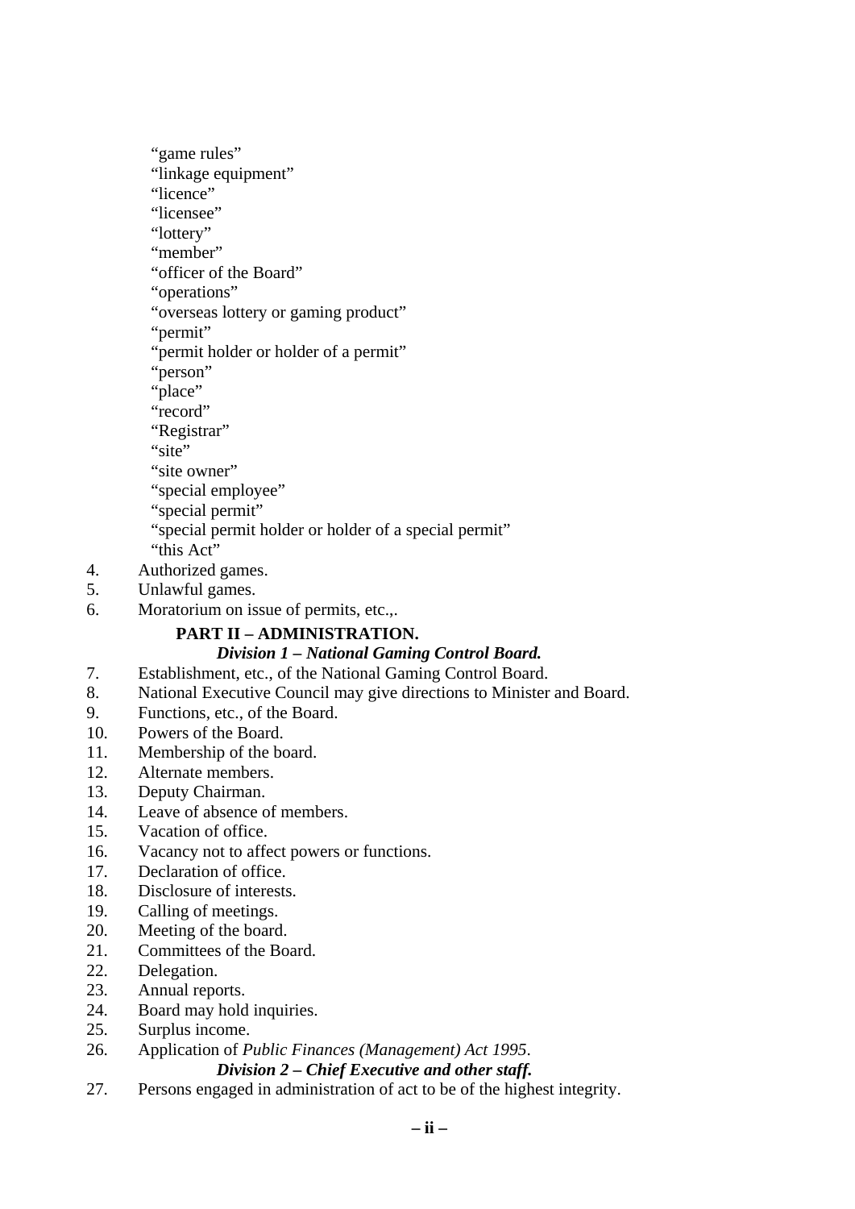"game rules"
"linkage equipment"
"licence"
"licensee"
"lottery"
"member"
"officer of the Board"
"operations"
"overseas lottery or gaming product"
"permit"
"permit holder or holder of a permit"
"person"
"place"
"record"
"Registrar"
"site"
"site owner"
"special employee"
"special permit"
"special permit holder or holder of a special permit"
"this Act"

4. Authorized games.
5. Unlawful games.
6. Moratorium on issue of permits, etc.,.

**PART II – ADMINISTRATION.**

***Division 1 – National Gaming Control Board.***

7. Establishment, etc., of the National Gaming Control Board.
8. National Executive Council may give directions to Minister and Board.
9. Functions, etc., of the Board.
10. Powers of the Board.
11. Membership of the board.
12. Alternate members.
13. Deputy Chairman.
14. Leave of absence of members.
15. Vacation of office.
16. Vacancy not to affect powers or functions.
17. Declaration of office.
18. Disclosure of interests.
19. Calling of meetings.
20. Meeting of the board.
21. Committees of the Board.
22. Delegation.
23. Annual reports.
24. Board may hold inquiries.
25. Surplus income.
26. Application of *Public Finances (Management) Act 1995*.

***Division 2 – Chief Executive and other staff.***

27. Persons engaged in administration of act to be of the highest integrity.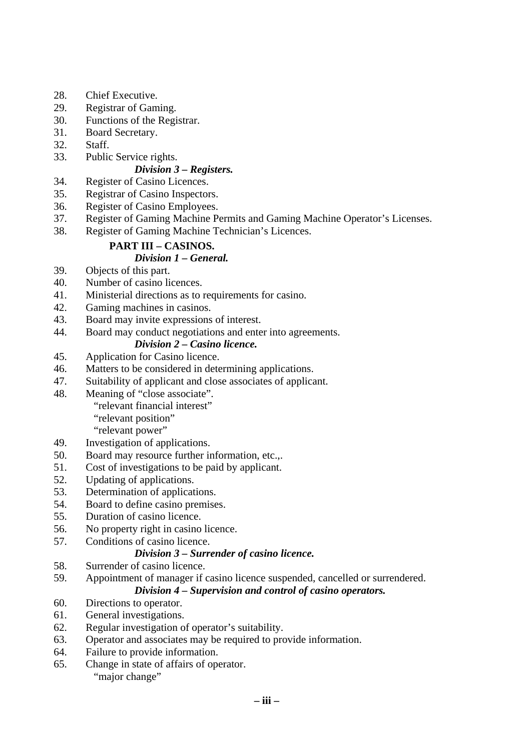28. Chief Executive.
29. Registrar of Gaming.
30. Functions of the Registrar.
31. Board Secretary.
32. Staff.
33. Public Service rights.

*Division 3 – Registers.*

34. Register of Casino Licences.
35. Registrar of Casino Inspectors.
36. Register of Casino Employees.
37. Register of Gaming Machine Permits and Gaming Machine Operator's Licenses.
38. Register of Gaming Machine Technician's Licences.

**PART III – CASINOS.**

*Division 1 – General.*

39. Objects of this part.
40. Number of casino licences.
41. Ministerial directions as to requirements for casino.
42. Gaming machines in casinos.
43. Board may invite expressions of interest.
44. Board may conduct negotiations and enter into agreements.

*Division 2 – Casino licence.*

45. Application for Casino licence.
46. Matters to be considered in determining applications.
47. Suitability of applicant and close associates of applicant.
48. Meaning of "close associate".
    "relevant financial interest"
    "relevant position"
    "relevant power"
49. Investigation of applications.
50. Board may resource further information, etc.,.
51. Cost of investigations to be paid by applicant.
52. Updating of applications.
53. Determination of applications.
54. Board to define casino premises.
55. Duration of casino licence.
56. No property right in casino licence.
57. Conditions of casino licence.

*Division 3 – Surrender of casino licence.*

58. Surrender of casino licence.
59. Appointment of manager if casino licence suspended, cancelled or surrendered.

*Division 4 – Supervision and control of casino operators.*

60. Directions to operator.
61. General investigations.
62. Regular investigation of operator's suitability.
63. Operator and associates may be required to provide information.
64. Failure to provide information.
65. Change in state of affairs of operator.
    "major change"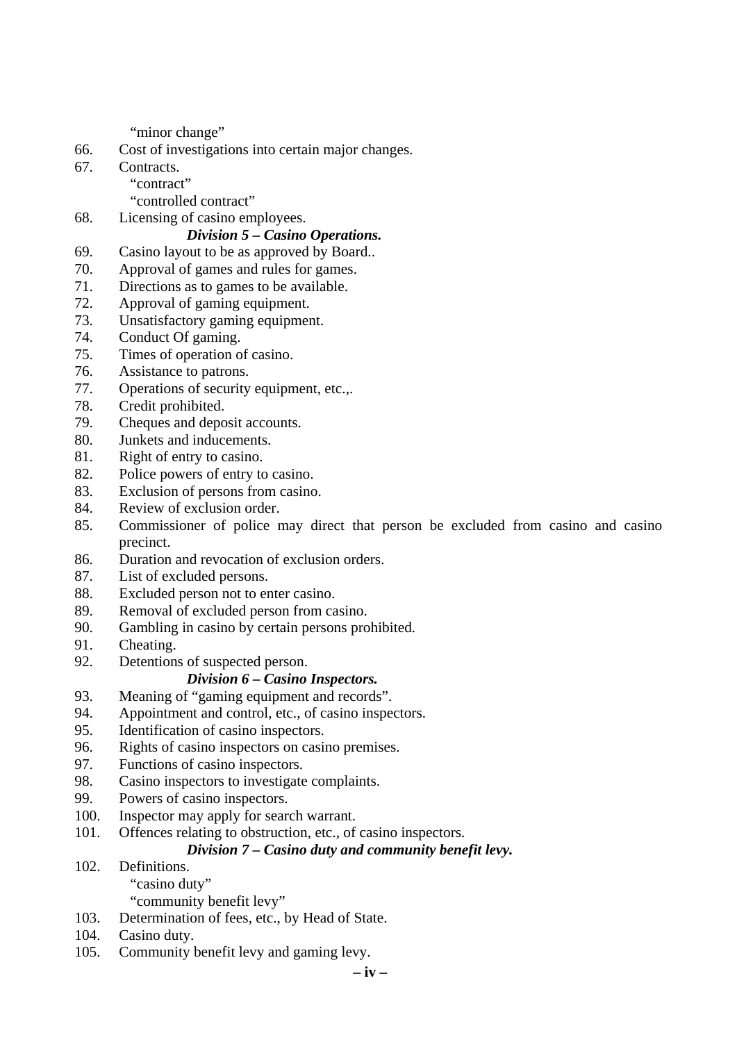"minor change"

66. Cost of investigations into certain major changes.
67. Contracts.
    "contract"
    "controlled contract"
68. Licensing of casino employees.

***Division 5 – Casino Operations.***

69. Casino layout to be as approved by Board..
70. Approval of games and rules for games.
71. Directions as to games to be available.
72. Approval of gaming equipment.
73. Unsatisfactory gaming equipment.
74. Conduct Of gaming.
75. Times of operation of casino.
76. Assistance to patrons.
77. Operations of security equipment, etc.,.
78. Credit prohibited.
79. Cheques and deposit accounts.
80. Junkets and inducements.
81. Right of entry to casino.
82. Police powers of entry to casino.
83. Exclusion of persons from casino.
84. Review of exclusion order.
85. Commissioner of police may direct that person be excluded from casino and casino precinct.
86. Duration and revocation of exclusion orders.
87. List of excluded persons.
88. Excluded person not to enter casino.
89. Removal of excluded person from casino.
90. Gambling in casino by certain persons prohibited.
91. Cheating.
92. Detentions of suspected person.

***Division 6 – Casino Inspectors.***

93. Meaning of "gaming equipment and records".
94. Appointment and control, etc., of casino inspectors.
95. Identification of casino inspectors.
96. Rights of casino inspectors on casino premises.
97. Functions of casino inspectors.
98. Casino inspectors to investigate complaints.
99. Powers of casino inspectors.
100. Inspector may apply for search warrant.
101. Offences relating to obstruction, etc., of casino inspectors.

***Division 7 – Casino duty and community benefit levy.***

102. Definitions.
    "casino duty"
    "community benefit levy"
103. Determination of fees, etc., by Head of State.
104. Casino duty.
105. Community benefit levy and gaming levy.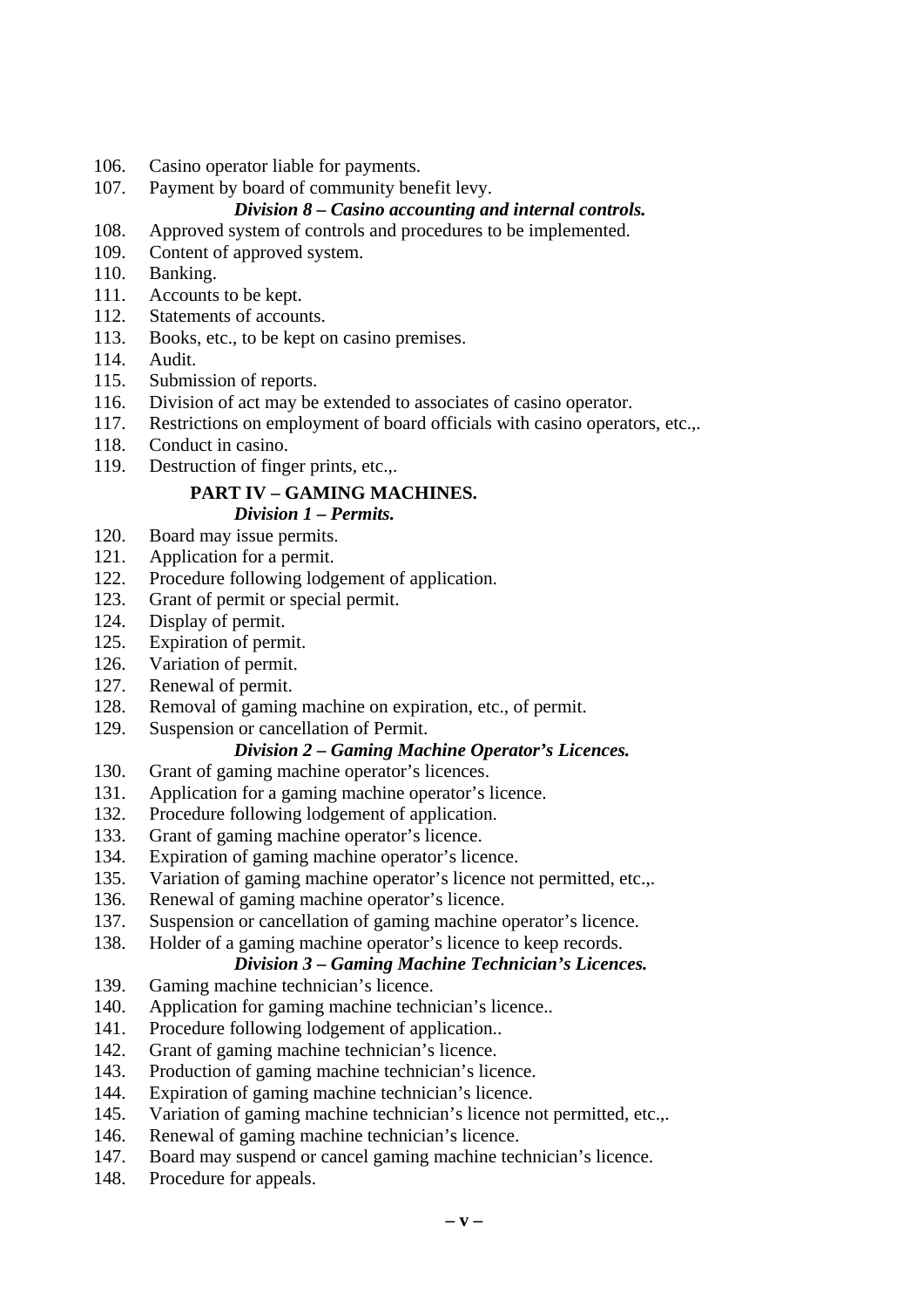106. Casino operator liable for payments.
107. Payment by board of community benefit levy.

*Division 8 – Casino accounting and internal controls.*

108. Approved system of controls and procedures to be implemented.
109. Content of approved system.
110. Banking.
111. Accounts to be kept.
112. Statements of accounts.
113. Books, etc., to be kept on casino premises.
114. Audit.
115. Submission of reports.
116. Division of act may be extended to associates of casino operator.
117. Restrictions on employment of board officials with casino operators, etc.,.
118. Conduct in casino.
119. Destruction of finger prints, etc.,.

**PART IV – GAMING MACHINES.**

*Division 1 – Permits.*

120. Board may issue permits.
121. Application for a permit.
122. Procedure following lodgement of application.
123. Grant of permit or special permit.
124. Display of permit.
125. Expiration of permit.
126. Variation of permit.
127. Renewal of permit.
128. Removal of gaming machine on expiration, etc., of permit.
129. Suspension or cancellation of Permit.

*Division 2 – Gaming Machine Operator's Licences.*

130. Grant of gaming machine operator's licences.
131. Application for a gaming machine operator's licence.
132. Procedure following lodgement of application.
133. Grant of gaming machine operator's licence.
134. Expiration of gaming machine operator's licence.
135. Variation of gaming machine operator's licence not permitted, etc.,.
136. Renewal of gaming machine operator's licence.
137. Suspension or cancellation of gaming machine operator's licence.
138. Holder of a gaming machine operator's licence to keep records.

*Division 3 – Gaming Machine Technician's Licences.*

139. Gaming machine technician's licence.
140. Application for gaming machine technician's licence..
141. Procedure following lodgement of application..
142. Grant of gaming machine technician's licence.
143. Production of gaming machine technician's licence.
144. Expiration of gaming machine technician's licence.
145. Variation of gaming machine technician's licence not permitted, etc.,.
146. Renewal of gaming machine technician's licence.
147. Board may suspend or cancel gaming machine technician's licence.
148. Procedure for appeals.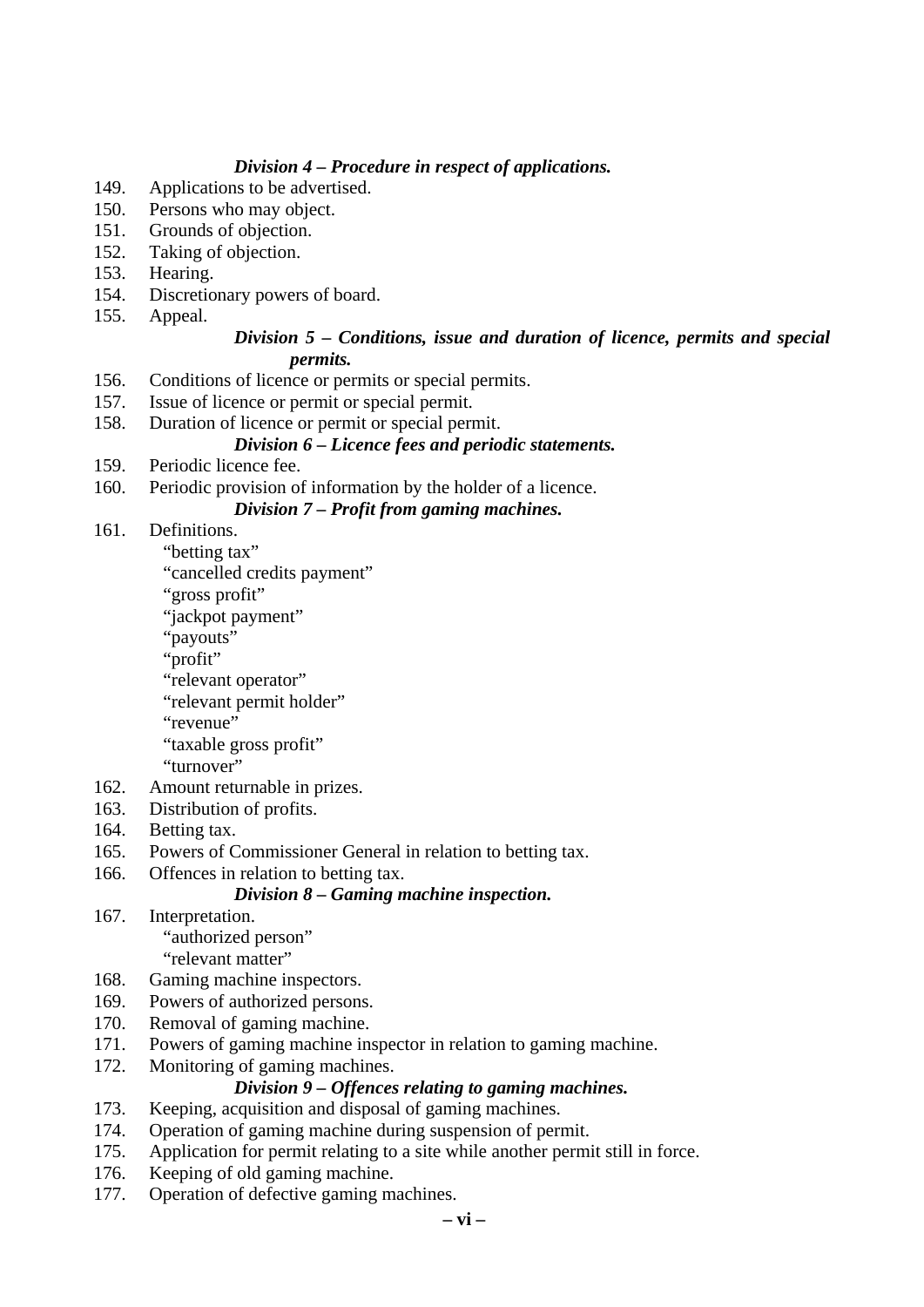*Division 4 – Procedure in respect of applications.*

149. Applications to be advertised.
150. Persons who may object.
151. Grounds of objection.
152. Taking of objection.
153. Hearing.
154. Discretionary powers of board.
155. Appeal.

*Division 5 – Conditions, issue and duration of licence, permits and special permits.*

156. Conditions of licence or permits or special permits.
157. Issue of licence or permit or special permit.
158. Duration of licence or permit or special permit.

*Division 6 – Licence fees and periodic statements.*

159. Periodic licence fee.
160. Periodic provision of information by the holder of a licence.

*Division 7 – Profit from gaming machines.*

161. Definitions.
   "betting tax"
   "cancelled credits payment"
   "gross profit"
   "jackpot payment"
   "payouts"
   "profit"
   "relevant operator"
   "relevant permit holder"
   "revenue"
   "taxable gross profit"
   "turnover"
162. Amount returnable in prizes.
163. Distribution of profits.
164. Betting tax.
165. Powers of Commissioner General in relation to betting tax.
166. Offences in relation to betting tax.

*Division 8 – Gaming machine inspection.*

167. Interpretation.
   "authorized person"
   "relevant matter"
168. Gaming machine inspectors.
169. Powers of authorized persons.
170. Removal of gaming machine.
171. Powers of gaming machine inspector in relation to gaming machine.
172. Monitoring of gaming machines.

*Division 9 – Offences relating to gaming machines.*

173. Keeping, acquisition and disposal of gaming machines.
174. Operation of gaming machine during suspension of permit.
175. Application for permit relating to a site while another permit still in force.
176. Keeping of old gaming machine.
177. Operation of defective gaming machines.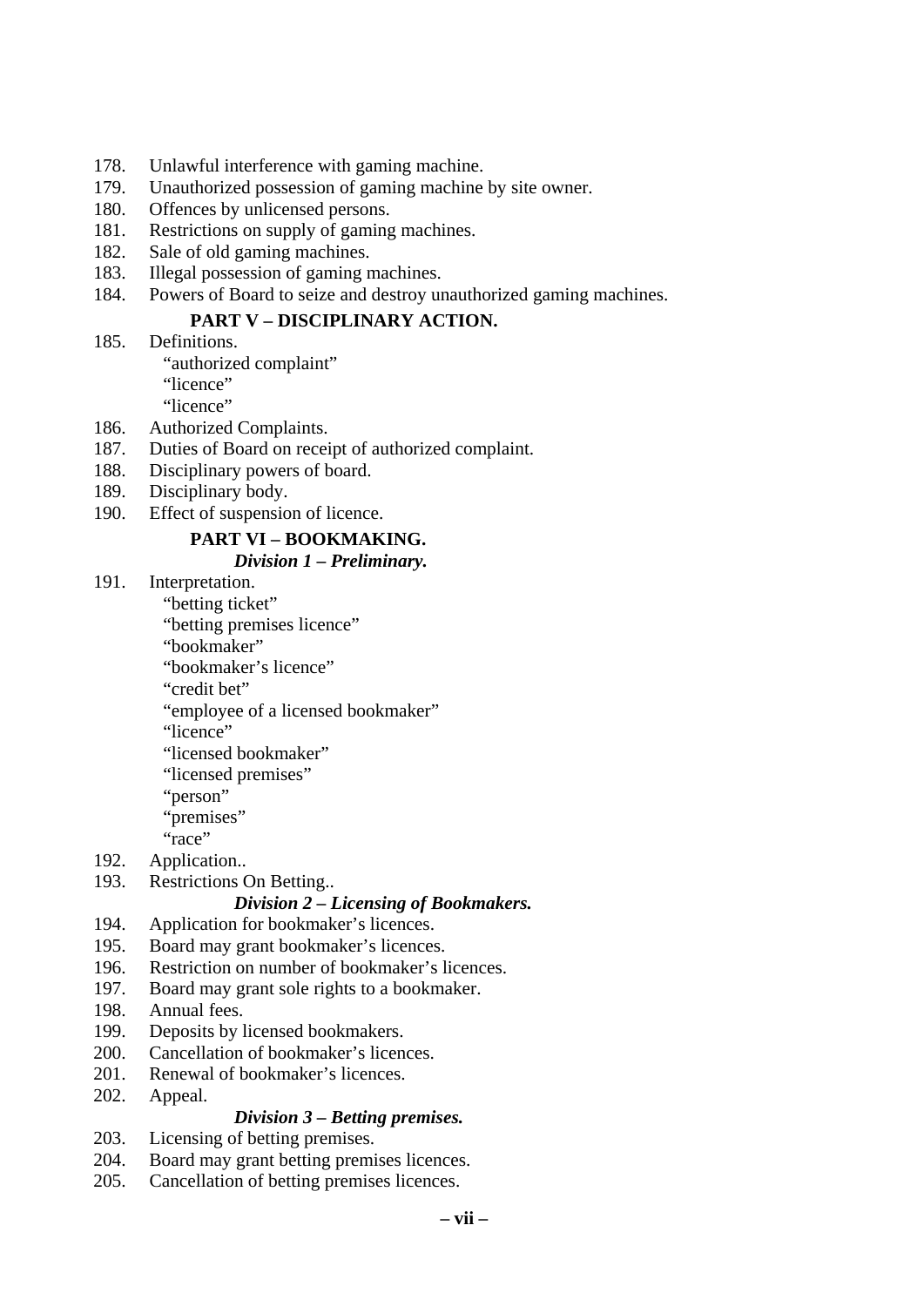178. Unlawful interference with gaming machine.
179. Unauthorized possession of gaming machine by site owner.
180. Offences by unlicensed persons.
181. Restrictions on supply of gaming machines.
182. Sale of old gaming machines.
183. Illegal possession of gaming machines.
184. Powers of Board to seize and destroy unauthorized gaming machines.

**PART V – DISCIPLINARY ACTION.**

185. Definitions.
   "authorized complaint"
   "licence"
   "licence"
186. Authorized Complaints.
187. Duties of Board on receipt of authorized complaint.
188. Disciplinary powers of board.
189. Disciplinary body.
190. Effect of suspension of licence.

**PART VI – BOOKMAKING.**

***Division 1 – Preliminary.***

191. Interpretation.
   "betting ticket"
   "betting premises licence"
   "bookmaker"
   "bookmaker's licence"
   "credit bet"
   "employee of a licensed bookmaker"
   "licence"
   "licensed bookmaker"
   "licensed premises"
   "person"
   "premises"
   "race"
192. Application..
193. Restrictions On Betting..

***Division 2 – Licensing of Bookmakers.***

194. Application for bookmaker's licences.
195. Board may grant bookmaker's licences.
196. Restriction on number of bookmaker's licences.
197. Board may grant sole rights to a bookmaker.
198. Annual fees.
199. Deposits by licensed bookmakers.
200. Cancellation of bookmaker's licences.
201. Renewal of bookmaker's licences.
202. Appeal.

***Division 3 – Betting premises.***

203. Licensing of betting premises.
204. Board may grant betting premises licences.
205. Cancellation of betting premises licences.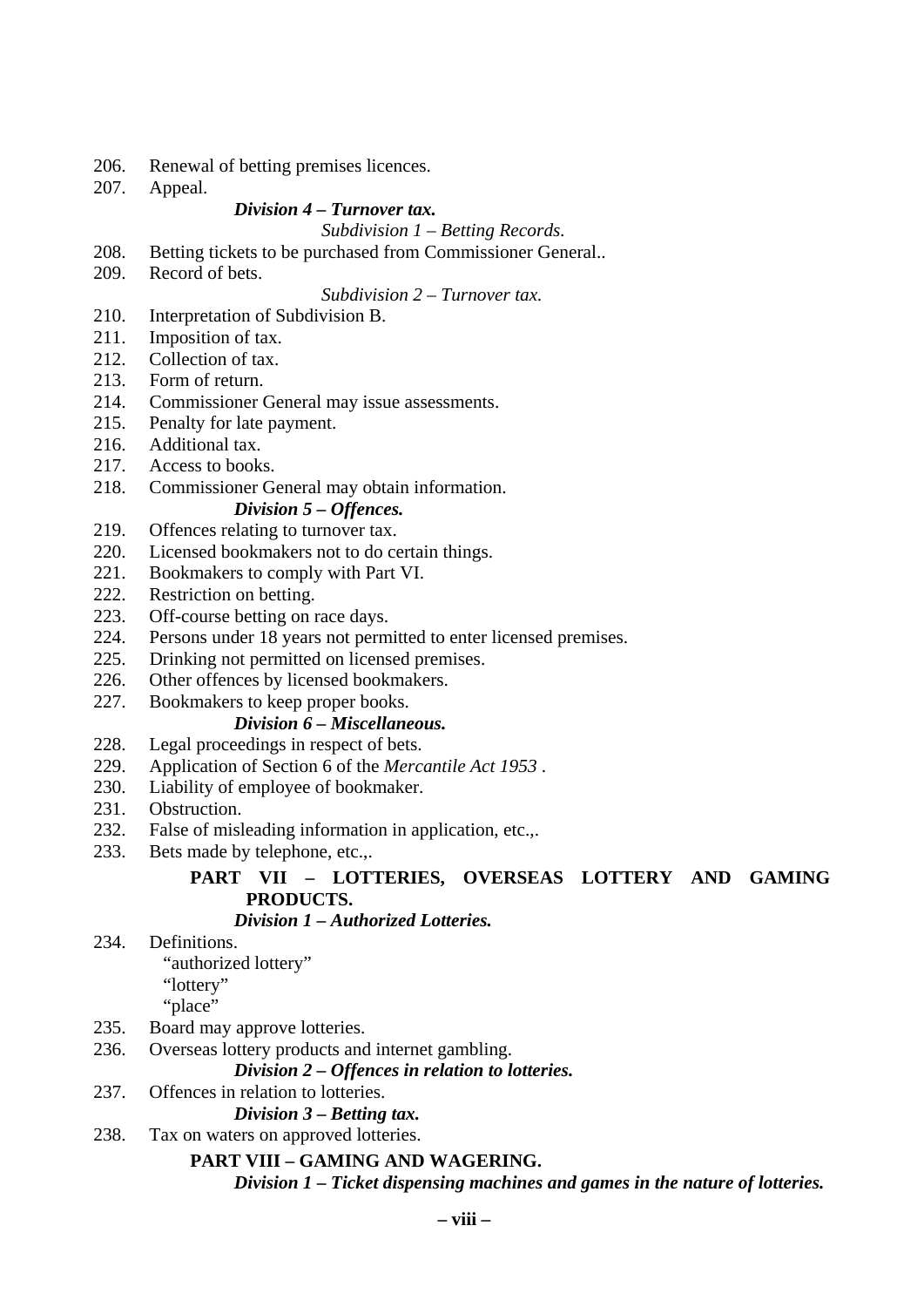206. Renewal of betting premises licences.
207. Appeal.

***Division 4 – Turnover tax.***

*Subdivision 1 – Betting Records.*

208. Betting tickets to be purchased from Commissioner General..
209. Record of bets.

*Subdivision 2 – Turnover tax.*

210. Interpretation of Subdivision B.
211. Imposition of tax.
212. Collection of tax.
213. Form of return.
214. Commissioner General may issue assessments.
215. Penalty for late payment.
216. Additional tax.
217. Access to books.
218. Commissioner General may obtain information.

***Division 5 – Offences.***

219. Offences relating to turnover tax.
220. Licensed bookmakers not to do certain things.
221. Bookmakers to comply with Part VI.
222. Restriction on betting.
223. Off-course betting on race days.
224. Persons under 18 years not permitted to enter licensed premises.
225. Drinking not permitted on licensed premises.
226. Other offences by licensed bookmakers.
227. Bookmakers to keep proper books.

***Division 6 – Miscellaneous.***

228. Legal proceedings in respect of bets.
229. Application of Section 6 of the *Mercantile Act 1953* .
230. Liability of employee of bookmaker.
231. Obstruction.
232. False of misleading information in application, etc.,.
233. Bets made by telephone, etc.,.

**PART VII – LOTTERIES, OVERSEAS LOTTERY AND GAMING PRODUCTS.**

***Division 1 – Authorized Lotteries.***

234. Definitions.
   "authorized lottery"
   "lottery"
   "place"
235. Board may approve lotteries.
236. Overseas lottery products and internet gambling.

***Division 2 – Offences in relation to lotteries.***

237. Offences in relation to lotteries.

***Division 3 – Betting tax.***

238. Tax on waters on approved lotteries.

**PART VIII – GAMING AND WAGERING.**

***Division 1 – Ticket dispensing machines and games in the nature of lotteries.***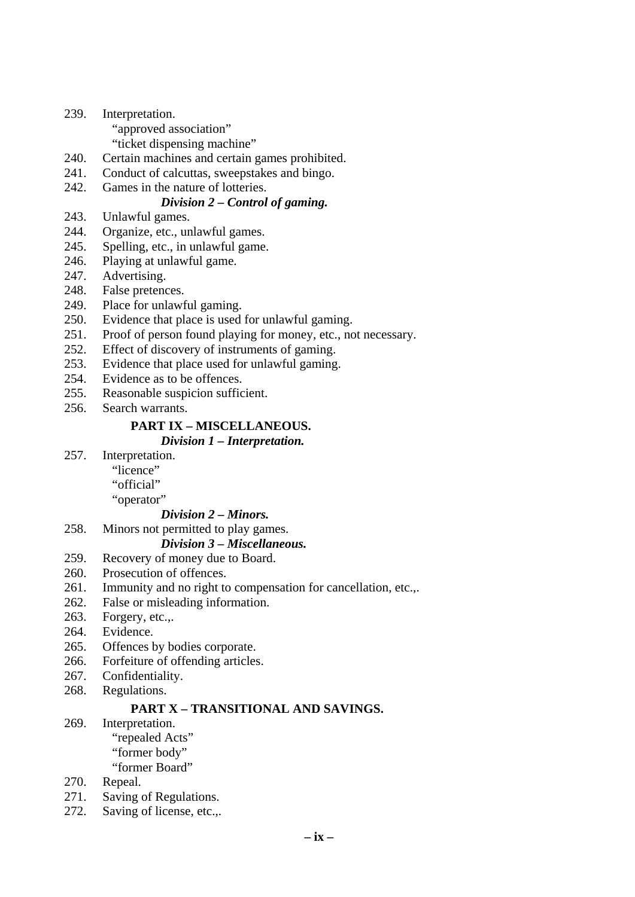239. Interpretation.
  "approved association"
  "ticket dispensing machine"
240. Certain machines and certain games prohibited.
241. Conduct of calcuttas, sweepstakes and bingo.
242. Games in the nature of lotteries.

***Division 2 – Control of gaming.***

243. Unlawful games.
244. Organize, etc., unlawful games.
245. Spelling, etc., in unlawful game.
246. Playing at unlawful game.
247. Advertising.
248. False pretences.
249. Place for unlawful gaming.
250. Evidence that place is used for unlawful gaming.
251. Proof of person found playing for money, etc., not necessary.
252. Effect of discovery of instruments of gaming.
253. Evidence that place used for unlawful gaming.
254. Evidence as to be offences.
255. Reasonable suspicion sufficient.
256. Search warrants.

**PART IX – MISCELLANEOUS.**

***Division 1 – Interpretation.***

257. Interpretation.
  "licence"
  "official"
  "operator"

***Division 2 – Minors.***

258. Minors not permitted to play games.

***Division 3 – Miscellaneous.***

259. Recovery of money due to Board.
260. Prosecution of offences.
261. Immunity and no right to compensation for cancellation, etc.,.
262. False or misleading information.
263. Forgery, etc.,.
264. Evidence.
265. Offences by bodies corporate.
266. Forfeiture of offending articles.
267. Confidentiality.
268. Regulations.

**PART X – TRANSITIONAL AND SAVINGS.**

269. Interpretation.
  "repealed Acts"
  "former body"
  "former Board"
270. Repeal.
271. Saving of Regulations.
272. Saving of license, etc.,.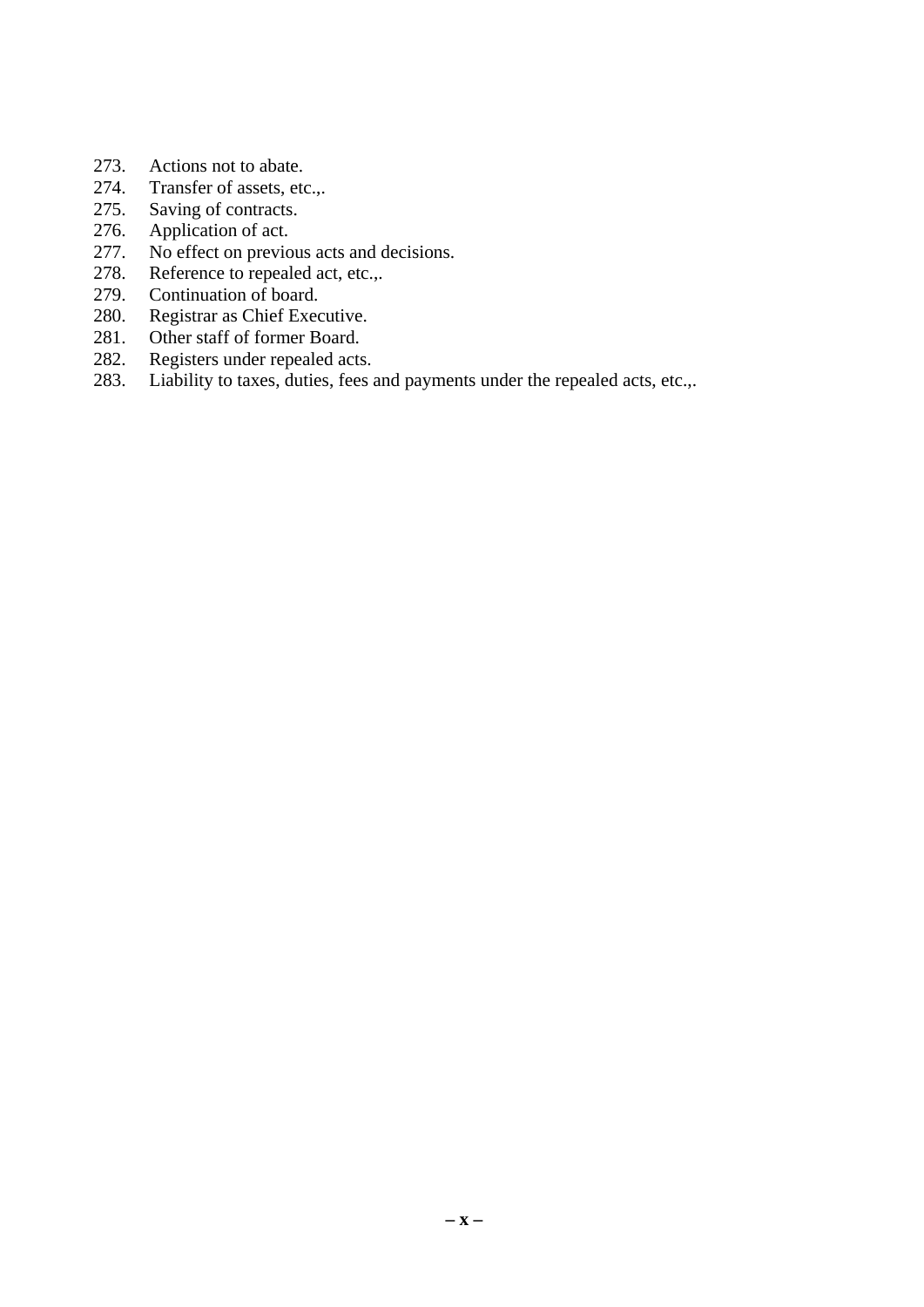273. Actions not to abate.
274. Transfer of assets, etc.,.
275. Saving of contracts.
276. Application of act.
277. No effect on previous acts and decisions.
278. Reference to repealed act, etc.,.
279. Continuation of board.
280. Registrar as Chief Executive.
281. Other staff of former Board.
282. Registers under repealed acts.
283. Liability to taxes, duties, fees and payments under the repealed acts, etc.,.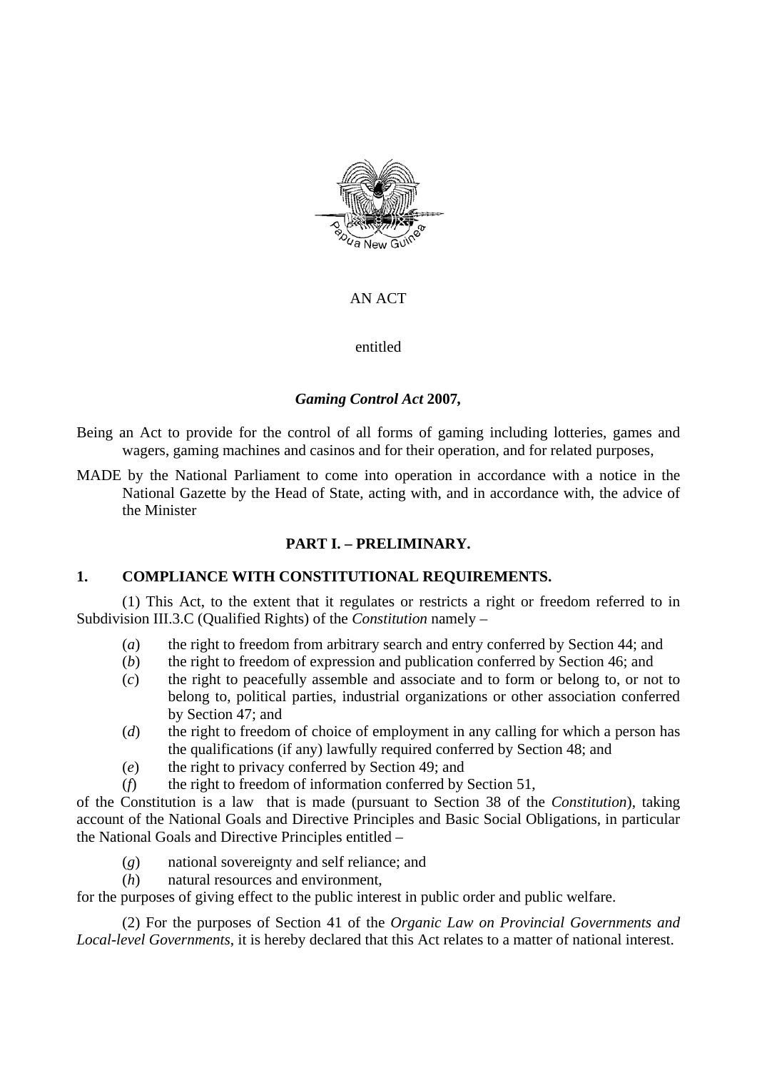AN ACT

entitled

***Gaming Control Act* 2007,**

Being an Act to provide for the control of all forms of gaming including lotteries, games and wagers, gaming machines and casinos and for their operation, and for related purposes,

MADE by the National Parliament to come into operation in accordance with a notice in the National Gazette by the Head of State, acting with, and in accordance with, the advice of the Minister

## PART I. – PRELIMINARY.

### 1. COMPLIANCE WITH CONSTITUTIONAL REQUIREMENTS.

(1) This Act, to the extent that it regulates or restricts a right or freedom referred to in Subdivision III.3.C (Qualified Rights) of the *Constitution* namely –

- (*a*) the right to freedom from arbitrary search and entry conferred by Section 44; and
- (*b*) the right to freedom of expression and publication conferred by Section 46; and
- (*c*) the right to peacefully assemble and associate and to form or belong to, or not to belong to, political parties, industrial organizations or other association conferred by Section 47; and
- (*d*) the right to freedom of choice of employment in any calling for which a person has the qualifications (if any) lawfully required conferred by Section 48; and
- (*e*) the right to privacy conferred by Section 49; and
- (*f*) the right to freedom of information conferred by Section 51,

of the Constitution is a law that is made (pursuant to Section 38 of the *Constitution*), taking account of the National Goals and Directive Principles and Basic Social Obligations, in particular the National Goals and Directive Principles entitled –

- (*g*) national sovereignty and self reliance; and
- (*h*) natural resources and environment,

for the purposes of giving effect to the public interest in public order and public welfare.

(2) For the purposes of Section 41 of the *Organic Law on Provincial Governments and Local-level Governments*, it is hereby declared that this Act relates to a matter of national interest.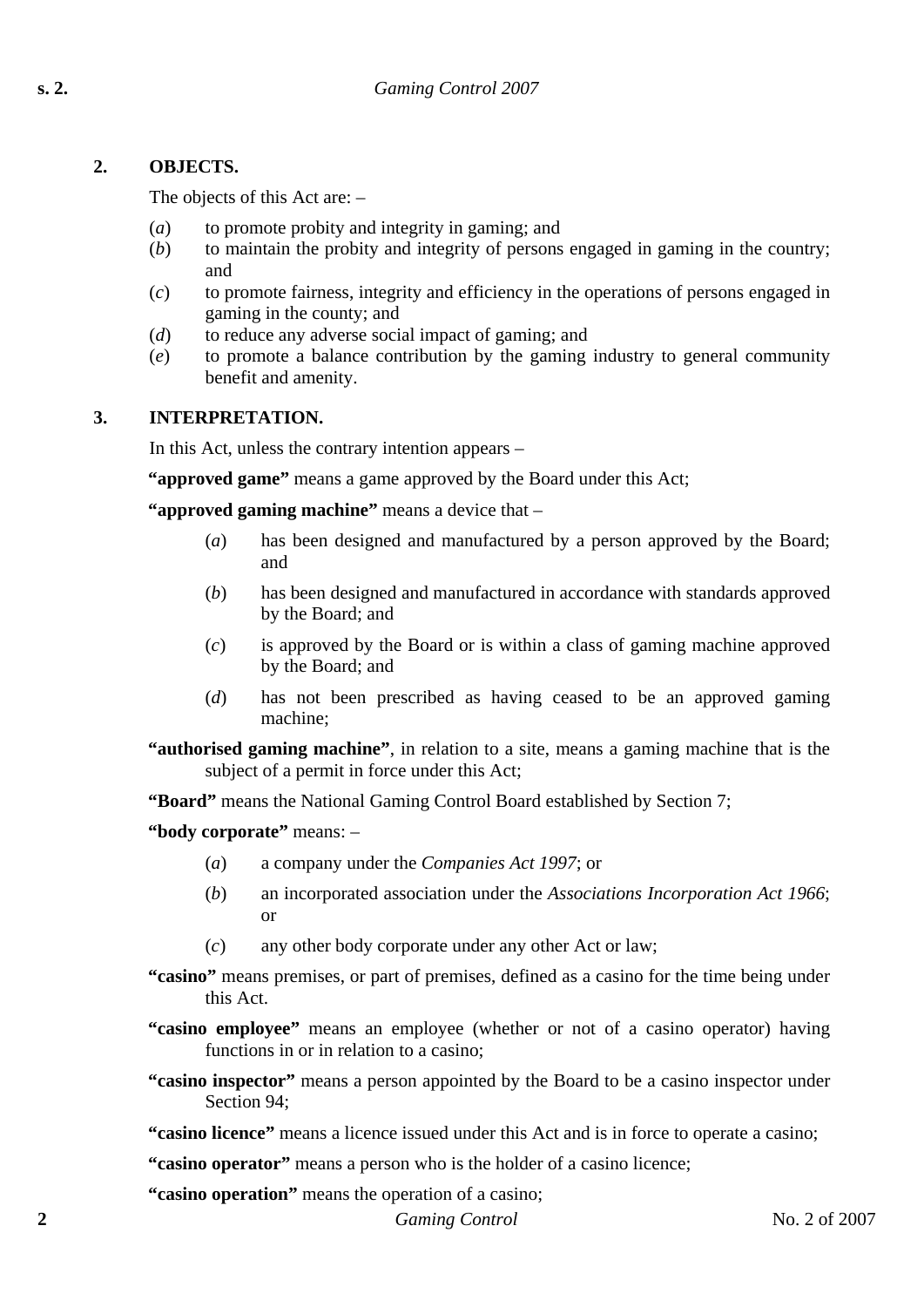**2. OBJECTS.**

The objects of this Act are: –

(*a*) to promote probity and integrity in gaming; and
(*b*) to maintain the probity and integrity of persons engaged in gaming in the country; and
(*c*) to promote fairness, integrity and efficiency in the operations of persons engaged in gaming in the county; and
(*d*) to reduce any adverse social impact of gaming; and
(*e*) to promote a balance contribution by the gaming industry to general community benefit and amenity.

**3. INTERPRETATION.**

In this Act, unless the contrary intention appears –

**"approved game"** means a game approved by the Board under this Act;

**"approved gaming machine"** means a device that –

(*a*) has been designed and manufactured by a person approved by the Board; and

(*b*) has been designed and manufactured in accordance with standards approved by the Board; and

(*c*) is approved by the Board or is within a class of gaming machine approved by the Board; and

(*d*) has not been prescribed as having ceased to be an approved gaming machine;

**"authorised gaming machine"**, in relation to a site, means a gaming machine that is the subject of a permit in force under this Act;

**"Board"** means the National Gaming Control Board established by Section 7;

**"body corporate"** means: –

(*a*) a company under the *Companies Act 1997*; or

(*b*) an incorporated association under the *Associations Incorporation Act 1966*; or

(*c*) any other body corporate under any other Act or law;

**"casino"** means premises, or part of premises, defined as a casino for the time being under this Act.

**"casino employee"** means an employee (whether or not of a casino operator) having functions in or in relation to a casino;

**"casino inspector"** means a person appointed by the Board to be a casino inspector under Section 94;

**"casino licence"** means a licence issued under this Act and is in force to operate a casino;

**"casino operator"** means a person who is the holder of a casino licence;

**"casino operation"** means the operation of a casino;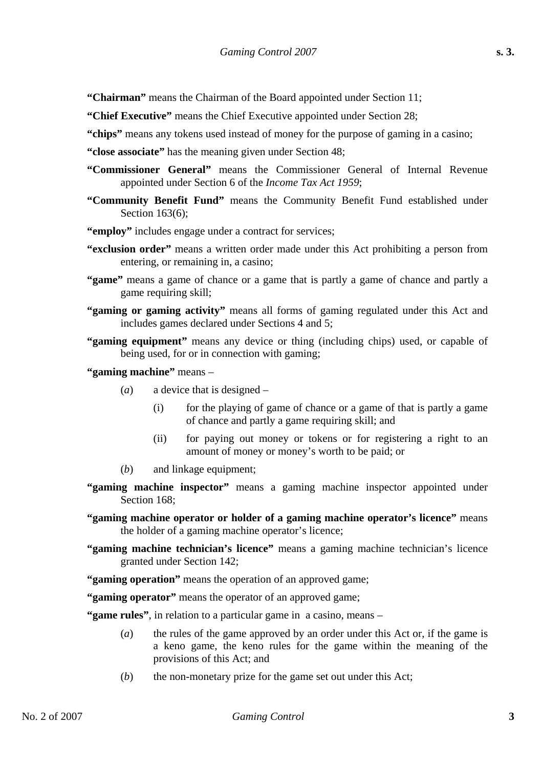**"Chairman"** means the Chairman of the Board appointed under Section 11;

**"Chief Executive"** means the Chief Executive appointed under Section 28;

**"chips"** means any tokens used instead of money for the purpose of gaming in a casino;

**"close associate"** has the meaning given under Section 48;

**"Commissioner General"** means the Commissioner General of Internal Revenue appointed under Section 6 of the *Income Tax Act 1959*;

**"Community Benefit Fund"** means the Community Benefit Fund established under Section 163(6);

**"employ"** includes engage under a contract for services;

**"exclusion order"** means a written order made under this Act prohibiting a person from entering, or remaining in, a casino;

**"game"** means a game of chance or a game that is partly a game of chance and partly a game requiring skill;

**"gaming or gaming activity"** means all forms of gaming regulated under this Act and includes games declared under Sections 4 and 5;

**"gaming equipment"** means any device or thing (including chips) used, or capable of being used, for or in connection with gaming;

**"gaming machine"** means –

(*a*) a device that is designed –

(i) for the playing of game of chance or a game of that is partly a game of chance and partly a game requiring skill; and

(ii) for paying out money or tokens or for registering a right to an amount of money or money's worth to be paid; or

(*b*) and linkage equipment;

**"gaming machine inspector"** means a gaming machine inspector appointed under Section 168;

**"gaming machine operator or holder of a gaming machine operator's licence"** means the holder of a gaming machine operator's licence;

**"gaming machine technician's licence"** means a gaming machine technician's licence granted under Section 142;

**"gaming operation"** means the operation of an approved game;

**"gaming operator"** means the operator of an approved game;

**"game rules"**, in relation to a particular game in a casino, means –

(*a*) the rules of the game approved by an order under this Act or, if the game is a keno game, the keno rules for the game within the meaning of the provisions of this Act; and

(*b*) the non-monetary prize for the game set out under this Act;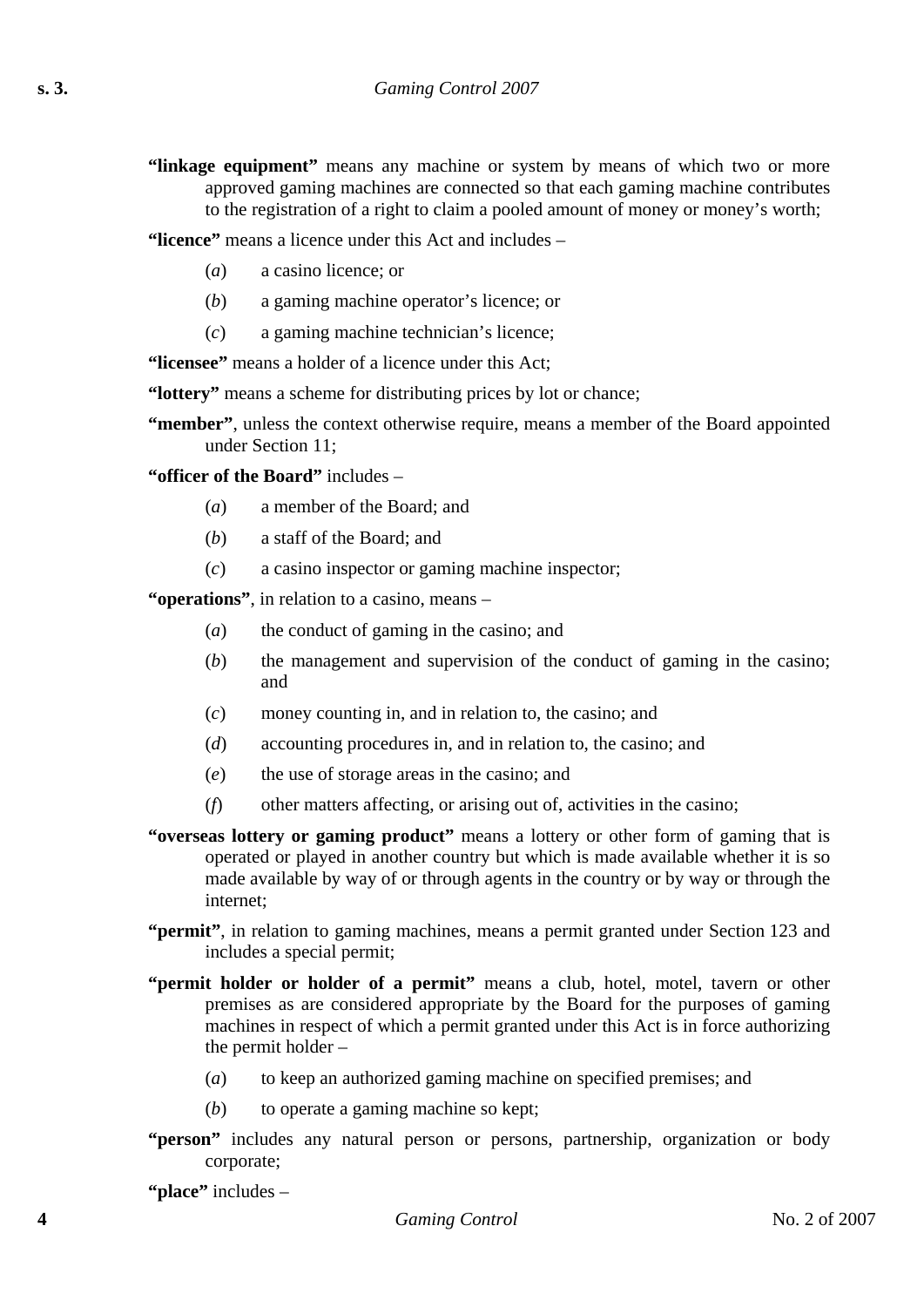**"linkage equipment"** means any machine or system by means of which two or more approved gaming machines are connected so that each gaming machine contributes to the registration of a right to claim a pooled amount of money or money's worth;

**"licence"** means a licence under this Act and includes –

(*a*) a casino licence; or

(*b*) a gaming machine operator's licence; or

(*c*) a gaming machine technician's licence;

**"licensee"** means a holder of a licence under this Act;

**"lottery"** means a scheme for distributing prices by lot or chance;

**"member"**, unless the context otherwise require, means a member of the Board appointed under Section 11;

**"officer of the Board"** includes –

(*a*) a member of the Board; and

(*b*) a staff of the Board; and

(*c*) a casino inspector or gaming machine inspector;

**"operations"**, in relation to a casino, means –

(*a*) the conduct of gaming in the casino; and

(*b*) the management and supervision of the conduct of gaming in the casino; and

(*c*) money counting in, and in relation to, the casino; and

(*d*) accounting procedures in, and in relation to, the casino; and

(*e*) the use of storage areas in the casino; and

(*f*) other matters affecting, or arising out of, activities in the casino;

**"overseas lottery or gaming product"** means a lottery or other form of gaming that is operated or played in another country but which is made available whether it is so made available by way of or through agents in the country or by way or through the internet;

**"permit"**, in relation to gaming machines, means a permit granted under Section 123 and includes a special permit;

**"permit holder or holder of a permit"** means a club, hotel, motel, tavern or other premises as are considered appropriate by the Board for the purposes of gaming machines in respect of which a permit granted under this Act is in force authorizing the permit holder –

(*a*) to keep an authorized gaming machine on specified premises; and

(*b*) to operate a gaming machine so kept;

**"person"** includes any natural person or persons, partnership, organization or body corporate;

**"place"** includes –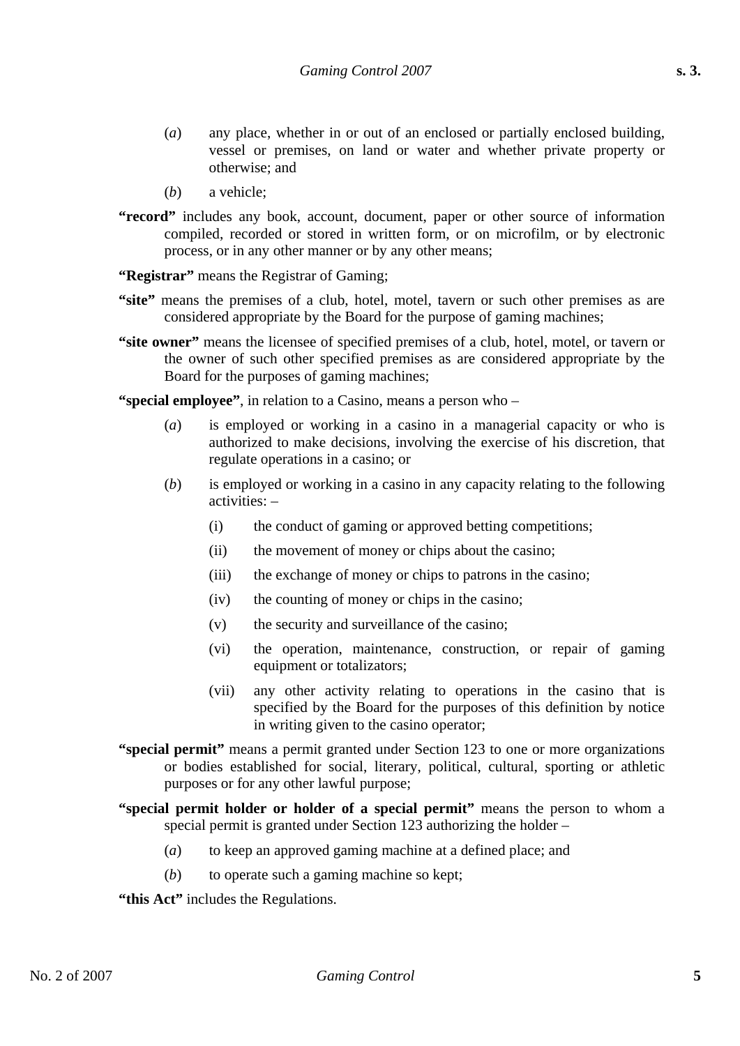(*a*) any place, whether in or out of an enclosed or partially enclosed building, vessel or premises, on land or water and whether private property or otherwise; and

(*b*) a vehicle;

**"record"** includes any book, account, document, paper or other source of information compiled, recorded or stored in written form, or on microfilm, or by electronic process, or in any other manner or by any other means;

**"Registrar"** means the Registrar of Gaming;

**"site"** means the premises of a club, hotel, motel, tavern or such other premises as are considered appropriate by the Board for the purpose of gaming machines;

**"site owner"** means the licensee of specified premises of a club, hotel, motel, or tavern or the owner of such other specified premises as are considered appropriate by the Board for the purposes of gaming machines;

**"special employee"**, in relation to a Casino, means a person who –

(*a*) is employed or working in a casino in a managerial capacity or who is authorized to make decisions, involving the exercise of his discretion, that regulate operations in a casino; or

(*b*) is employed or working in a casino in any capacity relating to the following activities: –

(i) the conduct of gaming or approved betting competitions;

(ii) the movement of money or chips about the casino;

(iii) the exchange of money or chips to patrons in the casino;

(iv) the counting of money or chips in the casino;

(v) the security and surveillance of the casino;

(vi) the operation, maintenance, construction, or repair of gaming equipment or totalizators;

(vii) any other activity relating to operations in the casino that is specified by the Board for the purposes of this definition by notice in writing given to the casino operator;

**"special permit"** means a permit granted under Section 123 to one or more organizations or bodies established for social, literary, political, cultural, sporting or athletic purposes or for any other lawful purpose;

**"special permit holder or holder of a special permit"** means the person to whom a special permit is granted under Section 123 authorizing the holder –

(*a*) to keep an approved gaming machine at a defined place; and

(*b*) to operate such a gaming machine so kept;

**"this Act"** includes the Regulations.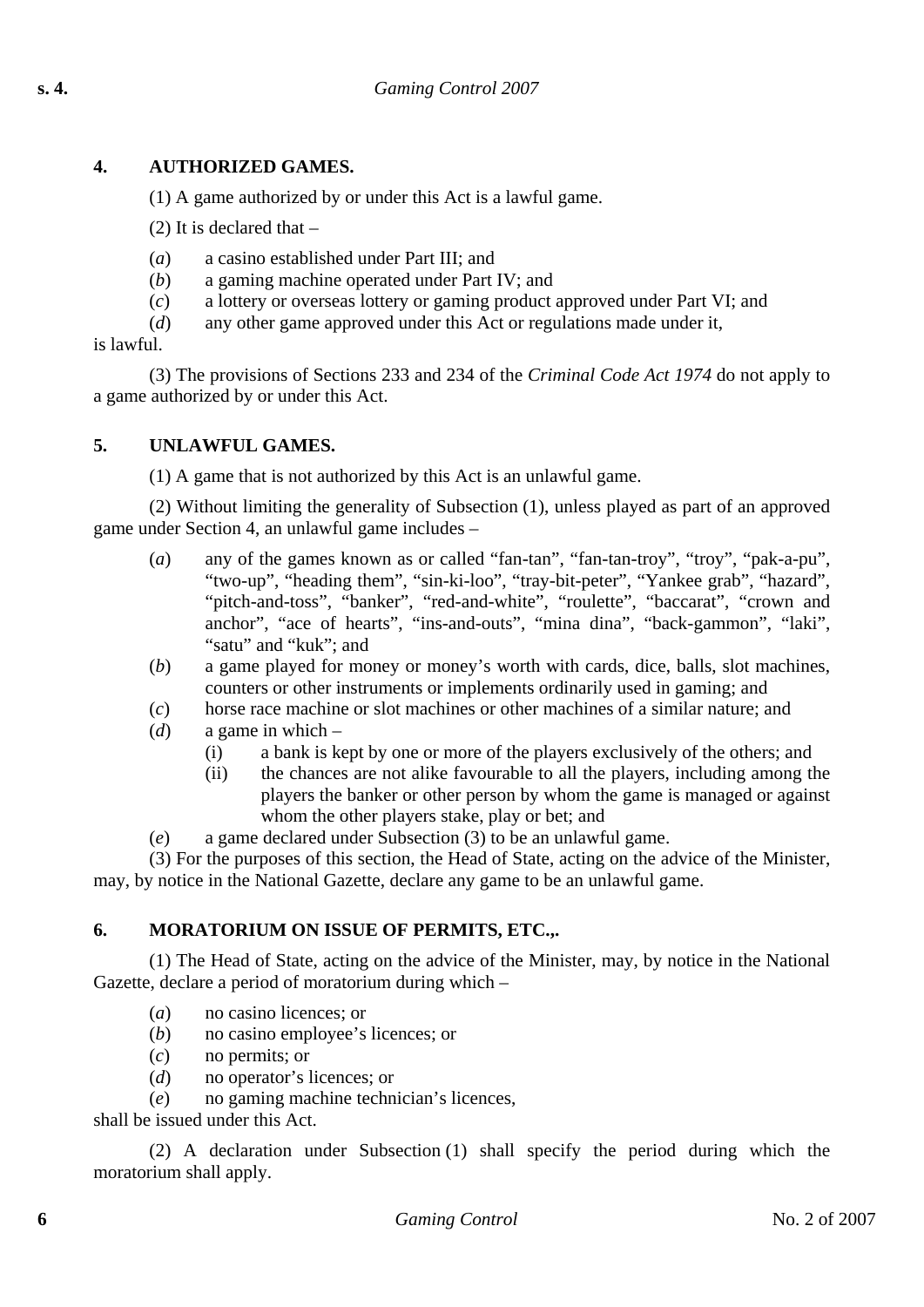### 4. AUTHORIZED GAMES.

(1) A game authorized by or under this Act is a lawful game.

(2) It is declared that –

(*a*) a casino established under Part III; and
(*b*) a gaming machine operated under Part IV; and
(*c*) a lottery or overseas lottery or gaming product approved under Part VI; and
(*d*) any other game approved under this Act or regulations made under it,

is lawful.

(3) The provisions of Sections 233 and 234 of the *Criminal Code Act 1974* do not apply to a game authorized by or under this Act.

### 5. UNLAWFUL GAMES.

(1) A game that is not authorized by this Act is an unlawful game.

(2) Without limiting the generality of Subsection (1), unless played as part of an approved game under Section 4, an unlawful game includes –

(*a*) any of the games known as or called “fan-tan”, “fan-tan-troy”, “troy”, “pak-a-pu”, “two-up”, “heading them”, “sin-ki-loo”, “tray-bit-peter”, “Yankee grab”, “hazard”, “pitch-and-toss”, “banker”, “red-and-white”, “roulette”, “baccarat”, “crown and anchor”, “ace of hearts”, “ins-and-outs”, “mina dina”, “back-gammon”, “laki”, “satu” and “kuk”; and
(*b*) a game played for money or money’s worth with cards, dice, balls, slot machines, counters or other instruments or implements ordinarily used in gaming; and
(*c*) horse race machine or slot machines or other machines of a similar nature; and
(*d*) a game in which –
  (i) a bank is kept by one or more of the players exclusively of the others; and
  (ii) the chances are not alike favourable to all the players, including among the players the banker or other person by whom the game is managed or against whom the other players stake, play or bet; and
(*e*) a game declared under Subsection (3) to be an unlawful game.

(3) For the purposes of this section, the Head of State, acting on the advice of the Minister, may, by notice in the National Gazette, declare any game to be an unlawful game.

### 6. MORATORIUM ON ISSUE OF PERMITS, ETC.,.

(1) The Head of State, acting on the advice of the Minister, may, by notice in the National Gazette, declare a period of moratorium during which –

(*a*) no casino licences; or
(*b*) no casino employee’s licences; or
(*c*) no permits; or
(*d*) no operator’s licences; or
(*e*) no gaming machine technician’s licences,

shall be issued under this Act.

(2) A declaration under Subsection (1) shall specify the period during which the moratorium shall apply.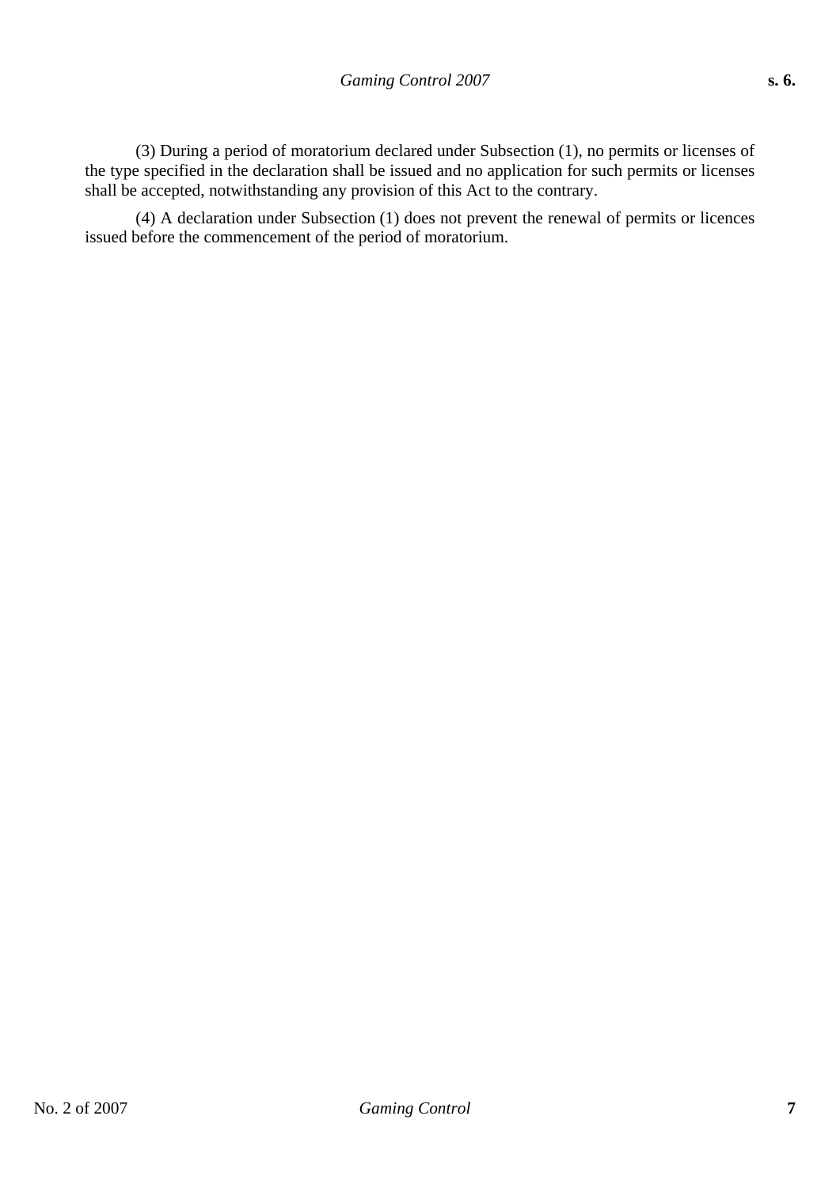(3) During a period of moratorium declared under Subsection (1), no permits or licenses of the type specified in the declaration shall be issued and no application for such permits or licenses shall be accepted, notwithstanding any provision of this Act to the contrary.

(4) A declaration under Subsection (1) does not prevent the renewal of permits or licences issued before the commencement of the period of moratorium.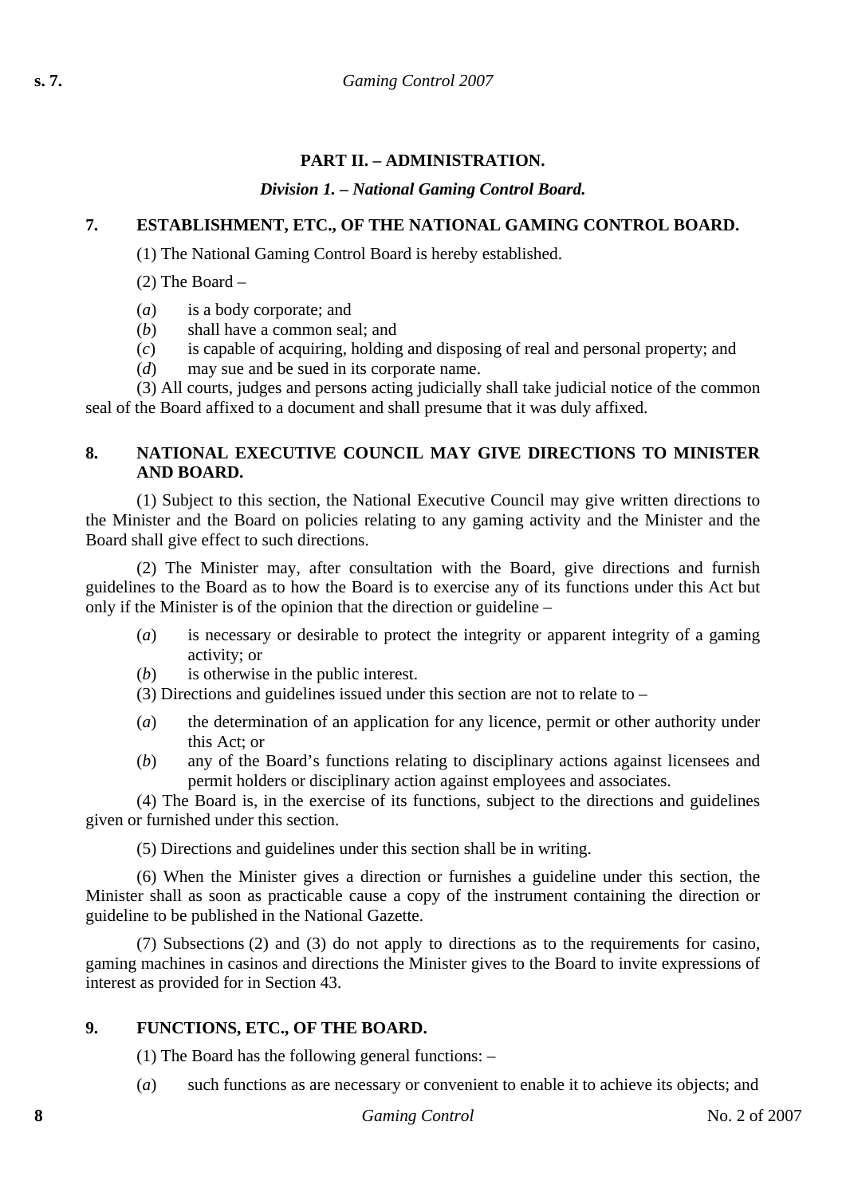## PART II. – ADMINISTRATION.

### *Division 1. – National Gaming Control Board.*

### 7. ESTABLISHMENT, ETC., OF THE NATIONAL GAMING CONTROL BOARD.

(1) The National Gaming Control Board is hereby established.

(2) The Board –

(*a*) is a body corporate; and
(*b*) shall have a common seal; and
(*c*) is capable of acquiring, holding and disposing of real and personal property; and
(*d*) may sue and be sued in its corporate name.

(3) All courts, judges and persons acting judicially shall take judicial notice of the common seal of the Board affixed to a document and shall presume that it was duly affixed.

### 8. NATIONAL EXECUTIVE COUNCIL MAY GIVE DIRECTIONS TO MINISTER AND BOARD.

(1) Subject to this section, the National Executive Council may give written directions to the Minister and the Board on policies relating to any gaming activity and the Minister and the Board shall give effect to such directions.

(2) The Minister may, after consultation with the Board, give directions and furnish guidelines to the Board as to how the Board is to exercise any of its functions under this Act but only if the Minister is of the opinion that the direction or guideline –

(*a*) is necessary or desirable to protect the integrity or apparent integrity of a gaming activity; or
(*b*) is otherwise in the public interest.

(3) Directions and guidelines issued under this section are not to relate to –

(*a*) the determination of an application for any licence, permit or other authority under this Act; or
(*b*) any of the Board's functions relating to disciplinary actions against licensees and permit holders or disciplinary action against employees and associates.

(4) The Board is, in the exercise of its functions, subject to the directions and guidelines given or furnished under this section.

(5) Directions and guidelines under this section shall be in writing.

(6) When the Minister gives a direction or furnishes a guideline under this section, the Minister shall as soon as practicable cause a copy of the instrument containing the direction or guideline to be published in the National Gazette.

(7) Subsections (2) and (3) do not apply to directions as to the requirements for casino, gaming machines in casinos and directions the Minister gives to the Board to invite expressions of interest as provided for in Section 43.

### 9. FUNCTIONS, ETC., OF THE BOARD.

(1) The Board has the following general functions: –

(*a*) such functions as are necessary or convenient to enable it to achieve its objects; and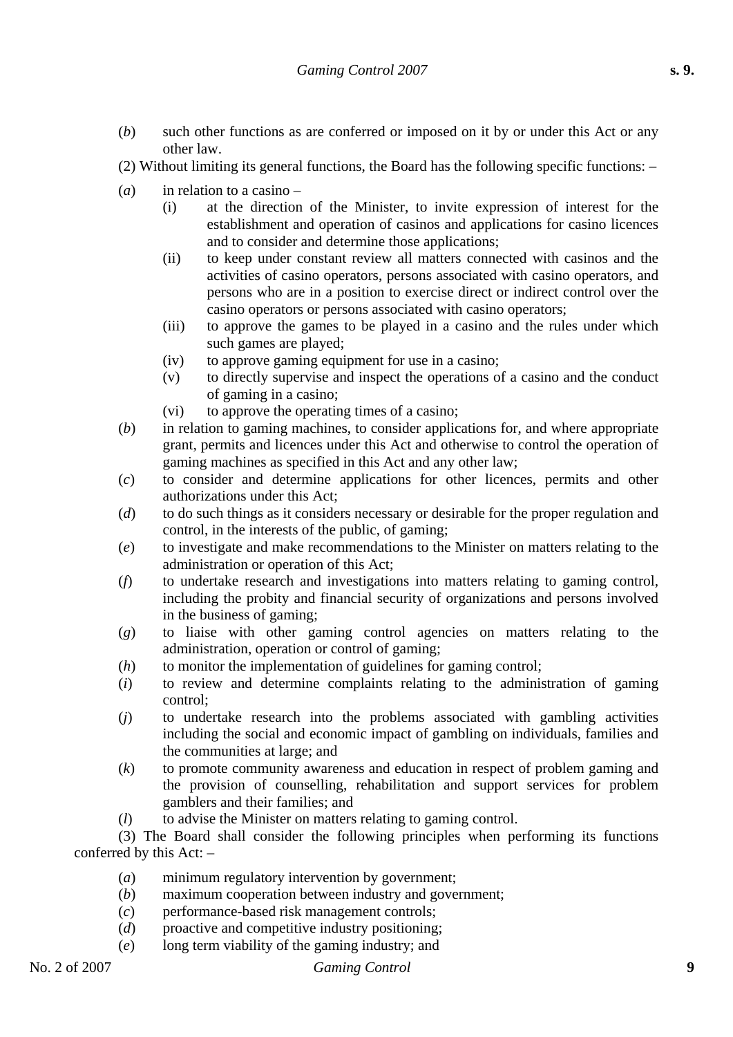(*b*) such other functions as are conferred or imposed on it by or under this Act or any other law.

(2) Without limiting its general functions, the Board has the following specific functions: –

(*a*) in relation to a casino –

(i) at the direction of the Minister, to invite expression of interest for the establishment and operation of casinos and applications for casino licences and to consider and determine those applications;

(ii) to keep under constant review all matters connected with casinos and the activities of casino operators, persons associated with casino operators, and persons who are in a position to exercise direct or indirect control over the casino operators or persons associated with casino operators;

(iii) to approve the games to be played in a casino and the rules under which such games are played;

(iv) to approve gaming equipment for use in a casino;

(v) to directly supervise and inspect the operations of a casino and the conduct of gaming in a casino;

(vi) to approve the operating times of a casino;

(*b*) in relation to gaming machines, to consider applications for, and where appropriate grant, permits and licences under this Act and otherwise to control the operation of gaming machines as specified in this Act and any other law;

(*c*) to consider and determine applications for other licences, permits and other authorizations under this Act;

(*d*) to do such things as it considers necessary or desirable for the proper regulation and control, in the interests of the public, of gaming;

(*e*) to investigate and make recommendations to the Minister on matters relating to the administration or operation of this Act;

(*f*) to undertake research and investigations into matters relating to gaming control, including the probity and financial security of organizations and persons involved in the business of gaming;

(*g*) to liaise with other gaming control agencies on matters relating to the administration, operation or control of gaming;

(*h*) to monitor the implementation of guidelines for gaming control;

(*i*) to review and determine complaints relating to the administration of gaming control;

(*j*) to undertake research into the problems associated with gambling activities including the social and economic impact of gambling on individuals, families and the communities at large; and

(*k*) to promote community awareness and education in respect of problem gaming and the provision of counselling, rehabilitation and support services for problem gamblers and their families; and

(*l*) to advise the Minister on matters relating to gaming control.

(3) The Board shall consider the following principles when performing its functions conferred by this Act: –

(*a*) minimum regulatory intervention by government;

(*b*) maximum cooperation between industry and government;

(*c*) performance-based risk management controls;

(*d*) proactive and competitive industry positioning;

(*e*) long term viability of the gaming industry; and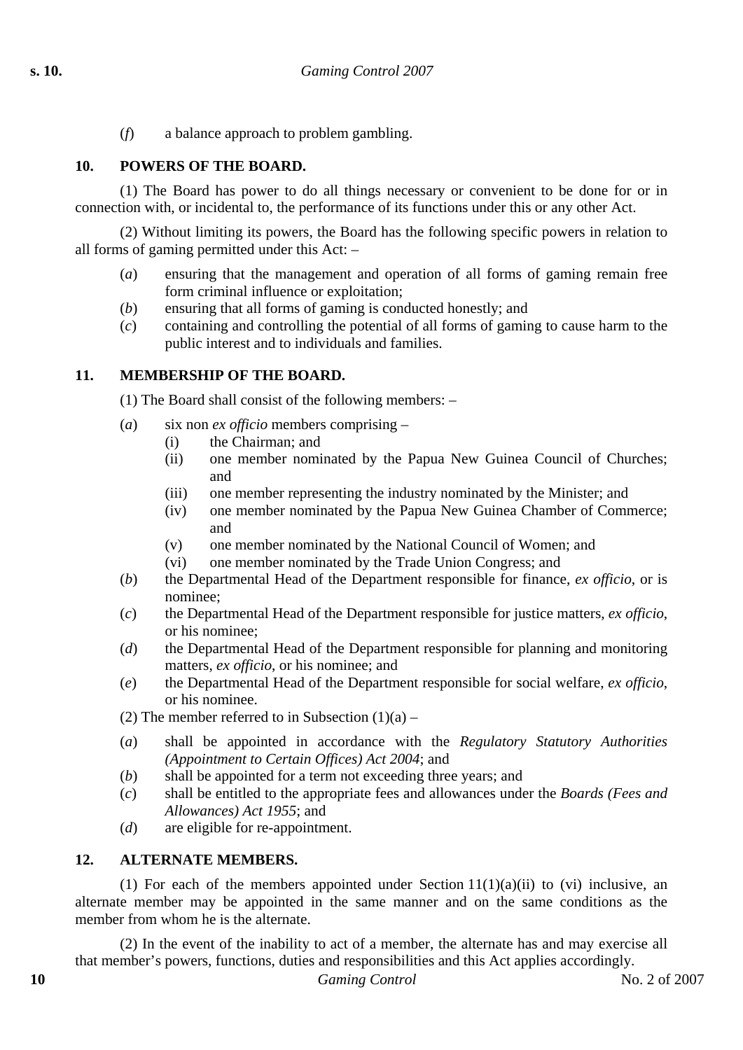(*f*) a balance approach to problem gambling.

## 10. POWERS OF THE BOARD.

(1) The Board has power to do all things necessary or convenient to be done for or in connection with, or incidental to, the performance of its functions under this or any other Act.

(2) Without limiting its powers, the Board has the following specific powers in relation to all forms of gaming permitted under this Act: –

- (*a*) ensuring that the management and operation of all forms of gaming remain free form criminal influence or exploitation;
- (*b*) ensuring that all forms of gaming is conducted honestly; and
- (*c*) containing and controlling the potential of all forms of gaming to cause harm to the public interest and to individuals and families.

## 11. MEMBERSHIP OF THE BOARD.

(1) The Board shall consist of the following members: –

- (*a*) six non *ex officio* members comprising –
  - (i) the Chairman; and
  - (ii) one member nominated by the Papua New Guinea Council of Churches; and
  - (iii) one member representing the industry nominated by the Minister; and
  - (iv) one member nominated by the Papua New Guinea Chamber of Commerce; and
  - (v) one member nominated by the National Council of Women; and
  - (vi) one member nominated by the Trade Union Congress; and
- (*b*) the Departmental Head of the Department responsible for finance, *ex officio*, or is nominee;
- (*c*) the Departmental Head of the Department responsible for justice matters, *ex officio*, or his nominee;
- (*d*) the Departmental Head of the Department responsible for planning and monitoring matters, *ex officio*, or his nominee; and
- (*e*) the Departmental Head of the Department responsible for social welfare, *ex officio*, or his nominee.

(2) The member referred to in Subsection (1)(a) –

- (*a*) shall be appointed in accordance with the *Regulatory Statutory Authorities (Appointment to Certain Offices) Act 2004*; and
- (*b*) shall be appointed for a term not exceeding three years; and
- (*c*) shall be entitled to the appropriate fees and allowances under the *Boards (Fees and Allowances) Act 1955*; and
- (*d*) are eligible for re-appointment.

## 12. ALTERNATE MEMBERS.

(1) For each of the members appointed under Section 11(1)(a)(ii) to (vi) inclusive, an alternate member may be appointed in the same manner and on the same conditions as the member from whom he is the alternate.

(2) In the event of the inability to act of a member, the alternate has and may exercise all that member's powers, functions, duties and responsibilities and this Act applies accordingly.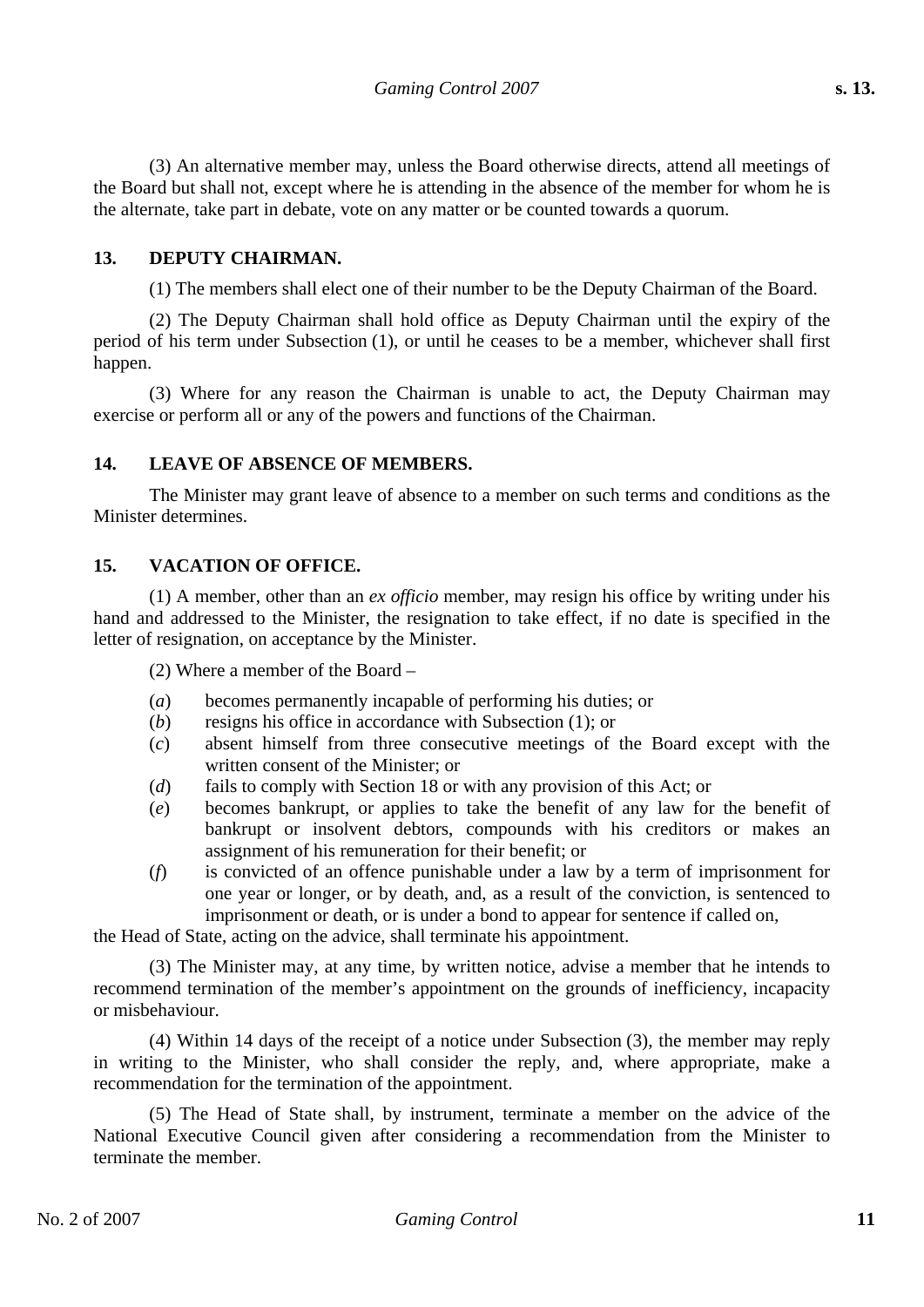(3) An alternative member may, unless the Board otherwise directs, attend all meetings of the Board but shall not, except where he is attending in the absence of the member for whom he is the alternate, take part in debate, vote on any matter or be counted towards a quorum.

### 13. DEPUTY CHAIRMAN.

(1) The members shall elect one of their number to be the Deputy Chairman of the Board.

(2) The Deputy Chairman shall hold office as Deputy Chairman until the expiry of the period of his term under Subsection (1), or until he ceases to be a member, whichever shall first happen.

(3) Where for any reason the Chairman is unable to act, the Deputy Chairman may exercise or perform all or any of the powers and functions of the Chairman.

### 14. LEAVE OF ABSENCE OF MEMBERS.

The Minister may grant leave of absence to a member on such terms and conditions as the Minister determines.

### 15. VACATION OF OFFICE.

(1) A member, other than an *ex officio* member, may resign his office by writing under his hand and addressed to the Minister, the resignation to take effect, if no date is specified in the letter of resignation, on acceptance by the Minister.

(2) Where a member of the Board –

(*a*) becomes permanently incapable of performing his duties; or

(*b*) resigns his office in accordance with Subsection (1); or

(*c*) absent himself from three consecutive meetings of the Board except with the written consent of the Minister; or

(*d*) fails to comply with Section 18 or with any provision of this Act; or

(*e*) becomes bankrupt, or applies to take the benefit of any law for the benefit of bankrupt or insolvent debtors, compounds with his creditors or makes an assignment of his remuneration for their benefit; or

(*f*) is convicted of an offence punishable under a law by a term of imprisonment for one year or longer, or by death, and, as a result of the conviction, is sentenced to imprisonment or death, or is under a bond to appear for sentence if called on,

the Head of State, acting on the advice, shall terminate his appointment.

(3) The Minister may, at any time, by written notice, advise a member that he intends to recommend termination of the member's appointment on the grounds of inefficiency, incapacity or misbehaviour.

(4) Within 14 days of the receipt of a notice under Subsection (3), the member may reply in writing to the Minister, who shall consider the reply, and, where appropriate, make a recommendation for the termination of the appointment.

(5) The Head of State shall, by instrument, terminate a member on the advice of the National Executive Council given after considering a recommendation from the Minister to terminate the member.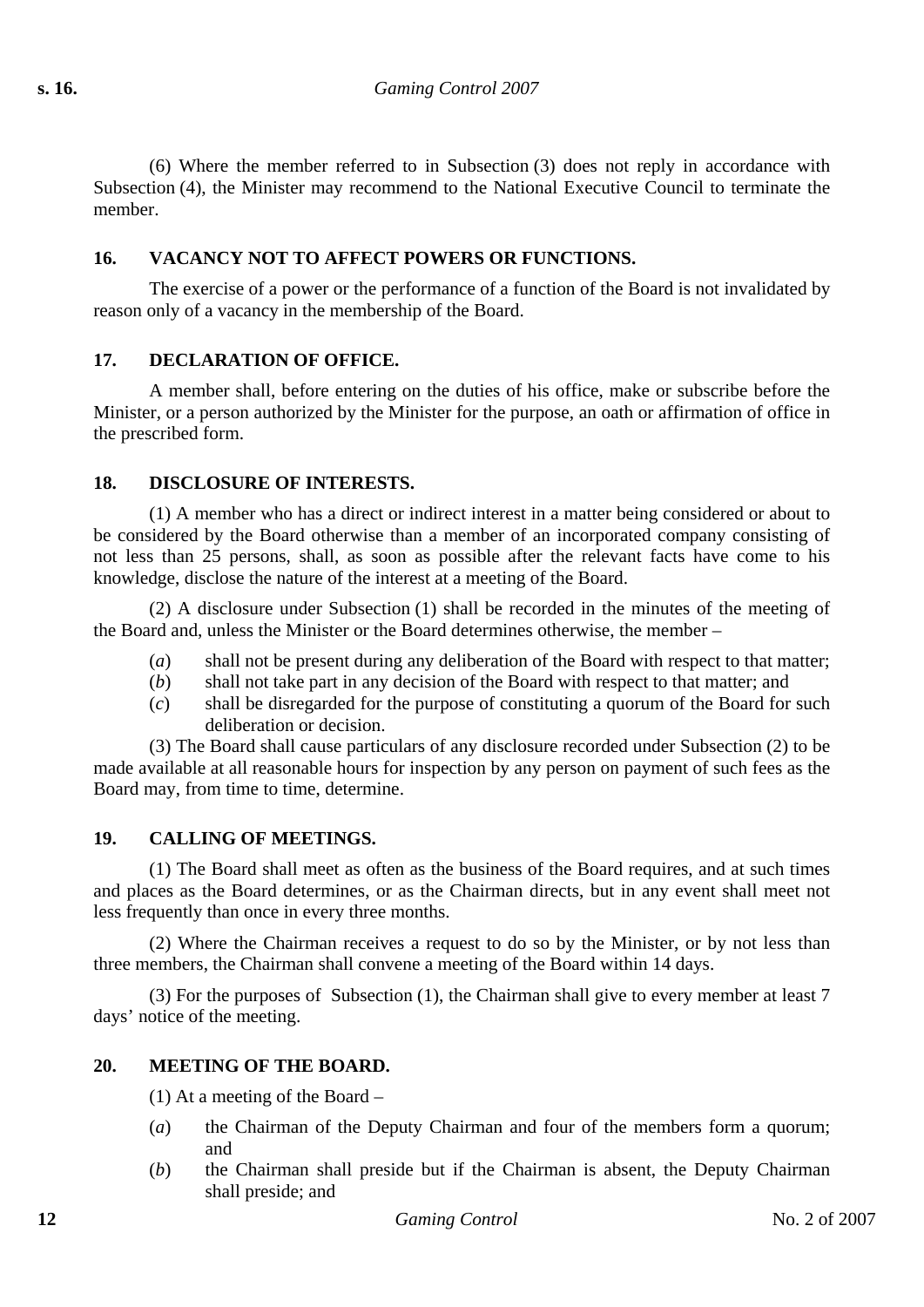(6) Where the member referred to in Subsection (3) does not reply in accordance with Subsection (4), the Minister may recommend to the National Executive Council to terminate the member.

### 16. VACANCY NOT TO AFFECT POWERS OR FUNCTIONS.

The exercise of a power or the performance of a function of the Board is not invalidated by reason only of a vacancy in the membership of the Board.

### 17. DECLARATION OF OFFICE.

A member shall, before entering on the duties of his office, make or subscribe before the Minister, or a person authorized by the Minister for the purpose, an oath or affirmation of office in the prescribed form.

### 18. DISCLOSURE OF INTERESTS.

(1) A member who has a direct or indirect interest in a matter being considered or about to be considered by the Board otherwise than a member of an incorporated company consisting of not less than 25 persons, shall, as soon as possible after the relevant facts have come to his knowledge, disclose the nature of the interest at a meeting of the Board.

(2) A disclosure under Subsection (1) shall be recorded in the minutes of the meeting of the Board and, unless the Minister or the Board determines otherwise, the member –

(*a*) shall not be present during any deliberation of the Board with respect to that matter;
(*b*) shall not take part in any decision of the Board with respect to that matter; and
(*c*) shall be disregarded for the purpose of constituting a quorum of the Board for such deliberation or decision.

(3) The Board shall cause particulars of any disclosure recorded under Subsection (2) to be made available at all reasonable hours for inspection by any person on payment of such fees as the Board may, from time to time, determine.

### 19. CALLING OF MEETINGS.

(1) The Board shall meet as often as the business of the Board requires, and at such times and places as the Board determines, or as the Chairman directs, but in any event shall meet not less frequently than once in every three months.

(2) Where the Chairman receives a request to do so by the Minister, or by not less than three members, the Chairman shall convene a meeting of the Board within 14 days.

(3) For the purposes of Subsection (1), the Chairman shall give to every member at least 7 days' notice of the meeting.

### 20. MEETING OF THE BOARD.

(1) At a meeting of the Board –

(*a*) the Chairman of the Deputy Chairman and four of the members form a quorum; and
(*b*) the Chairman shall preside but if the Chairman is absent, the Deputy Chairman shall preside; and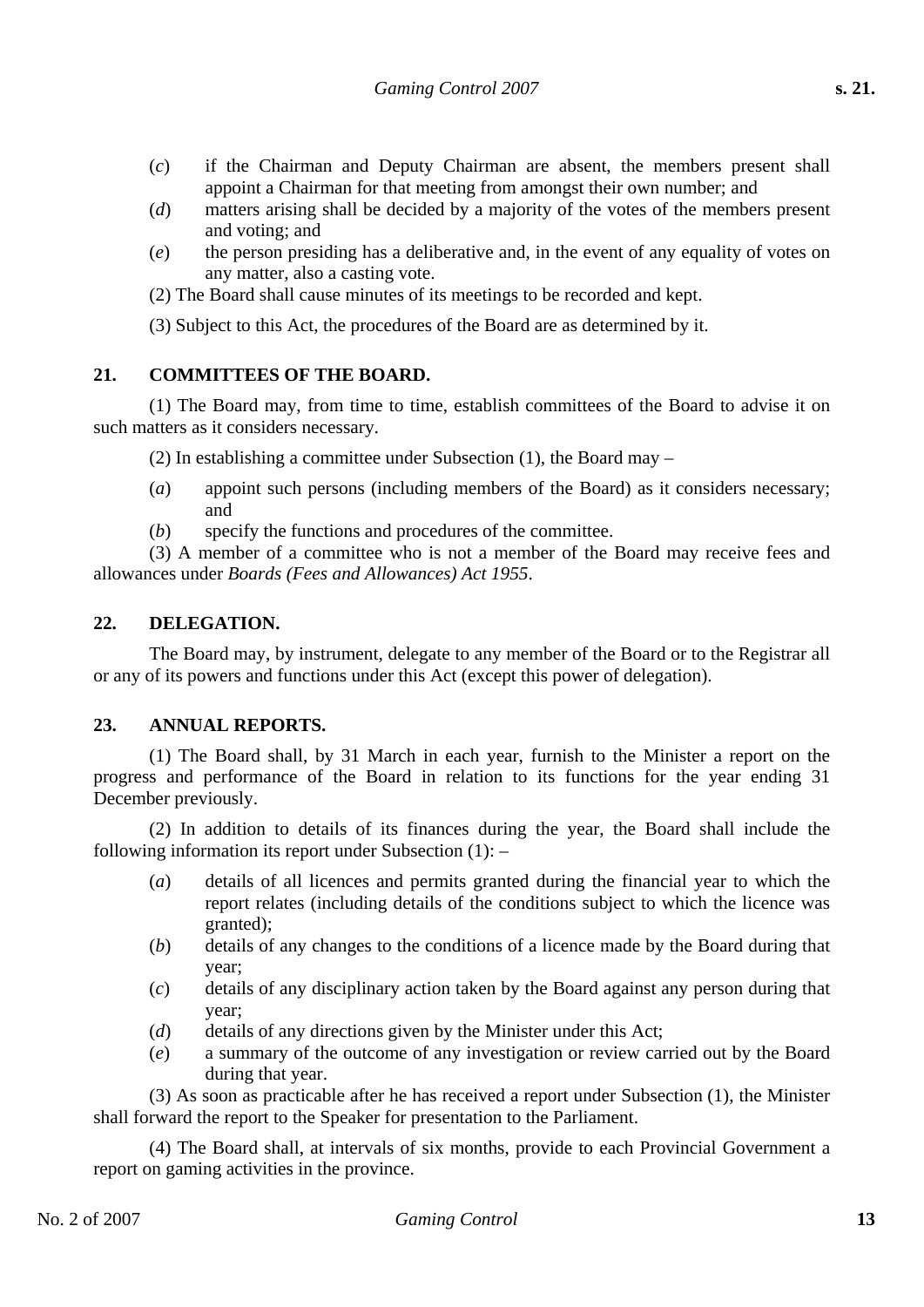(*c*) if the Chairman and Deputy Chairman are absent, the members present shall appoint a Chairman for that meeting from amongst their own number; and

(*d*) matters arising shall be decided by a majority of the votes of the members present and voting; and

(*e*) the person presiding has a deliberative and, in the event of any equality of votes on any matter, also a casting vote.

(2) The Board shall cause minutes of its meetings to be recorded and kept.

(3) Subject to this Act, the procedures of the Board are as determined by it.

## 21. COMMITTEES OF THE BOARD.

(1) The Board may, from time to time, establish committees of the Board to advise it on such matters as it considers necessary.

(2) In establishing a committee under Subsection (1), the Board may –

(*a*) appoint such persons (including members of the Board) as it considers necessary; and

(*b*) specify the functions and procedures of the committee.

(3) A member of a committee who is not a member of the Board may receive fees and allowances under *Boards (Fees and Allowances) Act 1955*.

## 22. DELEGATION.

The Board may, by instrument, delegate to any member of the Board or to the Registrar all or any of its powers and functions under this Act (except this power of delegation).

## 23. ANNUAL REPORTS.

(1) The Board shall, by 31 March in each year, furnish to the Minister a report on the progress and performance of the Board in relation to its functions for the year ending 31 December previously.

(2) In addition to details of its finances during the year, the Board shall include the following information its report under Subsection (1): –

(*a*) details of all licences and permits granted during the financial year to which the report relates (including details of the conditions subject to which the licence was granted);

(*b*) details of any changes to the conditions of a licence made by the Board during that year;

(*c*) details of any disciplinary action taken by the Board against any person during that year;

(*d*) details of any directions given by the Minister under this Act;

(*e*) a summary of the outcome of any investigation or review carried out by the Board during that year.

(3) As soon as practicable after he has received a report under Subsection (1), the Minister shall forward the report to the Speaker for presentation to the Parliament.

(4) The Board shall, at intervals of six months, provide to each Provincial Government a report on gaming activities in the province.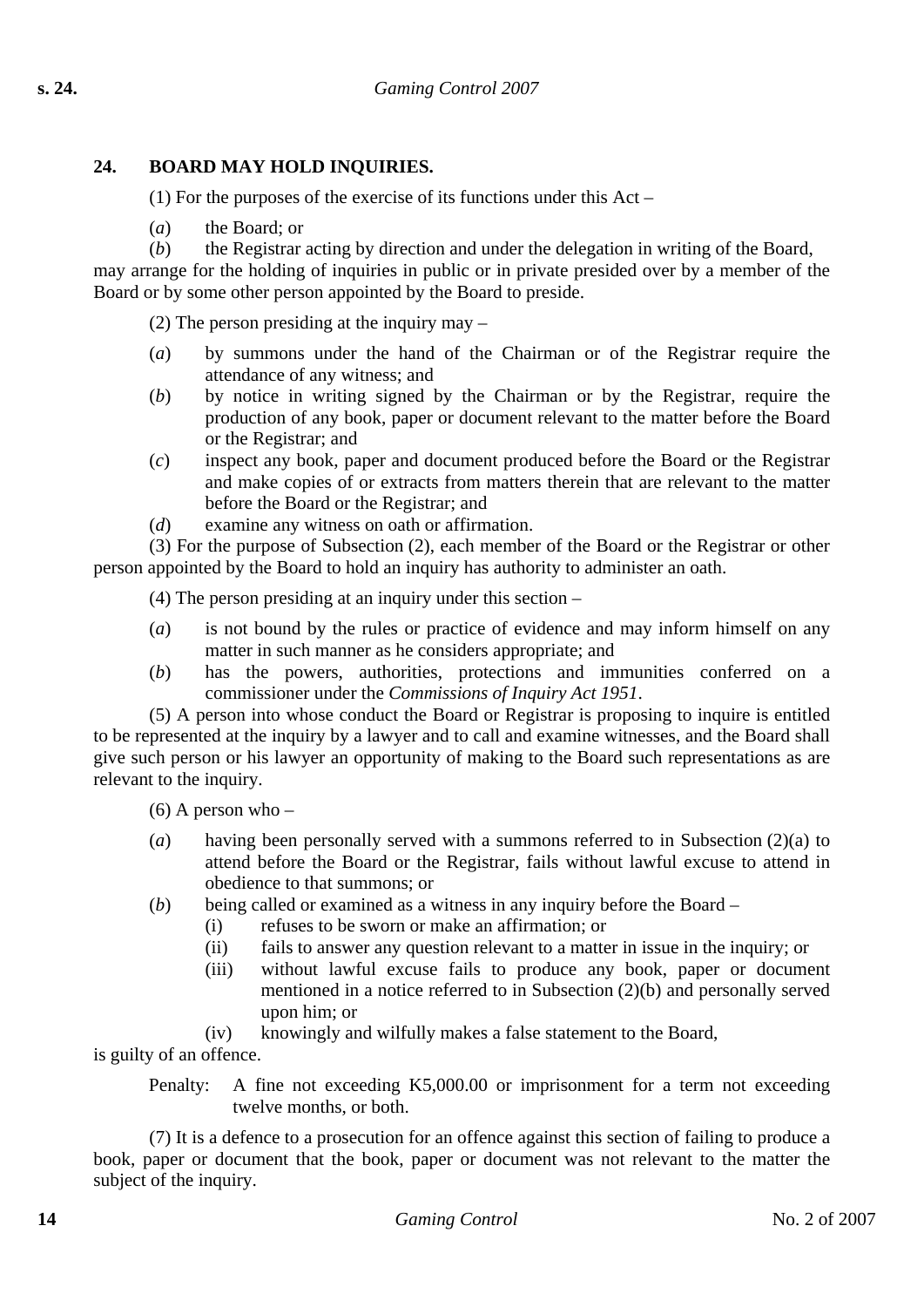## 24. BOARD MAY HOLD INQUIRIES.

(1) For the purposes of the exercise of its functions under this Act –

(*a*) the Board; or

(*b*) the Registrar acting by direction and under the delegation in writing of the Board,

may arrange for the holding of inquiries in public or in private presided over by a member of the Board or by some other person appointed by the Board to preside.

(2) The person presiding at the inquiry may –

(*a*) by summons under the hand of the Chairman or of the Registrar require the attendance of any witness; and

(*b*) by notice in writing signed by the Chairman or by the Registrar, require the production of any book, paper or document relevant to the matter before the Board or the Registrar; and

(*c*) inspect any book, paper and document produced before the Board or the Registrar and make copies of or extracts from matters therein that are relevant to the matter before the Board or the Registrar; and

(*d*) examine any witness on oath or affirmation.

(3) For the purpose of Subsection (2), each member of the Board or the Registrar or other person appointed by the Board to hold an inquiry has authority to administer an oath.

(4) The person presiding at an inquiry under this section –

(*a*) is not bound by the rules or practice of evidence and may inform himself on any matter in such manner as he considers appropriate; and

(*b*) has the powers, authorities, protections and immunities conferred on a commissioner under the *Commissions of Inquiry Act 1951*.

(5) A person into whose conduct the Board or Registrar is proposing to inquire is entitled to be represented at the inquiry by a lawyer and to call and examine witnesses, and the Board shall give such person or his lawyer an opportunity of making to the Board such representations as are relevant to the inquiry.

(6) A person who –

(*a*) having been personally served with a summons referred to in Subsection (2)(a) to attend before the Board or the Registrar, fails without lawful excuse to attend in obedience to that summons; or

(*b*) being called or examined as a witness in any inquiry before the Board –

   (i) refuses to be sworn or make an affirmation; or

   (ii) fails to answer any question relevant to a matter in issue in the inquiry; or

   (iii) without lawful excuse fails to produce any book, paper or document mentioned in a notice referred to in Subsection (2)(b) and personally served upon him; or

   (iv) knowingly and wilfully makes a false statement to the Board,

is guilty of an offence.

Penalty: A fine not exceeding K5,000.00 or imprisonment for a term not exceeding twelve months, or both.

(7) It is a defence to a prosecution for an offence against this section of failing to produce a book, paper or document that the book, paper or document was not relevant to the matter the subject of the inquiry.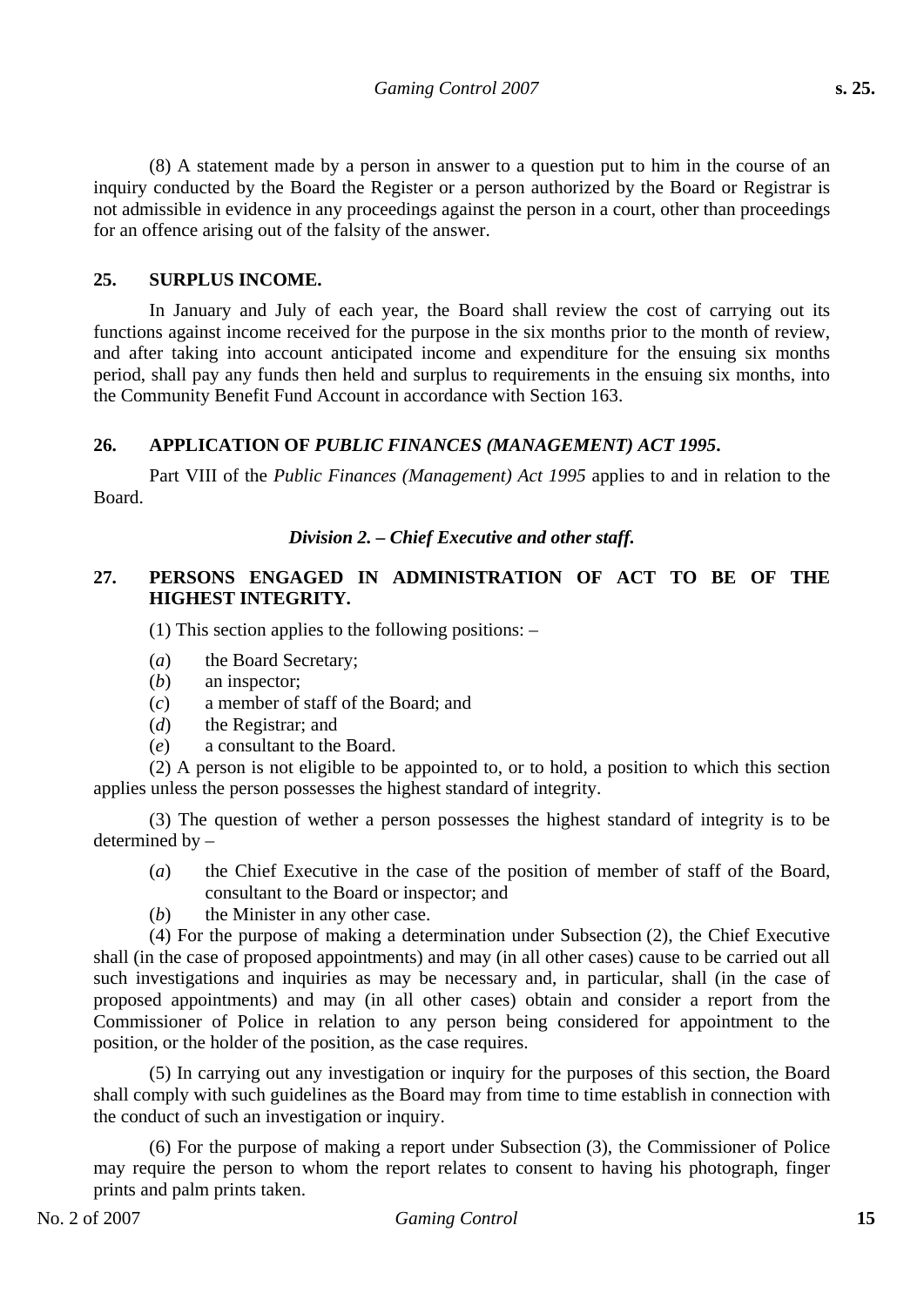(8) A statement made by a person in answer to a question put to him in the course of an inquiry conducted by the Board the Register or a person authorized by the Board or Registrar is not admissible in evidence in any proceedings against the person in a court, other than proceedings for an offence arising out of the falsity of the answer.

### 25. SURPLUS INCOME.

In January and July of each year, the Board shall review the cost of carrying out its functions against income received for the purpose in the six months prior to the month of review, and after taking into account anticipated income and expenditure for the ensuing six months period, shall pay any funds then held and surplus to requirements in the ensuing six months, into the Community Benefit Fund Account in accordance with Section 163.

### 26. APPLICATION OF *PUBLIC FINANCES (MANAGEMENT) ACT 1995*.

Part VIII of the *Public Finances (Management) Act 1995* applies to and in relation to the Board.

## *Division 2. – Chief Executive and other staff.*

### 27. PERSONS ENGAGED IN ADMINISTRATION OF ACT TO BE OF THE HIGHEST INTEGRITY.

(1) This section applies to the following positions: –

(*a*) the Board Secretary;
(*b*) an inspector;
(*c*) a member of staff of the Board; and
(*d*) the Registrar; and
(*e*) a consultant to the Board.

(2) A person is not eligible to be appointed to, or to hold, a position to which this section applies unless the person possesses the highest standard of integrity.

(3) The question of wether a person possesses the highest standard of integrity is to be determined by –

(*a*) the Chief Executive in the case of the position of member of staff of the Board, consultant to the Board or inspector; and
(*b*) the Minister in any other case.

(4) For the purpose of making a determination under Subsection (2), the Chief Executive shall (in the case of proposed appointments) and may (in all other cases) cause to be carried out all such investigations and inquiries as may be necessary and, in particular, shall (in the case of proposed appointments) and may (in all other cases) obtain and consider a report from the Commissioner of Police in relation to any person being considered for appointment to the position, or the holder of the position, as the case requires.

(5) In carrying out any investigation or inquiry for the purposes of this section, the Board shall comply with such guidelines as the Board may from time to time establish in connection with the conduct of such an investigation or inquiry.

(6) For the purpose of making a report under Subsection (3), the Commissioner of Police may require the person to whom the report relates to consent to having his photograph, finger prints and palm prints taken.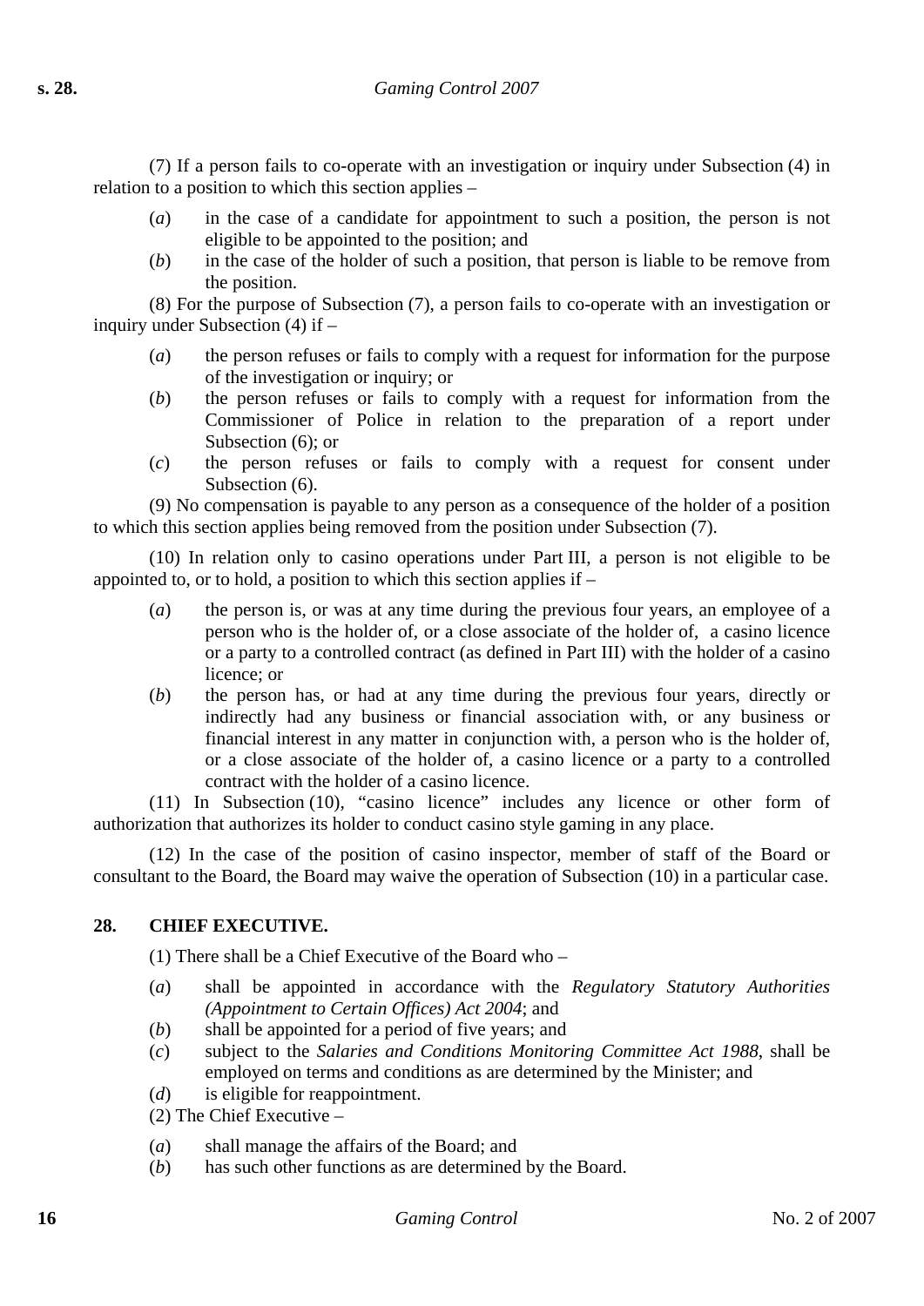(7) If a person fails to co-operate with an investigation or inquiry under Subsection (4) in relation to a position to which this section applies –

(*a*) in the case of a candidate for appointment to such a position, the person is not eligible to be appointed to the position; and

(*b*) in the case of the holder of such a position, that person is liable to be remove from the position.

(8) For the purpose of Subsection (7), a person fails to co-operate with an investigation or inquiry under Subsection (4) if –

(*a*) the person refuses or fails to comply with a request for information for the purpose of the investigation or inquiry; or

(*b*) the person refuses or fails to comply with a request for information from the Commissioner of Police in relation to the preparation of a report under Subsection (6); or

(*c*) the person refuses or fails to comply with a request for consent under Subsection (6).

(9) No compensation is payable to any person as a consequence of the holder of a position to which this section applies being removed from the position under Subsection (7).

(10) In relation only to casino operations under Part III, a person is not eligible to be appointed to, or to hold, a position to which this section applies if –

(*a*) the person is, or was at any time during the previous four years, an employee of a person who is the holder of, or a close associate of the holder of, a casino licence or a party to a controlled contract (as defined in Part III) with the holder of a casino licence; or

(*b*) the person has, or had at any time during the previous four years, directly or indirectly had any business or financial association with, or any business or financial interest in any matter in conjunction with, a person who is the holder of, or a close associate of the holder of, a casino licence or a party to a controlled contract with the holder of a casino licence.

(11) In Subsection (10), "casino licence" includes any licence or other form of authorization that authorizes its holder to conduct casino style gaming in any place.

(12) In the case of the position of casino inspector, member of staff of the Board or consultant to the Board, the Board may waive the operation of Subsection (10) in a particular case.

## 28. CHIEF EXECUTIVE.

(1) There shall be a Chief Executive of the Board who –

(*a*) shall be appointed in accordance with the *Regulatory Statutory Authorities (Appointment to Certain Offices) Act 2004*; and

(*b*) shall be appointed for a period of five years; and

(*c*) subject to the *Salaries and Conditions Monitoring Committee Act 1988*, shall be employed on terms and conditions as are determined by the Minister; and

(*d*) is eligible for reappointment.

(2) The Chief Executive –

(*a*) shall manage the affairs of the Board; and

(*b*) has such other functions as are determined by the Board.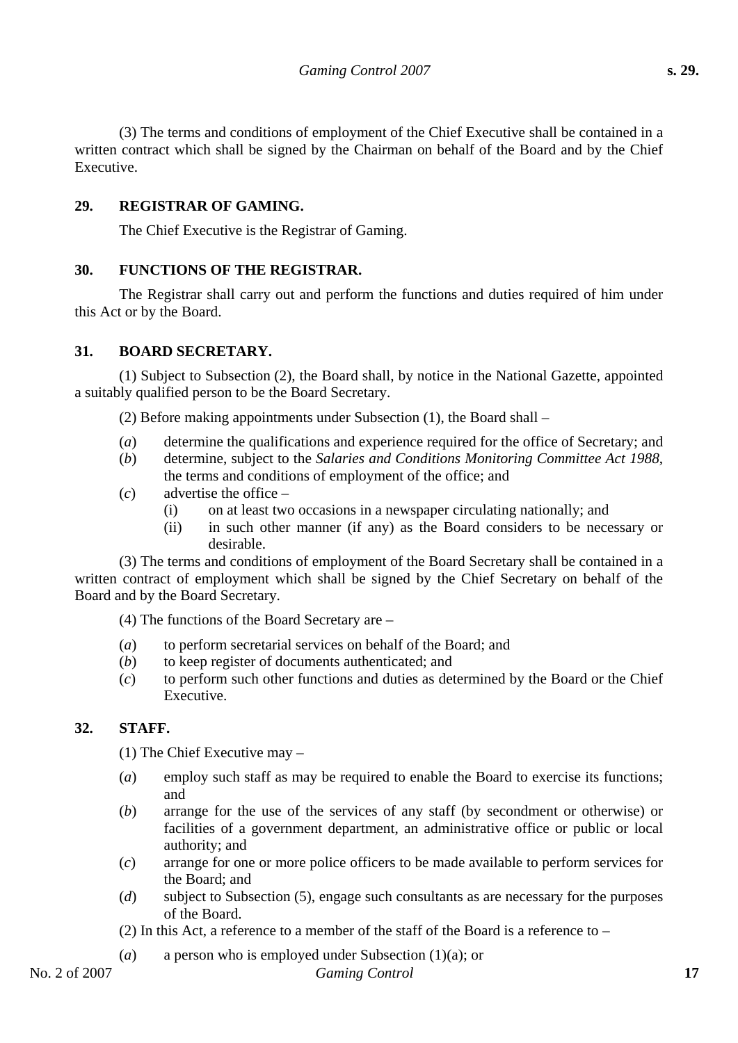(3) The terms and conditions of employment of the Chief Executive shall be contained in a written contract which shall be signed by the Chairman on behalf of the Board and by the Chief Executive.

## 29. REGISTRAR OF GAMING.

The Chief Executive is the Registrar of Gaming.

## 30. FUNCTIONS OF THE REGISTRAR.

The Registrar shall carry out and perform the functions and duties required of him under this Act or by the Board.

## 31. BOARD SECRETARY.

(1) Subject to Subsection (2), the Board shall, by notice in the National Gazette, appointed a suitably qualified person to be the Board Secretary.

(2) Before making appointments under Subsection (1), the Board shall –

- (*a*) determine the qualifications and experience required for the office of Secretary; and
- (*b*) determine, subject to the *Salaries and Conditions Monitoring Committee Act 1988*, the terms and conditions of employment of the office; and
- (*c*) advertise the office –
  - (i) on at least two occasions in a newspaper circulating nationally; and
  - (ii) in such other manner (if any) as the Board considers to be necessary or desirable.

(3) The terms and conditions of employment of the Board Secretary shall be contained in a written contract of employment which shall be signed by the Chief Secretary on behalf of the Board and by the Board Secretary.

(4) The functions of the Board Secretary are –

- (*a*) to perform secretarial services on behalf of the Board; and
- (*b*) to keep register of documents authenticated; and
- (*c*) to perform such other functions and duties as determined by the Board or the Chief Executive.

## 32. STAFF.

(1) The Chief Executive may –

- (*a*) employ such staff as may be required to enable the Board to exercise its functions; and
- (*b*) arrange for the use of the services of any staff (by secondment or otherwise) or facilities of a government department, an administrative office or public or local authority; and
- (*c*) arrange for one or more police officers to be made available to perform services for the Board; and
- (*d*) subject to Subsection (5), engage such consultants as are necessary for the purposes of the Board.

(2) In this Act, a reference to a member of the staff of the Board is a reference to –

- (*a*) a person who is employed under Subsection (1)(a); or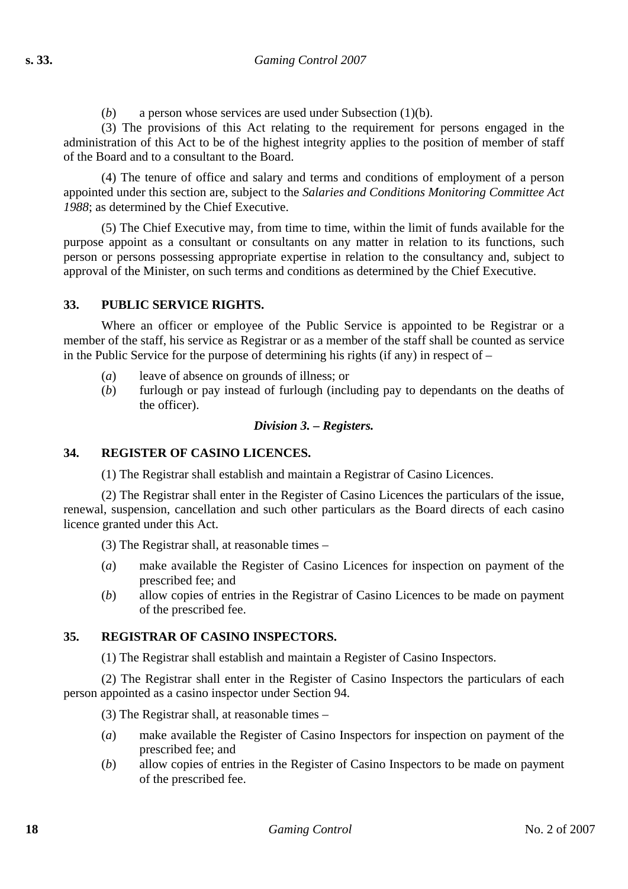(*b*) a person whose services are used under Subsection (1)(b).

(3) The provisions of this Act relating to the requirement for persons engaged in the administration of this Act to be of the highest integrity applies to the position of member of staff of the Board and to a consultant to the Board.

(4) The tenure of office and salary and terms and conditions of employment of a person appointed under this section are, subject to the *Salaries and Conditions Monitoring Committee Act 1988*; as determined by the Chief Executive.

(5) The Chief Executive may, from time to time, within the limit of funds available for the purpose appoint as a consultant or consultants on any matter in relation to its functions, such person or persons possessing appropriate expertise in relation to the consultancy and, subject to approval of the Minister, on such terms and conditions as determined by the Chief Executive.

### 33. PUBLIC SERVICE RIGHTS.

Where an officer or employee of the Public Service is appointed to be Registrar or a member of the staff, his service as Registrar or as a member of the staff shall be counted as service in the Public Service for the purpose of determining his rights (if any) in respect of –

(*a*) leave of absence on grounds of illness; or

(*b*) furlough or pay instead of furlough (including pay to dependants on the deaths of the officer).

## *Division 3. – Registers.*

### 34. REGISTER OF CASINO LICENCES.

(1) The Registrar shall establish and maintain a Registrar of Casino Licences.

(2) The Registrar shall enter in the Register of Casino Licences the particulars of the issue, renewal, suspension, cancellation and such other particulars as the Board directs of each casino licence granted under this Act.

(3) The Registrar shall, at reasonable times –

(*a*) make available the Register of Casino Licences for inspection on payment of the prescribed fee; and

(*b*) allow copies of entries in the Registrar of Casino Licences to be made on payment of the prescribed fee.

### 35. REGISTRAR OF CASINO INSPECTORS.

(1) The Registrar shall establish and maintain a Register of Casino Inspectors.

(2) The Registrar shall enter in the Register of Casino Inspectors the particulars of each person appointed as a casino inspector under Section 94.

(3) The Registrar shall, at reasonable times –

(*a*) make available the Register of Casino Inspectors for inspection on payment of the prescribed fee; and

(*b*) allow copies of entries in the Register of Casino Inspectors to be made on payment of the prescribed fee.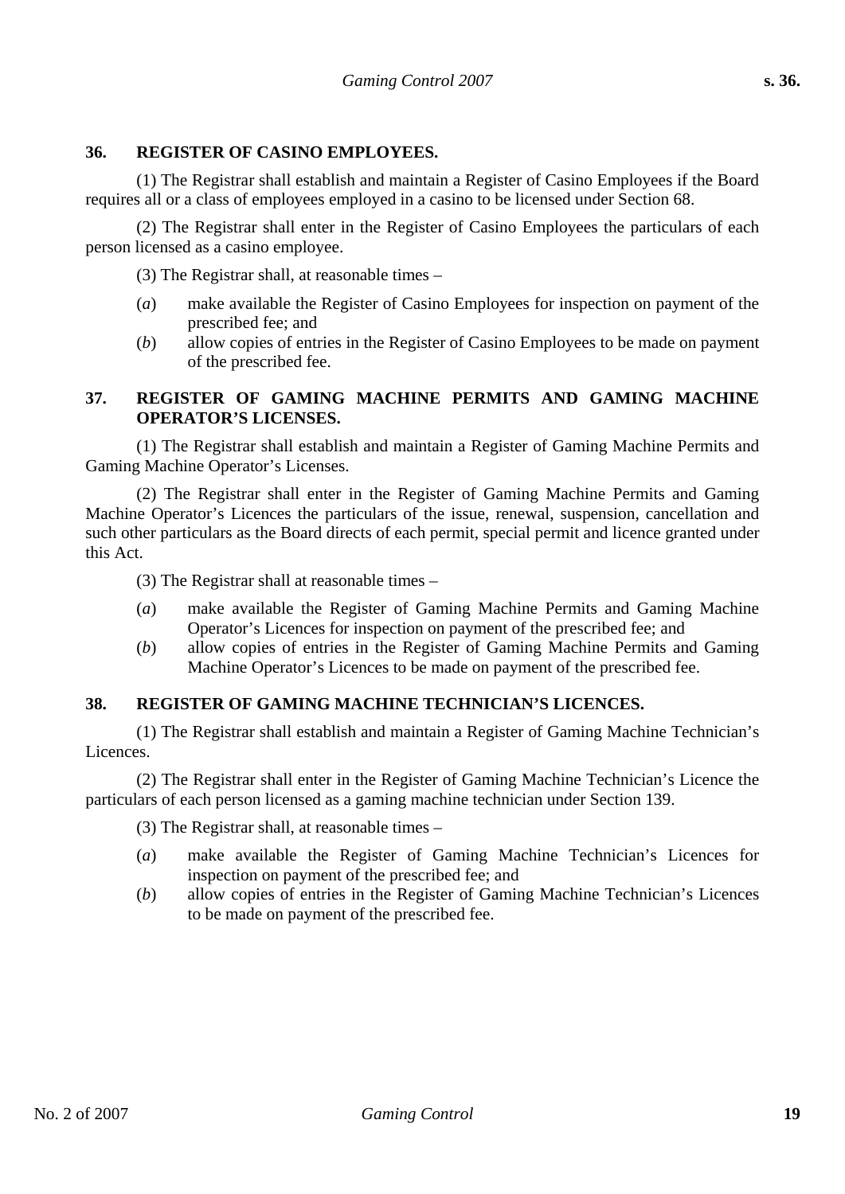### 36. REGISTER OF CASINO EMPLOYEES.

(1) The Registrar shall establish and maintain a Register of Casino Employees if the Board requires all or a class of employees employed in a casino to be licensed under Section 68.

(2) The Registrar shall enter in the Register of Casino Employees the particulars of each person licensed as a casino employee.

(3) The Registrar shall, at reasonable times –

(*a*) make available the Register of Casino Employees for inspection on payment of the prescribed fee; and

(*b*) allow copies of entries in the Register of Casino Employees to be made on payment of the prescribed fee.

### 37. REGISTER OF GAMING MACHINE PERMITS AND GAMING MACHINE OPERATOR'S LICENSES.

(1) The Registrar shall establish and maintain a Register of Gaming Machine Permits and Gaming Machine Operator's Licenses.

(2) The Registrar shall enter in the Register of Gaming Machine Permits and Gaming Machine Operator's Licences the particulars of the issue, renewal, suspension, cancellation and such other particulars as the Board directs of each permit, special permit and licence granted under this Act.

(3) The Registrar shall at reasonable times –

(*a*) make available the Register of Gaming Machine Permits and Gaming Machine Operator's Licences for inspection on payment of the prescribed fee; and

(*b*) allow copies of entries in the Register of Gaming Machine Permits and Gaming Machine Operator's Licences to be made on payment of the prescribed fee.

### 38. REGISTER OF GAMING MACHINE TECHNICIAN'S LICENCES.

(1) The Registrar shall establish and maintain a Register of Gaming Machine Technician's Licences.

(2) The Registrar shall enter in the Register of Gaming Machine Technician's Licence the particulars of each person licensed as a gaming machine technician under Section 139.

(3) The Registrar shall, at reasonable times –

(*a*) make available the Register of Gaming Machine Technician's Licences for inspection on payment of the prescribed fee; and

(*b*) allow copies of entries in the Register of Gaming Machine Technician's Licences to be made on payment of the prescribed fee.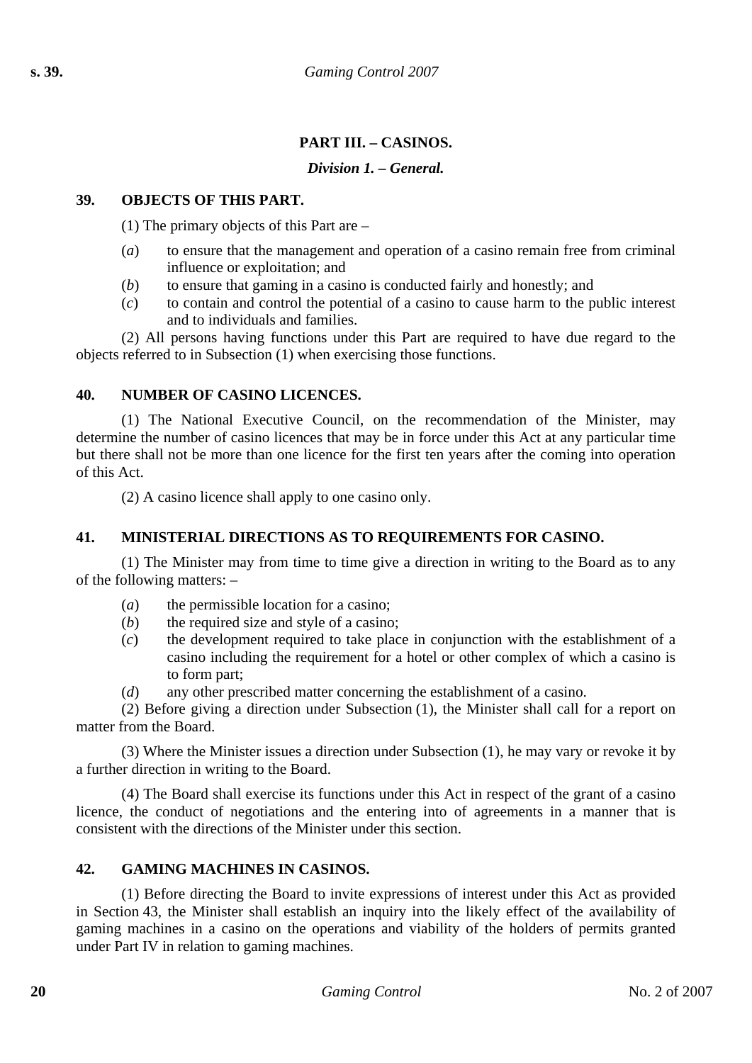## PART III. – CASINOS.

### *Division 1. – General.*

**39. OBJECTS OF THIS PART.**

(1) The primary objects of this Part are –

(*a*) to ensure that the management and operation of a casino remain free from criminal influence or exploitation; and

(*b*) to ensure that gaming in a casino is conducted fairly and honestly; and

(*c*) to contain and control the potential of a casino to cause harm to the public interest and to individuals and families.

(2) All persons having functions under this Part are required to have due regard to the objects referred to in Subsection (1) when exercising those functions.

**40. NUMBER OF CASINO LICENCES.**

(1) The National Executive Council, on the recommendation of the Minister, may determine the number of casino licences that may be in force under this Act at any particular time but there shall not be more than one licence for the first ten years after the coming into operation of this Act.

(2) A casino licence shall apply to one casino only.

**41. MINISTERIAL DIRECTIONS AS TO REQUIREMENTS FOR CASINO.**

(1) The Minister may from time to time give a direction in writing to the Board as to any of the following matters: –

(*a*) the permissible location for a casino;

(*b*) the required size and style of a casino;

(*c*) the development required to take place in conjunction with the establishment of a casino including the requirement for a hotel or other complex of which a casino is to form part;

(*d*) any other prescribed matter concerning the establishment of a casino.

(2) Before giving a direction under Subsection (1), the Minister shall call for a report on matter from the Board.

(3) Where the Minister issues a direction under Subsection (1), he may vary or revoke it by a further direction in writing to the Board.

(4) The Board shall exercise its functions under this Act in respect of the grant of a casino licence, the conduct of negotiations and the entering into of agreements in a manner that is consistent with the directions of the Minister under this section.

**42. GAMING MACHINES IN CASINOS.**

(1) Before directing the Board to invite expressions of interest under this Act as provided in Section 43, the Minister shall establish an inquiry into the likely effect of the availability of gaming machines in a casino on the operations and viability of the holders of permits granted under Part IV in relation to gaming machines.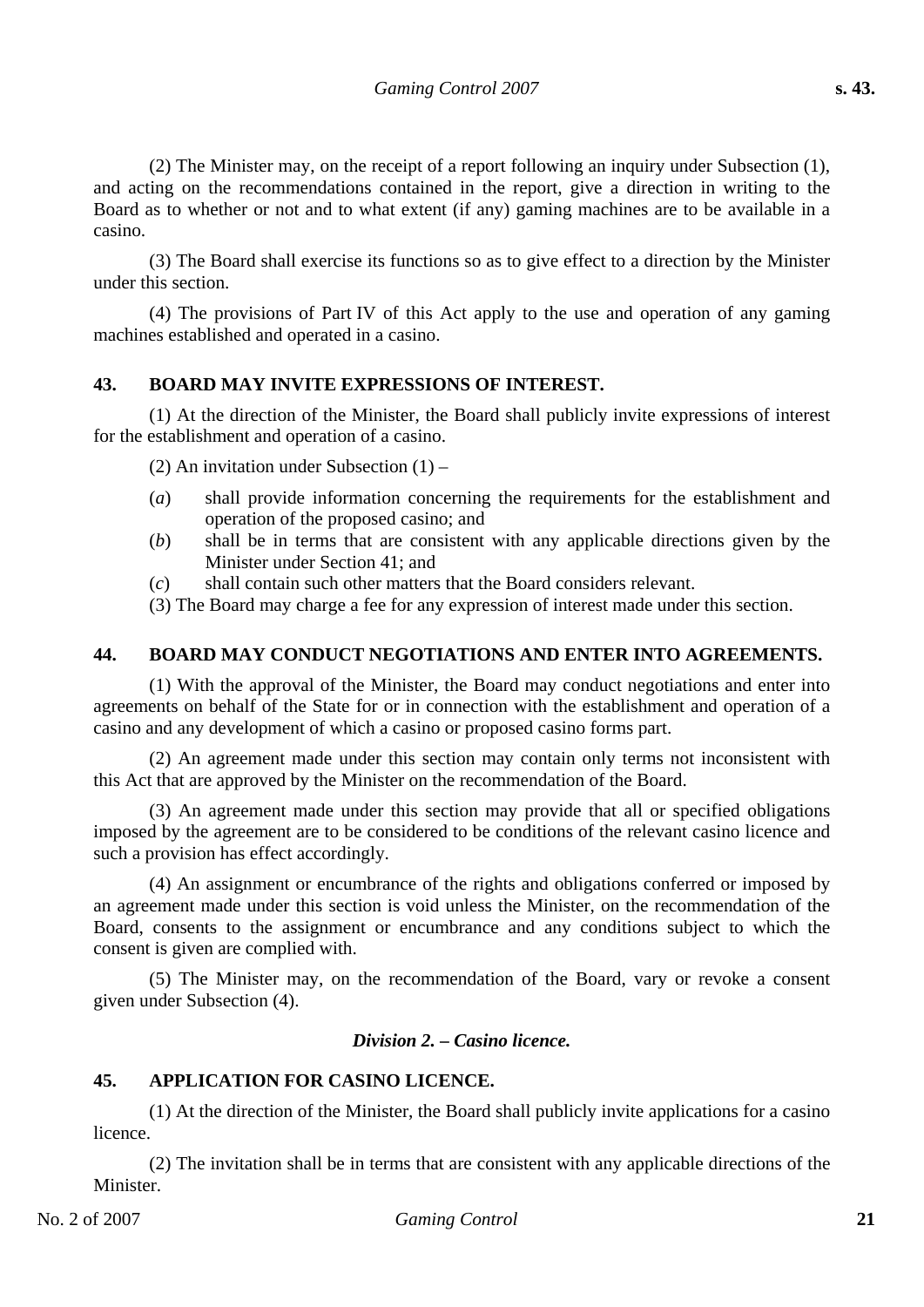(2) The Minister may, on the receipt of a report following an inquiry under Subsection (1), and acting on the recommendations contained in the report, give a direction in writing to the Board as to whether or not and to what extent (if any) gaming machines are to be available in a casino.

(3) The Board shall exercise its functions so as to give effect to a direction by the Minister under this section.

(4) The provisions of Part IV of this Act apply to the use and operation of any gaming machines established and operated in a casino.

### 43. BOARD MAY INVITE EXPRESSIONS OF INTEREST.

(1) At the direction of the Minister, the Board shall publicly invite expressions of interest for the establishment and operation of a casino.

(2) An invitation under Subsection (1) –

(*a*) shall provide information concerning the requirements for the establishment and operation of the proposed casino; and

(*b*) shall be in terms that are consistent with any applicable directions given by the Minister under Section 41; and

(*c*) shall contain such other matters that the Board considers relevant.

(3) The Board may charge a fee for any expression of interest made under this section.

### 44. BOARD MAY CONDUCT NEGOTIATIONS AND ENTER INTO AGREEMENTS.

(1) With the approval of the Minister, the Board may conduct negotiations and enter into agreements on behalf of the State for or in connection with the establishment and operation of a casino and any development of which a casino or proposed casino forms part.

(2) An agreement made under this section may contain only terms not inconsistent with this Act that are approved by the Minister on the recommendation of the Board.

(3) An agreement made under this section may provide that all or specified obligations imposed by the agreement are to be considered to be conditions of the relevant casino licence and such a provision has effect accordingly.

(4) An assignment or encumbrance of the rights and obligations conferred or imposed by an agreement made under this section is void unless the Minister, on the recommendation of the Board, consents to the assignment or encumbrance and any conditions subject to which the consent is given are complied with.

(5) The Minister may, on the recommendation of the Board, vary or revoke a consent given under Subsection (4).

## *Division 2. – Casino licence.*

### 45. APPLICATION FOR CASINO LICENCE.

(1) At the direction of the Minister, the Board shall publicly invite applications for a casino licence.

(2) The invitation shall be in terms that are consistent with any applicable directions of the Minister.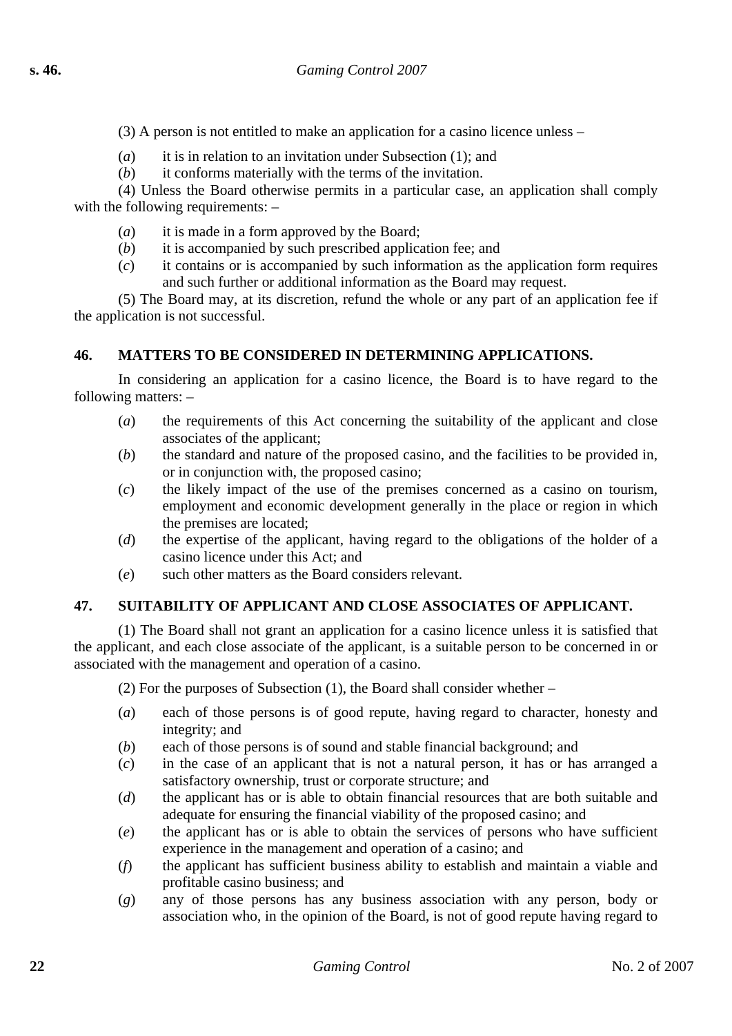(3) A person is not entitled to make an application for a casino licence unless –

(*a*) it is in relation to an invitation under Subsection (1); and

(*b*) it conforms materially with the terms of the invitation.

(4) Unless the Board otherwise permits in a particular case, an application shall comply with the following requirements: –

(*a*) it is made in a form approved by the Board;

(*b*) it is accompanied by such prescribed application fee; and

(*c*) it contains or is accompanied by such information as the application form requires and such further or additional information as the Board may request.

(5) The Board may, at its discretion, refund the whole or any part of an application fee if the application is not successful.

## 46. MATTERS TO BE CONSIDERED IN DETERMINING APPLICATIONS.

In considering an application for a casino licence, the Board is to have regard to the following matters: –

(*a*) the requirements of this Act concerning the suitability of the applicant and close associates of the applicant;

(*b*) the standard and nature of the proposed casino, and the facilities to be provided in, or in conjunction with, the proposed casino;

(*c*) the likely impact of the use of the premises concerned as a casino on tourism, employment and economic development generally in the place or region in which the premises are located;

(*d*) the expertise of the applicant, having regard to the obligations of the holder of a casino licence under this Act; and

(*e*) such other matters as the Board considers relevant.

## 47. SUITABILITY OF APPLICANT AND CLOSE ASSOCIATES OF APPLICANT.

(1) The Board shall not grant an application for a casino licence unless it is satisfied that the applicant, and each close associate of the applicant, is a suitable person to be concerned in or associated with the management and operation of a casino.

(2) For the purposes of Subsection (1), the Board shall consider whether –

(*a*) each of those persons is of good repute, having regard to character, honesty and integrity; and

(*b*) each of those persons is of sound and stable financial background; and

(*c*) in the case of an applicant that is not a natural person, it has or has arranged a satisfactory ownership, trust or corporate structure; and

(*d*) the applicant has or is able to obtain financial resources that are both suitable and adequate for ensuring the financial viability of the proposed casino; and

(*e*) the applicant has or is able to obtain the services of persons who have sufficient experience in the management and operation of a casino; and

(*f*) the applicant has sufficient business ability to establish and maintain a viable and profitable casino business; and

(*g*) any of those persons has any business association with any person, body or association who, in the opinion of the Board, is not of good repute having regard to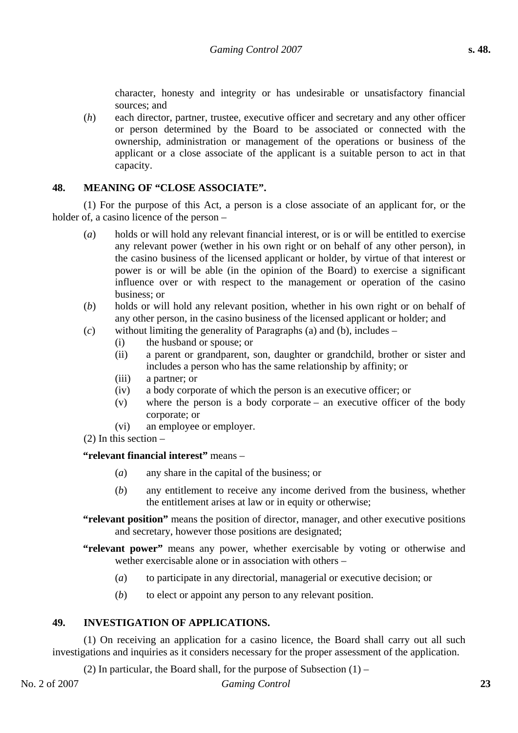character, honesty and integrity or has undesirable or unsatisfactory financial sources; and

(*h*) each director, partner, trustee, executive officer and secretary and any other officer or person determined by the Board to be associated or connected with the ownership, administration or management of the operations or business of the applicant or a close associate of the applicant is a suitable person to act in that capacity.

### 48. MEANING OF "CLOSE ASSOCIATE".

(1) For the purpose of this Act, a person is a close associate of an applicant for, or the holder of, a casino licence of the person –

(*a*) holds or will hold any relevant financial interest, or is or will be entitled to exercise any relevant power (wether in his own right or on behalf of any other person), in the casino business of the licensed applicant or holder, by virtue of that interest or power is or will be able (in the opinion of the Board) to exercise a significant influence over or with respect to the management or operation of the casino business; or

(*b*) holds or will hold any relevant position, whether in his own right or on behalf of any other person, in the casino business of the licensed applicant or holder; and

(*c*) without limiting the generality of Paragraphs (a) and (b), includes –

(i) the husband or spouse; or

(ii) a parent or grandparent, son, daughter or grandchild, brother or sister and includes a person who has the same relationship by affinity; or

(iii) a partner; or

(iv) a body corporate of which the person is an executive officer; or

(v) where the person is a body corporate – an executive officer of the body corporate; or

(vi) an employee or employer.

(2) In this section –

**"relevant financial interest"** means –

(*a*) any share in the capital of the business; or

(*b*) any entitlement to receive any income derived from the business, whether the entitlement arises at law or in equity or otherwise;

**"relevant position"** means the position of director, manager, and other executive positions and secretary, however those positions are designated;

**"relevant power"** means any power, whether exercisable by voting or otherwise and wether exercisable alone or in association with others –

(*a*) to participate in any directorial, managerial or executive decision; or

(*b*) to elect or appoint any person to any relevant position.

### 49. INVESTIGATION OF APPLICATIONS.

(1) On receiving an application for a casino licence, the Board shall carry out all such investigations and inquiries as it considers necessary for the proper assessment of the application.

(2) In particular, the Board shall, for the purpose of Subsection (1) –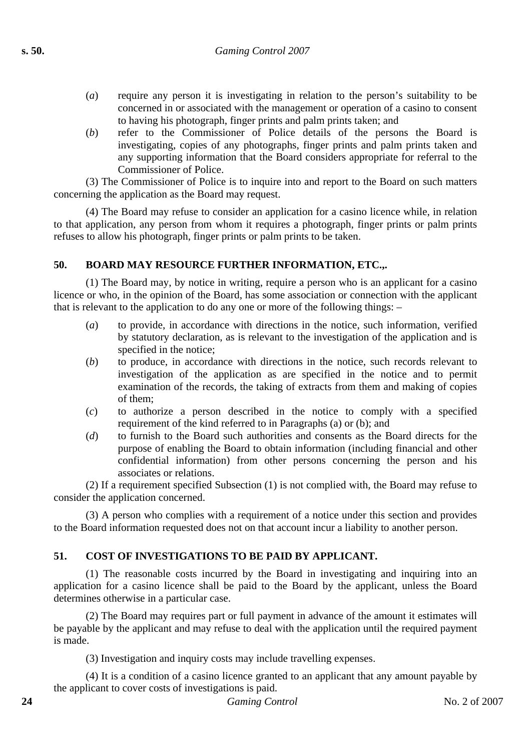(*a*) require any person it is investigating in relation to the person's suitability to be concerned in or associated with the management or operation of a casino to consent to having his photograph, finger prints and palm prints taken; and

(*b*) refer to the Commissioner of Police details of the persons the Board is investigating, copies of any photographs, finger prints and palm prints taken and any supporting information that the Board considers appropriate for referral to the Commissioner of Police.

(3) The Commissioner of Police is to inquire into and report to the Board on such matters concerning the application as the Board may request.

(4) The Board may refuse to consider an application for a casino licence while, in relation to that application, any person from whom it requires a photograph, finger prints or palm prints refuses to allow his photograph, finger prints or palm prints to be taken.

## 50. BOARD MAY RESOURCE FURTHER INFORMATION, ETC.,.

(1) The Board may, by notice in writing, require a person who is an applicant for a casino licence or who, in the opinion of the Board, has some association or connection with the applicant that is relevant to the application to do any one or more of the following things: –

(*a*) to provide, in accordance with directions in the notice, such information, verified by statutory declaration, as is relevant to the investigation of the application and is specified in the notice;

(*b*) to produce, in accordance with directions in the notice, such records relevant to investigation of the application as are specified in the notice and to permit examination of the records, the taking of extracts from them and making of copies of them;

(*c*) to authorize a person described in the notice to comply with a specified requirement of the kind referred to in Paragraphs (a) or (b); and

(*d*) to furnish to the Board such authorities and consents as the Board directs for the purpose of enabling the Board to obtain information (including financial and other confidential information) from other persons concerning the person and his associates or relations.

(2) If a requirement specified Subsection (1) is not complied with, the Board may refuse to consider the application concerned.

(3) A person who complies with a requirement of a notice under this section and provides to the Board information requested does not on that account incur a liability to another person.

## 51. COST OF INVESTIGATIONS TO BE PAID BY APPLICANT.

(1) The reasonable costs incurred by the Board in investigating and inquiring into an application for a casino licence shall be paid to the Board by the applicant, unless the Board determines otherwise in a particular case.

(2) The Board may requires part or full payment in advance of the amount it estimates will be payable by the applicant and may refuse to deal with the application until the required payment is made.

(3) Investigation and inquiry costs may include travelling expenses.

(4) It is a condition of a casino licence granted to an applicant that any amount payable by the applicant to cover costs of investigations is paid.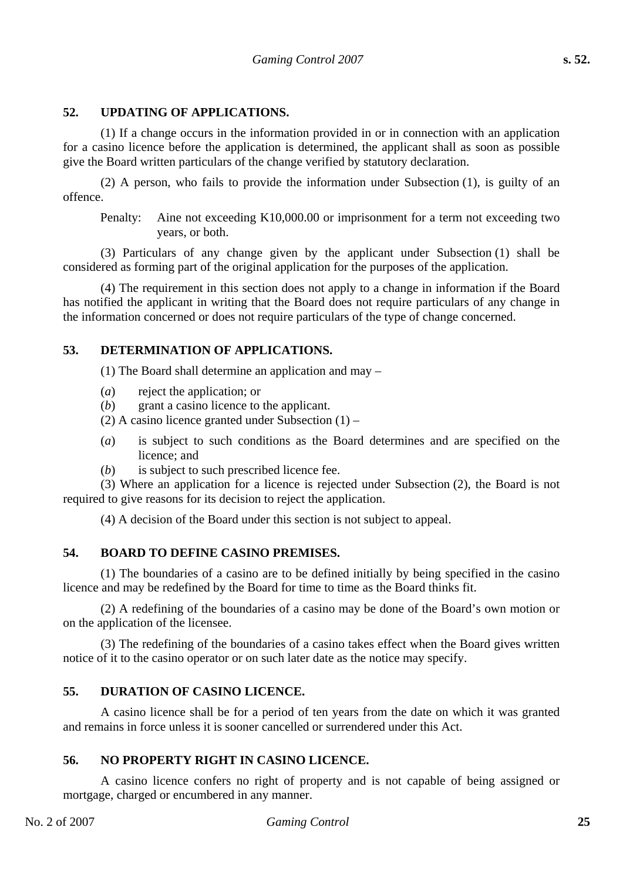## 52. UPDATING OF APPLICATIONS.

(1) If a change occurs in the information provided in or in connection with an application for a casino licence before the application is determined, the applicant shall as soon as possible give the Board written particulars of the change verified by statutory declaration.

(2) A person, who fails to provide the information under Subsection (1), is guilty of an offence.

Penalty: Aine not exceeding K10,000.00 or imprisonment for a term not exceeding two years, or both.

(3) Particulars of any change given by the applicant under Subsection (1) shall be considered as forming part of the original application for the purposes of the application.

(4) The requirement in this section does not apply to a change in information if the Board has notified the applicant in writing that the Board does not require particulars of any change in the information concerned or does not require particulars of the type of change concerned.

## 53. DETERMINATION OF APPLICATIONS.

(1) The Board shall determine an application and may –

(*a*) reject the application; or

(*b*) grant a casino licence to the applicant.

(2) A casino licence granted under Subsection (1) –

(*a*) is subject to such conditions as the Board determines and are specified on the licence; and

(*b*) is subject to such prescribed licence fee.

(3) Where an application for a licence is rejected under Subsection (2), the Board is not required to give reasons for its decision to reject the application.

(4) A decision of the Board under this section is not subject to appeal.

## 54. BOARD TO DEFINE CASINO PREMISES.

(1) The boundaries of a casino are to be defined initially by being specified in the casino licence and may be redefined by the Board for time to time as the Board thinks fit.

(2) A redefining of the boundaries of a casino may be done of the Board's own motion or on the application of the licensee.

(3) The redefining of the boundaries of a casino takes effect when the Board gives written notice of it to the casino operator or on such later date as the notice may specify.

## 55. DURATION OF CASINO LICENCE.

A casino licence shall be for a period of ten years from the date on which it was granted and remains in force unless it is sooner cancelled or surrendered under this Act.

## 56. NO PROPERTY RIGHT IN CASINO LICENCE.

A casino licence confers no right of property and is not capable of being assigned or mortgage, charged or encumbered in any manner.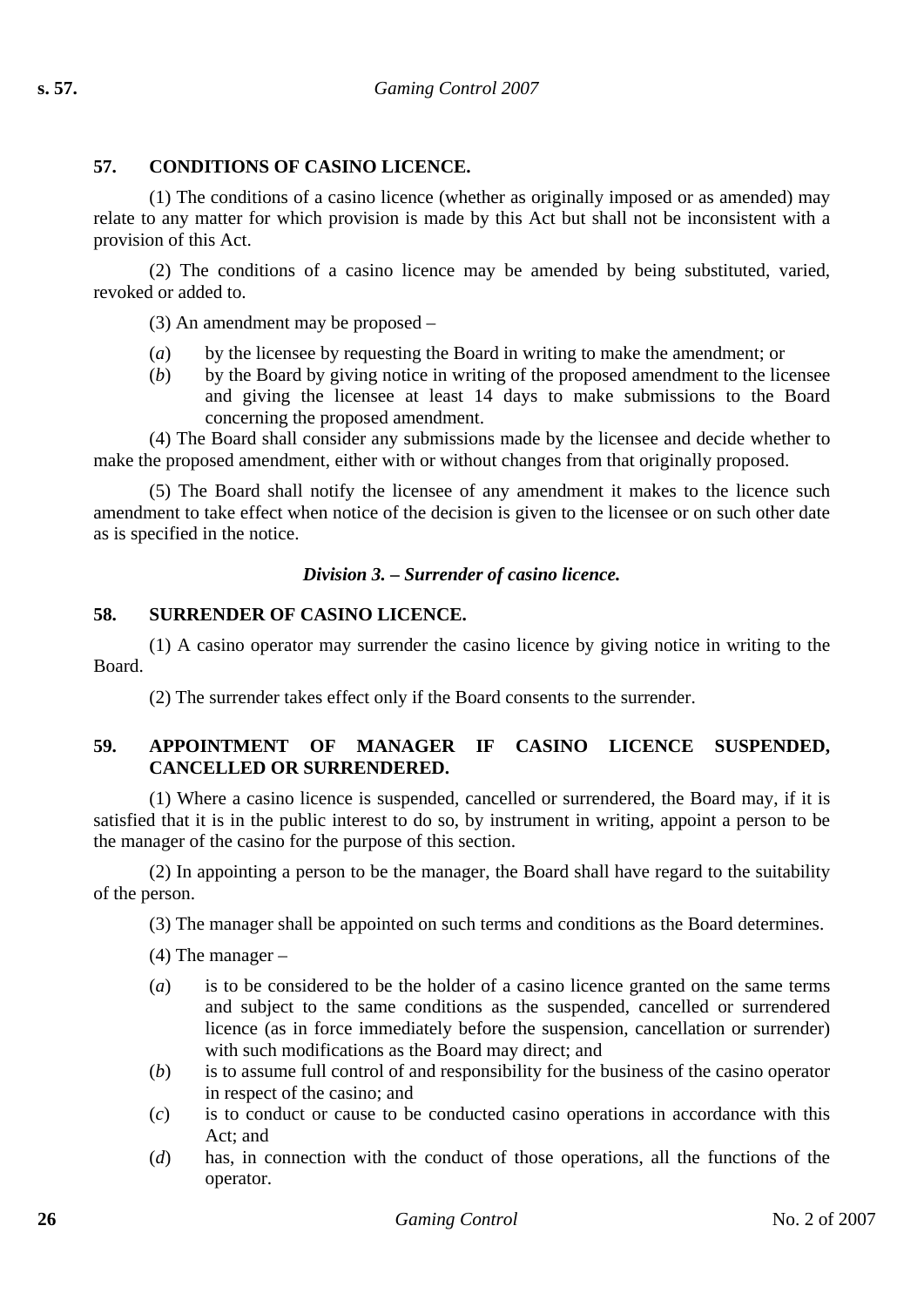### 57. CONDITIONS OF CASINO LICENCE.

(1) The conditions of a casino licence (whether as originally imposed or as amended) may relate to any matter for which provision is made by this Act but shall not be inconsistent with a provision of this Act.

(2) The conditions of a casino licence may be amended by being substituted, varied, revoked or added to.

(3) An amendment may be proposed –

(*a*) by the licensee by requesting the Board in writing to make the amendment; or

(*b*) by the Board by giving notice in writing of the proposed amendment to the licensee and giving the licensee at least 14 days to make submissions to the Board concerning the proposed amendment.

(4) The Board shall consider any submissions made by the licensee and decide whether to make the proposed amendment, either with or without changes from that originally proposed.

(5) The Board shall notify the licensee of any amendment it makes to the licence such amendment to take effect when notice of the decision is given to the licensee or on such other date as is specified in the notice.

## *Division 3. – Surrender of casino licence.*

### 58. SURRENDER OF CASINO LICENCE.

(1) A casino operator may surrender the casino licence by giving notice in writing to the Board.

(2) The surrender takes effect only if the Board consents to the surrender.

### 59. APPOINTMENT OF MANAGER IF CASINO LICENCE SUSPENDED, CANCELLED OR SURRENDERED.

(1) Where a casino licence is suspended, cancelled or surrendered, the Board may, if it is satisfied that it is in the public interest to do so, by instrument in writing, appoint a person to be the manager of the casino for the purpose of this section.

(2) In appointing a person to be the manager, the Board shall have regard to the suitability of the person.

(3) The manager shall be appointed on such terms and conditions as the Board determines.

(4) The manager –

(*a*) is to be considered to be the holder of a casino licence granted on the same terms and subject to the same conditions as the suspended, cancelled or surrendered licence (as in force immediately before the suspension, cancellation or surrender) with such modifications as the Board may direct; and

(*b*) is to assume full control of and responsibility for the business of the casino operator in respect of the casino; and

(*c*) is to conduct or cause to be conducted casino operations in accordance with this Act; and

(*d*) has, in connection with the conduct of those operations, all the functions of the operator.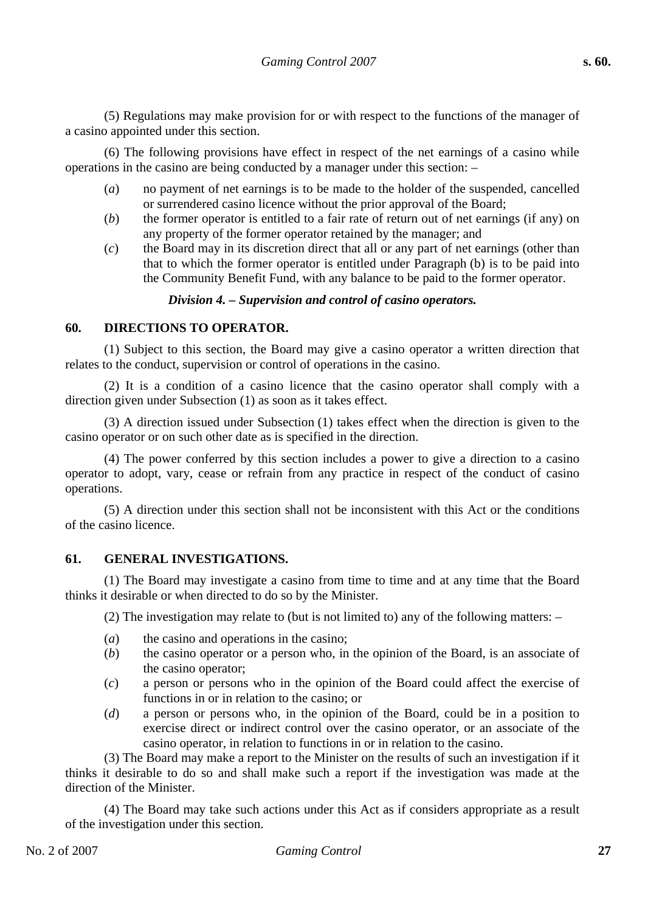(5) Regulations may make provision for or with respect to the functions of the manager of a casino appointed under this section.

(6) The following provisions have effect in respect of the net earnings of a casino while operations in the casino are being conducted by a manager under this section: –

(*a*) no payment of net earnings is to be made to the holder of the suspended, cancelled or surrendered casino licence without the prior approval of the Board;

(*b*) the former operator is entitled to a fair rate of return out of net earnings (if any) on any property of the former operator retained by the manager; and

(*c*) the Board may in its discretion direct that all or any part of net earnings (other than that to which the former operator is entitled under Paragraph (b) is to be paid into the Community Benefit Fund, with any balance to be paid to the former operator.

### *Division 4. – Supervision and control of casino operators.*

## 60. DIRECTIONS TO OPERATOR.

(1) Subject to this section, the Board may give a casino operator a written direction that relates to the conduct, supervision or control of operations in the casino.

(2) It is a condition of a casino licence that the casino operator shall comply with a direction given under Subsection (1) as soon as it takes effect.

(3) A direction issued under Subsection (1) takes effect when the direction is given to the casino operator or on such other date as is specified in the direction.

(4) The power conferred by this section includes a power to give a direction to a casino operator to adopt, vary, cease or refrain from any practice in respect of the conduct of casino operations.

(5) A direction under this section shall not be inconsistent with this Act or the conditions of the casino licence.

## 61. GENERAL INVESTIGATIONS.

(1) The Board may investigate a casino from time to time and at any time that the Board thinks it desirable or when directed to do so by the Minister.

(2) The investigation may relate to (but is not limited to) any of the following matters: –

(*a*) the casino and operations in the casino;

(*b*) the casino operator or a person who, in the opinion of the Board, is an associate of the casino operator;

(*c*) a person or persons who in the opinion of the Board could affect the exercise of functions in or in relation to the casino; or

(*d*) a person or persons who, in the opinion of the Board, could be in a position to exercise direct or indirect control over the casino operator, or an associate of the casino operator, in relation to functions in or in relation to the casino.

(3) The Board may make a report to the Minister on the results of such an investigation if it thinks it desirable to do so and shall make such a report if the investigation was made at the direction of the Minister.

(4) The Board may take such actions under this Act as if considers appropriate as a result of the investigation under this section.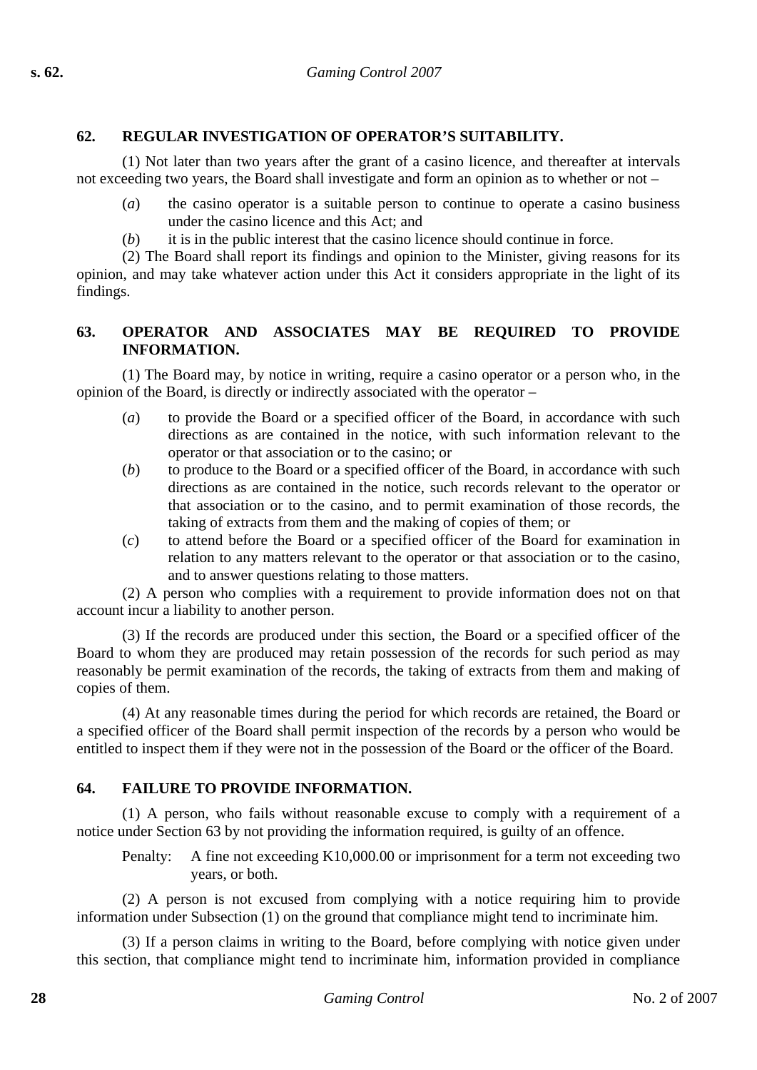### 62. REGULAR INVESTIGATION OF OPERATOR'S SUITABILITY.

(1) Not later than two years after the grant of a casino licence, and thereafter at intervals not exceeding two years, the Board shall investigate and form an opinion as to whether or not –

(*a*) the casino operator is a suitable person to continue to operate a casino business under the casino licence and this Act; and

(*b*) it is in the public interest that the casino licence should continue in force.

(2) The Board shall report its findings and opinion to the Minister, giving reasons for its opinion, and may take whatever action under this Act it considers appropriate in the light of its findings.

### 63. OPERATOR AND ASSOCIATES MAY BE REQUIRED TO PROVIDE INFORMATION.

(1) The Board may, by notice in writing, require a casino operator or a person who, in the opinion of the Board, is directly or indirectly associated with the operator –

(*a*) to provide the Board or a specified officer of the Board, in accordance with such directions as are contained in the notice, with such information relevant to the operator or that association or to the casino; or

(*b*) to produce to the Board or a specified officer of the Board, in accordance with such directions as are contained in the notice, such records relevant to the operator or that association or to the casino, and to permit examination of those records, the taking of extracts from them and the making of copies of them; or

(*c*) to attend before the Board or a specified officer of the Board for examination in relation to any matters relevant to the operator or that association or to the casino, and to answer questions relating to those matters.

(2) A person who complies with a requirement to provide information does not on that account incur a liability to another person.

(3) If the records are produced under this section, the Board or a specified officer of the Board to whom they are produced may retain possession of the records for such period as may reasonably be permit examination of the records, the taking of extracts from them and making of copies of them.

(4) At any reasonable times during the period for which records are retained, the Board or a specified officer of the Board shall permit inspection of the records by a person who would be entitled to inspect them if they were not in the possession of the Board or the officer of the Board.

### 64. FAILURE TO PROVIDE INFORMATION.

(1) A person, who fails without reasonable excuse to comply with a requirement of a notice under Section 63 by not providing the information required, is guilty of an offence.

Penalty: A fine not exceeding K10,000.00 or imprisonment for a term not exceeding two years, or both.

(2) A person is not excused from complying with a notice requiring him to provide information under Subsection (1) on the ground that compliance might tend to incriminate him.

(3) If a person claims in writing to the Board, before complying with notice given under this section, that compliance might tend to incriminate him, information provided in compliance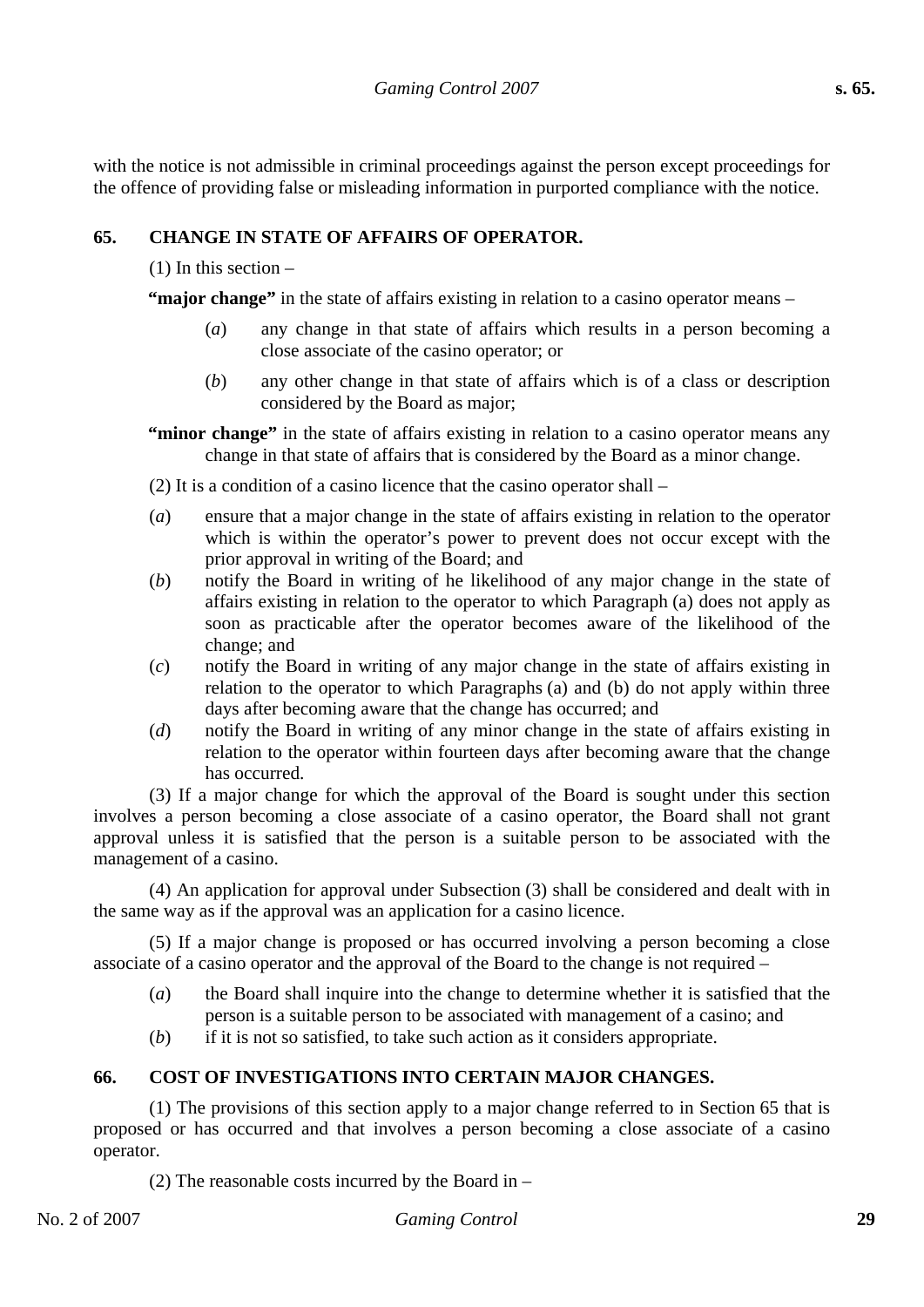with the notice is not admissible in criminal proceedings against the person except proceedings for the offence of providing false or misleading information in purported compliance with the notice.

### 65. CHANGE IN STATE OF AFFAIRS OF OPERATOR.

(1) In this section –

**"major change"** in the state of affairs existing in relation to a casino operator means –

(*a*) any change in that state of affairs which results in a person becoming a close associate of the casino operator; or

(*b*) any other change in that state of affairs which is of a class or description considered by the Board as major;

**"minor change"** in the state of affairs existing in relation to a casino operator means any change in that state of affairs that is considered by the Board as a minor change.

(2) It is a condition of a casino licence that the casino operator shall –

(*a*) ensure that a major change in the state of affairs existing in relation to the operator which is within the operator's power to prevent does not occur except with the prior approval in writing of the Board; and

(*b*) notify the Board in writing of he likelihood of any major change in the state of affairs existing in relation to the operator to which Paragraph (a) does not apply as soon as practicable after the operator becomes aware of the likelihood of the change; and

(*c*) notify the Board in writing of any major change in the state of affairs existing in relation to the operator to which Paragraphs (a) and (b) do not apply within three days after becoming aware that the change has occurred; and

(*d*) notify the Board in writing of any minor change in the state of affairs existing in relation to the operator within fourteen days after becoming aware that the change has occurred.

(3) If a major change for which the approval of the Board is sought under this section involves a person becoming a close associate of a casino operator, the Board shall not grant approval unless it is satisfied that the person is a suitable person to be associated with the management of a casino.

(4) An application for approval under Subsection (3) shall be considered and dealt with in the same way as if the approval was an application for a casino licence.

(5) If a major change is proposed or has occurred involving a person becoming a close associate of a casino operator and the approval of the Board to the change is not required –

(*a*) the Board shall inquire into the change to determine whether it is satisfied that the person is a suitable person to be associated with management of a casino; and

(*b*) if it is not so satisfied, to take such action as it considers appropriate.

### 66. COST OF INVESTIGATIONS INTO CERTAIN MAJOR CHANGES.

(1) The provisions of this section apply to a major change referred to in Section 65 that is proposed or has occurred and that involves a person becoming a close associate of a casino operator.

(2) The reasonable costs incurred by the Board in –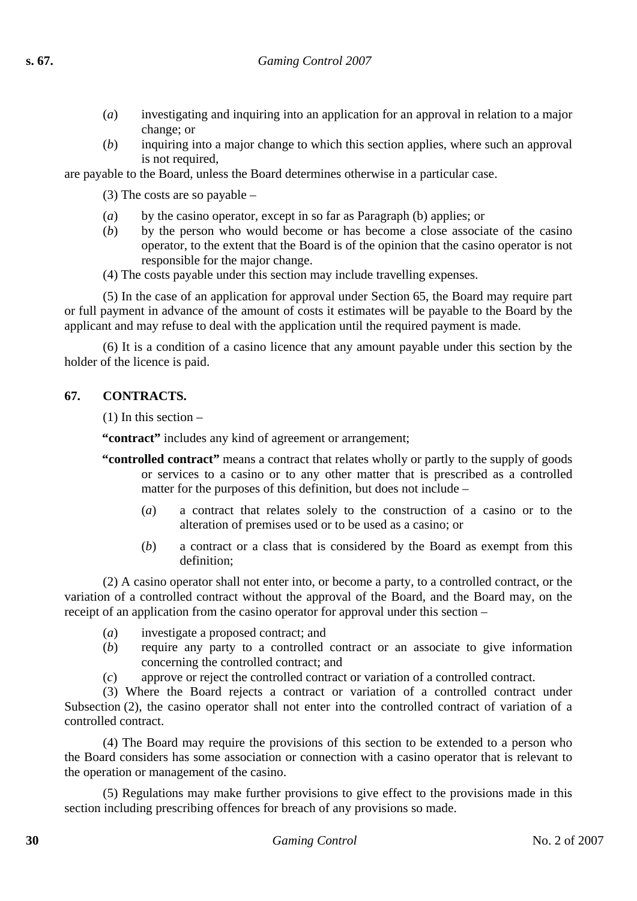(*a*) investigating and inquiring into an application for an approval in relation to a major change; or

(*b*) inquiring into a major change to which this section applies, where such an approval is not required,

are payable to the Board, unless the Board determines otherwise in a particular case.

(3) The costs are so payable –

(*a*) by the casino operator, except in so far as Paragraph (b) applies; or

(*b*) by the person who would become or has become a close associate of the casino operator, to the extent that the Board is of the opinion that the casino operator is not responsible for the major change.

(4) The costs payable under this section may include travelling expenses.

(5) In the case of an application for approval under Section 65, the Board may require part or full payment in advance of the amount of costs it estimates will be payable to the Board by the applicant and may refuse to deal with the application until the required payment is made.

(6) It is a condition of a casino licence that any amount payable under this section by the holder of the licence is paid.

## 67. CONTRACTS.

(1) In this section –

**"contract"** includes any kind of agreement or arrangement;

**"controlled contract"** means a contract that relates wholly or partly to the supply of goods or services to a casino or to any other matter that is prescribed as a controlled matter for the purposes of this definition, but does not include –

(*a*) a contract that relates solely to the construction of a casino or to the alteration of premises used or to be used as a casino; or

(*b*) a contract or a class that is considered by the Board as exempt from this definition;

(2) A casino operator shall not enter into, or become a party, to a controlled contract, or the variation of a controlled contract without the approval of the Board, and the Board may, on the receipt of an application from the casino operator for approval under this section –

(*a*) investigate a proposed contract; and

(*b*) require any party to a controlled contract or an associate to give information concerning the controlled contract; and

(*c*) approve or reject the controlled contract or variation of a controlled contract.

(3) Where the Board rejects a contract or variation of a controlled contract under Subsection (2), the casino operator shall not enter into the controlled contract of variation of a controlled contract.

(4) The Board may require the provisions of this section to be extended to a person who the Board considers has some association or connection with a casino operator that is relevant to the operation or management of the casino.

(5) Regulations may make further provisions to give effect to the provisions made in this section including prescribing offences for breach of any provisions so made.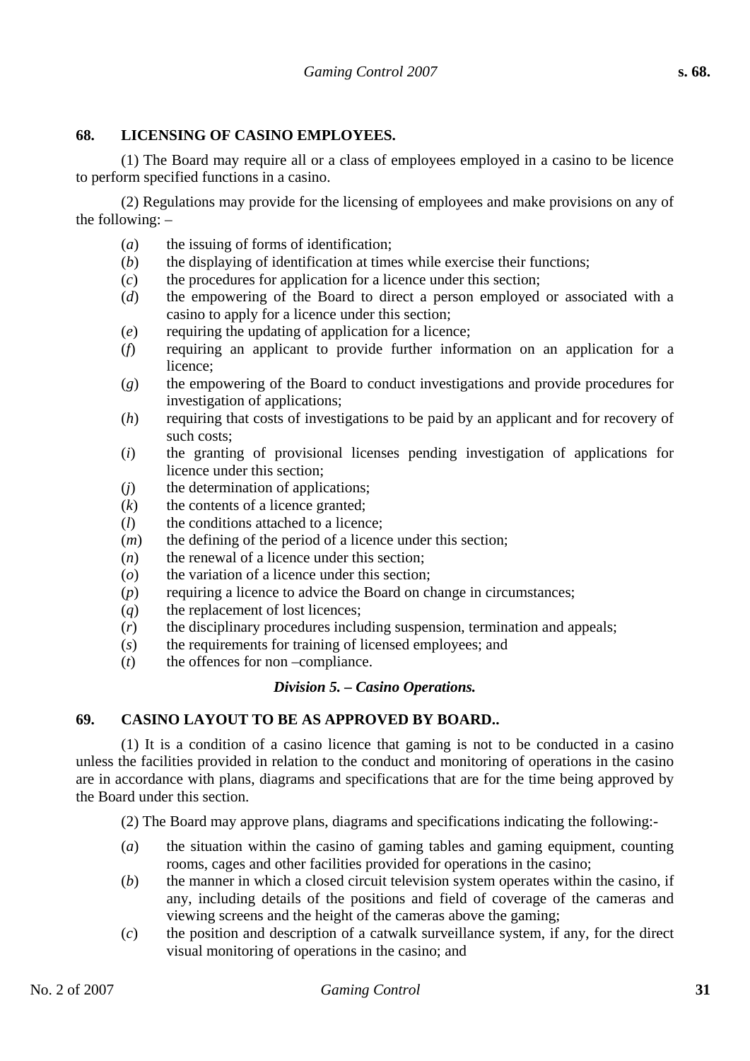## 68. LICENSING OF CASINO EMPLOYEES.

(1) The Board may require all or a class of employees employed in a casino to be licence to perform specified functions in a casino.

(2) Regulations may provide for the licensing of employees and make provisions on any of the following: –

(*a*) the issuing of forms of identification;
(*b*) the displaying of identification at times while exercise their functions;
(*c*) the procedures for application for a licence under this section;
(*d*) the empowering of the Board to direct a person employed or associated with a casino to apply for a licence under this section;
(*e*) requiring the updating of application for a licence;
(*f*) requiring an applicant to provide further information on an application for a licence;
(*g*) the empowering of the Board to conduct investigations and provide procedures for investigation of applications;
(*h*) requiring that costs of investigations to be paid by an applicant and for recovery of such costs;
(*i*) the granting of provisional licenses pending investigation of applications for licence under this section;
(*j*) the determination of applications;
(*k*) the contents of a licence granted;
(*l*) the conditions attached to a licence;
(*m*) the defining of the period of a licence under this section;
(*n*) the renewal of a licence under this section;
(*o*) the variation of a licence under this section;
(*p*) requiring a licence to advice the Board on change in circumstances;
(*q*) the replacement of lost licences;
(*r*) the disciplinary procedures including suspension, termination and appeals;
(*s*) the requirements for training of licensed employees; and
(*t*) the offences for non –compliance.

### *Division 5. – Casino Operations.*

## 69. CASINO LAYOUT TO BE AS APPROVED BY BOARD..

(1) It is a condition of a casino licence that gaming is not to be conducted in a casino unless the facilities provided in relation to the conduct and monitoring of operations in the casino are in accordance with plans, diagrams and specifications that are for the time being approved by the Board under this section.

(2) The Board may approve plans, diagrams and specifications indicating the following:-

(*a*) the situation within the casino of gaming tables and gaming equipment, counting rooms, cages and other facilities provided for operations in the casino;
(*b*) the manner in which a closed circuit television system operates within the casino, if any, including details of the positions and field of coverage of the cameras and viewing screens and the height of the cameras above the gaming;
(*c*) the position and description of a catwalk surveillance system, if any, for the direct visual monitoring of operations in the casino; and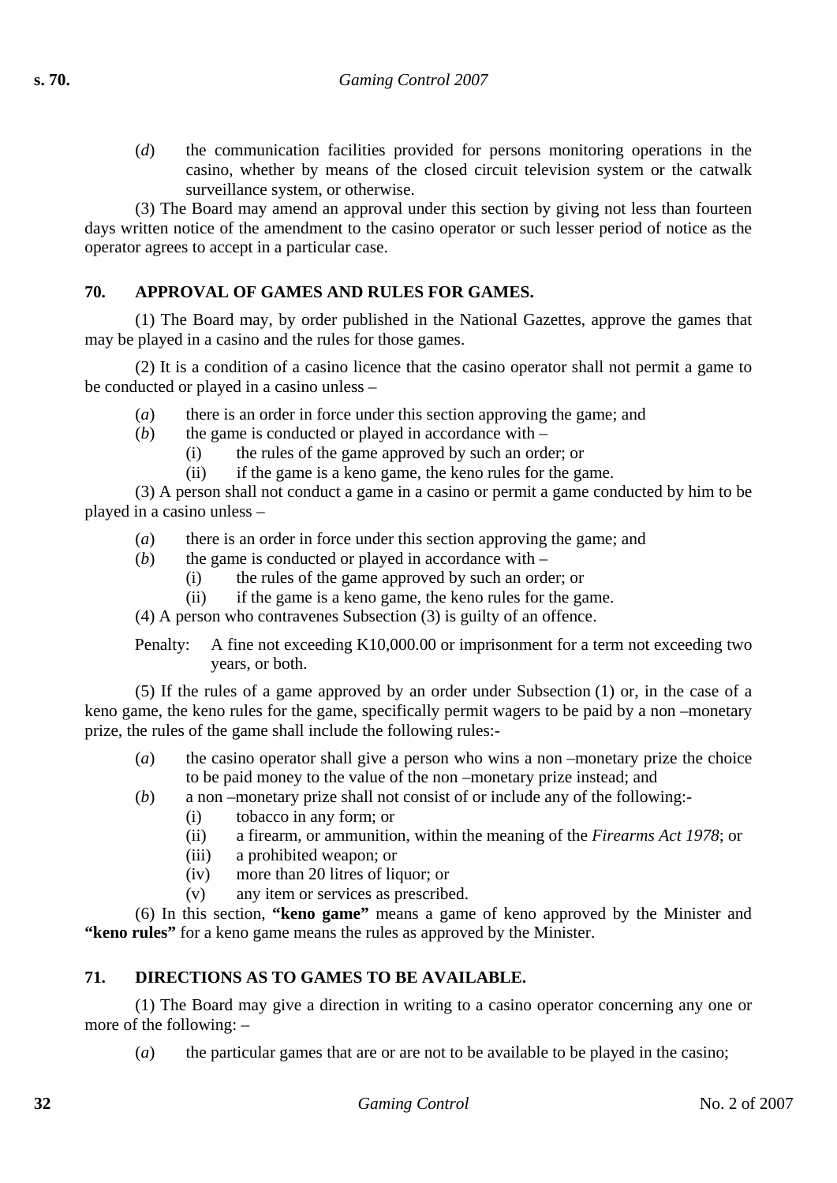(*d*) the communication facilities provided for persons monitoring operations in the casino, whether by means of the closed circuit television system or the catwalk surveillance system, or otherwise.

(3) The Board may amend an approval under this section by giving not less than fourteen days written notice of the amendment to the casino operator or such lesser period of notice as the operator agrees to accept in a particular case.

## 70. APPROVAL OF GAMES AND RULES FOR GAMES.

(1) The Board may, by order published in the National Gazettes, approve the games that may be played in a casino and the rules for those games.

(2) It is a condition of a casino licence that the casino operator shall not permit a game to be conducted or played in a casino unless –

- (*a*) there is an order in force under this section approving the game; and
- (*b*) the game is conducted or played in accordance with –
  - (i) the rules of the game approved by such an order; or
  - (ii) if the game is a keno game, the keno rules for the game.

(3) A person shall not conduct a game in a casino or permit a game conducted by him to be played in a casino unless –

- (*a*) there is an order in force under this section approving the game; and
- (*b*) the game is conducted or played in accordance with –
  - (i) the rules of the game approved by such an order; or
  - (ii) if the game is a keno game, the keno rules for the game.

(4) A person who contravenes Subsection (3) is guilty of an offence.

Penalty: A fine not exceeding K10,000.00 or imprisonment for a term not exceeding two years, or both.

(5) If the rules of a game approved by an order under Subsection (1) or, in the case of a keno game, the keno rules for the game, specifically permit wagers to be paid by a non –monetary prize, the rules of the game shall include the following rules:-

- (*a*) the casino operator shall give a person who wins a non –monetary prize the choice to be paid money to the value of the non –monetary prize instead; and
- (*b*) a non –monetary prize shall not consist of or include any of the following:-
  - (i) tobacco in any form; or
  - (ii) a firearm, or ammunition, within the meaning of the *Firearms Act 1978*; or
  - (iii) a prohibited weapon; or
  - (iv) more than 20 litres of liquor; or
  - (v) any item or services as prescribed.

(6) In this section, **"keno game"** means a game of keno approved by the Minister and **"keno rules"** for a keno game means the rules as approved by the Minister.

## 71. DIRECTIONS AS TO GAMES TO BE AVAILABLE.

(1) The Board may give a direction in writing to a casino operator concerning any one or more of the following: –

- (*a*) the particular games that are or are not to be available to be played in the casino;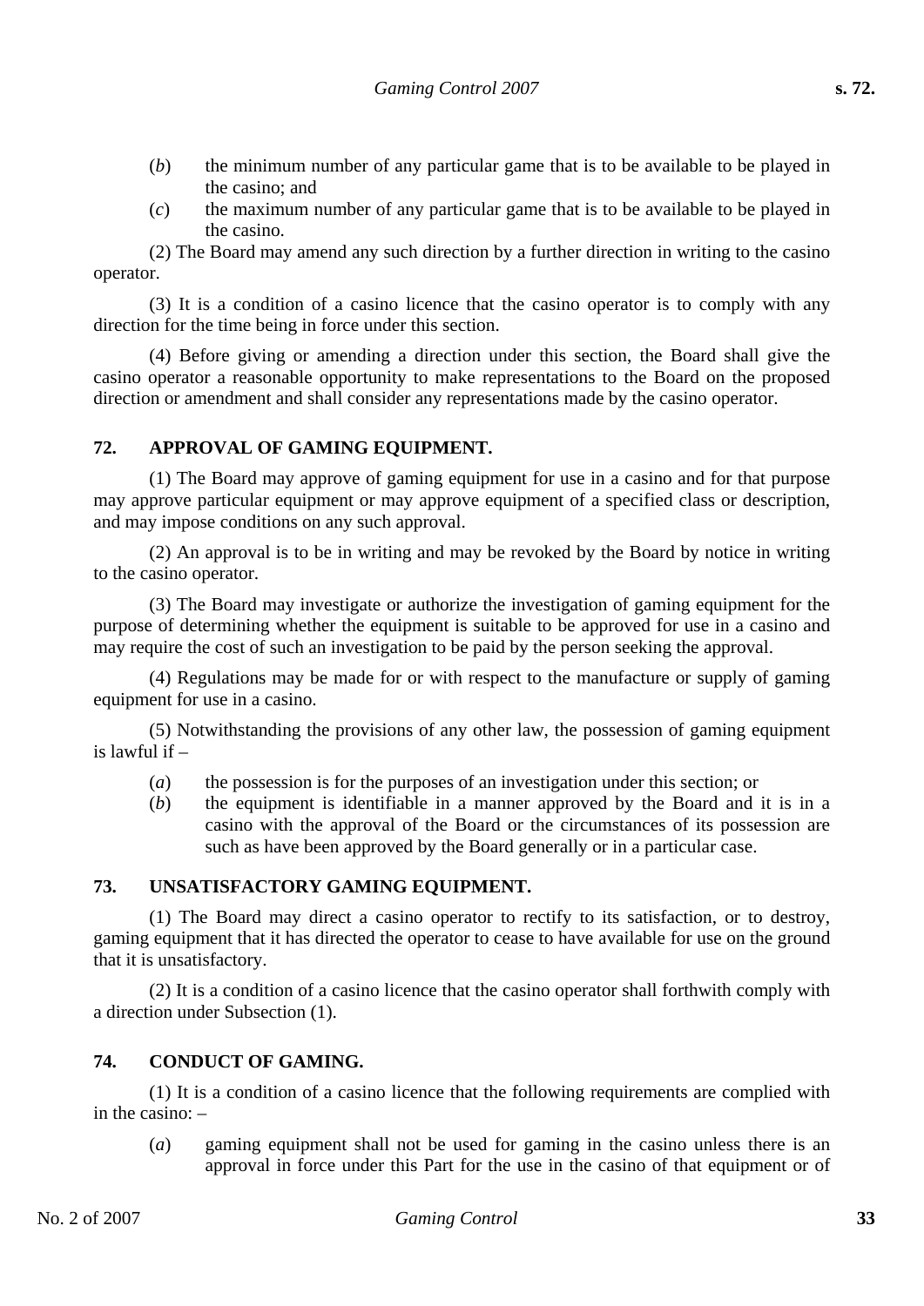(*b*) the minimum number of any particular game that is to be available to be played in the casino; and

(*c*) the maximum number of any particular game that is to be available to be played in the casino.

(2) The Board may amend any such direction by a further direction in writing to the casino operator.

(3) It is a condition of a casino licence that the casino operator is to comply with any direction for the time being in force under this section.

(4) Before giving or amending a direction under this section, the Board shall give the casino operator a reasonable opportunity to make representations to the Board on the proposed direction or amendment and shall consider any representations made by the casino operator.

### 72. APPROVAL OF GAMING EQUIPMENT.

(1) The Board may approve of gaming equipment for use in a casino and for that purpose may approve particular equipment or may approve equipment of a specified class or description, and may impose conditions on any such approval.

(2) An approval is to be in writing and may be revoked by the Board by notice in writing to the casino operator.

(3) The Board may investigate or authorize the investigation of gaming equipment for the purpose of determining whether the equipment is suitable to be approved for use in a casino and may require the cost of such an investigation to be paid by the person seeking the approval.

(4) Regulations may be made for or with respect to the manufacture or supply of gaming equipment for use in a casino.

(5) Notwithstanding the provisions of any other law, the possession of gaming equipment is lawful if –

(*a*) the possession is for the purposes of an investigation under this section; or

(*b*) the equipment is identifiable in a manner approved by the Board and it is in a casino with the approval of the Board or the circumstances of its possession are such as have been approved by the Board generally or in a particular case.

### 73. UNSATISFACTORY GAMING EQUIPMENT.

(1) The Board may direct a casino operator to rectify to its satisfaction, or to destroy, gaming equipment that it has directed the operator to cease to have available for use on the ground that it is unsatisfactory.

(2) It is a condition of a casino licence that the casino operator shall forthwith comply with a direction under Subsection (1).

### 74. CONDUCT OF GAMING.

(1) It is a condition of a casino licence that the following requirements are complied with in the casino: –

(*a*) gaming equipment shall not be used for gaming in the casino unless there is an approval in force under this Part for the use in the casino of that equipment or of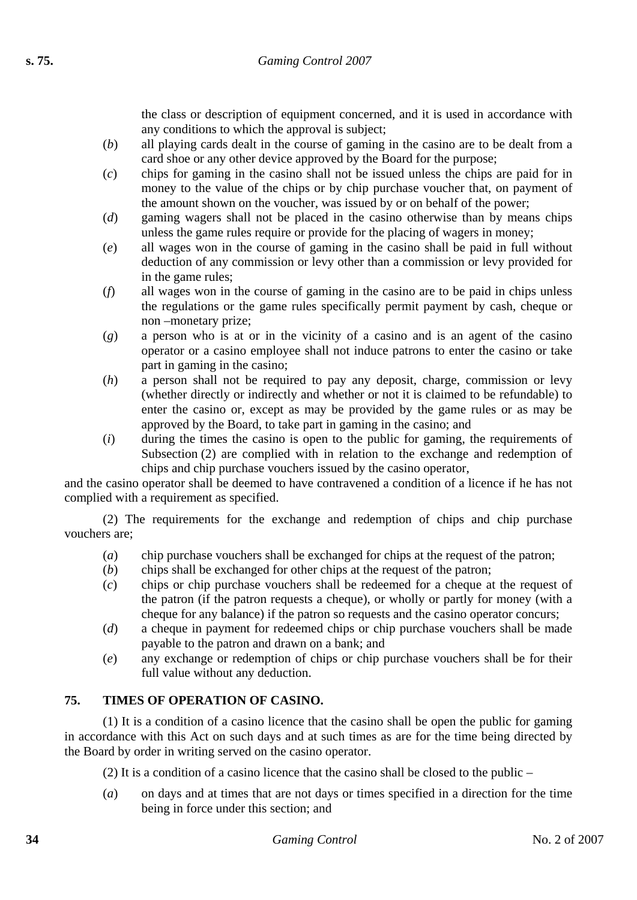the class or description of equipment concerned, and it is used in accordance with any conditions to which the approval is subject;

(*b*) all playing cards dealt in the course of gaming in the casino are to be dealt from a card shoe or any other device approved by the Board for the purpose;

(*c*) chips for gaming in the casino shall not be issued unless the chips are paid for in money to the value of the chips or by chip purchase voucher that, on payment of the amount shown on the voucher, was issued by or on behalf of the power;

(*d*) gaming wagers shall not be placed in the casino otherwise than by means chips unless the game rules require or provide for the placing of wagers in money;

(*e*) all wages won in the course of gaming in the casino shall be paid in full without deduction of any commission or levy other than a commission or levy provided for in the game rules;

(*f*) all wages won in the course of gaming in the casino are to be paid in chips unless the regulations or the game rules specifically permit payment by cash, cheque or non –monetary prize;

(*g*) a person who is at or in the vicinity of a casino and is an agent of the casino operator or a casino employee shall not induce patrons to enter the casino or take part in gaming in the casino;

(*h*) a person shall not be required to pay any deposit, charge, commission or levy (whether directly or indirectly and whether or not it is claimed to be refundable) to enter the casino or, except as may be provided by the game rules or as may be approved by the Board, to take part in gaming in the casino; and

(*i*) during the times the casino is open to the public for gaming, the requirements of Subsection (2) are complied with in relation to the exchange and redemption of chips and chip purchase vouchers issued by the casino operator,

and the casino operator shall be deemed to have contravened a condition of a licence if he has not complied with a requirement as specified.

(2) The requirements for the exchange and redemption of chips and chip purchase vouchers are;

(*a*) chip purchase vouchers shall be exchanged for chips at the request of the patron;

(*b*) chips shall be exchanged for other chips at the request of the patron;

(*c*) chips or chip purchase vouchers shall be redeemed for a cheque at the request of the patron (if the patron requests a cheque), or wholly or partly for money (with a cheque for any balance) if the patron so requests and the casino operator concurs;

(*d*) a cheque in payment for redeemed chips or chip purchase vouchers shall be made payable to the patron and drawn on a bank; and

(*e*) any exchange or redemption of chips or chip purchase vouchers shall be for their full value without any deduction.

## 75. TIMES OF OPERATION OF CASINO.

(1) It is a condition of a casino licence that the casino shall be open the public for gaming in accordance with this Act on such days and at such times as are for the time being directed by the Board by order in writing served on the casino operator.

(2) It is a condition of a casino licence that the casino shall be closed to the public –

(*a*) on days and at times that are not days or times specified in a direction for the time being in force under this section; and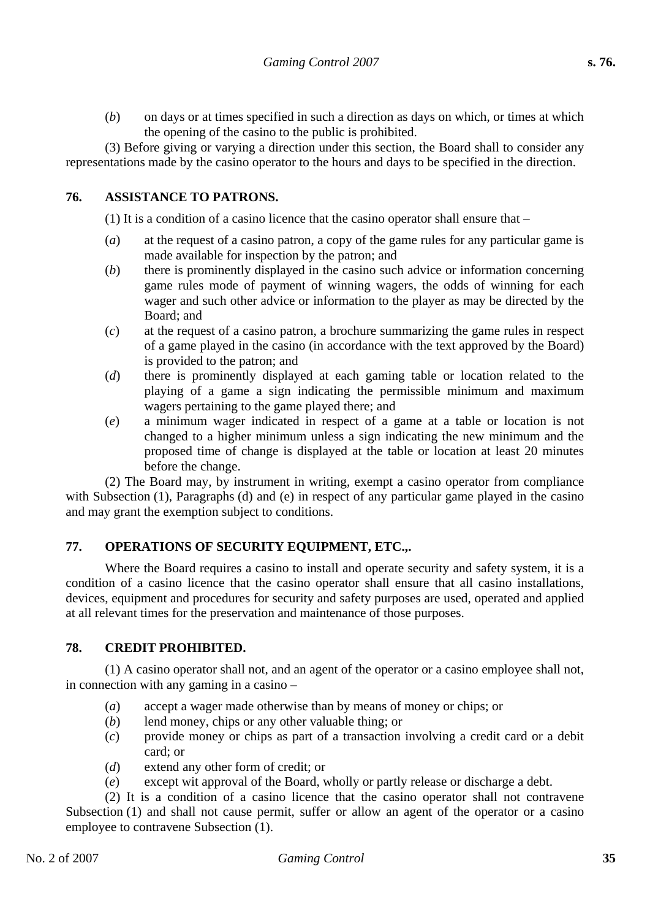(*b*) on days or at times specified in such a direction as days on which, or times at which the opening of the casino to the public is prohibited.

(3) Before giving or varying a direction under this section, the Board shall to consider any representations made by the casino operator to the hours and days to be specified in the direction.

### 76. ASSISTANCE TO PATRONS.

(1) It is a condition of a casino licence that the casino operator shall ensure that –

(*a*) at the request of a casino patron, a copy of the game rules for any particular game is made available for inspection by the patron; and

(*b*) there is prominently displayed in the casino such advice or information concerning game rules mode of payment of winning wagers, the odds of winning for each wager and such other advice or information to the player as may be directed by the Board; and

(*c*) at the request of a casino patron, a brochure summarizing the game rules in respect of a game played in the casino (in accordance with the text approved by the Board) is provided to the patron; and

(*d*) there is prominently displayed at each gaming table or location related to the playing of a game a sign indicating the permissible minimum and maximum wagers pertaining to the game played there; and

(*e*) a minimum wager indicated in respect of a game at a table or location is not changed to a higher minimum unless a sign indicating the new minimum and the proposed time of change is displayed at the table or location at least 20 minutes before the change.

(2) The Board may, by instrument in writing, exempt a casino operator from compliance with Subsection (1), Paragraphs (d) and (e) in respect of any particular game played in the casino and may grant the exemption subject to conditions.

### 77. OPERATIONS OF SECURITY EQUIPMENT, ETC.,.

Where the Board requires a casino to install and operate security and safety system, it is a condition of a casino licence that the casino operator shall ensure that all casino installations, devices, equipment and procedures for security and safety purposes are used, operated and applied at all relevant times for the preservation and maintenance of those purposes.

### 78. CREDIT PROHIBITED.

(1) A casino operator shall not, and an agent of the operator or a casino employee shall not, in connection with any gaming in a casino –

(*a*) accept a wager made otherwise than by means of money or chips; or

(*b*) lend money, chips or any other valuable thing; or

(*c*) provide money or chips as part of a transaction involving a credit card or a debit card; or

(*d*) extend any other form of credit; or

(*e*) except wit approval of the Board, wholly or partly release or discharge a debt.

(2) It is a condition of a casino licence that the casino operator shall not contravene Subsection (1) and shall not cause permit, suffer or allow an agent of the operator or a casino employee to contravene Subsection (1).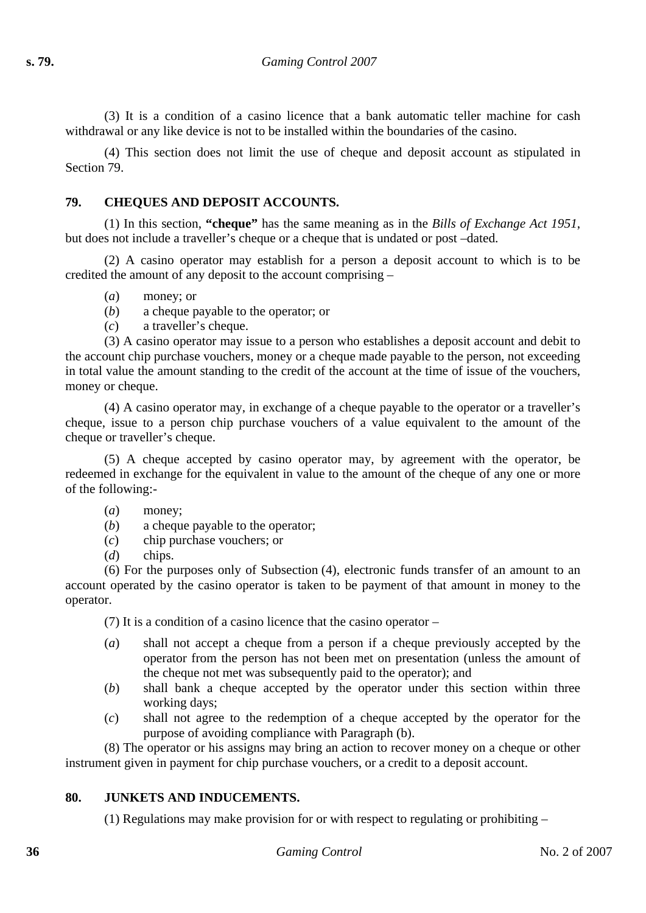(3) It is a condition of a casino licence that a bank automatic teller machine for cash withdrawal or any like device is not to be installed within the boundaries of the casino.

(4) This section does not limit the use of cheque and deposit account as stipulated in Section 79.

## 79. CHEQUES AND DEPOSIT ACCOUNTS.

(1) In this section, **"cheque"** has the same meaning as in the *Bills of Exchange Act 1951*, but does not include a traveller's cheque or a cheque that is undated or post –dated.

(2) A casino operator may establish for a person a deposit account to which is to be credited the amount of any deposit to the account comprising –

- (*a*) money; or
- (*b*) a cheque payable to the operator; or
- (*c*) a traveller's cheque.

(3) A casino operator may issue to a person who establishes a deposit account and debit to the account chip purchase vouchers, money or a cheque made payable to the person, not exceeding in total value the amount standing to the credit of the account at the time of issue of the vouchers, money or cheque.

(4) A casino operator may, in exchange of a cheque payable to the operator or a traveller's cheque, issue to a person chip purchase vouchers of a value equivalent to the amount of the cheque or traveller's cheque.

(5) A cheque accepted by casino operator may, by agreement with the operator, be redeemed in exchange for the equivalent in value to the amount of the cheque of any one or more of the following:-

- (*a*) money;
- (*b*) a cheque payable to the operator;
- (*c*) chip purchase vouchers; or
- (*d*) chips.

(6) For the purposes only of Subsection (4), electronic funds transfer of an amount to an account operated by the casino operator is taken to be payment of that amount in money to the operator.

(7) It is a condition of a casino licence that the casino operator –

- (*a*) shall not accept a cheque from a person if a cheque previously accepted by the operator from the person has not been met on presentation (unless the amount of the cheque not met was subsequently paid to the operator); and
- (*b*) shall bank a cheque accepted by the operator under this section within three working days;
- (*c*) shall not agree to the redemption of a cheque accepted by the operator for the purpose of avoiding compliance with Paragraph (b).

(8) The operator or his assigns may bring an action to recover money on a cheque or other instrument given in payment for chip purchase vouchers, or a credit to a deposit account.

## 80. JUNKETS AND INDUCEMENTS.

(1) Regulations may make provision for or with respect to regulating or prohibiting –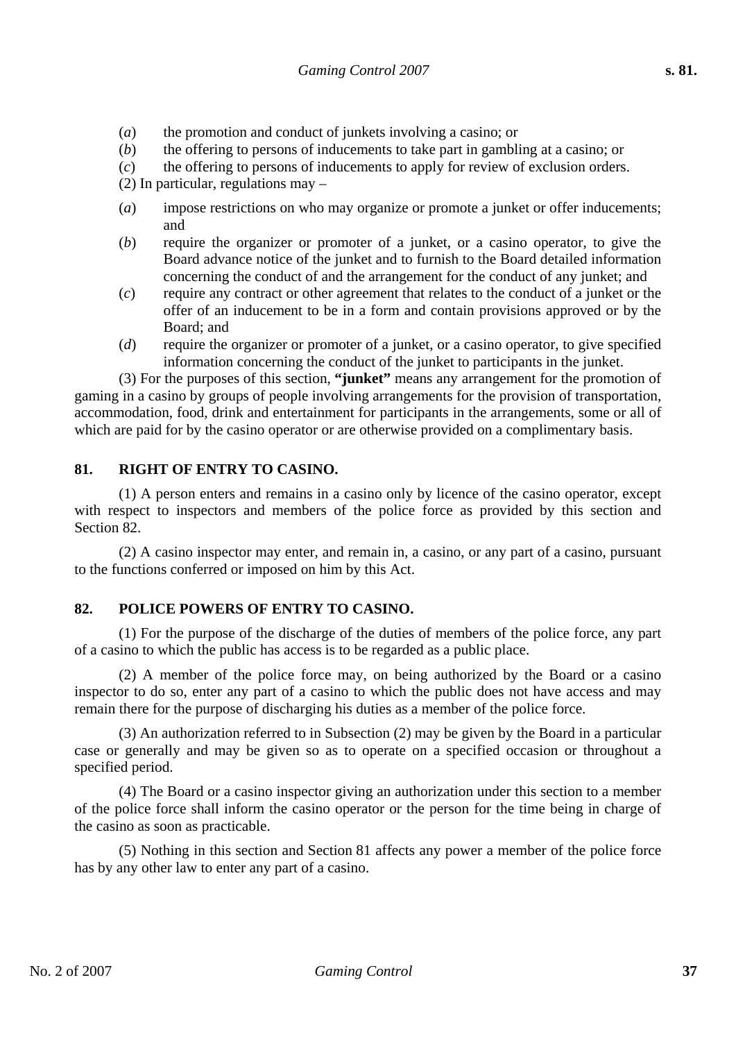(*a*) the promotion and conduct of junkets involving a casino; or

(*b*) the offering to persons of inducements to take part in gambling at a casino; or

(*c*) the offering to persons of inducements to apply for review of exclusion orders.

(2) In particular, regulations may –

(*a*) impose restrictions on who may organize or promote a junket or offer inducements; and

(*b*) require the organizer or promoter of a junket, or a casino operator, to give the Board advance notice of the junket and to furnish to the Board detailed information concerning the conduct of and the arrangement for the conduct of any junket; and

(*c*) require any contract or other agreement that relates to the conduct of a junket or the offer of an inducement to be in a form and contain provisions approved or by the Board; and

(*d*) require the organizer or promoter of a junket, or a casino operator, to give specified information concerning the conduct of the junket to participants in the junket.

(3) For the purposes of this section, **"junket"** means any arrangement for the promotion of gaming in a casino by groups of people involving arrangements for the provision of transportation, accommodation, food, drink and entertainment for participants in the arrangements, some or all of which are paid for by the casino operator or are otherwise provided on a complimentary basis.

## 81. RIGHT OF ENTRY TO CASINO.

(1) A person enters and remains in a casino only by licence of the casino operator, except with respect to inspectors and members of the police force as provided by this section and Section 82.

(2) A casino inspector may enter, and remain in, a casino, or any part of a casino, pursuant to the functions conferred or imposed on him by this Act.

## 82. POLICE POWERS OF ENTRY TO CASINO.

(1) For the purpose of the discharge of the duties of members of the police force, any part of a casino to which the public has access is to be regarded as a public place.

(2) A member of the police force may, on being authorized by the Board or a casino inspector to do so, enter any part of a casino to which the public does not have access and may remain there for the purpose of discharging his duties as a member of the police force.

(3) An authorization referred to in Subsection (2) may be given by the Board in a particular case or generally and may be given so as to operate on a specified occasion or throughout a specified period.

(4) The Board or a casino inspector giving an authorization under this section to a member of the police force shall inform the casino operator or the person for the time being in charge of the casino as soon as practicable.

(5) Nothing in this section and Section 81 affects any power a member of the police force has by any other law to enter any part of a casino.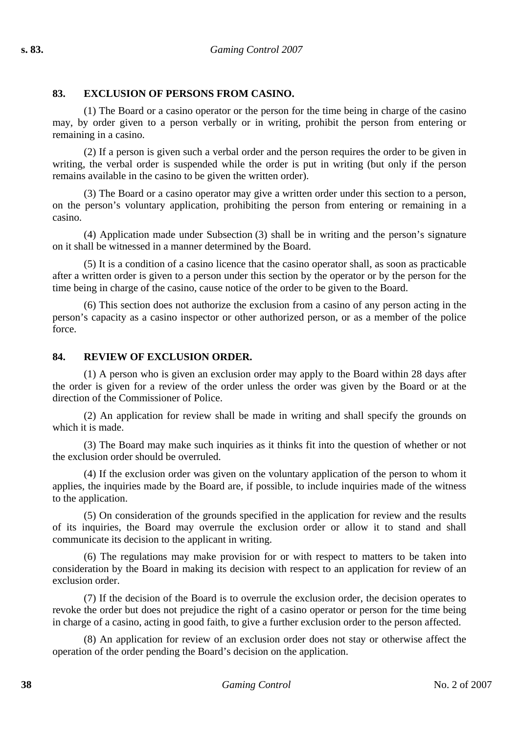## 83. EXCLUSION OF PERSONS FROM CASINO.

(1) The Board or a casino operator or the person for the time being in charge of the casino may, by order given to a person verbally or in writing, prohibit the person from entering or remaining in a casino.

(2) If a person is given such a verbal order and the person requires the order to be given in writing, the verbal order is suspended while the order is put in writing (but only if the person remains available in the casino to be given the written order).

(3) The Board or a casino operator may give a written order under this section to a person, on the person's voluntary application, prohibiting the person from entering or remaining in a casino.

(4) Application made under Subsection (3) shall be in writing and the person's signature on it shall be witnessed in a manner determined by the Board.

(5) It is a condition of a casino licence that the casino operator shall, as soon as practicable after a written order is given to a person under this section by the operator or by the person for the time being in charge of the casino, cause notice of the order to be given to the Board.

(6) This section does not authorize the exclusion from a casino of any person acting in the person's capacity as a casino inspector or other authorized person, or as a member of the police force.

## 84. REVIEW OF EXCLUSION ORDER.

(1) A person who is given an exclusion order may apply to the Board within 28 days after the order is given for a review of the order unless the order was given by the Board or at the direction of the Commissioner of Police.

(2) An application for review shall be made in writing and shall specify the grounds on which it is made.

(3) The Board may make such inquiries as it thinks fit into the question of whether or not the exclusion order should be overruled.

(4) If the exclusion order was given on the voluntary application of the person to whom it applies, the inquiries made by the Board are, if possible, to include inquiries made of the witness to the application.

(5) On consideration of the grounds specified in the application for review and the results of its inquiries, the Board may overrule the exclusion order or allow it to stand and shall communicate its decision to the applicant in writing.

(6) The regulations may make provision for or with respect to matters to be taken into consideration by the Board in making its decision with respect to an application for review of an exclusion order.

(7) If the decision of the Board is to overrule the exclusion order, the decision operates to revoke the order but does not prejudice the right of a casino operator or person for the time being in charge of a casino, acting in good faith, to give a further exclusion order to the person affected.

(8) An application for review of an exclusion order does not stay or otherwise affect the operation of the order pending the Board's decision on the application.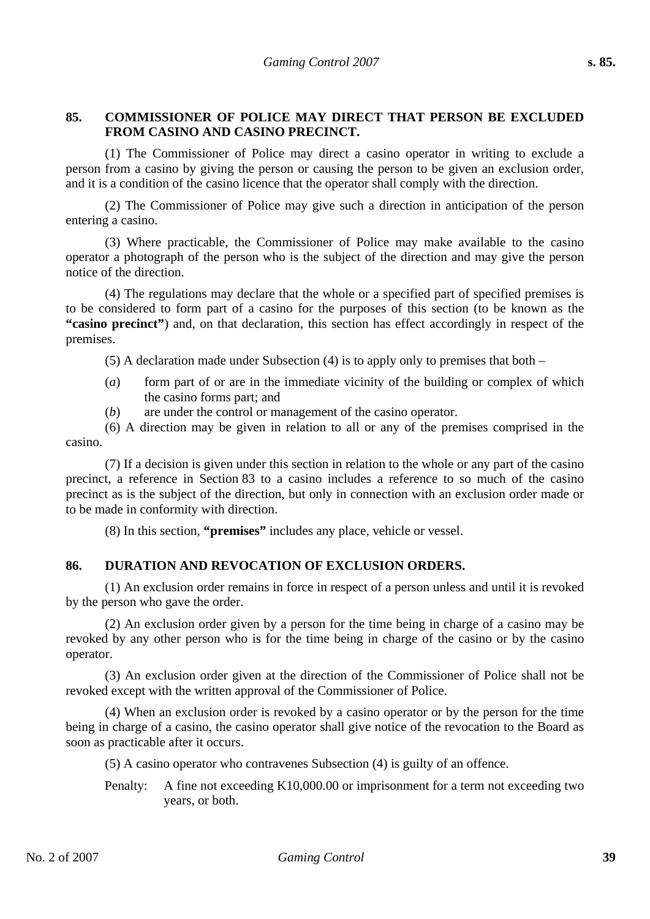### 85. COMMISSIONER OF POLICE MAY DIRECT THAT PERSON BE EXCLUDED FROM CASINO AND CASINO PRECINCT.

(1) The Commissioner of Police may direct a casino operator in writing to exclude a person from a casino by giving the person or causing the person to be given an exclusion order, and it is a condition of the casino licence that the operator shall comply with the direction.

(2) The Commissioner of Police may give such a direction in anticipation of the person entering a casino.

(3) Where practicable, the Commissioner of Police may make available to the casino operator a photograph of the person who is the subject of the direction and may give the person notice of the direction.

(4) The regulations may declare that the whole or a specified part of specified premises is to be considered to form part of a casino for the purposes of this section (to be known as the **"casino precinct"**) and, on that declaration, this section has effect accordingly in respect of the premises.

(5) A declaration made under Subsection (4) is to apply only to premises that both –

(*a*) form part of or are in the immediate vicinity of the building or complex of which the casino forms part; and

(*b*) are under the control or management of the casino operator.

(6) A direction may be given in relation to all or any of the premises comprised in the casino.

(7) If a decision is given under this section in relation to the whole or any part of the casino precinct, a reference in Section 83 to a casino includes a reference to so much of the casino precinct as is the subject of the direction, but only in connection with an exclusion order made or to be made in conformity with direction.

(8) In this section, **"premises"** includes any place, vehicle or vessel.

### 86. DURATION AND REVOCATION OF EXCLUSION ORDERS.

(1) An exclusion order remains in force in respect of a person unless and until it is revoked by the person who gave the order.

(2) An exclusion order given by a person for the time being in charge of a casino may be revoked by any other person who is for the time being in charge of the casino or by the casino operator.

(3) An exclusion order given at the direction of the Commissioner of Police shall not be revoked except with the written approval of the Commissioner of Police.

(4) When an exclusion order is revoked by a casino operator or by the person for the time being in charge of a casino, the casino operator shall give notice of the revocation to the Board as soon as practicable after it occurs.

(5) A casino operator who contravenes Subsection (4) is guilty of an offence.

Penalty: A fine not exceeding K10,000.00 or imprisonment for a term not exceeding two years, or both.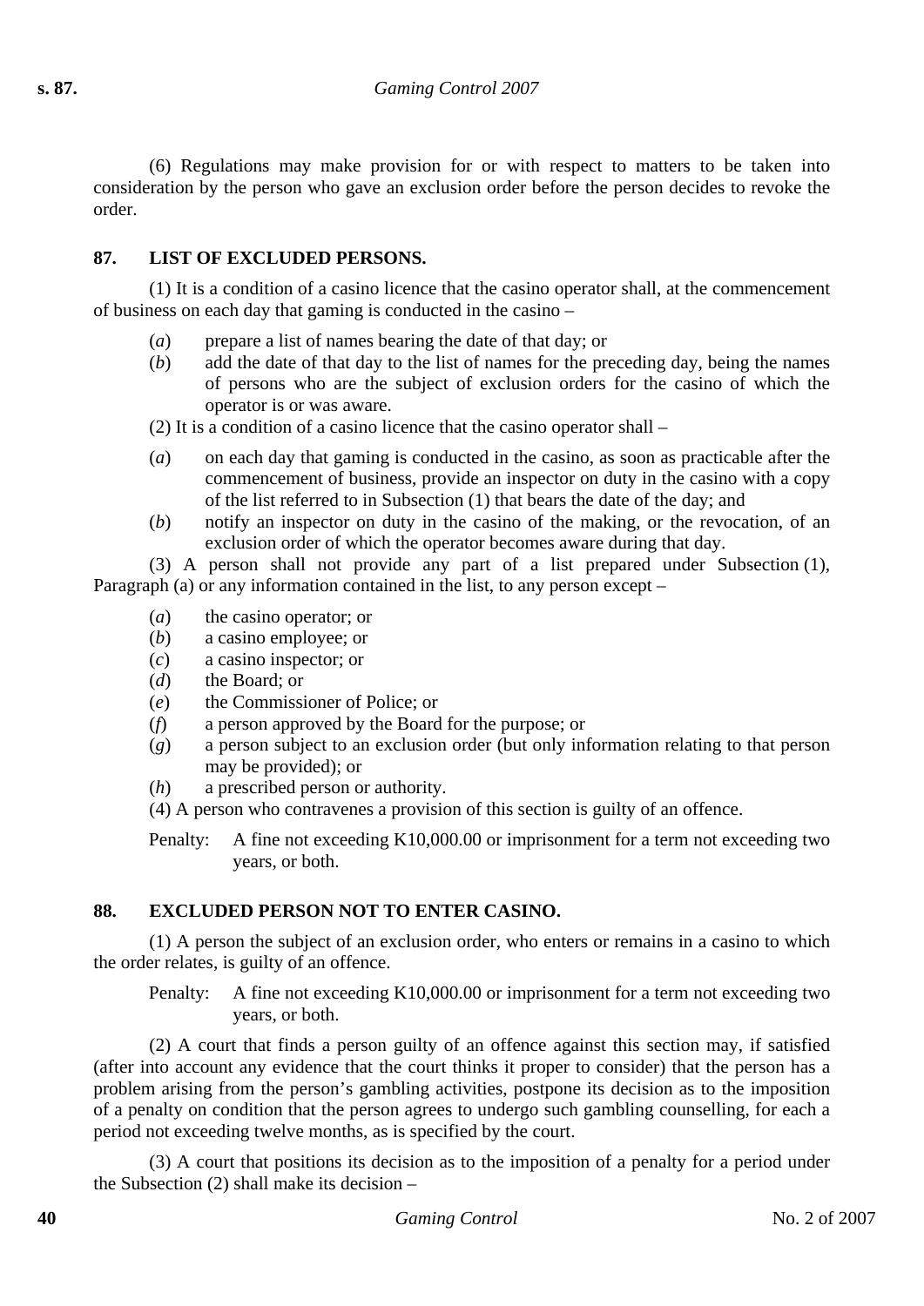(6) Regulations may make provision for or with respect to matters to be taken into consideration by the person who gave an exclusion order before the person decides to revoke the order.

### 87. LIST OF EXCLUDED PERSONS.

(1) It is a condition of a casino licence that the casino operator shall, at the commencement of business on each day that gaming is conducted in the casino –

- (*a*) prepare a list of names bearing the date of that day; or
- (*b*) add the date of that day to the list of names for the preceding day, being the names of persons who are the subject of exclusion orders for the casino of which the operator is or was aware.

(2) It is a condition of a casino licence that the casino operator shall –

- (*a*) on each day that gaming is conducted in the casino, as soon as practicable after the commencement of business, provide an inspector on duty in the casino with a copy of the list referred to in Subsection (1) that bears the date of the day; and
- (*b*) notify an inspector on duty in the casino of the making, or the revocation, of an exclusion order of which the operator becomes aware during that day.

(3) A person shall not provide any part of a list prepared under Subsection (1), Paragraph (a) or any information contained in the list, to any person except –

- (*a*) the casino operator; or
- (*b*) a casino employee; or
- (*c*) a casino inspector; or
- (*d*) the Board; or
- (*e*) the Commissioner of Police; or
- (*f*) a person approved by the Board for the purpose; or
- (*g*) a person subject to an exclusion order (but only information relating to that person may be provided); or
- (*h*) a prescribed person or authority.

(4) A person who contravenes a provision of this section is guilty of an offence.

Penalty: A fine not exceeding K10,000.00 or imprisonment for a term not exceeding two years, or both.

### 88. EXCLUDED PERSON NOT TO ENTER CASINO.

(1) A person the subject of an exclusion order, who enters or remains in a casino to which the order relates, is guilty of an offence.

Penalty: A fine not exceeding K10,000.00 or imprisonment for a term not exceeding two years, or both.

(2) A court that finds a person guilty of an offence against this section may, if satisfied (after into account any evidence that the court thinks it proper to consider) that the person has a problem arising from the person's gambling activities, postpone its decision as to the imposition of a penalty on condition that the person agrees to undergo such gambling counselling, for each a period not exceeding twelve months, as is specified by the court.

(3) A court that positions its decision as to the imposition of a penalty for a period under the Subsection (2) shall make its decision –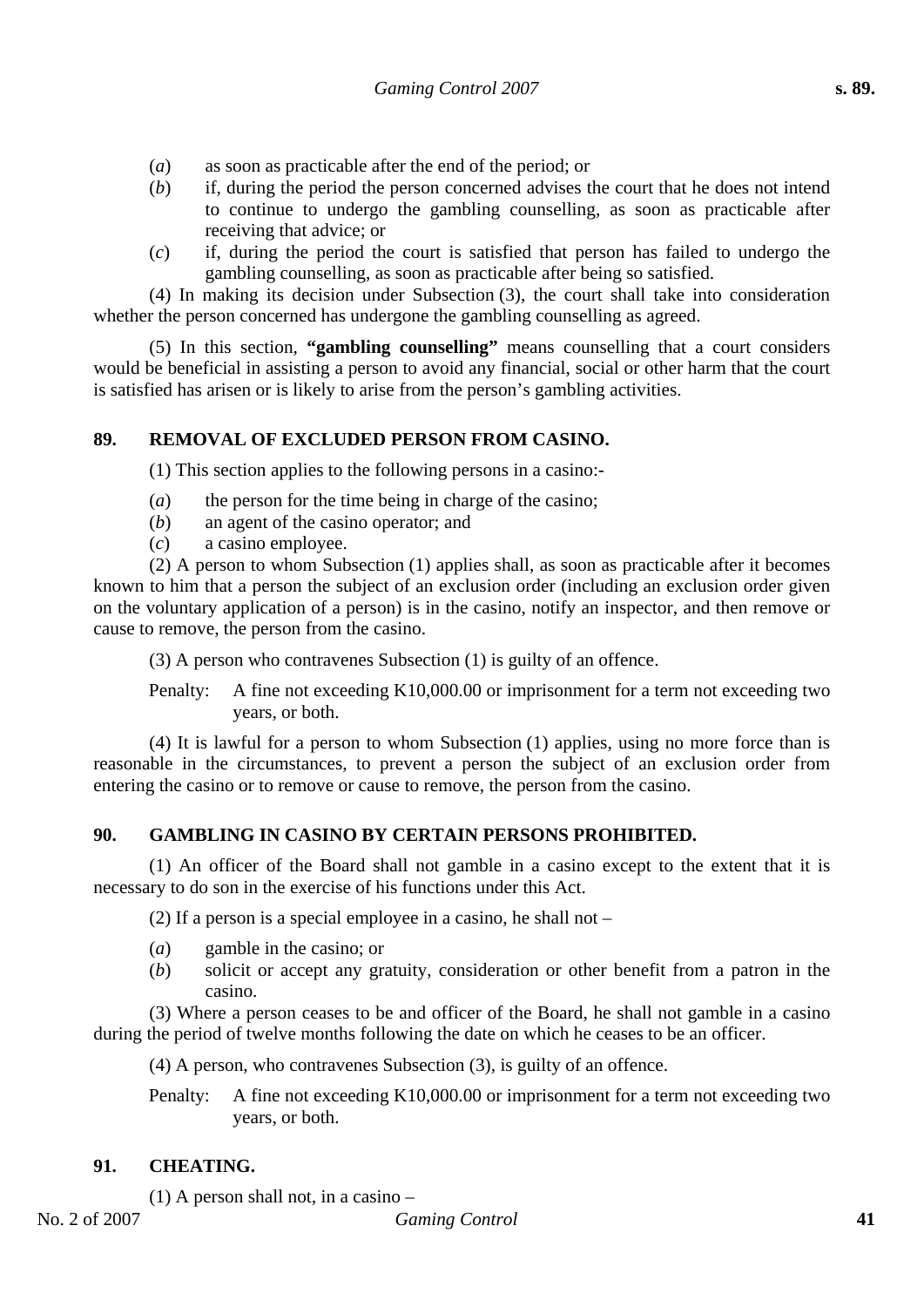(*a*) as soon as practicable after the end of the period; or

(*b*) if, during the period the person concerned advises the court that he does not intend to continue to undergo the gambling counselling, as soon as practicable after receiving that advice; or

(*c*) if, during the period the court is satisfied that person has failed to undergo the gambling counselling, as soon as practicable after being so satisfied.

(4) In making its decision under Subsection (3), the court shall take into consideration whether the person concerned has undergone the gambling counselling as agreed.

(5) In this section, **"gambling counselling"** means counselling that a court considers would be beneficial in assisting a person to avoid any financial, social or other harm that the court is satisfied has arisen or is likely to arise from the person's gambling activities.

## 89. REMOVAL OF EXCLUDED PERSON FROM CASINO.

(1) This section applies to the following persons in a casino:-

(*a*) the person for the time being in charge of the casino;

(*b*) an agent of the casino operator; and

(*c*) a casino employee.

(2) A person to whom Subsection (1) applies shall, as soon as practicable after it becomes known to him that a person the subject of an exclusion order (including an exclusion order given on the voluntary application of a person) is in the casino, notify an inspector, and then remove or cause to remove, the person from the casino.

(3) A person who contravenes Subsection (1) is guilty of an offence.

Penalty: A fine not exceeding K10,000.00 or imprisonment for a term not exceeding two years, or both.

(4) It is lawful for a person to whom Subsection (1) applies, using no more force than is reasonable in the circumstances, to prevent a person the subject of an exclusion order from entering the casino or to remove or cause to remove, the person from the casino.

## 90. GAMBLING IN CASINO BY CERTAIN PERSONS PROHIBITED.

(1) An officer of the Board shall not gamble in a casino except to the extent that it is necessary to do son in the exercise of his functions under this Act.

(2) If a person is a special employee in a casino, he shall not –

(*a*) gamble in the casino; or

(*b*) solicit or accept any gratuity, consideration or other benefit from a patron in the casino.

(3) Where a person ceases to be and officer of the Board, he shall not gamble in a casino during the period of twelve months following the date on which he ceases to be an officer.

(4) A person, who contravenes Subsection (3), is guilty of an offence.

Penalty: A fine not exceeding K10,000.00 or imprisonment for a term not exceeding two years, or both.

## 91. CHEATING.

(1) A person shall not, in a casino –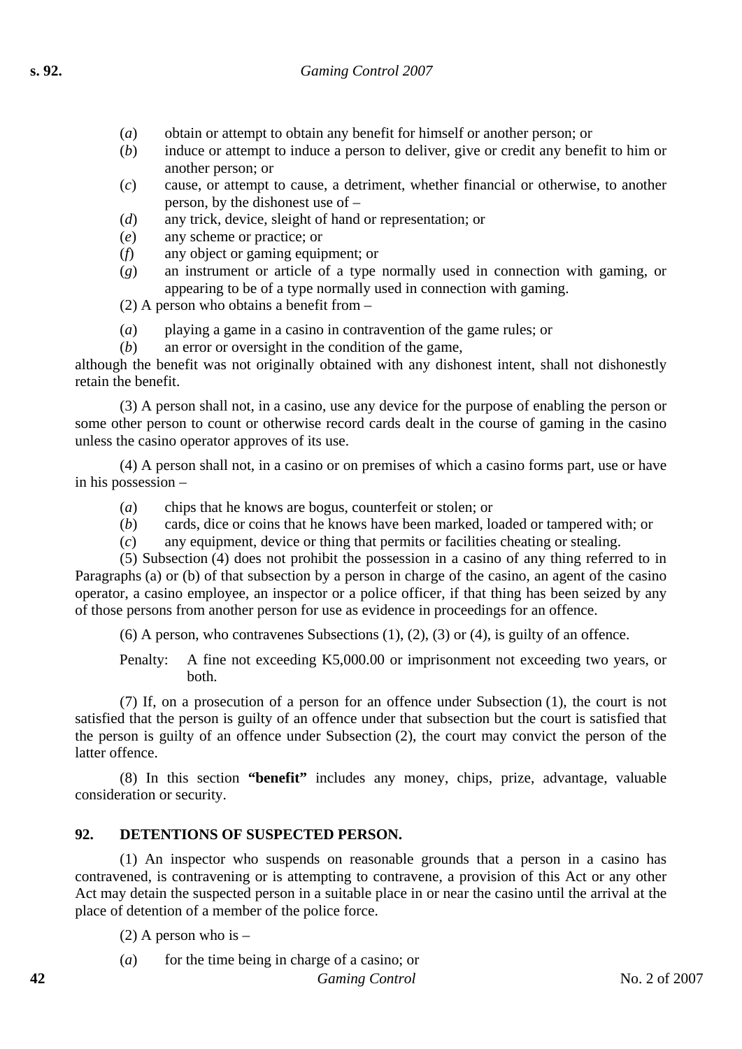(*a*) obtain or attempt to obtain any benefit for himself or another person; or

(*b*) induce or attempt to induce a person to deliver, give or credit any benefit to him or another person; or

(*c*) cause, or attempt to cause, a detriment, whether financial or otherwise, to another person, by the dishonest use of –

(*d*) any trick, device, sleight of hand or representation; or

(*e*) any scheme or practice; or

(*f*) any object or gaming equipment; or

(*g*) an instrument or article of a type normally used in connection with gaming, or appearing to be of a type normally used in connection with gaming.

(2) A person who obtains a benefit from –

(*a*) playing a game in a casino in contravention of the game rules; or

(*b*) an error or oversight in the condition of the game,

although the benefit was not originally obtained with any dishonest intent, shall not dishonestly retain the benefit.

(3) A person shall not, in a casino, use any device for the purpose of enabling the person or some other person to count or otherwise record cards dealt in the course of gaming in the casino unless the casino operator approves of its use.

(4) A person shall not, in a casino or on premises of which a casino forms part, use or have in his possession –

(*a*) chips that he knows are bogus, counterfeit or stolen; or

(*b*) cards, dice or coins that he knows have been marked, loaded or tampered with; or

(*c*) any equipment, device or thing that permits or facilities cheating or stealing.

(5) Subsection (4) does not prohibit the possession in a casino of any thing referred to in Paragraphs (a) or (b) of that subsection by a person in charge of the casino, an agent of the casino operator, a casino employee, an inspector or a police officer, if that thing has been seized by any of those persons from another person for use as evidence in proceedings for an offence.

(6) A person, who contravenes Subsections (1), (2), (3) or (4), is guilty of an offence.

Penalty: A fine not exceeding K5,000.00 or imprisonment not exceeding two years, or both.

(7) If, on a prosecution of a person for an offence under Subsection (1), the court is not satisfied that the person is guilty of an offence under that subsection but the court is satisfied that the person is guilty of an offence under Subsection (2), the court may convict the person of the latter offence.

(8) In this section **"benefit"** includes any money, chips, prize, advantage, valuable consideration or security.

## 92. DETENTIONS OF SUSPECTED PERSON.

(1) An inspector who suspends on reasonable grounds that a person in a casino has contravened, is contravening or is attempting to contravene, a provision of this Act or any other Act may detain the suspected person in a suitable place in or near the casino until the arrival at the place of detention of a member of the police force.

(2) A person who is –

(*a*) for the time being in charge of a casino; or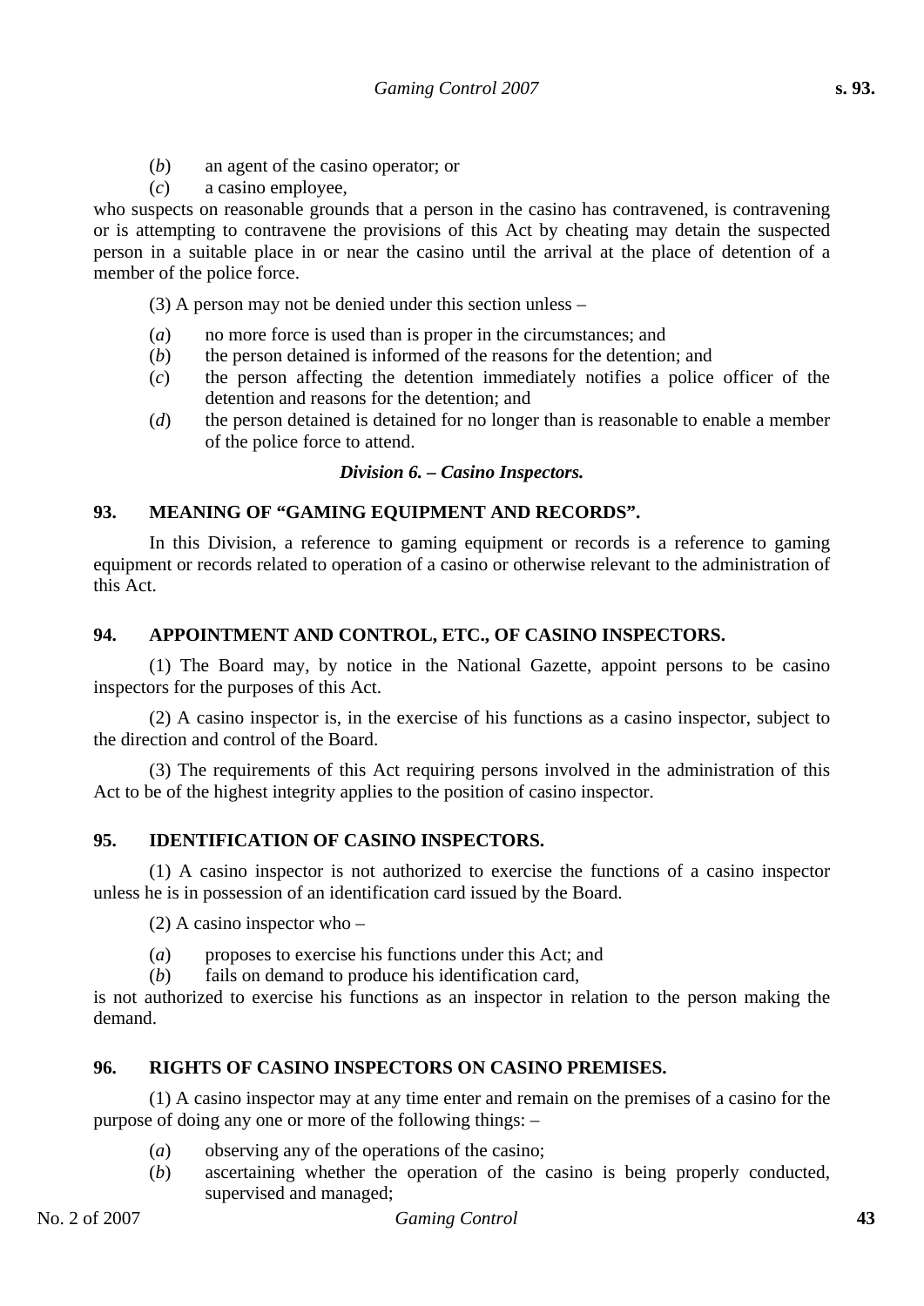(*b*) an agent of the casino operator; or

(*c*) a casino employee,

who suspects on reasonable grounds that a person in the casino has contravened, is contravening or is attempting to contravene the provisions of this Act by cheating may detain the suspected person in a suitable place in or near the casino until the arrival at the place of detention of a member of the police force.

(3) A person may not be denied under this section unless –

(*a*) no more force is used than is proper in the circumstances; and

(*b*) the person detained is informed of the reasons for the detention; and

(*c*) the person affecting the detention immediately notifies a police officer of the detention and reasons for the detention; and

(*d*) the person detained is detained for no longer than is reasonable to enable a member of the police force to attend.

***Division 6. – Casino Inspectors.***

**93. MEANING OF "GAMING EQUIPMENT AND RECORDS".**

In this Division, a reference to gaming equipment or records is a reference to gaming equipment or records related to operation of a casino or otherwise relevant to the administration of this Act.

**94. APPOINTMENT AND CONTROL, ETC., OF CASINO INSPECTORS.**

(1) The Board may, by notice in the National Gazette, appoint persons to be casino inspectors for the purposes of this Act.

(2) A casino inspector is, in the exercise of his functions as a casino inspector, subject to the direction and control of the Board.

(3) The requirements of this Act requiring persons involved in the administration of this Act to be of the highest integrity applies to the position of casino inspector.

**95. IDENTIFICATION OF CASINO INSPECTORS.**

(1) A casino inspector is not authorized to exercise the functions of a casino inspector unless he is in possession of an identification card issued by the Board.

(2) A casino inspector who –

(*a*) proposes to exercise his functions under this Act; and

(*b*) fails on demand to produce his identification card,

is not authorized to exercise his functions as an inspector in relation to the person making the demand.

**96. RIGHTS OF CASINO INSPECTORS ON CASINO PREMISES.**

(1) A casino inspector may at any time enter and remain on the premises of a casino for the purpose of doing any one or more of the following things: –

(*a*) observing any of the operations of the casino;

(*b*) ascertaining whether the operation of the casino is being properly conducted, supervised and managed;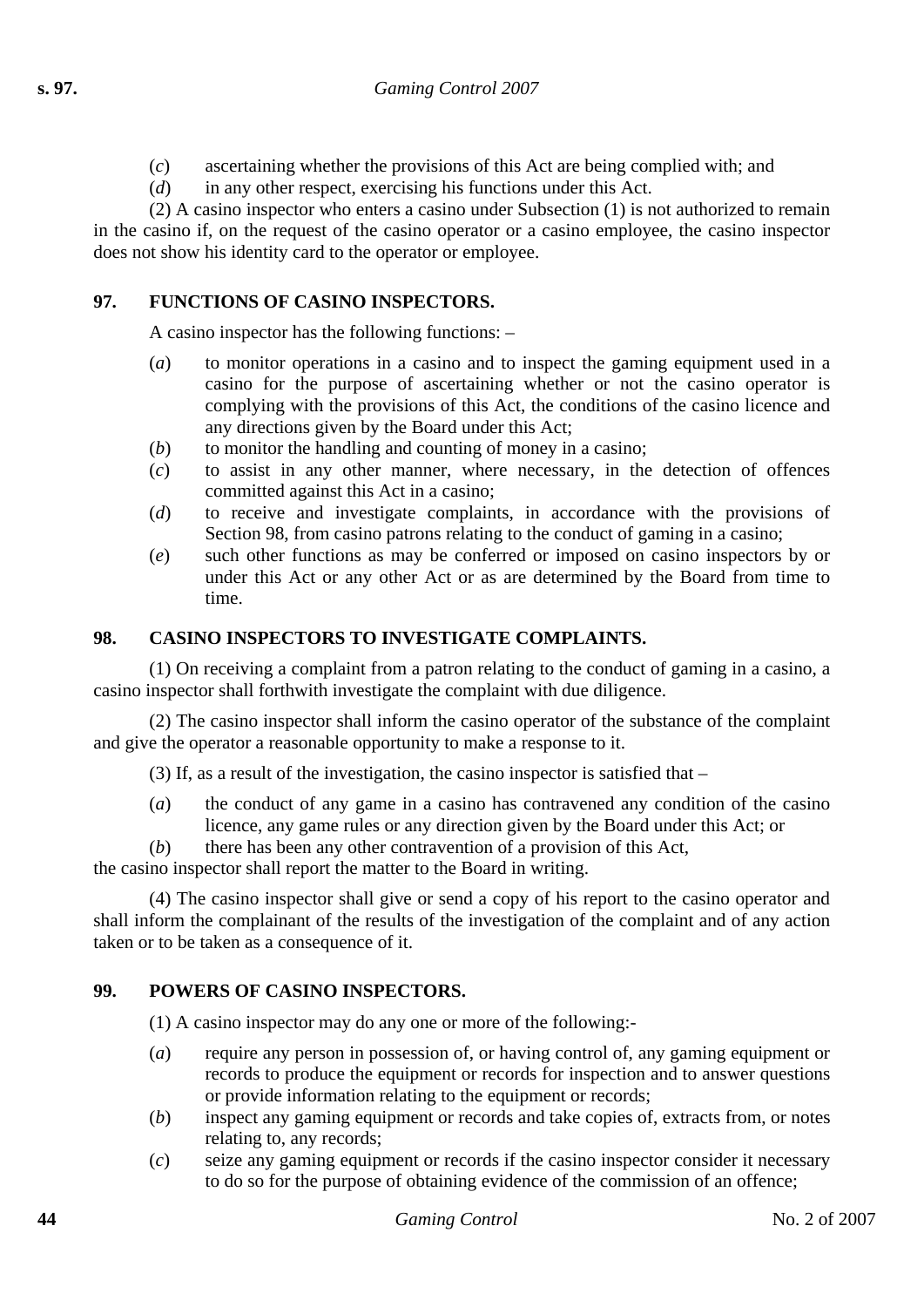(*c*) ascertaining whether the provisions of this Act are being complied with; and

(*d*) in any other respect, exercising his functions under this Act.

(2) A casino inspector who enters a casino under Subsection (1) is not authorized to remain in the casino if, on the request of the casino operator or a casino employee, the casino inspector does not show his identity card to the operator or employee.

### 97. FUNCTIONS OF CASINO INSPECTORS.

A casino inspector has the following functions: –

(*a*) to monitor operations in a casino and to inspect the gaming equipment used in a casino for the purpose of ascertaining whether or not the casino operator is complying with the provisions of this Act, the conditions of the casino licence and any directions given by the Board under this Act;

(*b*) to monitor the handling and counting of money in a casino;

(*c*) to assist in any other manner, where necessary, in the detection of offences committed against this Act in a casino;

(*d*) to receive and investigate complaints, in accordance with the provisions of Section 98, from casino patrons relating to the conduct of gaming in a casino;

(*e*) such other functions as may be conferred or imposed on casino inspectors by or under this Act or any other Act or as are determined by the Board from time to time.

### 98. CASINO INSPECTORS TO INVESTIGATE COMPLAINTS.

(1) On receiving a complaint from a patron relating to the conduct of gaming in a casino, a casino inspector shall forthwith investigate the complaint with due diligence.

(2) The casino inspector shall inform the casino operator of the substance of the complaint and give the operator a reasonable opportunity to make a response to it.

(3) If, as a result of the investigation, the casino inspector is satisfied that –

(*a*) the conduct of any game in a casino has contravened any condition of the casino licence, any game rules or any direction given by the Board under this Act; or

(*b*) there has been any other contravention of a provision of this Act,

the casino inspector shall report the matter to the Board in writing.

(4) The casino inspector shall give or send a copy of his report to the casino operator and shall inform the complainant of the results of the investigation of the complaint and of any action taken or to be taken as a consequence of it.

### 99. POWERS OF CASINO INSPECTORS.

(1) A casino inspector may do any one or more of the following:-

(*a*) require any person in possession of, or having control of, any gaming equipment or records to produce the equipment or records for inspection and to answer questions or provide information relating to the equipment or records;

(*b*) inspect any gaming equipment or records and take copies of, extracts from, or notes relating to, any records;

(*c*) seize any gaming equipment or records if the casino inspector consider it necessary to do so for the purpose of obtaining evidence of the commission of an offence;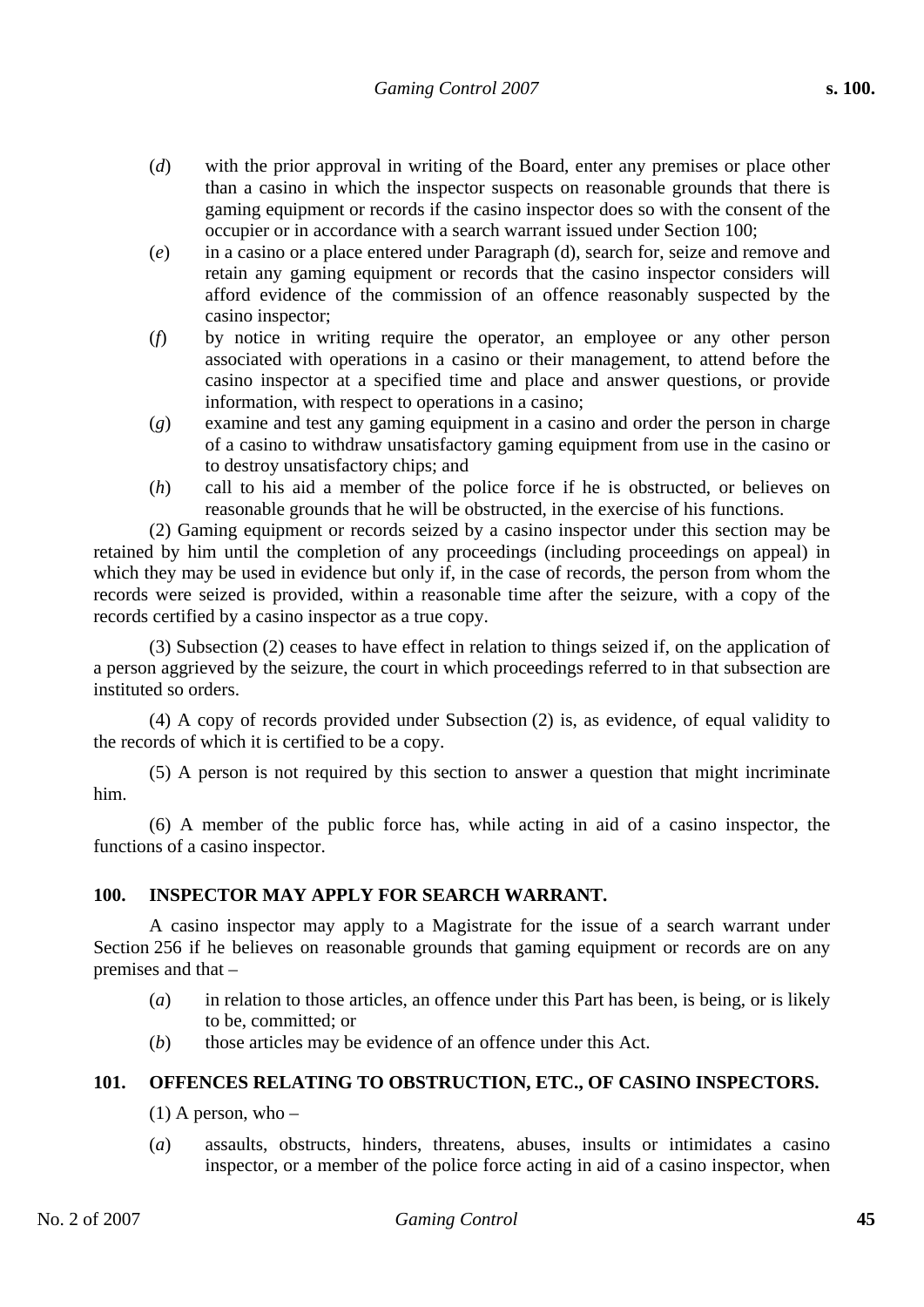(*d*) with the prior approval in writing of the Board, enter any premises or place other than a casino in which the inspector suspects on reasonable grounds that there is gaming equipment or records if the casino inspector does so with the consent of the occupier or in accordance with a search warrant issued under Section 100;

(*e*) in a casino or a place entered under Paragraph (d), search for, seize and remove and retain any gaming equipment or records that the casino inspector considers will afford evidence of the commission of an offence reasonably suspected by the casino inspector;

(*f*) by notice in writing require the operator, an employee or any other person associated with operations in a casino or their management, to attend before the casino inspector at a specified time and place and answer questions, or provide information, with respect to operations in a casino;

(*g*) examine and test any gaming equipment in a casino and order the person in charge of a casino to withdraw unsatisfactory gaming equipment from use in the casino or to destroy unsatisfactory chips; and

(*h*) call to his aid a member of the police force if he is obstructed, or believes on reasonable grounds that he will be obstructed, in the exercise of his functions.

(2) Gaming equipment or records seized by a casino inspector under this section may be retained by him until the completion of any proceedings (including proceedings on appeal) in which they may be used in evidence but only if, in the case of records, the person from whom the records were seized is provided, within a reasonable time after the seizure, with a copy of the records certified by a casino inspector as a true copy.

(3) Subsection (2) ceases to have effect in relation to things seized if, on the application of a person aggrieved by the seizure, the court in which proceedings referred to in that subsection are instituted so orders.

(4) A copy of records provided under Subsection (2) is, as evidence, of equal validity to the records of which it is certified to be a copy.

(5) A person is not required by this section to answer a question that might incriminate him.

(6) A member of the public force has, while acting in aid of a casino inspector, the functions of a casino inspector.

**100. INSPECTOR MAY APPLY FOR SEARCH WARRANT.**

A casino inspector may apply to a Magistrate for the issue of a search warrant under Section 256 if he believes on reasonable grounds that gaming equipment or records are on any premises and that –

(*a*) in relation to those articles, an offence under this Part has been, is being, or is likely to be, committed; or

(*b*) those articles may be evidence of an offence under this Act.

**101. OFFENCES RELATING TO OBSTRUCTION, ETC., OF CASINO INSPECTORS.**

(1) A person, who –

(*a*) assaults, obstructs, hinders, threatens, abuses, insults or intimidates a casino inspector, or a member of the police force acting in aid of a casino inspector, when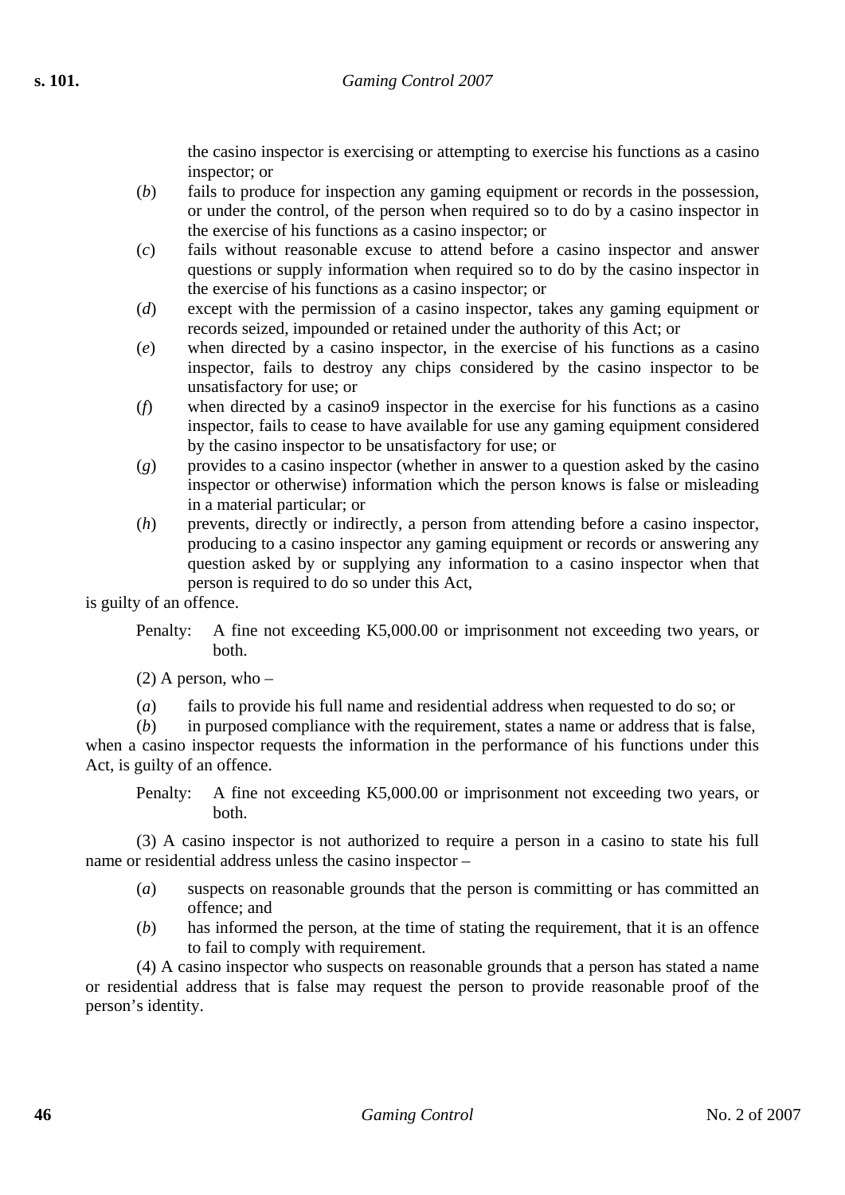the casino inspector is exercising or attempting to exercise his functions as a casino inspector; or

(*b*) fails to produce for inspection any gaming equipment or records in the possession, or under the control, of the person when required so to do by a casino inspector in the exercise of his functions as a casino inspector; or

(*c*) fails without reasonable excuse to attend before a casino inspector and answer questions or supply information when required so to do by the casino inspector in the exercise of his functions as a casino inspector; or

(*d*) except with the permission of a casino inspector, takes any gaming equipment or records seized, impounded or retained under the authority of this Act; or

(*e*) when directed by a casino inspector, in the exercise of his functions as a casino inspector, fails to destroy any chips considered by the casino inspector to be unsatisfactory for use; or

(*f*) when directed by a casino9 inspector in the exercise for his functions as a casino inspector, fails to cease to have available for use any gaming equipment considered by the casino inspector to be unsatisfactory for use; or

(*g*) provides to a casino inspector (whether in answer to a question asked by the casino inspector or otherwise) information which the person knows is false or misleading in a material particular; or

(*h*) prevents, directly or indirectly, a person from attending before a casino inspector, producing to a casino inspector any gaming equipment or records or answering any question asked by or supplying any information to a casino inspector when that person is required to do so under this Act,

is guilty of an offence.

Penalty: A fine not exceeding K5,000.00 or imprisonment not exceeding two years, or both.

(2) A person, who –

(*a*) fails to provide his full name and residential address when requested to do so; or

(*b*) in purposed compliance with the requirement, states a name or address that is false,

when a casino inspector requests the information in the performance of his functions under this Act, is guilty of an offence.

Penalty: A fine not exceeding K5,000.00 or imprisonment not exceeding two years, or both.

(3) A casino inspector is not authorized to require a person in a casino to state his full name or residential address unless the casino inspector –

(*a*) suspects on reasonable grounds that the person is committing or has committed an offence; and

(*b*) has informed the person, at the time of stating the requirement, that it is an offence to fail to comply with requirement.

(4) A casino inspector who suspects on reasonable grounds that a person has stated a name or residential address that is false may request the person to provide reasonable proof of the person's identity.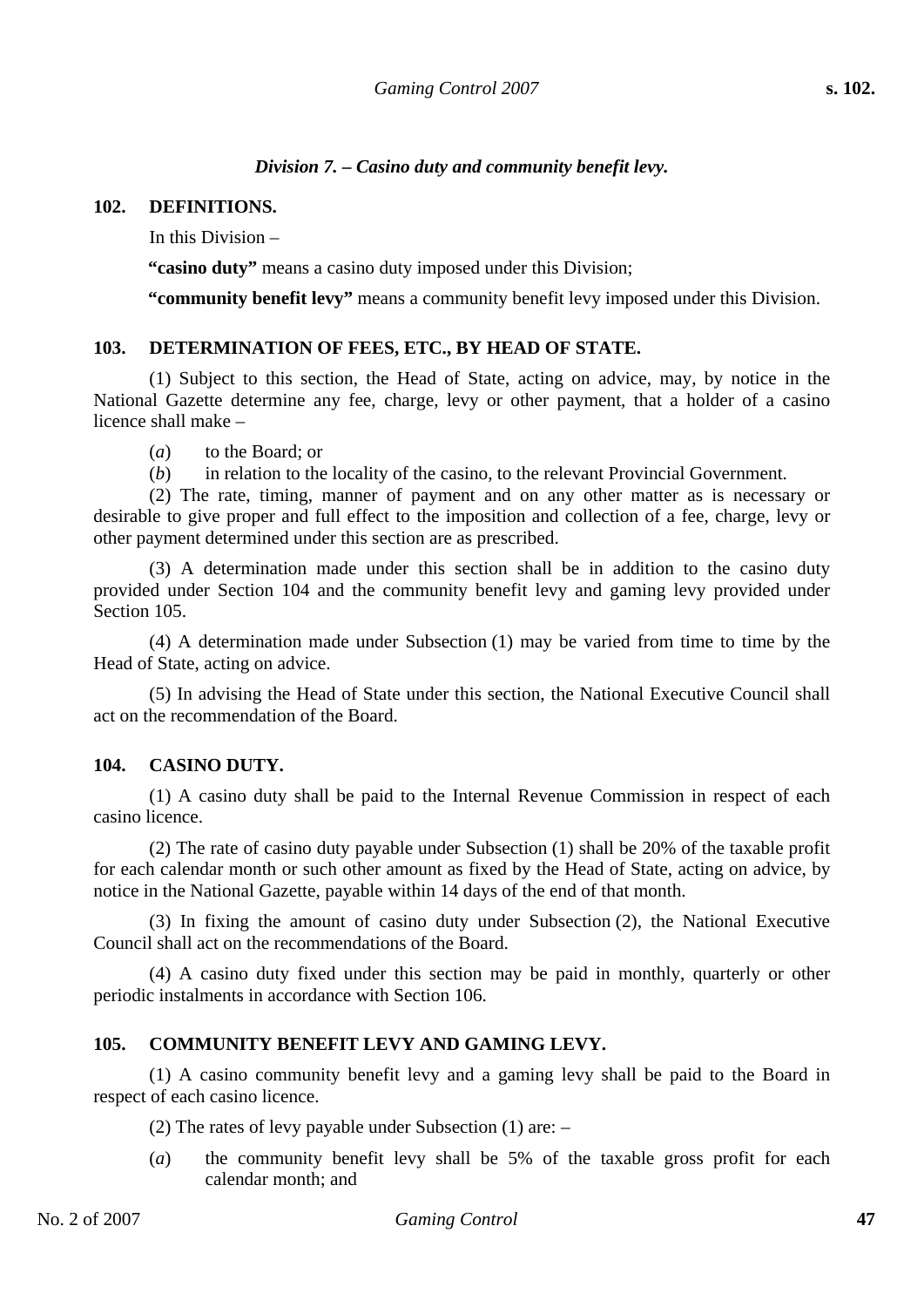### *Division 7. – Casino duty and community benefit levy.*

**102. DEFINITIONS.**

In this Division –

**"casino duty"** means a casino duty imposed under this Division;

**"community benefit levy"** means a community benefit levy imposed under this Division.

**103. DETERMINATION OF FEES, ETC., BY HEAD OF STATE.**

(1) Subject to this section, the Head of State, acting on advice, may, by notice in the National Gazette determine any fee, charge, levy or other payment, that a holder of a casino licence shall make –

(*a*) to the Board; or

(*b*) in relation to the locality of the casino, to the relevant Provincial Government.

(2) The rate, timing, manner of payment and on any other matter as is necessary or desirable to give proper and full effect to the imposition and collection of a fee, charge, levy or other payment determined under this section are as prescribed.

(3) A determination made under this section shall be in addition to the casino duty provided under Section 104 and the community benefit levy and gaming levy provided under Section 105.

(4) A determination made under Subsection (1) may be varied from time to time by the Head of State, acting on advice.

(5) In advising the Head of State under this section, the National Executive Council shall act on the recommendation of the Board.

**104. CASINO DUTY.**

(1) A casino duty shall be paid to the Internal Revenue Commission in respect of each casino licence.

(2) The rate of casino duty payable under Subsection (1) shall be 20% of the taxable profit for each calendar month or such other amount as fixed by the Head of State, acting on advice, by notice in the National Gazette, payable within 14 days of the end of that month.

(3) In fixing the amount of casino duty under Subsection (2), the National Executive Council shall act on the recommendations of the Board.

(4) A casino duty fixed under this section may be paid in monthly, quarterly or other periodic instalments in accordance with Section 106.

**105. COMMUNITY BENEFIT LEVY AND GAMING LEVY.**

(1) A casino community benefit levy and a gaming levy shall be paid to the Board in respect of each casino licence.

(2) The rates of levy payable under Subsection (1) are: –

(*a*) the community benefit levy shall be 5% of the taxable gross profit for each calendar month; and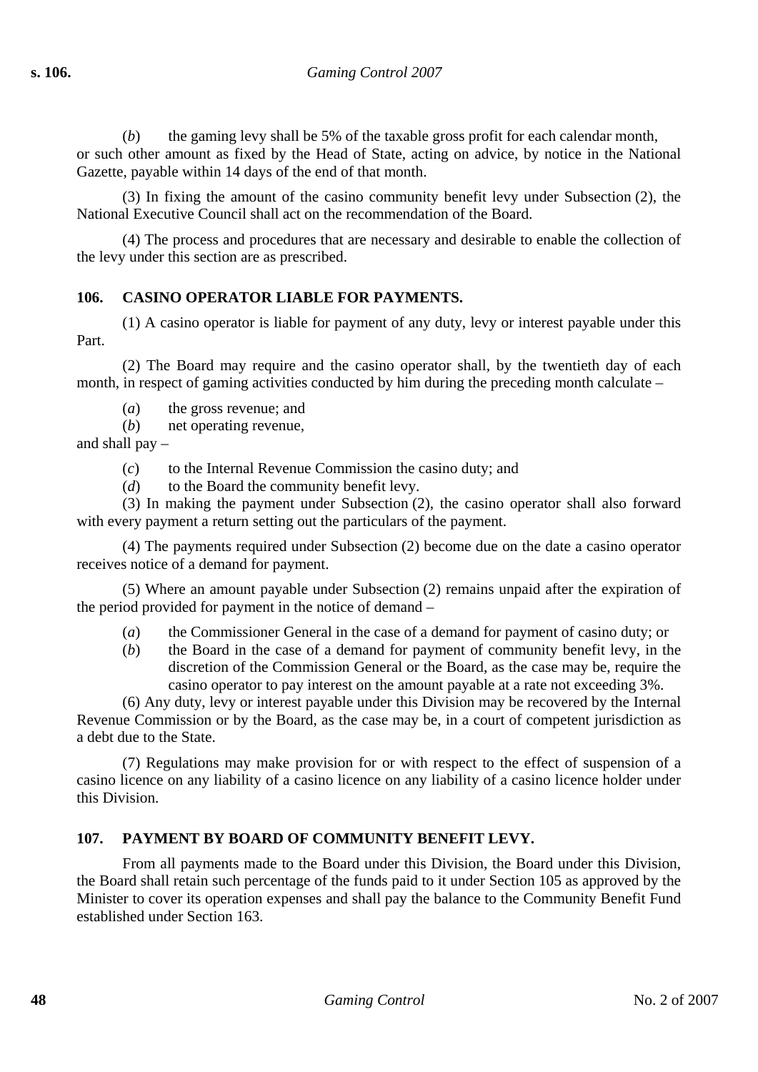(*b*) the gaming levy shall be 5% of the taxable gross profit for each calendar month, or such other amount as fixed by the Head of State, acting on advice, by notice in the National Gazette, payable within 14 days of the end of that month.

(3) In fixing the amount of the casino community benefit levy under Subsection (2), the National Executive Council shall act on the recommendation of the Board.

(4) The process and procedures that are necessary and desirable to enable the collection of the levy under this section are as prescribed.

### 106. CASINO OPERATOR LIABLE FOR PAYMENTS.

(1) A casino operator is liable for payment of any duty, levy or interest payable under this Part.

(2) The Board may require and the casino operator shall, by the twentieth day of each month, in respect of gaming activities conducted by him during the preceding month calculate –

(*a*) the gross revenue; and

(*b*) net operating revenue,

and shall pay –

(*c*) to the Internal Revenue Commission the casino duty; and

(*d*) to the Board the community benefit levy.

(3) In making the payment under Subsection (2), the casino operator shall also forward with every payment a return setting out the particulars of the payment.

(4) The payments required under Subsection (2) become due on the date a casino operator receives notice of a demand for payment.

(5) Where an amount payable under Subsection (2) remains unpaid after the expiration of the period provided for payment in the notice of demand –

(*a*) the Commissioner General in the case of a demand for payment of casino duty; or

(*b*) the Board in the case of a demand for payment of community benefit levy, in the discretion of the Commission General or the Board, as the case may be, require the casino operator to pay interest on the amount payable at a rate not exceeding 3%.

(6) Any duty, levy or interest payable under this Division may be recovered by the Internal Revenue Commission or by the Board, as the case may be, in a court of competent jurisdiction as a debt due to the State.

(7) Regulations may make provision for or with respect to the effect of suspension of a casino licence on any liability of a casino licence on any liability of a casino licence holder under this Division.

### 107. PAYMENT BY BOARD OF COMMUNITY BENEFIT LEVY.

From all payments made to the Board under this Division, the Board under this Division, the Board shall retain such percentage of the funds paid to it under Section 105 as approved by the Minister to cover its operation expenses and shall pay the balance to the Community Benefit Fund established under Section 163.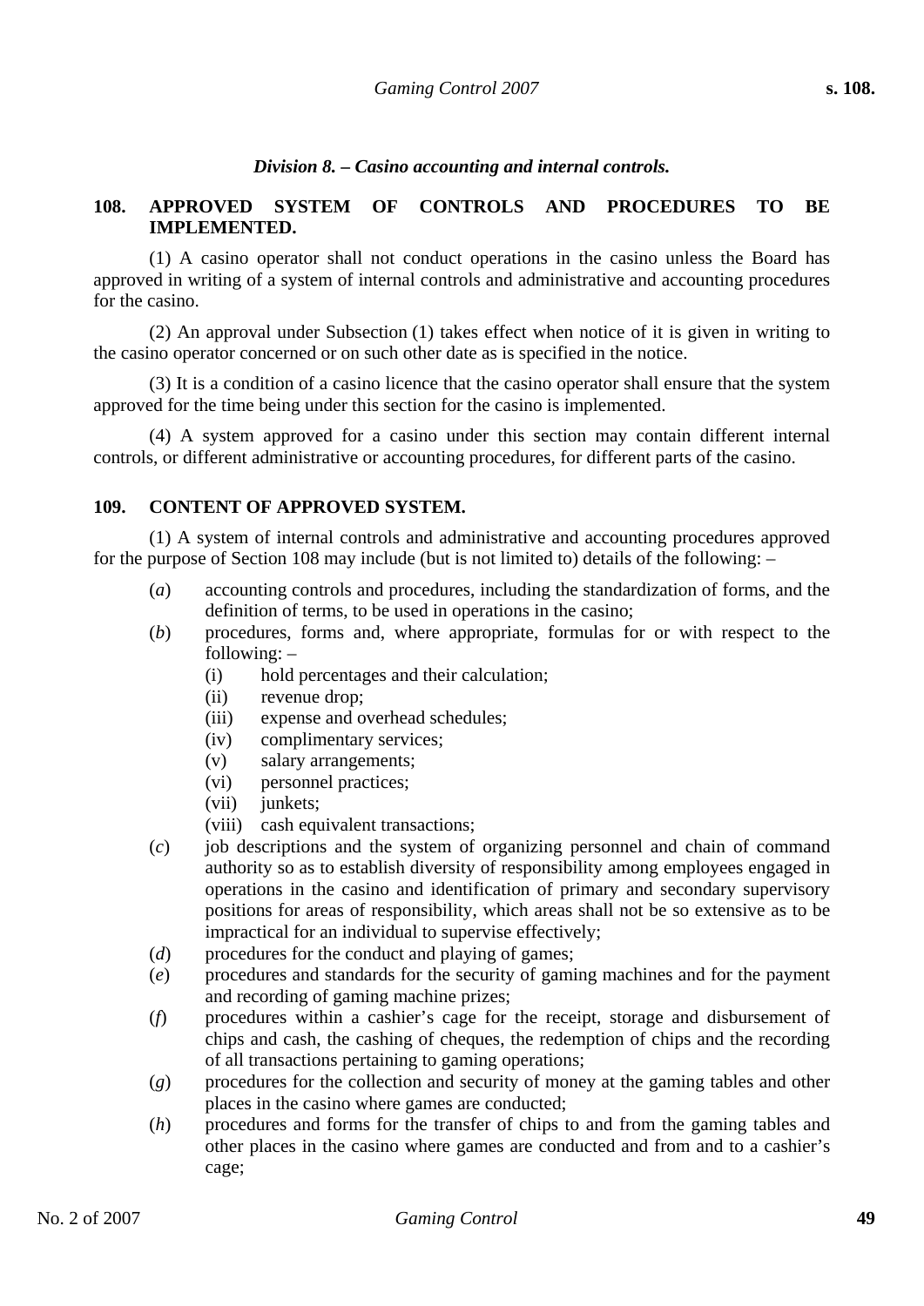### *Division 8. – Casino accounting and internal controls.*

**108. APPROVED SYSTEM OF CONTROLS AND PROCEDURES TO BE IMPLEMENTED.**

(1) A casino operator shall not conduct operations in the casino unless the Board has approved in writing of a system of internal controls and administrative and accounting procedures for the casino.

(2) An approval under Subsection (1) takes effect when notice of it is given in writing to the casino operator concerned or on such other date as is specified in the notice.

(3) It is a condition of a casino licence that the casino operator shall ensure that the system approved for the time being under this section for the casino is implemented.

(4) A system approved for a casino under this section may contain different internal controls, or different administrative or accounting procedures, for different parts of the casino.

**109. CONTENT OF APPROVED SYSTEM.**

(1) A system of internal controls and administrative and accounting procedures approved for the purpose of Section 108 may include (but is not limited to) details of the following: –

(*a*) accounting controls and procedures, including the standardization of forms, and the definition of terms, to be used in operations in the casino;

(*b*) procedures, forms and, where appropriate, formulas for or with respect to the following: –

- (i) hold percentages and their calculation;
- (ii) revenue drop;
- (iii) expense and overhead schedules;
- (iv) complimentary services;
- (v) salary arrangements;
- (vi) personnel practices;
- (vii) junkets;
- (viii) cash equivalent transactions;

(*c*) job descriptions and the system of organizing personnel and chain of command authority so as to establish diversity of responsibility among employees engaged in operations in the casino and identification of primary and secondary supervisory positions for areas of responsibility, which areas shall not be so extensive as to be impractical for an individual to supervise effectively;

(*d*) procedures for the conduct and playing of games;

(*e*) procedures and standards for the security of gaming machines and for the payment and recording of gaming machine prizes;

(*f*) procedures within a cashier's cage for the receipt, storage and disbursement of chips and cash, the cashing of cheques, the redemption of chips and the recording of all transactions pertaining to gaming operations;

(*g*) procedures for the collection and security of money at the gaming tables and other places in the casino where games are conducted;

(*h*) procedures and forms for the transfer of chips to and from the gaming tables and other places in the casino where games are conducted and from and to a cashier's cage;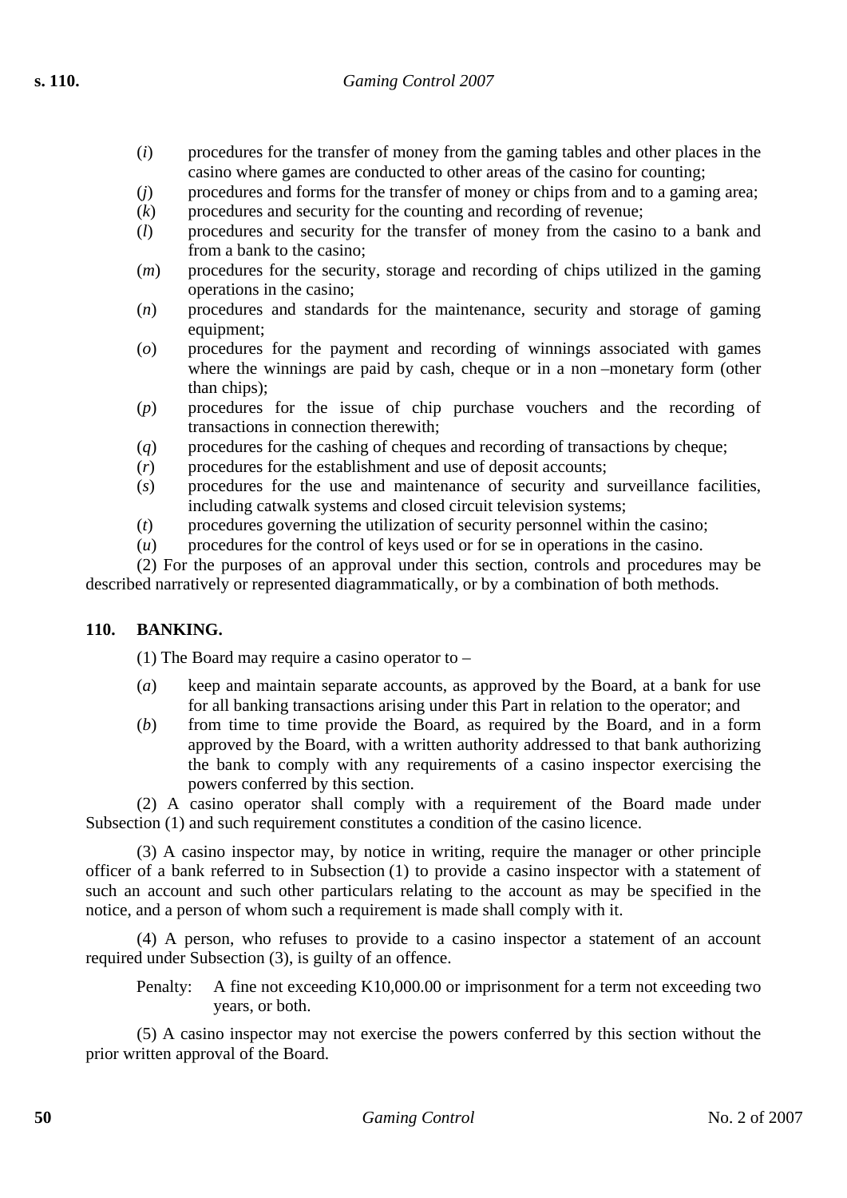(*i*) procedures for the transfer of money from the gaming tables and other places in the casino where games are conducted to other areas of the casino for counting;

(*j*) procedures and forms for the transfer of money or chips from and to a gaming area;

(*k*) procedures and security for the counting and recording of revenue;

(*l*) procedures and security for the transfer of money from the casino to a bank and from a bank to the casino;

(*m*) procedures for the security, storage and recording of chips utilized in the gaming operations in the casino;

(*n*) procedures and standards for the maintenance, security and storage of gaming equipment;

(*o*) procedures for the payment and recording of winnings associated with games where the winnings are paid by cash, cheque or in a non –monetary form (other than chips);

(*p*) procedures for the issue of chip purchase vouchers and the recording of transactions in connection therewith;

(*q*) procedures for the cashing of cheques and recording of transactions by cheque;

(*r*) procedures for the establishment and use of deposit accounts;

(*s*) procedures for the use and maintenance of security and surveillance facilities, including catwalk systems and closed circuit television systems;

(*t*) procedures governing the utilization of security personnel within the casino;

(*u*) procedures for the control of keys used or for se in operations in the casino.

(2) For the purposes of an approval under this section, controls and procedures may be described narratively or represented diagrammatically, or by a combination of both methods.

**110. BANKING.**

(1) The Board may require a casino operator to –

(*a*) keep and maintain separate accounts, as approved by the Board, at a bank for use for all banking transactions arising under this Part in relation to the operator; and

(*b*) from time to time provide the Board, as required by the Board, and in a form approved by the Board, with a written authority addressed to that bank authorizing the bank to comply with any requirements of a casino inspector exercising the powers conferred by this section.

(2) A casino operator shall comply with a requirement of the Board made under Subsection (1) and such requirement constitutes a condition of the casino licence.

(3) A casino inspector may, by notice in writing, require the manager or other principle officer of a bank referred to in Subsection (1) to provide a casino inspector with a statement of such an account and such other particulars relating to the account as may be specified in the notice, and a person of whom such a requirement is made shall comply with it.

(4) A person, who refuses to provide to a casino inspector a statement of an account required under Subsection (3), is guilty of an offence.

Penalty: A fine not exceeding K10,000.00 or imprisonment for a term not exceeding two years, or both.

(5) A casino inspector may not exercise the powers conferred by this section without the prior written approval of the Board.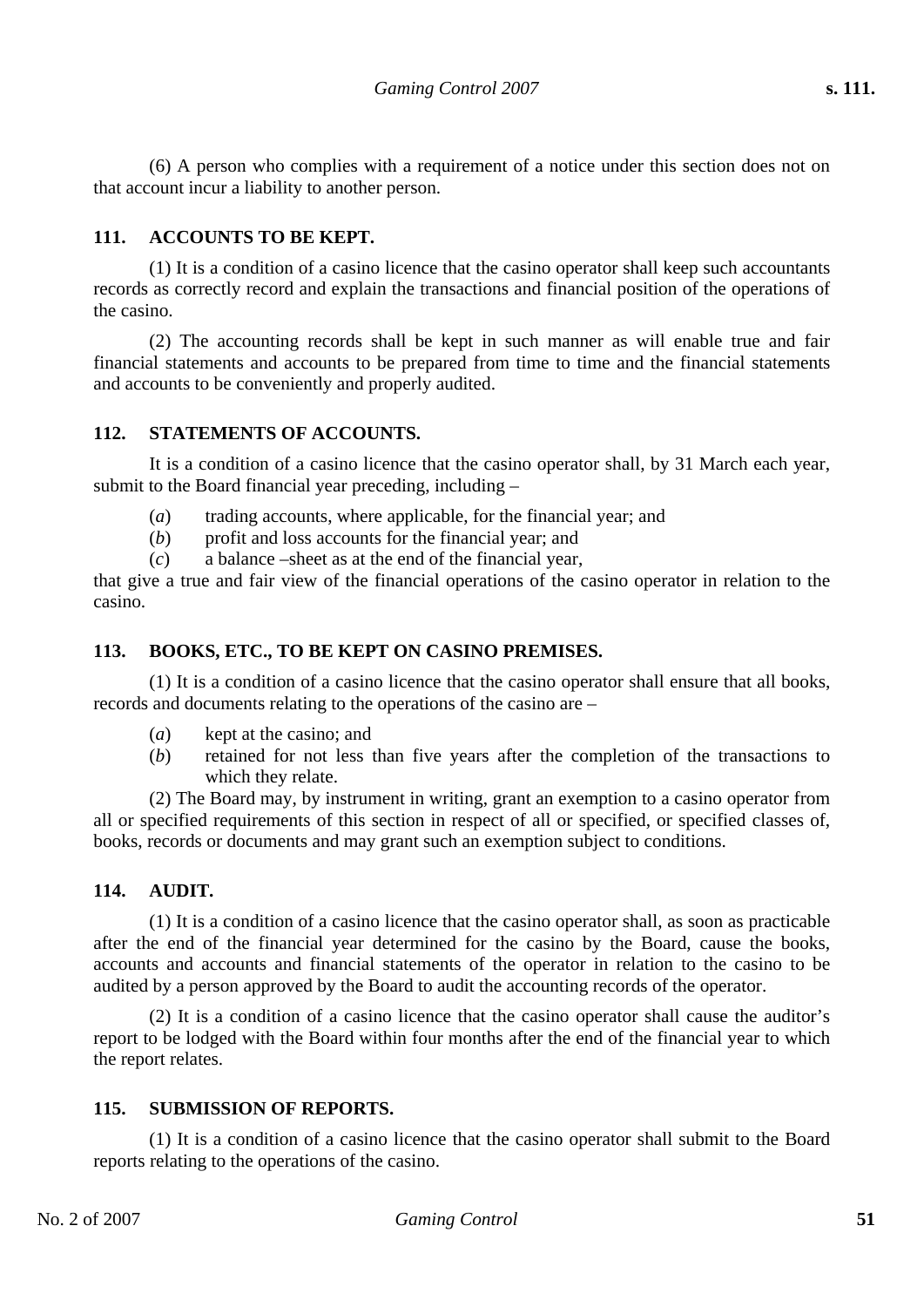(6) A person who complies with a requirement of a notice under this section does not on that account incur a liability to another person.

## 111. ACCOUNTS TO BE KEPT.

(1) It is a condition of a casino licence that the casino operator shall keep such accountants records as correctly record and explain the transactions and financial position of the operations of the casino.

(2) The accounting records shall be kept in such manner as will enable true and fair financial statements and accounts to be prepared from time to time and the financial statements and accounts to be conveniently and properly audited.

## 112. STATEMENTS OF ACCOUNTS.

It is a condition of a casino licence that the casino operator shall, by 31 March each year, submit to the Board financial year preceding, including –

(*a*) trading accounts, where applicable, for the financial year; and

(*b*) profit and loss accounts for the financial year; and

(*c*) a balance –sheet as at the end of the financial year,

that give a true and fair view of the financial operations of the casino operator in relation to the casino.

## 113. BOOKS, ETC., TO BE KEPT ON CASINO PREMISES.

(1) It is a condition of a casino licence that the casino operator shall ensure that all books, records and documents relating to the operations of the casino are –

(*a*) kept at the casino; and

(*b*) retained for not less than five years after the completion of the transactions to which they relate.

(2) The Board may, by instrument in writing, grant an exemption to a casino operator from all or specified requirements of this section in respect of all or specified, or specified classes of, books, records or documents and may grant such an exemption subject to conditions.

## 114. AUDIT.

(1) It is a condition of a casino licence that the casino operator shall, as soon as practicable after the end of the financial year determined for the casino by the Board, cause the books, accounts and accounts and financial statements of the operator in relation to the casino to be audited by a person approved by the Board to audit the accounting records of the operator.

(2) It is a condition of a casino licence that the casino operator shall cause the auditor's report to be lodged with the Board within four months after the end of the financial year to which the report relates.

## 115. SUBMISSION OF REPORTS.

(1) It is a condition of a casino licence that the casino operator shall submit to the Board reports relating to the operations of the casino.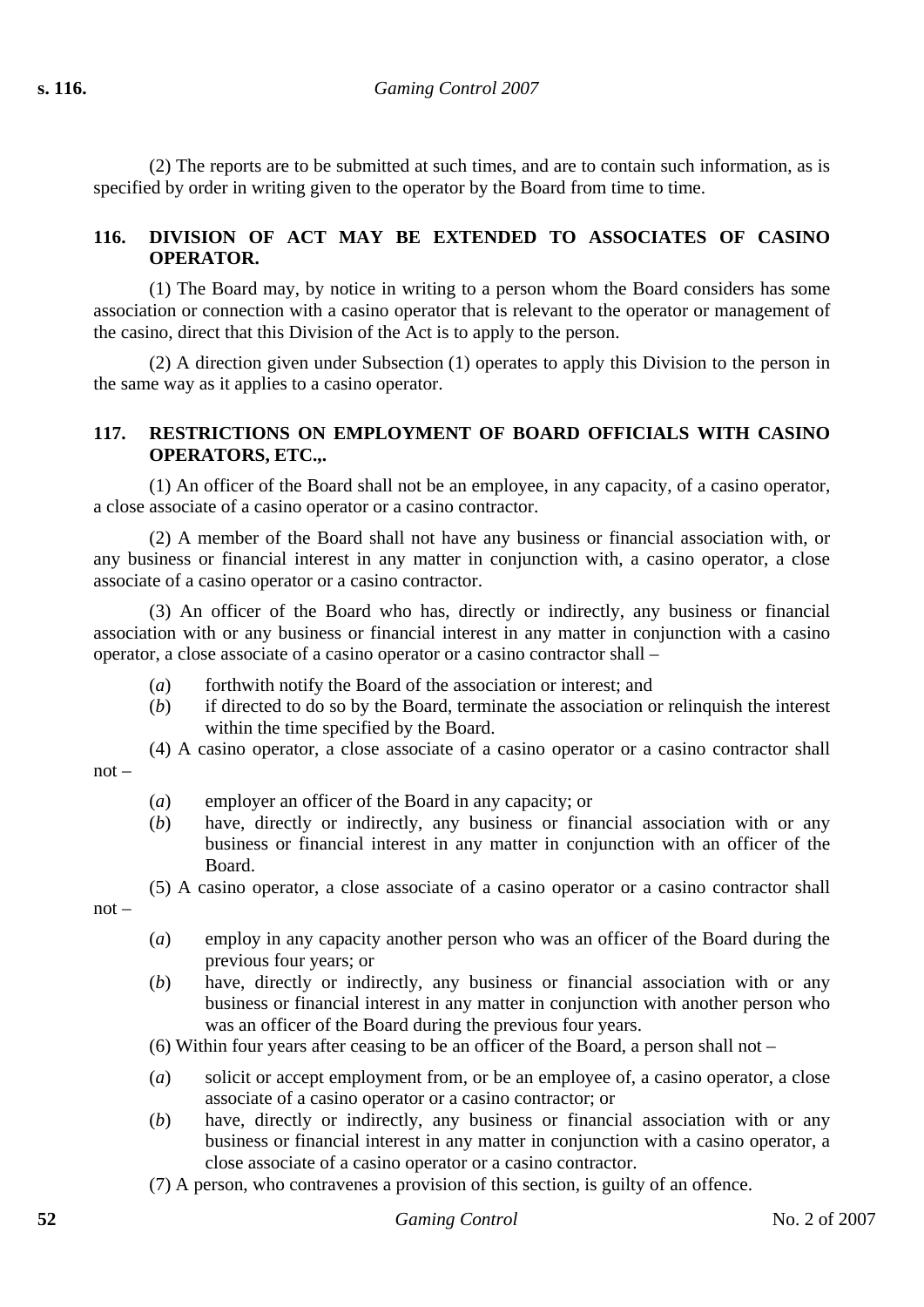(2) The reports are to be submitted at such times, and are to contain such information, as is specified by order in writing given to the operator by the Board from time to time.

### 116. DIVISION OF ACT MAY BE EXTENDED TO ASSOCIATES OF CASINO OPERATOR.

(1) The Board may, by notice in writing to a person whom the Board considers has some association or connection with a casino operator that is relevant to the operator or management of the casino, direct that this Division of the Act is to apply to the person.

(2) A direction given under Subsection (1) operates to apply this Division to the person in the same way as it applies to a casino operator.

### 117. RESTRICTIONS ON EMPLOYMENT OF BOARD OFFICIALS WITH CASINO OPERATORS, ETC.,.

(1) An officer of the Board shall not be an employee, in any capacity, of a casino operator, a close associate of a casino operator or a casino contractor.

(2) A member of the Board shall not have any business or financial association with, or any business or financial interest in any matter in conjunction with, a casino operator, a close associate of a casino operator or a casino contractor.

(3) An officer of the Board who has, directly or indirectly, any business or financial association with or any business or financial interest in any matter in conjunction with a casino operator, a close associate of a casino operator or a casino contractor shall –

(*a*) forthwith notify the Board of the association or interest; and

(*b*) if directed to do so by the Board, terminate the association or relinquish the interest within the time specified by the Board.

(4) A casino operator, a close associate of a casino operator or a casino contractor shall not –

(*a*) employer an officer of the Board in any capacity; or

(*b*) have, directly or indirectly, any business or financial association with or any business or financial interest in any matter in conjunction with an officer of the Board.

(5) A casino operator, a close associate of a casino operator or a casino contractor shall not –

(*a*) employ in any capacity another person who was an officer of the Board during the previous four years; or

(*b*) have, directly or indirectly, any business or financial association with or any business or financial interest in any matter in conjunction with another person who was an officer of the Board during the previous four years.

(6) Within four years after ceasing to be an officer of the Board, a person shall not –

(*a*) solicit or accept employment from, or be an employee of, a casino operator, a close associate of a casino operator or a casino contractor; or

(*b*) have, directly or indirectly, any business or financial association with or any business or financial interest in any matter in conjunction with a casino operator, a close associate of a casino operator or a casino contractor.

(7) A person, who contravenes a provision of this section, is guilty of an offence.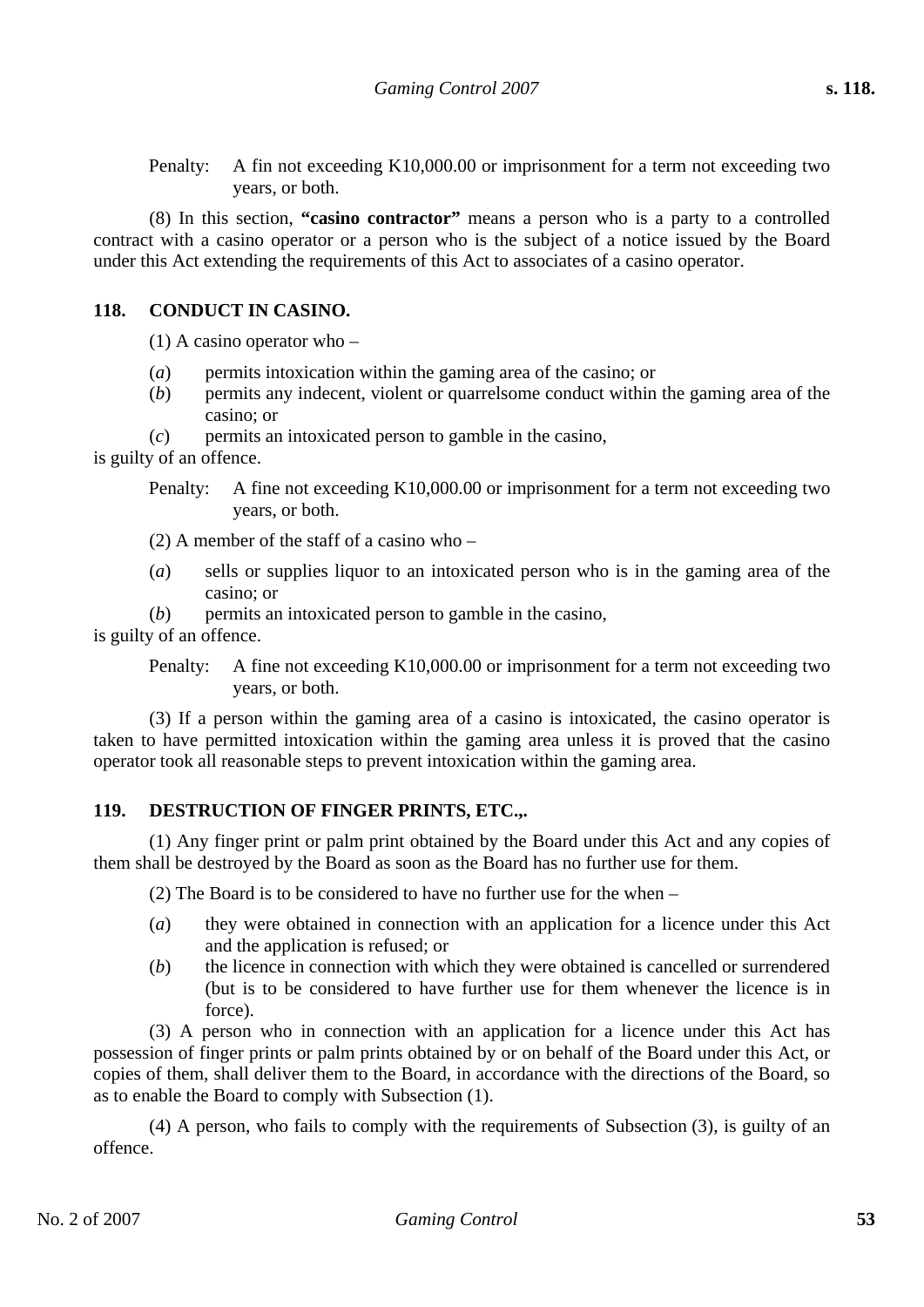Penalty: A fin not exceeding K10,000.00 or imprisonment for a term not exceeding two years, or both.

(8) In this section, **"casino contractor"** means a person who is a party to a controlled contract with a casino operator or a person who is the subject of a notice issued by the Board under this Act extending the requirements of this Act to associates of a casino operator.

### 118. CONDUCT IN CASINO.

(1) A casino operator who –

(*a*) permits intoxication within the gaming area of the casino; or

(*b*) permits any indecent, violent or quarrelsome conduct within the gaming area of the casino; or

(*c*) permits an intoxicated person to gamble in the casino,

is guilty of an offence.

Penalty: A fine not exceeding K10,000.00 or imprisonment for a term not exceeding two years, or both.

(2) A member of the staff of a casino who –

(*a*) sells or supplies liquor to an intoxicated person who is in the gaming area of the casino; or

(*b*) permits an intoxicated person to gamble in the casino,

is guilty of an offence.

Penalty: A fine not exceeding K10,000.00 or imprisonment for a term not exceeding two years, or both.

(3) If a person within the gaming area of a casino is intoxicated, the casino operator is taken to have permitted intoxication within the gaming area unless it is proved that the casino operator took all reasonable steps to prevent intoxication within the gaming area.

### 119. DESTRUCTION OF FINGER PRINTS, ETC.,.

(1) Any finger print or palm print obtained by the Board under this Act and any copies of them shall be destroyed by the Board as soon as the Board has no further use for them.

(2) The Board is to be considered to have no further use for the when –

(*a*) they were obtained in connection with an application for a licence under this Act and the application is refused; or

(*b*) the licence in connection with which they were obtained is cancelled or surrendered (but is to be considered to have further use for them whenever the licence is in force).

(3) A person who in connection with an application for a licence under this Act has possession of finger prints or palm prints obtained by or on behalf of the Board under this Act, or copies of them, shall deliver them to the Board, in accordance with the directions of the Board, so as to enable the Board to comply with Subsection (1).

(4) A person, who fails to comply with the requirements of Subsection (3), is guilty of an offence.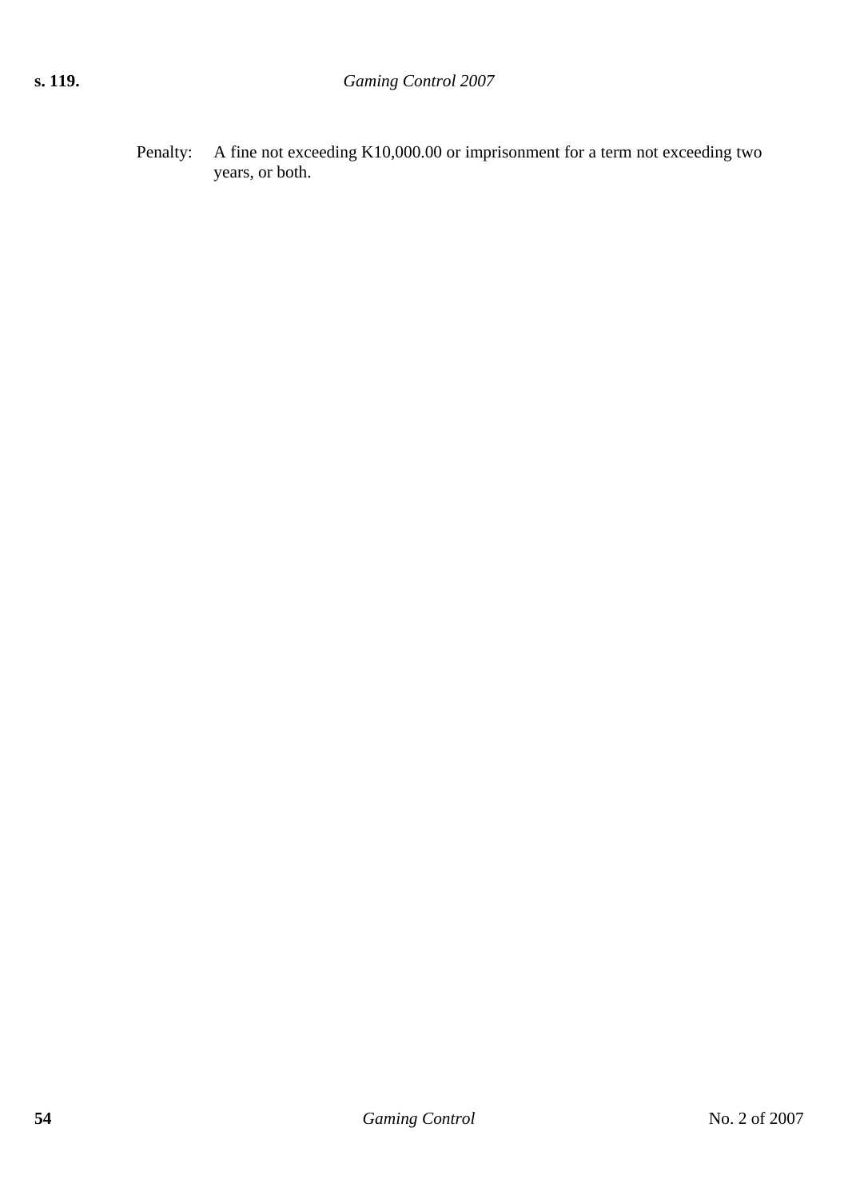Penalty: A fine not exceeding K10,000.00 or imprisonment for a term not exceeding two years, or both.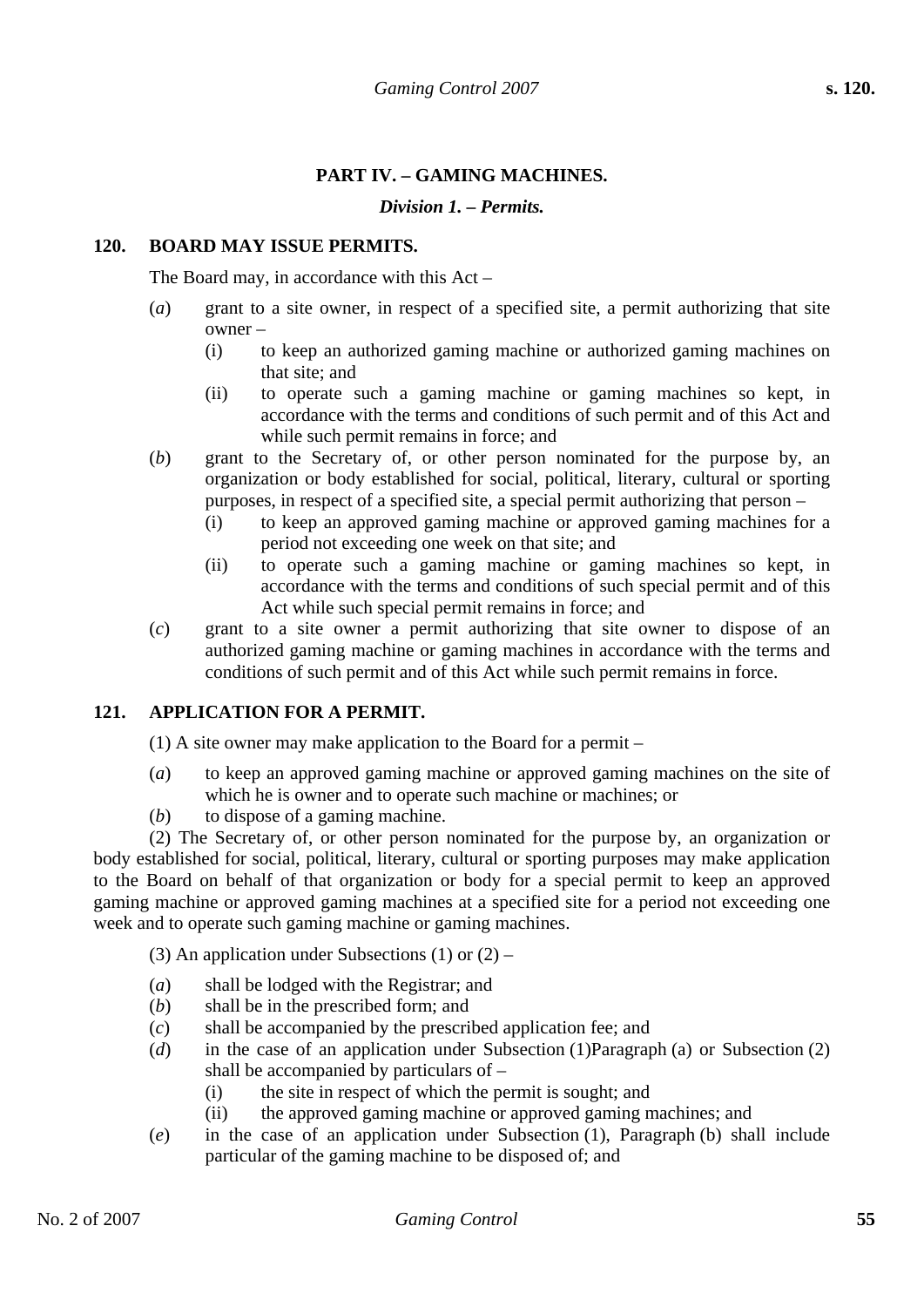## PART IV. – GAMING MACHINES.

### *Division 1. – Permits.*

**120. BOARD MAY ISSUE PERMITS.**

The Board may, in accordance with this Act –

(*a*) grant to a site owner, in respect of a specified site, a permit authorizing that site owner –

  (i) to keep an authorized gaming machine or authorized gaming machines on that site; and

  (ii) to operate such a gaming machine or gaming machines so kept, in accordance with the terms and conditions of such permit and of this Act and while such permit remains in force; and

(*b*) grant to the Secretary of, or other person nominated for the purpose by, an organization or body established for social, political, literary, cultural or sporting purposes, in respect of a specified site, a special permit authorizing that person –

  (i) to keep an approved gaming machine or approved gaming machines for a period not exceeding one week on that site; and

  (ii) to operate such a gaming machine or gaming machines so kept, in accordance with the terms and conditions of such special permit and of this Act while such special permit remains in force; and

(*c*) grant to a site owner a permit authorizing that site owner to dispose of an authorized gaming machine or gaming machines in accordance with the terms and conditions of such permit and of this Act while such permit remains in force.

**121. APPLICATION FOR A PERMIT.**

(1) A site owner may make application to the Board for a permit –

(*a*) to keep an approved gaming machine or approved gaming machines on the site of which he is owner and to operate such machine or machines; or

(*b*) to dispose of a gaming machine.

(2) The Secretary of, or other person nominated for the purpose by, an organization or body established for social, political, literary, cultural or sporting purposes may make application to the Board on behalf of that organization or body for a special permit to keep an approved gaming machine or approved gaming machines at a specified site for a period not exceeding one week and to operate such gaming machine or gaming machines.

(3) An application under Subsections (1) or (2) –

(*a*) shall be lodged with the Registrar; and

(*b*) shall be in the prescribed form; and

(*c*) shall be accompanied by the prescribed application fee; and

(*d*) in the case of an application under Subsection (1)Paragraph (a) or Subsection (2) shall be accompanied by particulars of –

  (i) the site in respect of which the permit is sought; and

  (ii) the approved gaming machine or approved gaming machines; and

(*e*) in the case of an application under Subsection (1), Paragraph (b) shall include particular of the gaming machine to be disposed of; and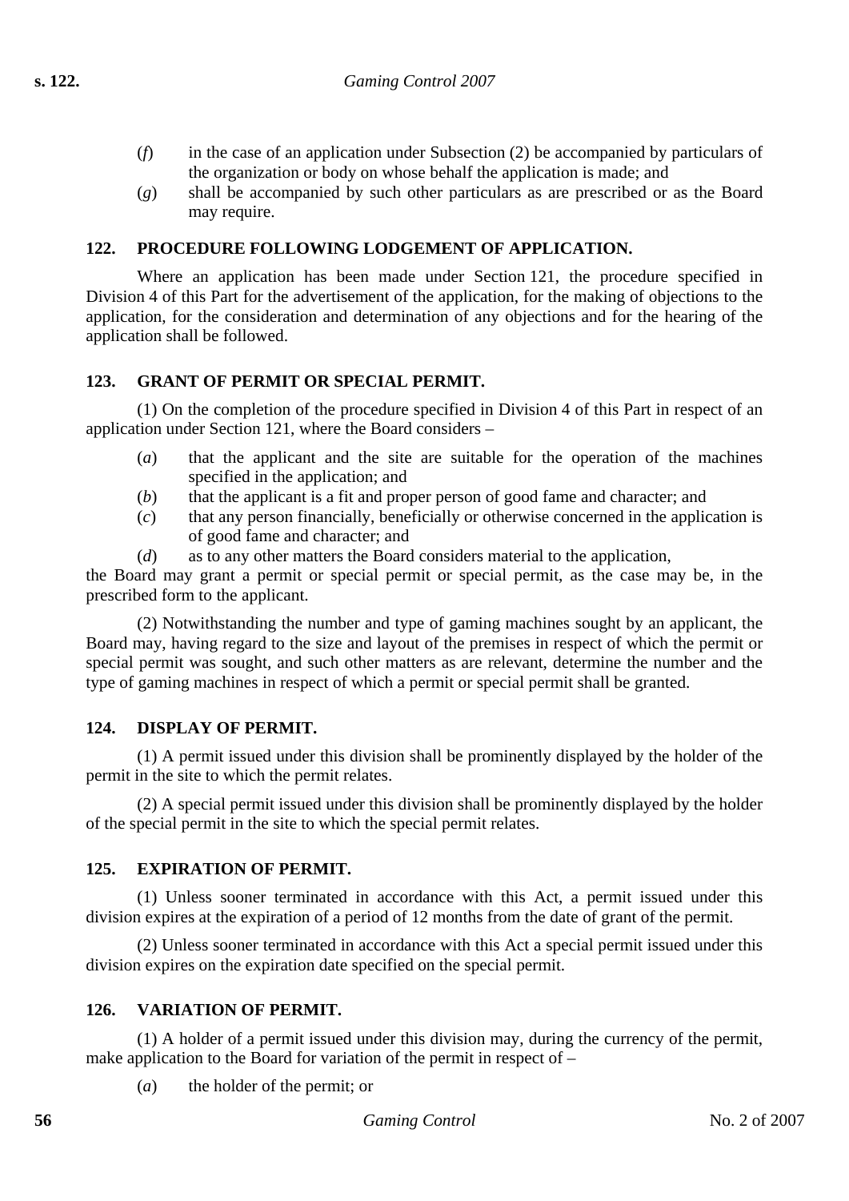(*f*) in the case of an application under Subsection (2) be accompanied by particulars of the organization or body on whose behalf the application is made; and

(*g*) shall be accompanied by such other particulars as are prescribed or as the Board may require.

**122. PROCEDURE FOLLOWING LODGEMENT OF APPLICATION.**

Where an application has been made under Section 121, the procedure specified in Division 4 of this Part for the advertisement of the application, for the making of objections to the application, for the consideration and determination of any objections and for the hearing of the application shall be followed.

**123. GRANT OF PERMIT OR SPECIAL PERMIT.**

(1) On the completion of the procedure specified in Division 4 of this Part in respect of an application under Section 121, where the Board considers –

(*a*) that the applicant and the site are suitable for the operation of the machines specified in the application; and

(*b*) that the applicant is a fit and proper person of good fame and character; and

(*c*) that any person financially, beneficially or otherwise concerned in the application is of good fame and character; and

(*d*) as to any other matters the Board considers material to the application,

the Board may grant a permit or special permit or special permit, as the case may be, in the prescribed form to the applicant.

(2) Notwithstanding the number and type of gaming machines sought by an applicant, the Board may, having regard to the size and layout of the premises in respect of which the permit or special permit was sought, and such other matters as are relevant, determine the number and the type of gaming machines in respect of which a permit or special permit shall be granted.

**124. DISPLAY OF PERMIT.**

(1) A permit issued under this division shall be prominently displayed by the holder of the permit in the site to which the permit relates.

(2) A special permit issued under this division shall be prominently displayed by the holder of the special permit in the site to which the special permit relates.

**125. EXPIRATION OF PERMIT.**

(1) Unless sooner terminated in accordance with this Act, a permit issued under this division expires at the expiration of a period of 12 months from the date of grant of the permit.

(2) Unless sooner terminated in accordance with this Act a special permit issued under this division expires on the expiration date specified on the special permit.

**126. VARIATION OF PERMIT.**

(1) A holder of a permit issued under this division may, during the currency of the permit, make application to the Board for variation of the permit in respect of –

(*a*) the holder of the permit; or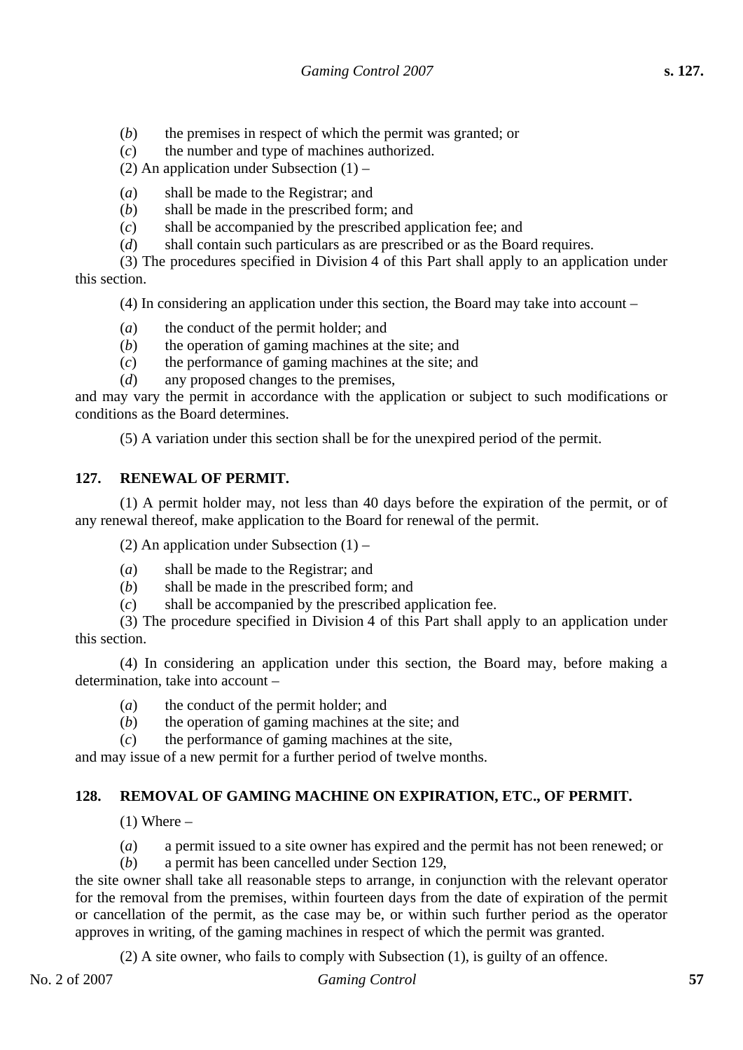(*b*) the premises in respect of which the permit was granted; or

(*c*) the number and type of machines authorized.

(2) An application under Subsection (1) –

(*a*) shall be made to the Registrar; and

(*b*) shall be made in the prescribed form; and

(*c*) shall be accompanied by the prescribed application fee; and

(*d*) shall contain such particulars as are prescribed or as the Board requires.

(3) The procedures specified in Division 4 of this Part shall apply to an application under this section.

(4) In considering an application under this section, the Board may take into account –

(*a*) the conduct of the permit holder; and

(*b*) the operation of gaming machines at the site; and

(*c*) the performance of gaming machines at the site; and

(*d*) any proposed changes to the premises,

and may vary the permit in accordance with the application or subject to such modifications or conditions as the Board determines.

(5) A variation under this section shall be for the unexpired period of the permit.

**127. RENEWAL OF PERMIT.**

(1) A permit holder may, not less than 40 days before the expiration of the permit, or of any renewal thereof, make application to the Board for renewal of the permit.

(2) An application under Subsection (1) –

(*a*) shall be made to the Registrar; and

(*b*) shall be made in the prescribed form; and

(*c*) shall be accompanied by the prescribed application fee.

(3) The procedure specified in Division 4 of this Part shall apply to an application under this section.

(4) In considering an application under this section, the Board may, before making a determination, take into account –

(*a*) the conduct of the permit holder; and

(*b*) the operation of gaming machines at the site; and

(*c*) the performance of gaming machines at the site,

and may issue of a new permit for a further period of twelve months.

**128. REMOVAL OF GAMING MACHINE ON EXPIRATION, ETC., OF PERMIT.**

(1) Where –

(*a*) a permit issued to a site owner has expired and the permit has not been renewed; or

(*b*) a permit has been cancelled under Section 129,

the site owner shall take all reasonable steps to arrange, in conjunction with the relevant operator for the removal from the premises, within fourteen days from the date of expiration of the permit or cancellation of the permit, as the case may be, or within such further period as the operator approves in writing, of the gaming machines in respect of which the permit was granted.

(2) A site owner, who fails to comply with Subsection (1), is guilty of an offence.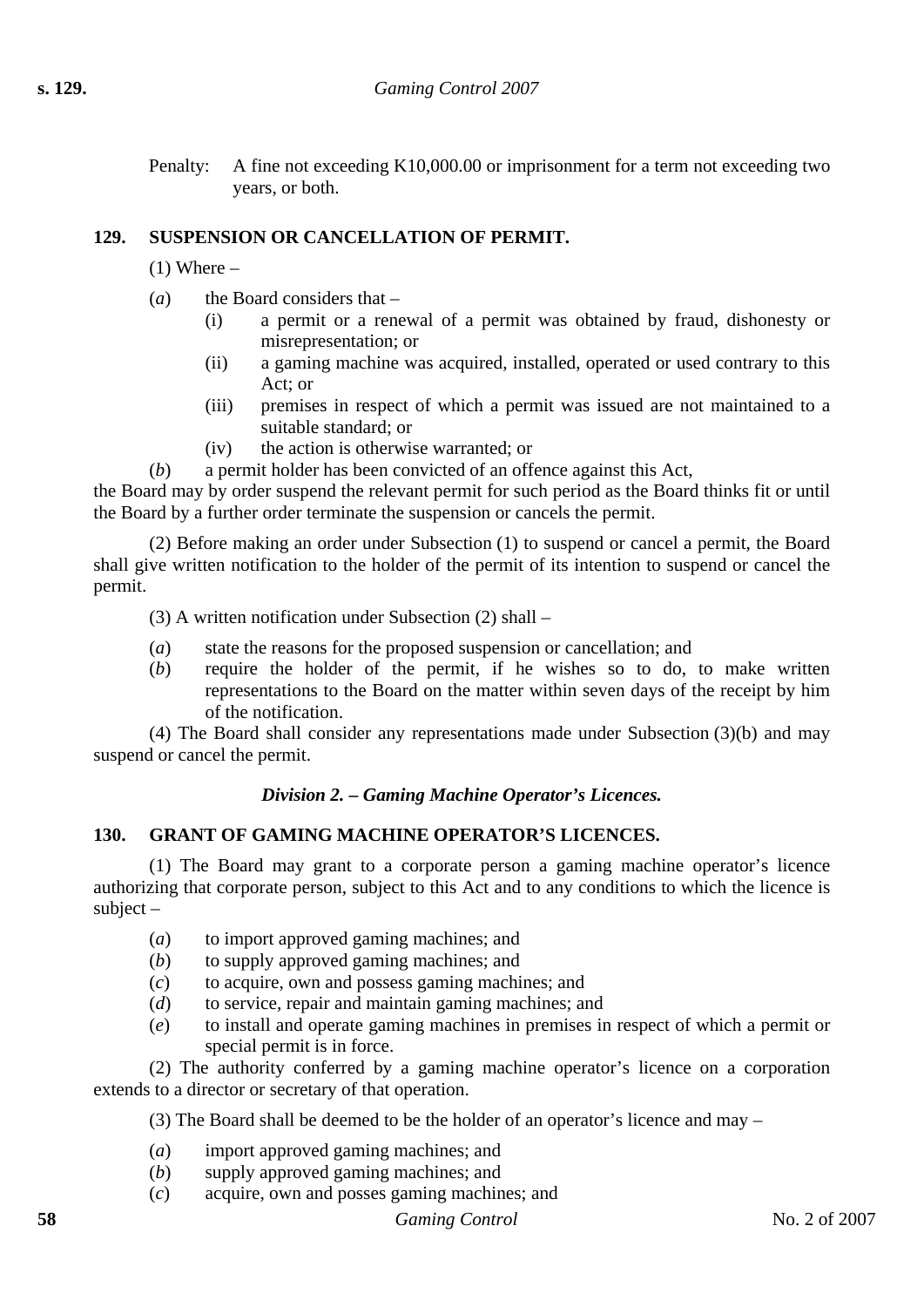Penalty: A fine not exceeding K10,000.00 or imprisonment for a term not exceeding two years, or both.

### 129. SUSPENSION OR CANCELLATION OF PERMIT.

(1) Where –

(*a*) the Board considers that –

(i) a permit or a renewal of a permit was obtained by fraud, dishonesty or misrepresentation; or

(ii) a gaming machine was acquired, installed, operated or used contrary to this Act; or

(iii) premises in respect of which a permit was issued are not maintained to a suitable standard; or

(iv) the action is otherwise warranted; or

(*b*) a permit holder has been convicted of an offence against this Act,

the Board may by order suspend the relevant permit for such period as the Board thinks fit or until the Board by a further order terminate the suspension or cancels the permit.

(2) Before making an order under Subsection (1) to suspend or cancel a permit, the Board shall give written notification to the holder of the permit of its intention to suspend or cancel the permit.

(3) A written notification under Subsection (2) shall –

(*a*) state the reasons for the proposed suspension or cancellation; and

(*b*) require the holder of the permit, if he wishes so to do, to make written representations to the Board on the matter within seven days of the receipt by him of the notification.

(4) The Board shall consider any representations made under Subsection (3)(b) and may suspend or cancel the permit.

## *Division 2. – Gaming Machine Operator's Licences.*

### 130. GRANT OF GAMING MACHINE OPERATOR'S LICENCES.

(1) The Board may grant to a corporate person a gaming machine operator's licence authorizing that corporate person, subject to this Act and to any conditions to which the licence is subject –

(*a*) to import approved gaming machines; and

(*b*) to supply approved gaming machines; and

(*c*) to acquire, own and possess gaming machines; and

(*d*) to service, repair and maintain gaming machines; and

(*e*) to install and operate gaming machines in premises in respect of which a permit or special permit is in force.

(2) The authority conferred by a gaming machine operator's licence on a corporation extends to a director or secretary of that operation.

(3) The Board shall be deemed to be the holder of an operator's licence and may –

(*a*) import approved gaming machines; and

(*b*) supply approved gaming machines; and

(*c*) acquire, own and posses gaming machines; and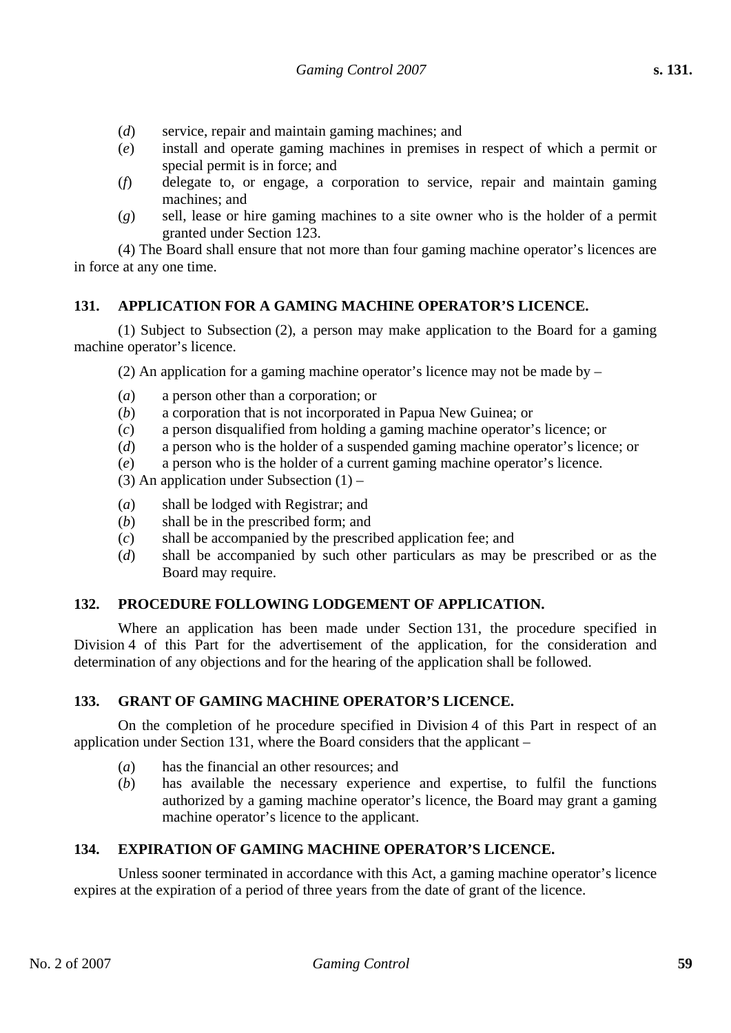(*d*) service, repair and maintain gaming machines; and

(*e*) install and operate gaming machines in premises in respect of which a permit or special permit is in force; and

(*f*) delegate to, or engage, a corporation to service, repair and maintain gaming machines; and

(*g*) sell, lease or hire gaming machines to a site owner who is the holder of a permit granted under Section 123.

(4) The Board shall ensure that not more than four gaming machine operator's licences are in force at any one time.

### 131. APPLICATION FOR A GAMING MACHINE OPERATOR'S LICENCE.

(1) Subject to Subsection (2), a person may make application to the Board for a gaming machine operator's licence.

(2) An application for a gaming machine operator's licence may not be made by –

(*a*) a person other than a corporation; or

(*b*) a corporation that is not incorporated in Papua New Guinea; or

(*c*) a person disqualified from holding a gaming machine operator's licence; or

(*d*) a person who is the holder of a suspended gaming machine operator's licence; or

(*e*) a person who is the holder of a current gaming machine operator's licence.

(3) An application under Subsection (1) –

(*a*) shall be lodged with Registrar; and

(*b*) shall be in the prescribed form; and

(*c*) shall be accompanied by the prescribed application fee; and

(*d*) shall be accompanied by such other particulars as may be prescribed or as the Board may require.

### 132. PROCEDURE FOLLOWING LODGEMENT OF APPLICATION.

Where an application has been made under Section 131, the procedure specified in Division 4 of this Part for the advertisement of the application, for the consideration and determination of any objections and for the hearing of the application shall be followed.

### 133. GRANT OF GAMING MACHINE OPERATOR'S LICENCE.

On the completion of he procedure specified in Division 4 of this Part in respect of an application under Section 131, where the Board considers that the applicant –

(*a*) has the financial an other resources; and

(*b*) has available the necessary experience and expertise, to fulfil the functions authorized by a gaming machine operator's licence, the Board may grant a gaming machine operator's licence to the applicant.

### 134. EXPIRATION OF GAMING MACHINE OPERATOR'S LICENCE.

Unless sooner terminated in accordance with this Act, a gaming machine operator's licence expires at the expiration of a period of three years from the date of grant of the licence.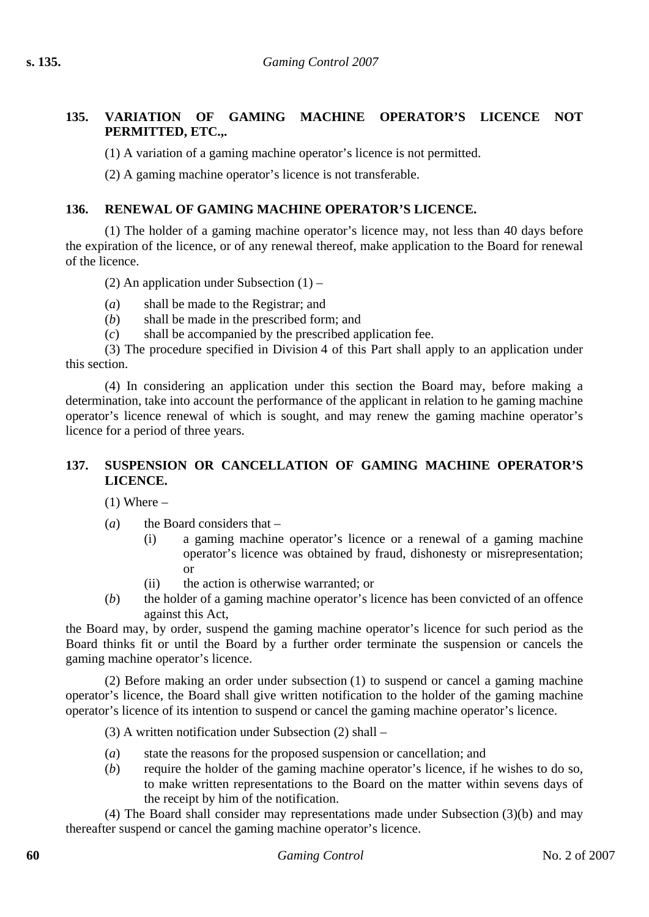**135. VARIATION OF GAMING MACHINE OPERATOR'S LICENCE NOT PERMITTED, ETC.,.**

(1) A variation of a gaming machine operator's licence is not permitted.

(2) A gaming machine operator's licence is not transferable.

**136. RENEWAL OF GAMING MACHINE OPERATOR'S LICENCE.**

(1) The holder of a gaming machine operator's licence may, not less than 40 days before the expiration of the licence, or of any renewal thereof, make application to the Board for renewal of the licence.

(2) An application under Subsection (1) –

(*a*) shall be made to the Registrar; and
(*b*) shall be made in the prescribed form; and
(*c*) shall be accompanied by the prescribed application fee.

(3) The procedure specified in Division 4 of this Part shall apply to an application under this section.

(4) In considering an application under this section the Board may, before making a determination, take into account the performance of the applicant in relation to he gaming machine operator's licence renewal of which is sought, and may renew the gaming machine operator's licence for a period of three years.

**137. SUSPENSION OR CANCELLATION OF GAMING MACHINE OPERATOR'S LICENCE.**

(1) Where –

(*a*) the Board considers that –
   (i) a gaming machine operator's licence or a renewal of a gaming machine operator's licence was obtained by fraud, dishonesty or misrepresentation; or
   (ii) the action is otherwise warranted; or
(*b*) the holder of a gaming machine operator's licence has been convicted of an offence against this Act,

the Board may, by order, suspend the gaming machine operator's licence for such period as the Board thinks fit or until the Board by a further order terminate the suspension or cancels the gaming machine operator's licence.

(2) Before making an order under subsection (1) to suspend or cancel a gaming machine operator's licence, the Board shall give written notification to the holder of the gaming machine operator's licence of its intention to suspend or cancel the gaming machine operator's licence.

(3) A written notification under Subsection (2) shall –

(*a*) state the reasons for the proposed suspension or cancellation; and
(*b*) require the holder of the gaming machine operator's licence, if he wishes to do so, to make written representations to the Board on the matter within sevens days of the receipt by him of the notification.

(4) The Board shall consider may representations made under Subsection (3)(b) and may thereafter suspend or cancel the gaming machine operator's licence.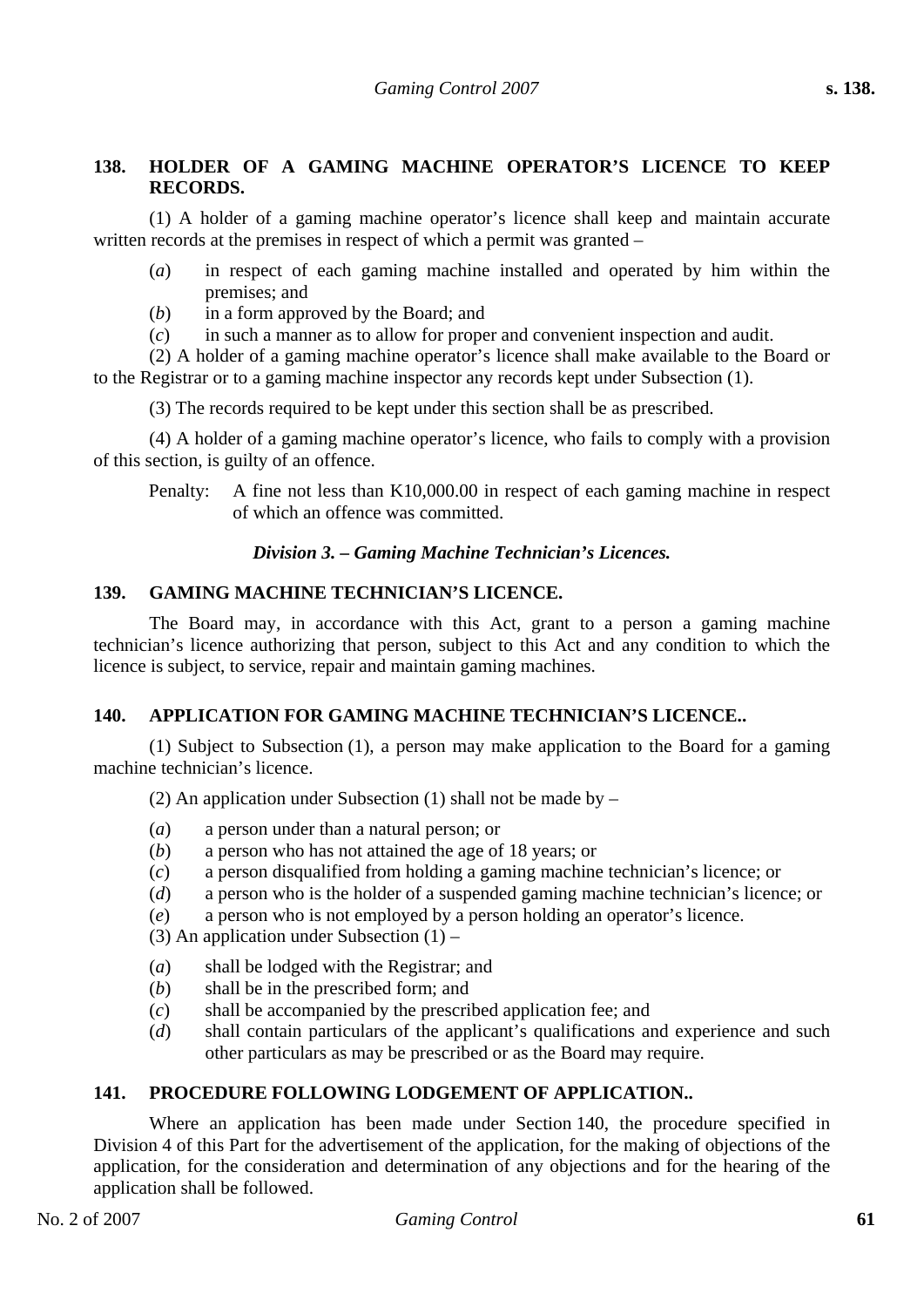### 138. HOLDER OF A GAMING MACHINE OPERATOR'S LICENCE TO KEEP RECORDS.

(1) A holder of a gaming machine operator's licence shall keep and maintain accurate written records at the premises in respect of which a permit was granted –

(*a*) in respect of each gaming machine installed and operated by him within the premises; and

(*b*) in a form approved by the Board; and

(*c*) in such a manner as to allow for proper and convenient inspection and audit.

(2) A holder of a gaming machine operator's licence shall make available to the Board or to the Registrar or to a gaming machine inspector any records kept under Subsection (1).

(3) The records required to be kept under this section shall be as prescribed.

(4) A holder of a gaming machine operator's licence, who fails to comply with a provision of this section, is guilty of an offence.

Penalty: A fine not less than K10,000.00 in respect of each gaming machine in respect of which an offence was committed.

## *Division 3. – Gaming Machine Technician's Licences.*

### 139. GAMING MACHINE TECHNICIAN'S LICENCE.

The Board may, in accordance with this Act, grant to a person a gaming machine technician's licence authorizing that person, subject to this Act and any condition to which the licence is subject, to service, repair and maintain gaming machines.

### 140. APPLICATION FOR GAMING MACHINE TECHNICIAN'S LICENCE..

(1) Subject to Subsection (1), a person may make application to the Board for a gaming machine technician's licence.

(2) An application under Subsection (1) shall not be made by –

(*a*) a person under than a natural person; or

(*b*) a person who has not attained the age of 18 years; or

(*c*) a person disqualified from holding a gaming machine technician's licence; or

(*d*) a person who is the holder of a suspended gaming machine technician's licence; or

(*e*) a person who is not employed by a person holding an operator's licence.

(3) An application under Subsection (1) –

(*a*) shall be lodged with the Registrar; and

(*b*) shall be in the prescribed form; and

(*c*) shall be accompanied by the prescribed application fee; and

(*d*) shall contain particulars of the applicant's qualifications and experience and such other particulars as may be prescribed or as the Board may require.

### 141. PROCEDURE FOLLOWING LODGEMENT OF APPLICATION..

Where an application has been made under Section 140, the procedure specified in Division 4 of this Part for the advertisement of the application, for the making of objections of the application, for the consideration and determination of any objections and for the hearing of the application shall be followed.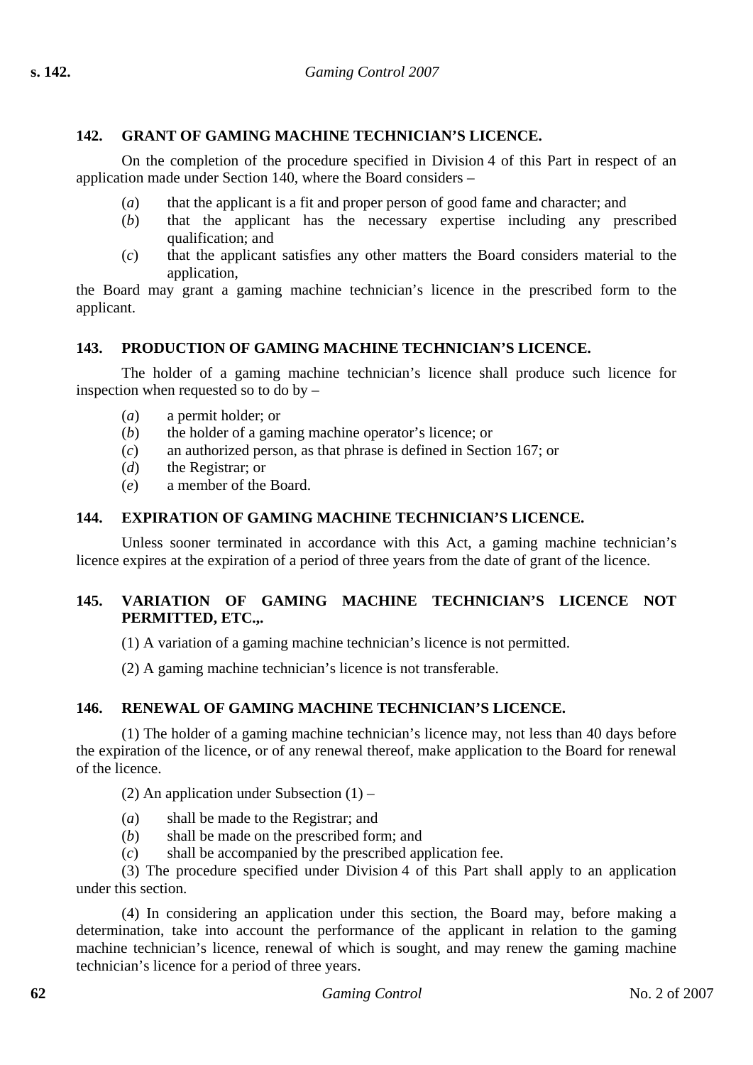### 142. GRANT OF GAMING MACHINE TECHNICIAN'S LICENCE.

On the completion of the procedure specified in Division 4 of this Part in respect of an application made under Section 140, where the Board considers –

(*a*) that the applicant is a fit and proper person of good fame and character; and

(*b*) that the applicant has the necessary expertise including any prescribed qualification; and

(*c*) that the applicant satisfies any other matters the Board considers material to the application,

the Board may grant a gaming machine technician's licence in the prescribed form to the applicant.

### 143. PRODUCTION OF GAMING MACHINE TECHNICIAN'S LICENCE.

The holder of a gaming machine technician's licence shall produce such licence for inspection when requested so to do by –

(*a*) a permit holder; or

(*b*) the holder of a gaming machine operator's licence; or

(*c*) an authorized person, as that phrase is defined in Section 167; or

(*d*) the Registrar; or

(*e*) a member of the Board.

### 144. EXPIRATION OF GAMING MACHINE TECHNICIAN'S LICENCE.

Unless sooner terminated in accordance with this Act, a gaming machine technician's licence expires at the expiration of a period of three years from the date of grant of the licence.

### 145. VARIATION OF GAMING MACHINE TECHNICIAN'S LICENCE NOT PERMITTED, ETC.,.

(1) A variation of a gaming machine technician's licence is not permitted.

(2) A gaming machine technician's licence is not transferable.

### 146. RENEWAL OF GAMING MACHINE TECHNICIAN'S LICENCE.

(1) The holder of a gaming machine technician's licence may, not less than 40 days before the expiration of the licence, or of any renewal thereof, make application to the Board for renewal of the licence.

(2) An application under Subsection (1) –

(*a*) shall be made to the Registrar; and

(*b*) shall be made on the prescribed form; and

(*c*) shall be accompanied by the prescribed application fee.

(3) The procedure specified under Division 4 of this Part shall apply to an application under this section.

(4) In considering an application under this section, the Board may, before making a determination, take into account the performance of the applicant in relation to the gaming machine technician's licence, renewal of which is sought, and may renew the gaming machine technician's licence for a period of three years.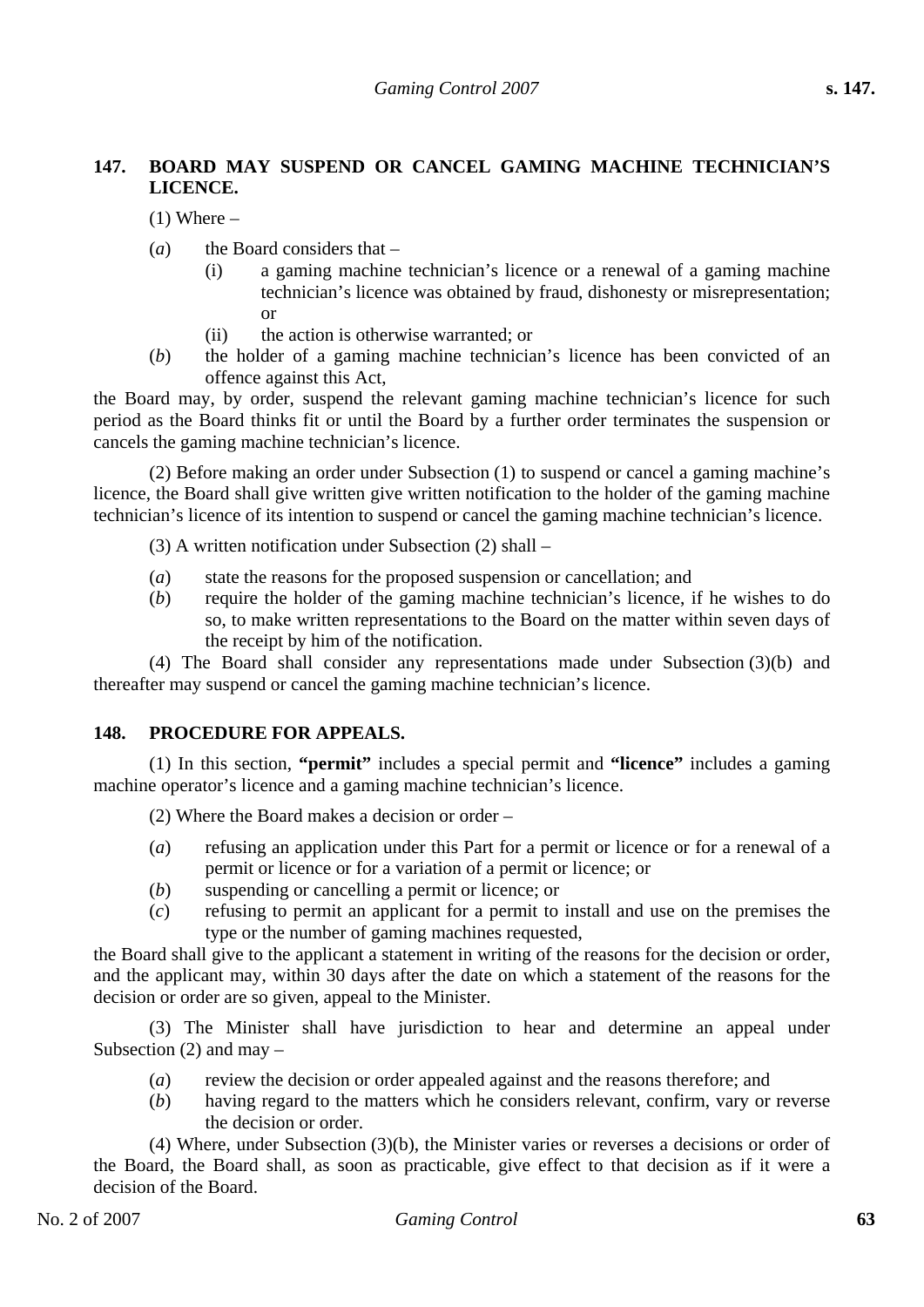### 147. BOARD MAY SUSPEND OR CANCEL GAMING MACHINE TECHNICIAN'S LICENCE.

(1) Where –

(*a*) the Board considers that –

(i) a gaming machine technician's licence or a renewal of a gaming machine technician's licence was obtained by fraud, dishonesty or misrepresentation; or

(ii) the action is otherwise warranted; or

(*b*) the holder of a gaming machine technician's licence has been convicted of an offence against this Act,

the Board may, by order, suspend the relevant gaming machine technician's licence for such period as the Board thinks fit or until the Board by a further order terminates the suspension or cancels the gaming machine technician's licence.

(2) Before making an order under Subsection (1) to suspend or cancel a gaming machine's licence, the Board shall give written give written notification to the holder of the gaming machine technician's licence of its intention to suspend or cancel the gaming machine technician's licence.

(3) A written notification under Subsection (2) shall –

(*a*) state the reasons for the proposed suspension or cancellation; and

(*b*) require the holder of the gaming machine technician's licence, if he wishes to do so, to make written representations to the Board on the matter within seven days of the receipt by him of the notification.

(4) The Board shall consider any representations made under Subsection (3)(b) and thereafter may suspend or cancel the gaming machine technician's licence.

### 148. PROCEDURE FOR APPEALS.

(1) In this section, **"permit"** includes a special permit and **"licence"** includes a gaming machine operator's licence and a gaming machine technician's licence.

(2) Where the Board makes a decision or order –

(*a*) refusing an application under this Part for a permit or licence or for a renewal of a permit or licence or for a variation of a permit or licence; or

(*b*) suspending or cancelling a permit or licence; or

(*c*) refusing to permit an applicant for a permit to install and use on the premises the type or the number of gaming machines requested,

the Board shall give to the applicant a statement in writing of the reasons for the decision or order, and the applicant may, within 30 days after the date on which a statement of the reasons for the decision or order are so given, appeal to the Minister.

(3) The Minister shall have jurisdiction to hear and determine an appeal under Subsection (2) and may –

(*a*) review the decision or order appealed against and the reasons therefore; and

(*b*) having regard to the matters which he considers relevant, confirm, vary or reverse the decision or order.

(4) Where, under Subsection (3)(b), the Minister varies or reverses a decisions or order of the Board, the Board shall, as soon as practicable, give effect to that decision as if it were a decision of the Board.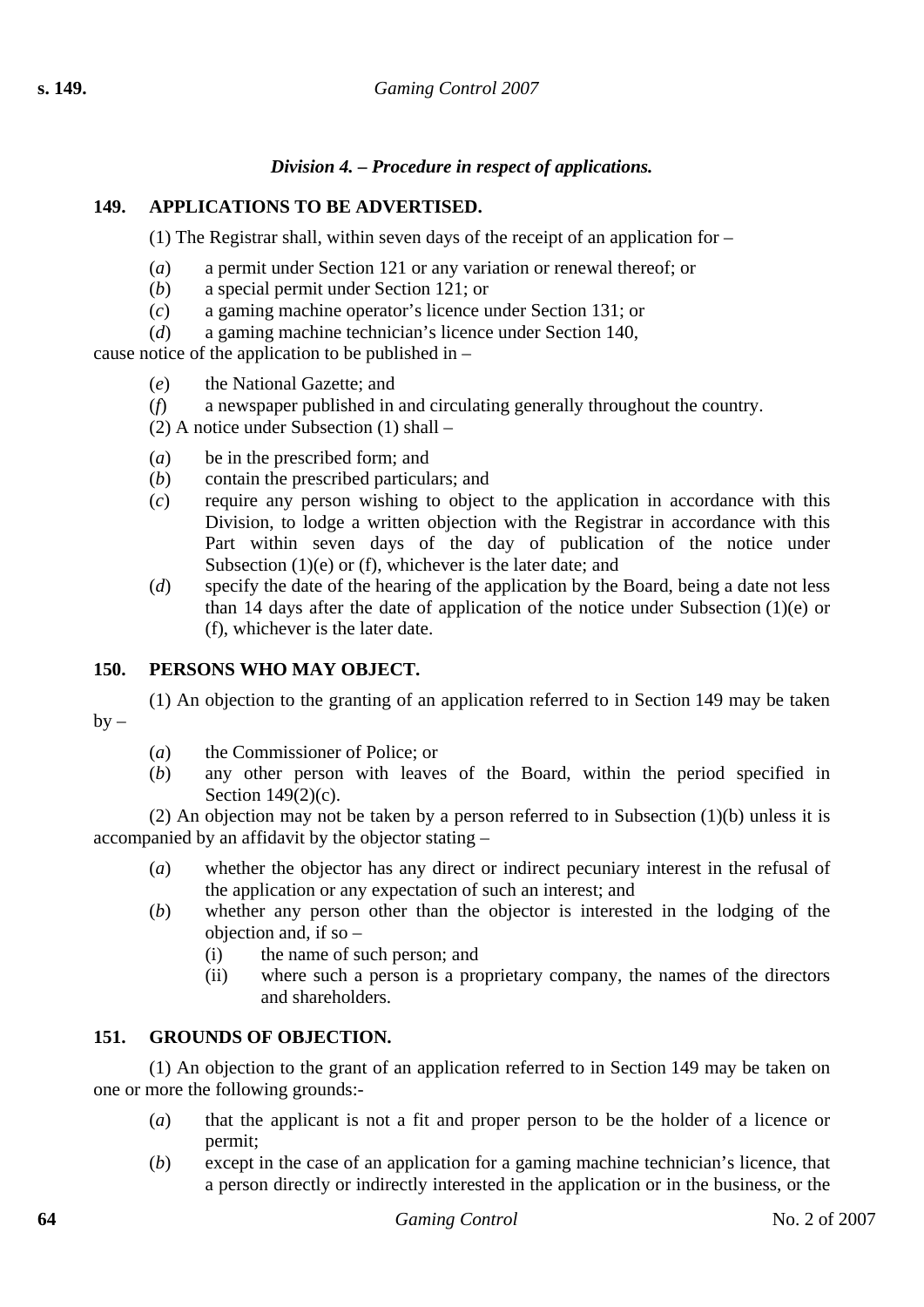*Division 4. – Procedure in respect of applications.*

### 149. APPLICATIONS TO BE ADVERTISED.

(1) The Registrar shall, within seven days of the receipt of an application for –

(*a*) a permit under Section 121 or any variation or renewal thereof; or
(*b*) a special permit under Section 121; or
(*c*) a gaming machine operator's licence under Section 131; or
(*d*) a gaming machine technician's licence under Section 140,

cause notice of the application to be published in –

(*e*) the National Gazette; and
(*f*) a newspaper published in and circulating generally throughout the country.

(2) A notice under Subsection (1) shall –

(*a*) be in the prescribed form; and
(*b*) contain the prescribed particulars; and
(*c*) require any person wishing to object to the application in accordance with this Division, to lodge a written objection with the Registrar in accordance with this Part within seven days of the day of publication of the notice under Subsection (1)(e) or (f), whichever is the later date; and
(*d*) specify the date of the hearing of the application by the Board, being a date not less than 14 days after the date of application of the notice under Subsection (1)(e) or (f), whichever is the later date.

### 150. PERSONS WHO MAY OBJECT.

(1) An objection to the granting of an application referred to in Section 149 may be taken by –

(*a*) the Commissioner of Police; or
(*b*) any other person with leaves of the Board, within the period specified in Section 149(2)(c).

(2) An objection may not be taken by a person referred to in Subsection (1)(b) unless it is accompanied by an affidavit by the objector stating –

(*a*) whether the objector has any direct or indirect pecuniary interest in the refusal of the application or any expectation of such an interest; and
(*b*) whether any person other than the objector is interested in the lodging of the objection and, if so –
    (i) the name of such person; and
    (ii) where such a person is a proprietary company, the names of the directors and shareholders.

### 151. GROUNDS OF OBJECTION.

(1) An objection to the grant of an application referred to in Section 149 may be taken on one or more the following grounds:-

(*a*) that the applicant is not a fit and proper person to be the holder of a licence or permit;
(*b*) except in the case of an application for a gaming machine technician's licence, that a person directly or indirectly interested in the application or in the business, or the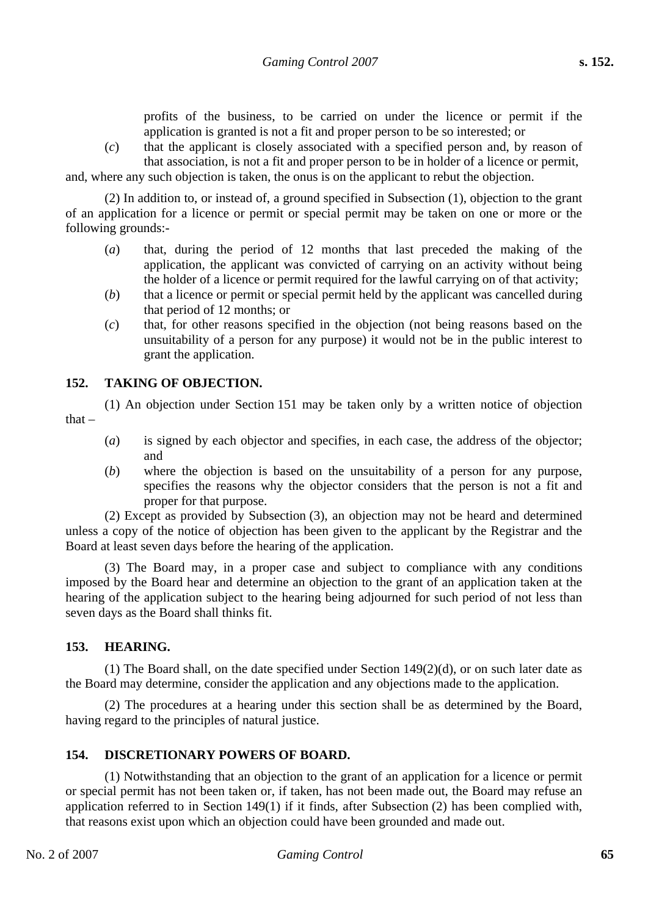profits of the business, to be carried on under the licence or permit if the application is granted is not a fit and proper person to be so interested; or

(*c*) that the applicant is closely associated with a specified person and, by reason of that association, is not a fit and proper person to be in holder of a licence or permit,

and, where any such objection is taken, the onus is on the applicant to rebut the objection.

(2) In addition to, or instead of, a ground specified in Subsection (1), objection to the grant of an application for a licence or permit or special permit may be taken on one or more or the following grounds:-

(*a*) that, during the period of 12 months that last preceded the making of the application, the applicant was convicted of carrying on an activity without being the holder of a licence or permit required for the lawful carrying on of that activity;

(*b*) that a licence or permit or special permit held by the applicant was cancelled during that period of 12 months; or

(*c*) that, for other reasons specified in the objection (not being reasons based on the unsuitability of a person for any purpose) it would not be in the public interest to grant the application.

### 152. TAKING OF OBJECTION.

(1) An objection under Section 151 may be taken only by a written notice of objection that –

(*a*) is signed by each objector and specifies, in each case, the address of the objector; and

(*b*) where the objection is based on the unsuitability of a person for any purpose, specifies the reasons why the objector considers that the person is not a fit and proper for that purpose.

(2) Except as provided by Subsection (3), an objection may not be heard and determined unless a copy of the notice of objection has been given to the applicant by the Registrar and the Board at least seven days before the hearing of the application.

(3) The Board may, in a proper case and subject to compliance with any conditions imposed by the Board hear and determine an objection to the grant of an application taken at the hearing of the application subject to the hearing being adjourned for such period of not less than seven days as the Board shall thinks fit.

### 153. HEARING.

(1) The Board shall, on the date specified under Section 149(2)(d), or on such later date as the Board may determine, consider the application and any objections made to the application.

(2) The procedures at a hearing under this section shall be as determined by the Board, having regard to the principles of natural justice.

### 154. DISCRETIONARY POWERS OF BOARD.

(1) Notwithstanding that an objection to the grant of an application for a licence or permit or special permit has not been taken or, if taken, has not been made out, the Board may refuse an application referred to in Section 149(1) if it finds, after Subsection (2) has been complied with, that reasons exist upon which an objection could have been grounded and made out.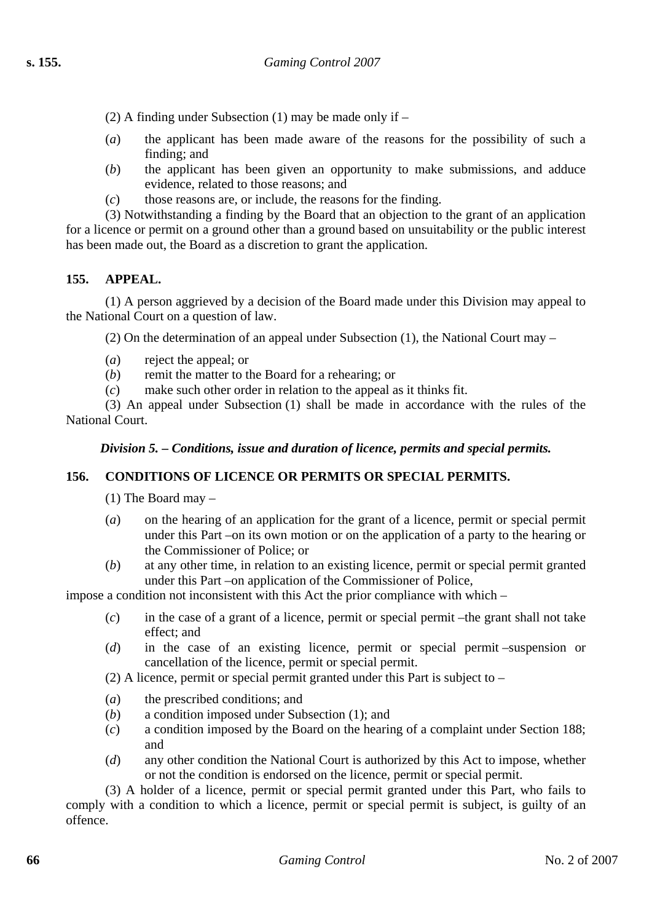(2) A finding under Subsection (1) may be made only if –

(*a*) the applicant has been made aware of the reasons for the possibility of such a finding; and

(*b*) the applicant has been given an opportunity to make submissions, and adduce evidence, related to those reasons; and

(*c*) those reasons are, or include, the reasons for the finding.

(3) Notwithstanding a finding by the Board that an objection to the grant of an application for a licence or permit on a ground other than a ground based on unsuitability or the public interest has been made out, the Board as a discretion to grant the application.

### 155. APPEAL.

(1) A person aggrieved by a decision of the Board made under this Division may appeal to the National Court on a question of law.

(2) On the determination of an appeal under Subsection (1), the National Court may –

(*a*) reject the appeal; or

(*b*) remit the matter to the Board for a rehearing; or

(*c*) make such other order in relation to the appeal as it thinks fit.

(3) An appeal under Subsection (1) shall be made in accordance with the rules of the National Court.

## *Division 5. – Conditions, issue and duration of licence, permits and special permits.*

### 156. CONDITIONS OF LICENCE OR PERMITS OR SPECIAL PERMITS.

(1) The Board may –

(*a*) on the hearing of an application for the grant of a licence, permit or special permit under this Part –on its own motion or on the application of a party to the hearing or the Commissioner of Police; or

(*b*) at any other time, in relation to an existing licence, permit or special permit granted under this Part –on application of the Commissioner of Police,

impose a condition not inconsistent with this Act the prior compliance with which –

(*c*) in the case of a grant of a licence, permit or special permit –the grant shall not take effect; and

(*d*) in the case of an existing licence, permit or special permit –suspension or cancellation of the licence, permit or special permit.

(2) A licence, permit or special permit granted under this Part is subject to –

(*a*) the prescribed conditions; and

(*b*) a condition imposed under Subsection (1); and

(*c*) a condition imposed by the Board on the hearing of a complaint under Section 188; and

(*d*) any other condition the National Court is authorized by this Act to impose, whether or not the condition is endorsed on the licence, permit or special permit.

(3) A holder of a licence, permit or special permit granted under this Part, who fails to comply with a condition to which a licence, permit or special permit is subject, is guilty of an offence.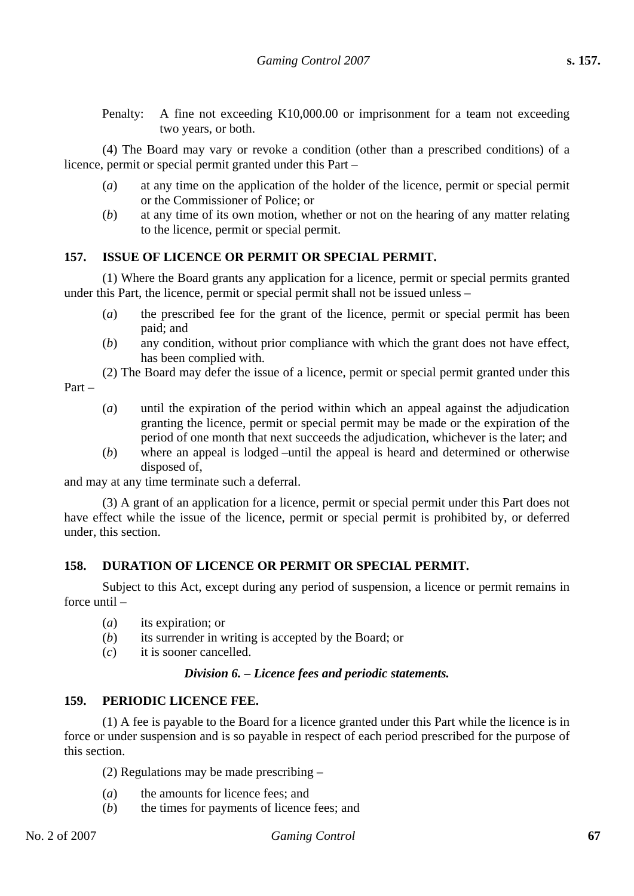Penalty: A fine not exceeding K10,000.00 or imprisonment for a team not exceeding two years, or both.

(4) The Board may vary or revoke a condition (other than a prescribed conditions) of a licence, permit or special permit granted under this Part –

(*a*) at any time on the application of the holder of the licence, permit or special permit or the Commissioner of Police; or

(*b*) at any time of its own motion, whether or not on the hearing of any matter relating to the licence, permit or special permit.

### 157. ISSUE OF LICENCE OR PERMIT OR SPECIAL PERMIT.

(1) Where the Board grants any application for a licence, permit or special permits granted under this Part, the licence, permit or special permit shall not be issued unless –

(*a*) the prescribed fee for the grant of the licence, permit or special permit has been paid; and

(*b*) any condition, without prior compliance with which the grant does not have effect, has been complied with.

(2) The Board may defer the issue of a licence, permit or special permit granted under this Part –

(*a*) until the expiration of the period within which an appeal against the adjudication granting the licence, permit or special permit may be made or the expiration of the period of one month that next succeeds the adjudication, whichever is the later; and

(*b*) where an appeal is lodged –until the appeal is heard and determined or otherwise disposed of,

and may at any time terminate such a deferral.

(3) A grant of an application for a licence, permit or special permit under this Part does not have effect while the issue of the licence, permit or special permit is prohibited by, or deferred under, this section.

### 158. DURATION OF LICENCE OR PERMIT OR SPECIAL PERMIT.

Subject to this Act, except during any period of suspension, a licence or permit remains in force until –

(*a*) its expiration; or

(*b*) its surrender in writing is accepted by the Board; or

(*c*) it is sooner cancelled.

## *Division 6. – Licence fees and periodic statements.*

### 159. PERIODIC LICENCE FEE.

(1) A fee is payable to the Board for a licence granted under this Part while the licence is in force or under suspension and is so payable in respect of each period prescribed for the purpose of this section.

(2) Regulations may be made prescribing –

(*a*) the amounts for licence fees; and

(*b*) the times for payments of licence fees; and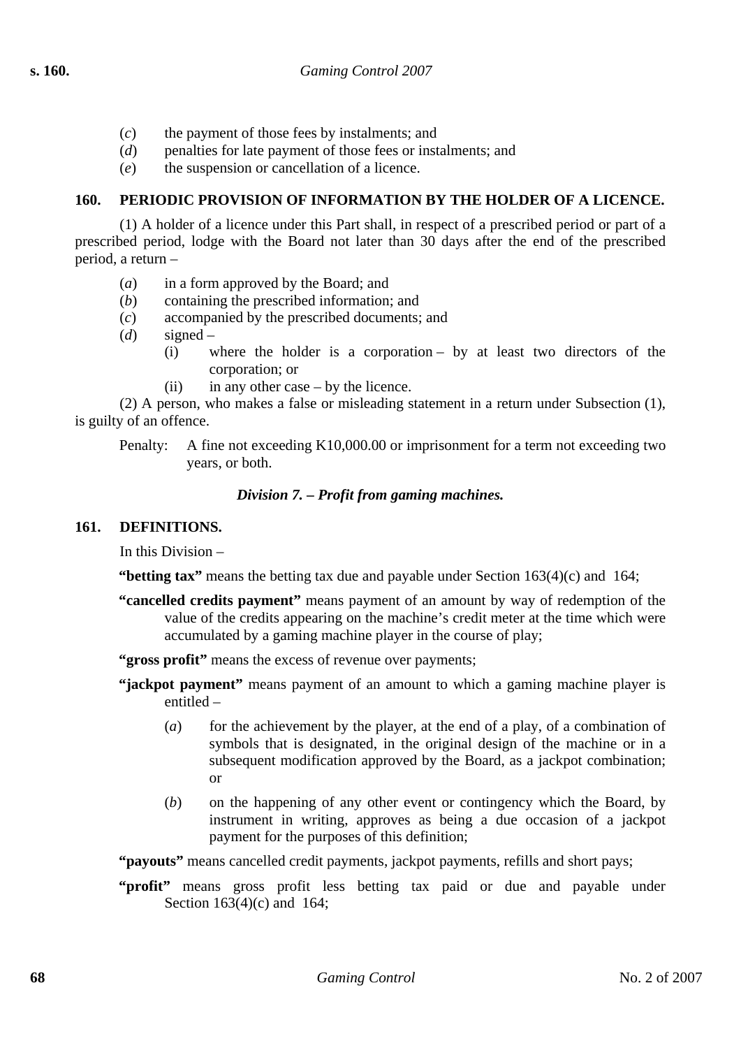(*c*) the payment of those fees by instalments; and

(*d*) penalties for late payment of those fees or instalments; and

(*e*) the suspension or cancellation of a licence.

**160. PERIODIC PROVISION OF INFORMATION BY THE HOLDER OF A LICENCE.**

(1) A holder of a licence under this Part shall, in respect of a prescribed period or part of a prescribed period, lodge with the Board not later than 30 days after the end of the prescribed period, a return –

(*a*) in a form approved by the Board; and

(*b*) containing the prescribed information; and

(*c*) accompanied by the prescribed documents; and

(*d*) signed –

(i) where the holder is a corporation – by at least two directors of the corporation; or

(ii) in any other case – by the licence.

(2) A person, who makes a false or misleading statement in a return under Subsection (1), is guilty of an offence.

Penalty: A fine not exceeding K10,000.00 or imprisonment for a term not exceeding two years, or both.

***Division 7. – Profit from gaming machines.***

**161. DEFINITIONS.**

In this Division –

**"betting tax"** means the betting tax due and payable under Section 163(4)(c) and 164;

**"cancelled credits payment"** means payment of an amount by way of redemption of the value of the credits appearing on the machine's credit meter at the time which were accumulated by a gaming machine player in the course of play;

**"gross profit"** means the excess of revenue over payments;

**"jackpot payment"** means payment of an amount to which a gaming machine player is entitled –

(*a*) for the achievement by the player, at the end of a play, of a combination of symbols that is designated, in the original design of the machine or in a subsequent modification approved by the Board, as a jackpot combination; or

(*b*) on the happening of any other event or contingency which the Board, by instrument in writing, approves as being a due occasion of a jackpot payment for the purposes of this definition;

**"payouts"** means cancelled credit payments, jackpot payments, refills and short pays;

**"profit"** means gross profit less betting tax paid or due and payable under Section 163(4)(c) and 164;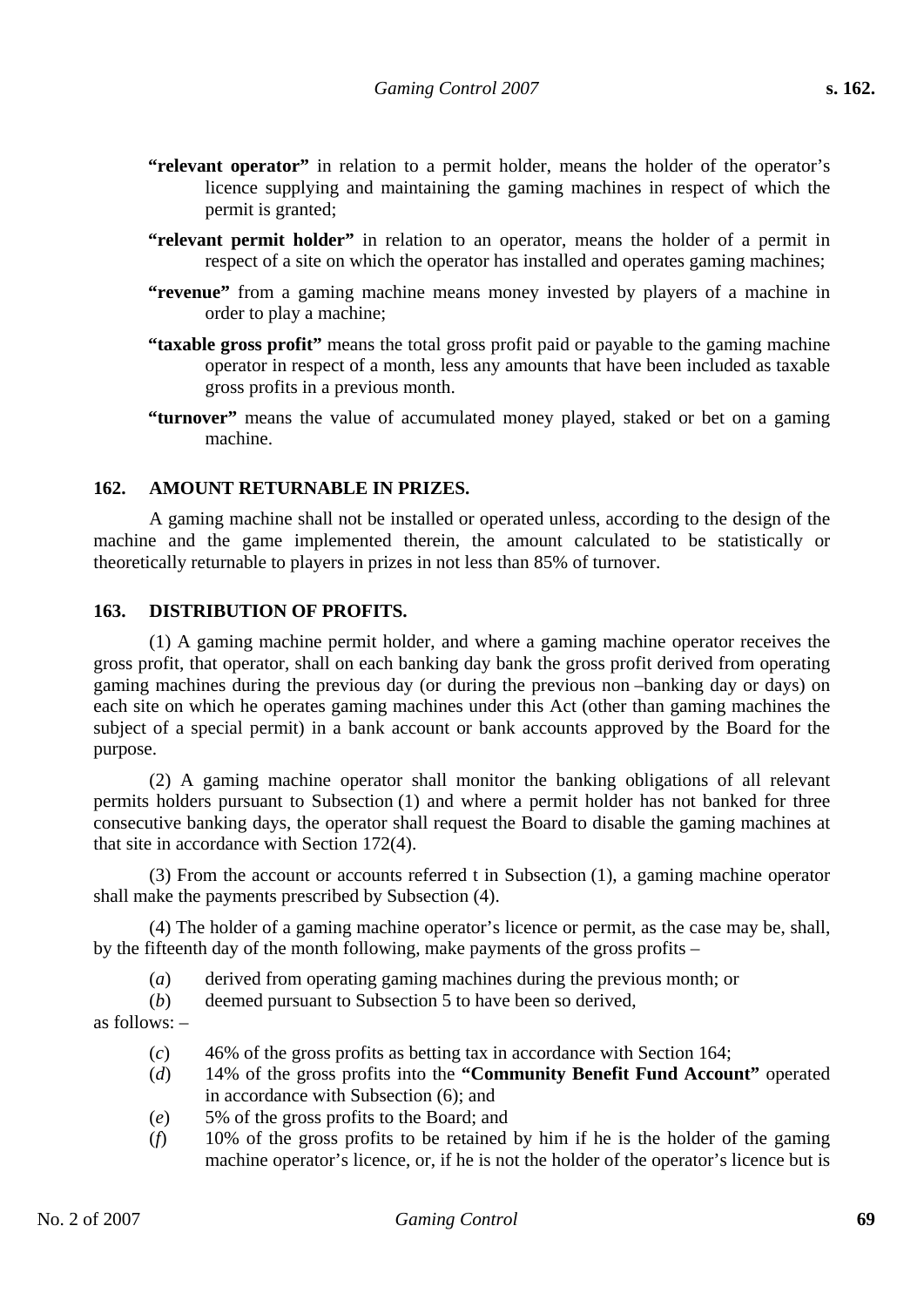**"relevant operator"** in relation to a permit holder, means the holder of the operator's licence supplying and maintaining the gaming machines in respect of which the permit is granted;

**"relevant permit holder"** in relation to an operator, means the holder of a permit in respect of a site on which the operator has installed and operates gaming machines;

**"revenue"** from a gaming machine means money invested by players of a machine in order to play a machine;

**"taxable gross profit"** means the total gross profit paid or payable to the gaming machine operator in respect of a month, less any amounts that have been included as taxable gross profits in a previous month.

**"turnover"** means the value of accumulated money played, staked or bet on a gaming machine.

### 162. AMOUNT RETURNABLE IN PRIZES.

A gaming machine shall not be installed or operated unless, according to the design of the machine and the game implemented therein, the amount calculated to be statistically or theoretically returnable to players in prizes in not less than 85% of turnover.

### 163. DISTRIBUTION OF PROFITS.

(1) A gaming machine permit holder, and where a gaming machine operator receives the gross profit, that operator, shall on each banking day bank the gross profit derived from operating gaming machines during the previous day (or during the previous non –banking day or days) on each site on which he operates gaming machines under this Act (other than gaming machines the subject of a special permit) in a bank account or bank accounts approved by the Board for the purpose.

(2) A gaming machine operator shall monitor the banking obligations of all relevant permits holders pursuant to Subsection (1) and where a permit holder has not banked for three consecutive banking days, the operator shall request the Board to disable the gaming machines at that site in accordance with Section 172(4).

(3) From the account or accounts referred t in Subsection (1), a gaming machine operator shall make the payments prescribed by Subsection (4).

(4) The holder of a gaming machine operator's licence or permit, as the case may be, shall, by the fifteenth day of the month following, make payments of the gross profits –

(*a*) derived from operating gaming machines during the previous month; or

(*b*) deemed pursuant to Subsection 5 to have been so derived,

as follows: –

(*c*) 46% of the gross profits as betting tax in accordance with Section 164;

(*d*) 14% of the gross profits into the **"Community Benefit Fund Account"** operated in accordance with Subsection (6); and

(*e*) 5% of the gross profits to the Board; and

(*f*) 10% of the gross profits to be retained by him if he is the holder of the gaming machine operator's licence, or, if he is not the holder of the operator's licence but is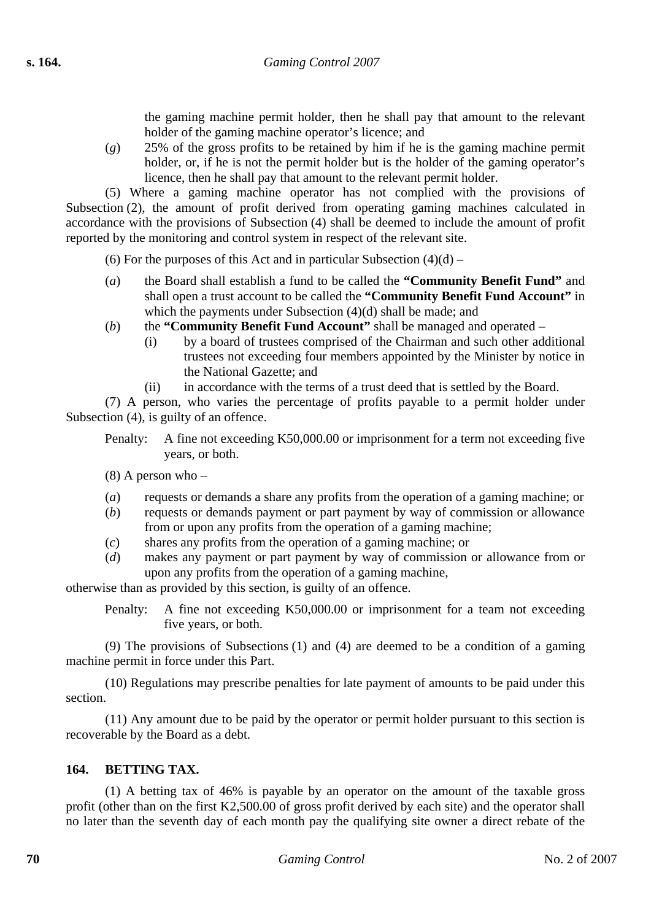the gaming machine permit holder, then he shall pay that amount to the relevant holder of the gaming machine operator's licence; and

(*g*) 25% of the gross profits to be retained by him if he is the gaming machine permit holder, or, if he is not the permit holder but is the holder of the gaming operator's licence, then he shall pay that amount to the relevant permit holder.

(5) Where a gaming machine operator has not complied with the provisions of Subsection (2), the amount of profit derived from operating gaming machines calculated in accordance with the provisions of Subsection (4) shall be deemed to include the amount of profit reported by the monitoring and control system in respect of the relevant site.

(6) For the purposes of this Act and in particular Subsection (4)(d) –

(*a*) the Board shall establish a fund to be called the **"Community Benefit Fund"** and shall open a trust account to be called the **"Community Benefit Fund Account"** in which the payments under Subsection (4)(d) shall be made; and

(*b*) the **"Community Benefit Fund Account"** shall be managed and operated –

- (i) by a board of trustees comprised of the Chairman and such other additional trustees not exceeding four members appointed by the Minister by notice in the National Gazette; and
- (ii) in accordance with the terms of a trust deed that is settled by the Board.

(7) A person, who varies the percentage of profits payable to a permit holder under Subsection (4), is guilty of an offence.

Penalty: A fine not exceeding K50,000.00 or imprisonment for a term not exceeding five years, or both.

(8) A person who –

(*a*) requests or demands a share any profits from the operation of a gaming machine; or

(*b*) requests or demands payment or part payment by way of commission or allowance from or upon any profits from the operation of a gaming machine;

(*c*) shares any profits from the operation of a gaming machine; or

(*d*) makes any payment or part payment by way of commission or allowance from or upon any profits from the operation of a gaming machine,

otherwise than as provided by this section, is guilty of an offence.

Penalty: A fine not exceeding K50,000.00 or imprisonment for a team not exceeding five years, or both.

(9) The provisions of Subsections (1) and (4) are deemed to be a condition of a gaming machine permit in force under this Part.

(10) Regulations may prescribe penalties for late payment of amounts to be paid under this section.

(11) Any amount due to be paid by the operator or permit holder pursuant to this section is recoverable by the Board as a debt.

### 164. BETTING TAX.

(1) A betting tax of 46% is payable by an operator on the amount of the taxable gross profit (other than on the first K2,500.00 of gross profit derived by each site) and the operator shall no later than the seventh day of each month pay the qualifying site owner a direct rebate of the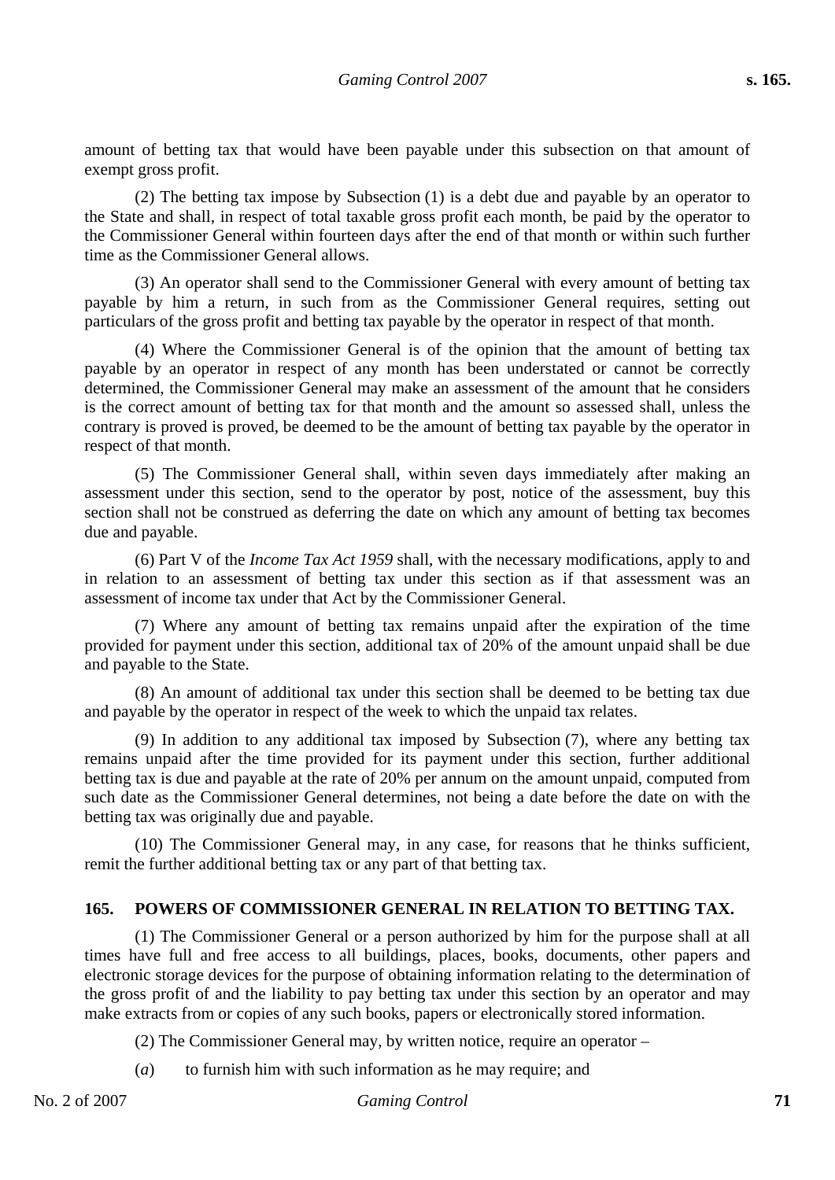amount of betting tax that would have been payable under this subsection on that amount of exempt gross profit.

(2) The betting tax impose by Subsection (1) is a debt due and payable by an operator to the State and shall, in respect of total taxable gross profit each month, be paid by the operator to the Commissioner General within fourteen days after the end of that month or within such further time as the Commissioner General allows.

(3) An operator shall send to the Commissioner General with every amount of betting tax payable by him a return, in such from as the Commissioner General requires, setting out particulars of the gross profit and betting tax payable by the operator in respect of that month.

(4) Where the Commissioner General is of the opinion that the amount of betting tax payable by an operator in respect of any month has been understated or cannot be correctly determined, the Commissioner General may make an assessment of the amount that he considers is the correct amount of betting tax for that month and the amount so assessed shall, unless the contrary is proved is proved, be deemed to be the amount of betting tax payable by the operator in respect of that month.

(5) The Commissioner General shall, within seven days immediately after making an assessment under this section, send to the operator by post, notice of the assessment, buy this section shall not be construed as deferring the date on which any amount of betting tax becomes due and payable.

(6) Part V of the *Income Tax Act 1959* shall, with the necessary modifications, apply to and in relation to an assessment of betting tax under this section as if that assessment was an assessment of income tax under that Act by the Commissioner General.

(7) Where any amount of betting tax remains unpaid after the expiration of the time provided for payment under this section, additional tax of 20% of the amount unpaid shall be due and payable to the State.

(8) An amount of additional tax under this section shall be deemed to be betting tax due and payable by the operator in respect of the week to which the unpaid tax relates.

(9) In addition to any additional tax imposed by Subsection (7), where any betting tax remains unpaid after the time provided for its payment under this section, further additional betting tax is due and payable at the rate of 20% per annum on the amount unpaid, computed from such date as the Commissioner General determines, not being a date before the date on with the betting tax was originally due and payable.

(10) The Commissioner General may, in any case, for reasons that he thinks sufficient, remit the further additional betting tax or any part of that betting tax.

## 165. POWERS OF COMMISSIONER GENERAL IN RELATION TO BETTING TAX.

(1) The Commissioner General or a person authorized by him for the purpose shall at all times have full and free access to all buildings, places, books, documents, other papers and electronic storage devices for the purpose of obtaining information relating to the determination of the gross profit of and the liability to pay betting tax under this section by an operator and may make extracts from or copies of any such books, papers or electronically stored information.

(2) The Commissioner General may, by written notice, require an operator –

(*a*) to furnish him with such information as he may require; and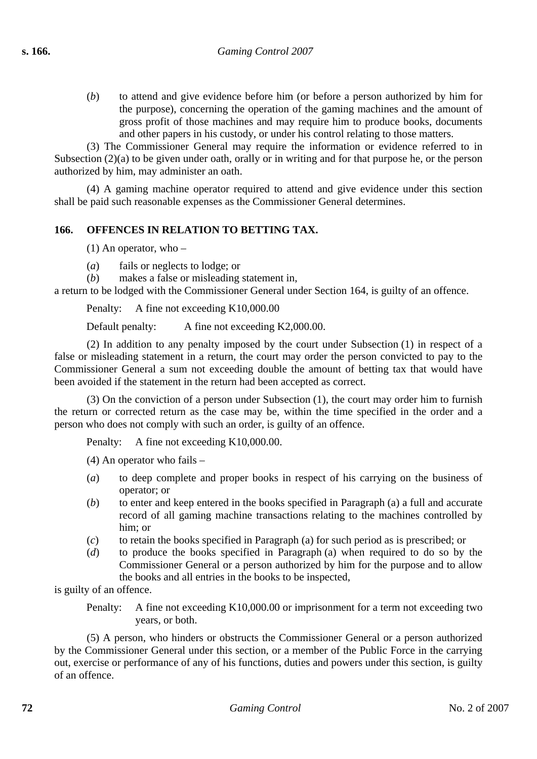(*b*) to attend and give evidence before him (or before a person authorized by him for the purpose), concerning the operation of the gaming machines and the amount of gross profit of those machines and may require him to produce books, documents and other papers in his custody, or under his control relating to those matters.

(3) The Commissioner General may require the information or evidence referred to in Subsection (2)(a) to be given under oath, orally or in writing and for that purpose he, or the person authorized by him, may administer an oath.

(4) A gaming machine operator required to attend and give evidence under this section shall be paid such reasonable expenses as the Commissioner General determines.

### 166. OFFENCES IN RELATION TO BETTING TAX.

(1) An operator, who –

(*a*) fails or neglects to lodge; or

(*b*) makes a false or misleading statement in,

a return to be lodged with the Commissioner General under Section 164, is guilty of an offence.

Penalty: A fine not exceeding K10,000.00

Default penalty: A fine not exceeding K2,000.00.

(2) In addition to any penalty imposed by the court under Subsection (1) in respect of a false or misleading statement in a return, the court may order the person convicted to pay to the Commissioner General a sum not exceeding double the amount of betting tax that would have been avoided if the statement in the return had been accepted as correct.

(3) On the conviction of a person under Subsection (1), the court may order him to furnish the return or corrected return as the case may be, within the time specified in the order and a person who does not comply with such an order, is guilty of an offence.

Penalty: A fine not exceeding K10,000.00.

(4) An operator who fails –

(*a*) to deep complete and proper books in respect of his carrying on the business of operator; or

(*b*) to enter and keep entered in the books specified in Paragraph (a) a full and accurate record of all gaming machine transactions relating to the machines controlled by him; or

(*c*) to retain the books specified in Paragraph (a) for such period as is prescribed; or

(*d*) to produce the books specified in Paragraph (a) when required to do so by the Commissioner General or a person authorized by him for the purpose and to allow the books and all entries in the books to be inspected,

is guilty of an offence.

Penalty: A fine not exceeding K10,000.00 or imprisonment for a term not exceeding two years, or both.

(5) A person, who hinders or obstructs the Commissioner General or a person authorized by the Commissioner General under this section, or a member of the Public Force in the carrying out, exercise or performance of any of his functions, duties and powers under this section, is guilty of an offence.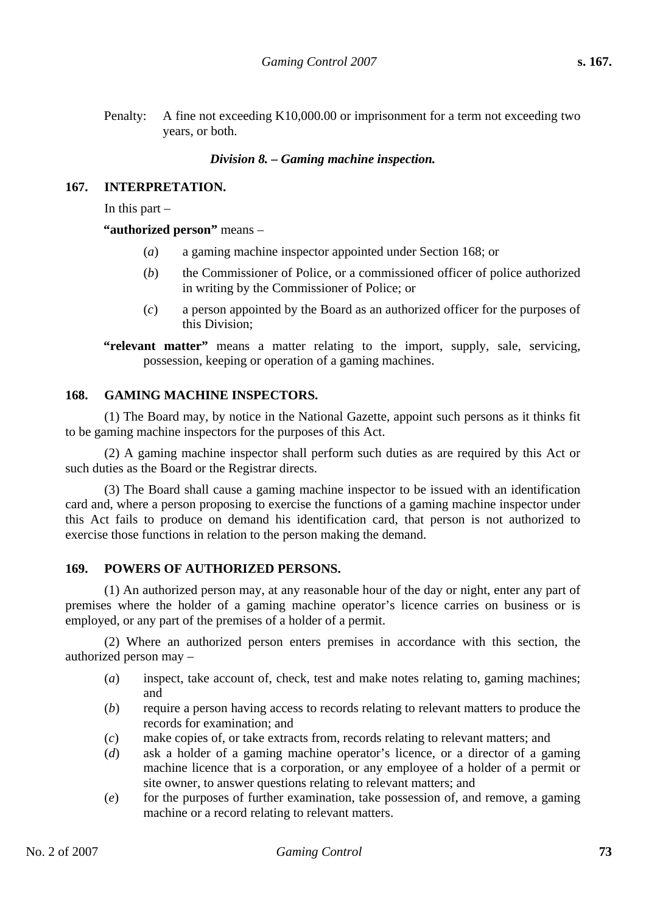Penalty: A fine not exceeding K10,000.00 or imprisonment for a term not exceeding two years, or both.

### *Division 8. – Gaming machine inspection.*

### 167. INTERPRETATION.

In this part –

**"authorized person"** means –

(*a*) a gaming machine inspector appointed under Section 168; or

(*b*) the Commissioner of Police, or a commissioned officer of police authorized in writing by the Commissioner of Police; or

(*c*) a person appointed by the Board as an authorized officer for the purposes of this Division;

**"relevant matter"** means a matter relating to the import, supply, sale, servicing, possession, keeping or operation of a gaming machines.

### 168. GAMING MACHINE INSPECTORS.

(1) The Board may, by notice in the National Gazette, appoint such persons as it thinks fit to be gaming machine inspectors for the purposes of this Act.

(2) A gaming machine inspector shall perform such duties as are required by this Act or such duties as the Board or the Registrar directs.

(3) The Board shall cause a gaming machine inspector to be issued with an identification card and, where a person proposing to exercise the functions of a gaming machine inspector under this Act fails to produce on demand his identification card, that person is not authorized to exercise those functions in relation to the person making the demand.

### 169. POWERS OF AUTHORIZED PERSONS.

(1) An authorized person may, at any reasonable hour of the day or night, enter any part of premises where the holder of a gaming machine operator's licence carries on business or is employed, or any part of the premises of a holder of a permit.

(2) Where an authorized person enters premises in accordance with this section, the authorized person may –

(*a*) inspect, take account of, check, test and make notes relating to, gaming machines; and

(*b*) require a person having access to records relating to relevant matters to produce the records for examination; and

(*c*) make copies of, or take extracts from, records relating to relevant matters; and

(*d*) ask a holder of a gaming machine operator's licence, or a director of a gaming machine licence that is a corporation, or any employee of a holder of a permit or site owner, to answer questions relating to relevant matters; and

(*e*) for the purposes of further examination, take possession of, and remove, a gaming machine or a record relating to relevant matters.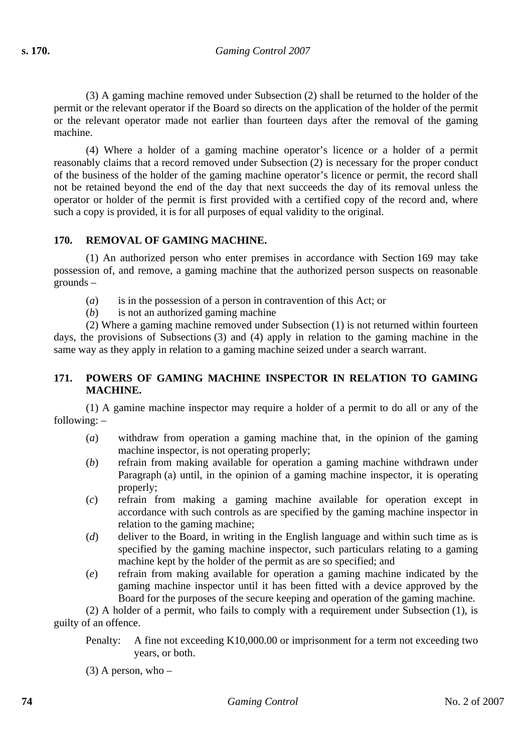(3) A gaming machine removed under Subsection (2) shall be returned to the holder of the permit or the relevant operator if the Board so directs on the application of the holder of the permit or the relevant operator made not earlier than fourteen days after the removal of the gaming machine.

(4) Where a holder of a gaming machine operator's licence or a holder of a permit reasonably claims that a record removed under Subsection (2) is necessary for the proper conduct of the business of the holder of the gaming machine operator's licence or permit, the record shall not be retained beyond the end of the day that next succeeds the day of its removal unless the operator or holder of the permit is first provided with a certified copy of the record and, where such a copy is provided, it is for all purposes of equal validity to the original.

### 170. REMOVAL OF GAMING MACHINE.

(1) An authorized person who enter premises in accordance with Section 169 may take possession of, and remove, a gaming machine that the authorized person suspects on reasonable grounds –

(*a*) is in the possession of a person in contravention of this Act; or

(*b*) is not an authorized gaming machine

(2) Where a gaming machine removed under Subsection (1) is not returned within fourteen days, the provisions of Subsections (3) and (4) apply in relation to the gaming machine in the same way as they apply in relation to a gaming machine seized under a search warrant.

### 171. POWERS OF GAMING MACHINE INSPECTOR IN RELATION TO GAMING MACHINE.

(1) A gamine machine inspector may require a holder of a permit to do all or any of the following: –

(*a*) withdraw from operation a gaming machine that, in the opinion of the gaming machine inspector, is not operating properly;

(*b*) refrain from making available for operation a gaming machine withdrawn under Paragraph (a) until, in the opinion of a gaming machine inspector, it is operating properly;

(*c*) refrain from making a gaming machine available for operation except in accordance with such controls as are specified by the gaming machine inspector in relation to the gaming machine;

(*d*) deliver to the Board, in writing in the English language and within such time as is specified by the gaming machine inspector, such particulars relating to a gaming machine kept by the holder of the permit as are so specified; and

(*e*) refrain from making available for operation a gaming machine indicated by the gaming machine inspector until it has been fitted with a device approved by the Board for the purposes of the secure keeping and operation of the gaming machine.

(2) A holder of a permit, who fails to comply with a requirement under Subsection (1), is guilty of an offence.

Penalty: A fine not exceeding K10,000.00 or imprisonment for a term not exceeding two years, or both.

(3) A person, who –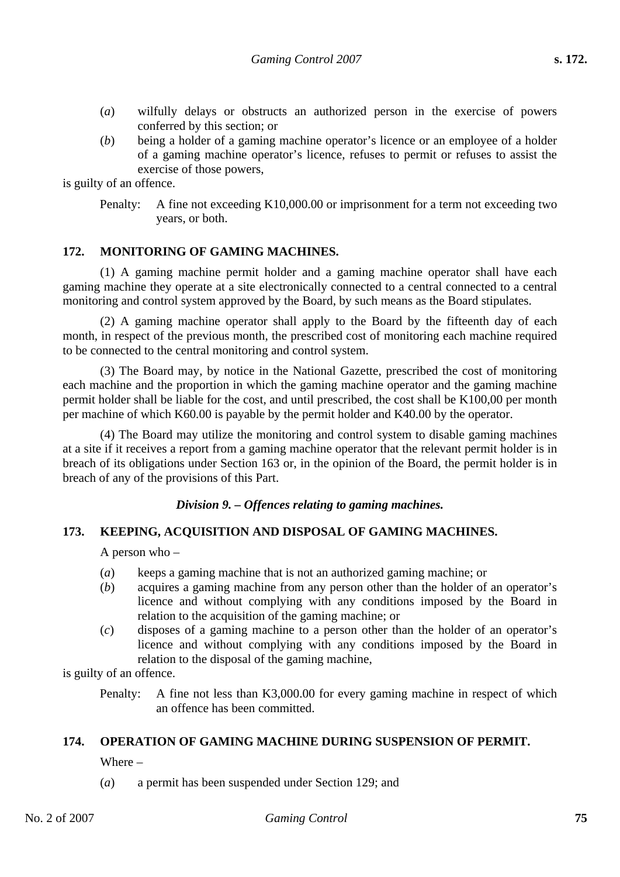(*a*) wilfully delays or obstructs an authorized person in the exercise of powers conferred by this section; or

(*b*) being a holder of a gaming machine operator's licence or an employee of a holder of a gaming machine operator's licence, refuses to permit or refuses to assist the exercise of those powers,

is guilty of an offence.

Penalty: A fine not exceeding K10,000.00 or imprisonment for a term not exceeding two years, or both.

## 172. MONITORING OF GAMING MACHINES.

(1) A gaming machine permit holder and a gaming machine operator shall have each gaming machine they operate at a site electronically connected to a central connected to a central monitoring and control system approved by the Board, by such means as the Board stipulates.

(2) A gaming machine operator shall apply to the Board by the fifteenth day of each month, in respect of the previous month, the prescribed cost of monitoring each machine required to be connected to the central monitoring and control system.

(3) The Board may, by notice in the National Gazette, prescribed the cost of monitoring each machine and the proportion in which the gaming machine operator and the gaming machine permit holder shall be liable for the cost, and until prescribed, the cost shall be K100,00 per month per machine of which K60.00 is payable by the permit holder and K40.00 by the operator.

(4) The Board may utilize the monitoring and control system to disable gaming machines at a site if it receives a report from a gaming machine operator that the relevant permit holder is in breach of its obligations under Section 163 or, in the opinion of the Board, the permit holder is in breach of any of the provisions of this Part.

### *Division 9. – Offences relating to gaming machines.*

## 173. KEEPING, ACQUISITION AND DISPOSAL OF GAMING MACHINES.

A person who –

(*a*) keeps a gaming machine that is not an authorized gaming machine; or

(*b*) acquires a gaming machine from any person other than the holder of an operator's licence and without complying with any conditions imposed by the Board in relation to the acquisition of the gaming machine; or

(*c*) disposes of a gaming machine to a person other than the holder of an operator's licence and without complying with any conditions imposed by the Board in relation to the disposal of the gaming machine,

is guilty of an offence.

Penalty: A fine not less than K3,000.00 for every gaming machine in respect of which an offence has been committed.

## 174. OPERATION OF GAMING MACHINE DURING SUSPENSION OF PERMIT.

Where –

(*a*) a permit has been suspended under Section 129; and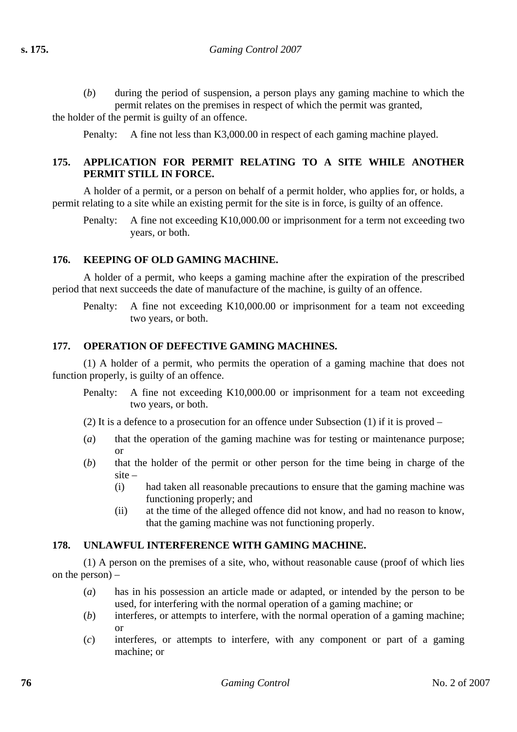(*b*) during the period of suspension, a person plays any gaming machine to which the permit relates on the premises in respect of which the permit was granted,

the holder of the permit is guilty of an offence.

Penalty: A fine not less than K3,000.00 in respect of each gaming machine played.

### 175. APPLICATION FOR PERMIT RELATING TO A SITE WHILE ANOTHER PERMIT STILL IN FORCE.

A holder of a permit, or a person on behalf of a permit holder, who applies for, or holds, a permit relating to a site while an existing permit for the site is in force, is guilty of an offence.

Penalty: A fine not exceeding K10,000.00 or imprisonment for a term not exceeding two years, or both.

### 176. KEEPING OF OLD GAMING MACHINE.

A holder of a permit, who keeps a gaming machine after the expiration of the prescribed period that next succeeds the date of manufacture of the machine, is guilty of an offence.

Penalty: A fine not exceeding K10,000.00 or imprisonment for a team not exceeding two years, or both.

### 177. OPERATION OF DEFECTIVE GAMING MACHINES.

(1) A holder of a permit, who permits the operation of a gaming machine that does not function properly, is guilty of an offence.

Penalty: A fine not exceeding K10,000.00 or imprisonment for a team not exceeding two years, or both.

(2) It is a defence to a prosecution for an offence under Subsection (1) if it is proved –

(*a*) that the operation of the gaming machine was for testing or maintenance purpose; or

(*b*) that the holder of the permit or other person for the time being in charge of the site –

- (i) had taken all reasonable precautions to ensure that the gaming machine was functioning properly; and
- (ii) at the time of the alleged offence did not know, and had no reason to know, that the gaming machine was not functioning properly.

### 178. UNLAWFUL INTERFERENCE WITH GAMING MACHINE.

(1) A person on the premises of a site, who, without reasonable cause (proof of which lies on the person) –

(*a*) has in his possession an article made or adapted, or intended by the person to be used, for interfering with the normal operation of a gaming machine; or

(*b*) interferes, or attempts to interfere, with the normal operation of a gaming machine; or

(*c*) interferes, or attempts to interfere, with any component or part of a gaming machine; or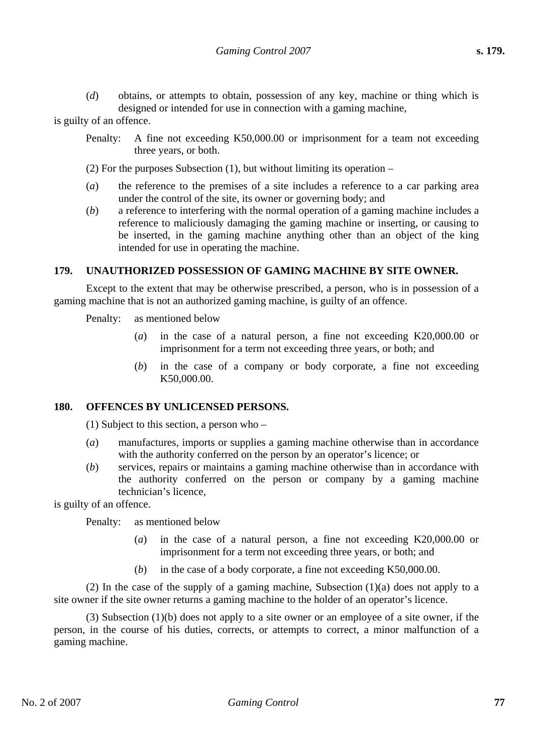(*d*) obtains, or attempts to obtain, possession of any key, machine or thing which is designed or intended for use in connection with a gaming machine,

is guilty of an offence.

Penalty: A fine not exceeding K50,000.00 or imprisonment for a team not exceeding three years, or both.

(2) For the purposes Subsection (1), but without limiting its operation –

(*a*) the reference to the premises of a site includes a reference to a car parking area under the control of the site, its owner or governing body; and

(*b*) a reference to interfering with the normal operation of a gaming machine includes a reference to maliciously damaging the gaming machine or inserting, or causing to be inserted, in the gaming machine anything other than an object of the king intended for use in operating the machine.

### 179. UNAUTHORIZED POSSESSION OF GAMING MACHINE BY SITE OWNER.

Except to the extent that may be otherwise prescribed, a person, who is in possession of a gaming machine that is not an authorized gaming machine, is guilty of an offence.

Penalty: as mentioned below

(*a*) in the case of a natural person, a fine not exceeding K20,000.00 or imprisonment for a term not exceeding three years, or both; and

(*b*) in the case of a company or body corporate, a fine not exceeding K50,000.00.

### 180. OFFENCES BY UNLICENSED PERSONS.

(1) Subject to this section, a person who –

(*a*) manufactures, imports or supplies a gaming machine otherwise than in accordance with the authority conferred on the person by an operator's licence; or

(*b*) services, repairs or maintains a gaming machine otherwise than in accordance with the authority conferred on the person or company by a gaming machine technician's licence,

is guilty of an offence.

Penalty: as mentioned below

(*a*) in the case of a natural person, a fine not exceeding K20,000.00 or imprisonment for a term not exceeding three years, or both; and

(*b*) in the case of a body corporate, a fine not exceeding K50,000.00.

(2) In the case of the supply of a gaming machine, Subsection (1)(a) does not apply to a site owner if the site owner returns a gaming machine to the holder of an operator's licence.

(3) Subsection (1)(b) does not apply to a site owner or an employee of a site owner, if the person, in the course of his duties, corrects, or attempts to correct, a minor malfunction of a gaming machine.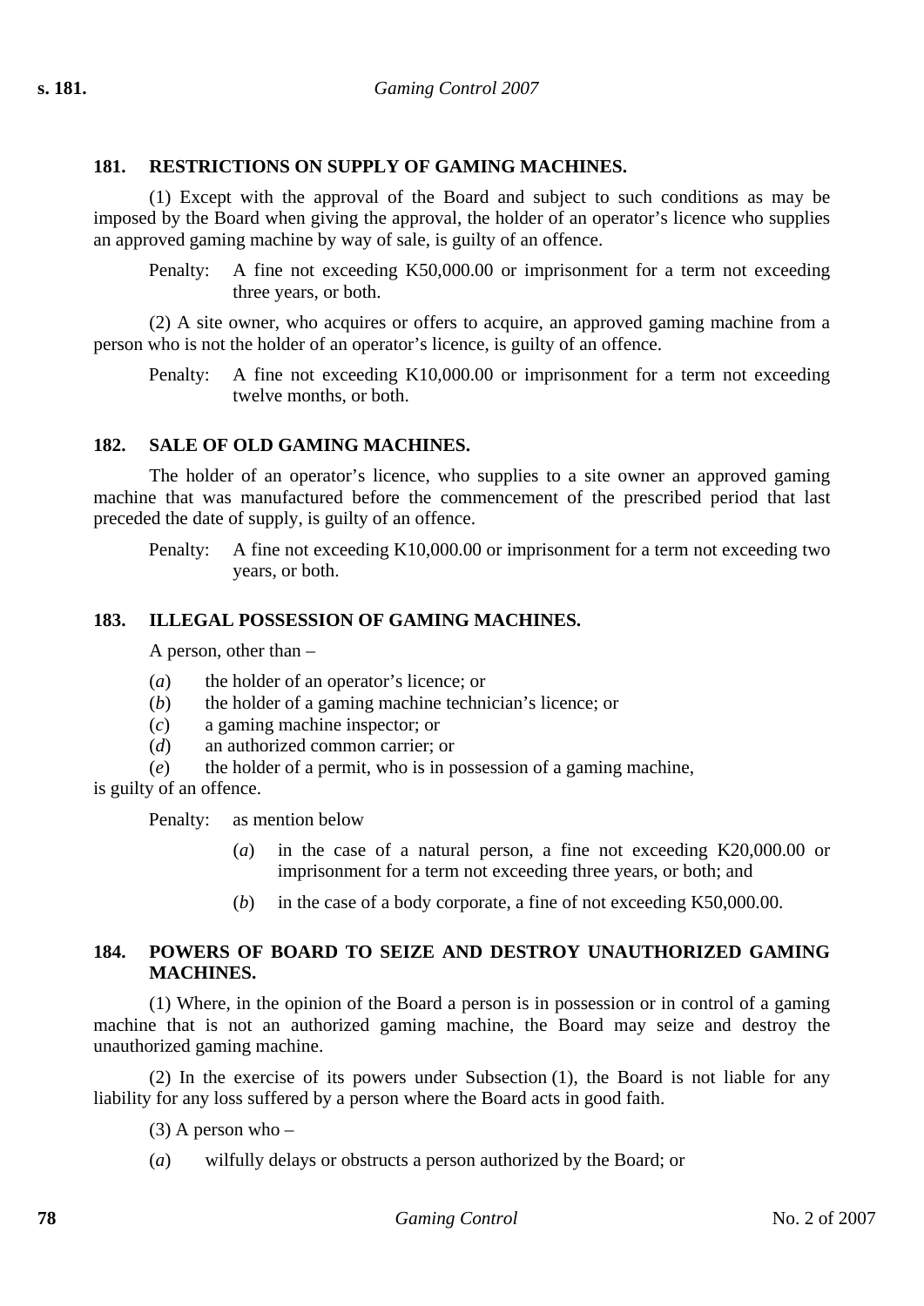### 181. RESTRICTIONS ON SUPPLY OF GAMING MACHINES.

(1) Except with the approval of the Board and subject to such conditions as may be imposed by the Board when giving the approval, the holder of an operator's licence who supplies an approved gaming machine by way of sale, is guilty of an offence.

Penalty: A fine not exceeding K50,000.00 or imprisonment for a term not exceeding three years, or both.

(2) A site owner, who acquires or offers to acquire, an approved gaming machine from a person who is not the holder of an operator's licence, is guilty of an offence.

Penalty: A fine not exceeding K10,000.00 or imprisonment for a term not exceeding twelve months, or both.

### 182. SALE OF OLD GAMING MACHINES.

The holder of an operator's licence, who supplies to a site owner an approved gaming machine that was manufactured before the commencement of the prescribed period that last preceded the date of supply, is guilty of an offence.

Penalty: A fine not exceeding K10,000.00 or imprisonment for a term not exceeding two years, or both.

### 183. ILLEGAL POSSESSION OF GAMING MACHINES.

A person, other than –

(*a*) the holder of an operator's licence; or
(*b*) the holder of a gaming machine technician's licence; or
(*c*) a gaming machine inspector; or
(*d*) an authorized common carrier; or
(*e*) the holder of a permit, who is in possession of a gaming machine,

is guilty of an offence.

Penalty: as mention below

(*a*) in the case of a natural person, a fine not exceeding K20,000.00 or imprisonment for a term not exceeding three years, or both; and

(*b*) in the case of a body corporate, a fine of not exceeding K50,000.00.

### 184. POWERS OF BOARD TO SEIZE AND DESTROY UNAUTHORIZED GAMING MACHINES.

(1) Where, in the opinion of the Board a person is in possession or in control of a gaming machine that is not an authorized gaming machine, the Board may seize and destroy the unauthorized gaming machine.

(2) In the exercise of its powers under Subsection (1), the Board is not liable for any liability for any loss suffered by a person where the Board acts in good faith.

(3) A person who –

(*a*) wilfully delays or obstructs a person authorized by the Board; or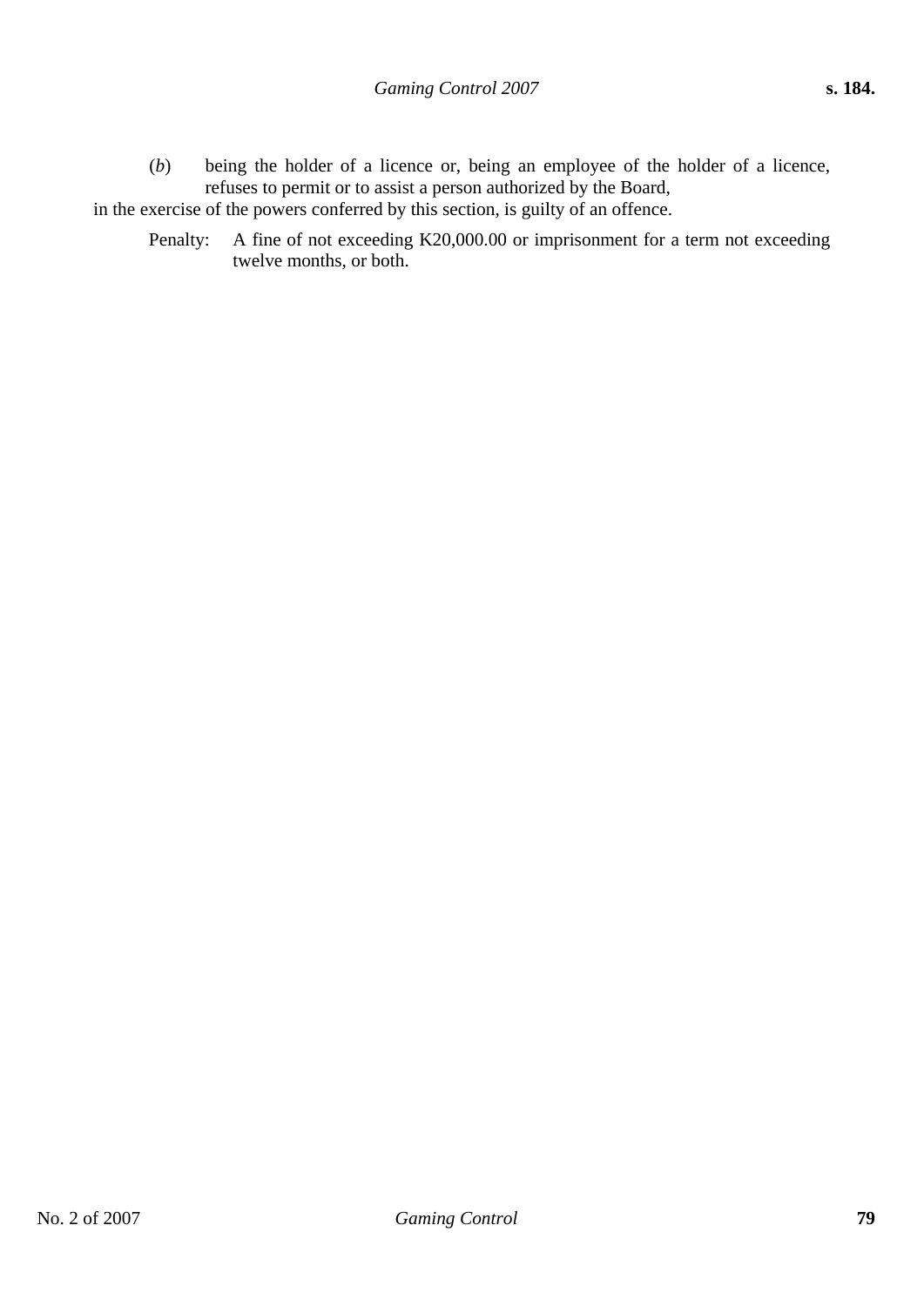(*b*) being the holder of a licence or, being an employee of the holder of a licence, refuses to permit or to assist a person authorized by the Board,

in the exercise of the powers conferred by this section, is guilty of an offence.

Penalty: A fine of not exceeding K20,000.00 or imprisonment for a term not exceeding twelve months, or both.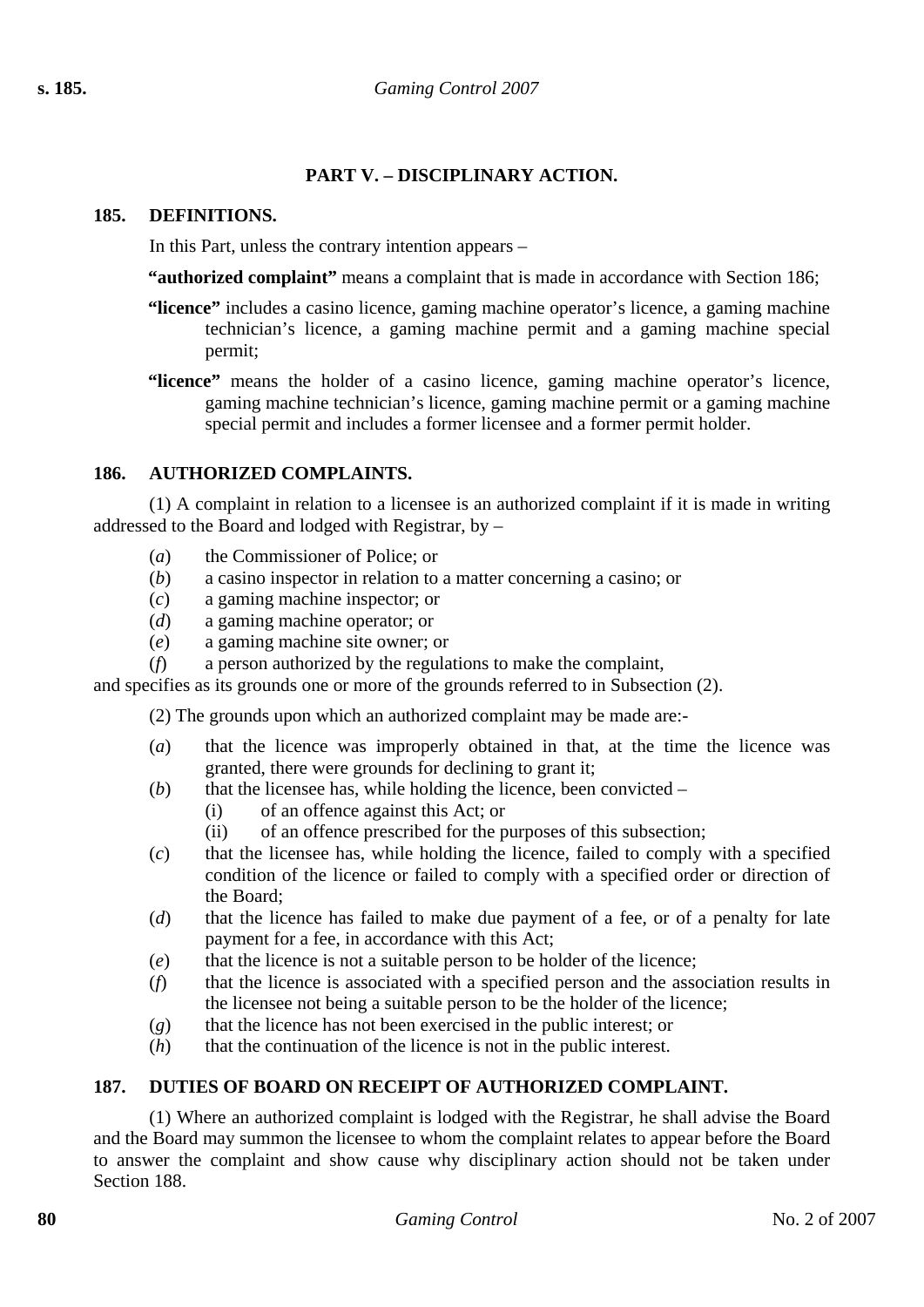## PART V. – DISCIPLINARY ACTION.

### 185. DEFINITIONS.

In this Part, unless the contrary intention appears –

**"authorized complaint"** means a complaint that is made in accordance with Section 186;

**"licence"** includes a casino licence, gaming machine operator's licence, a gaming machine technician's licence, a gaming machine permit and a gaming machine special permit;

**"licence"** means the holder of a casino licence, gaming machine operator's licence, gaming machine technician's licence, gaming machine permit or a gaming machine special permit and includes a former licensee and a former permit holder.

### 186. AUTHORIZED COMPLAINTS.

(1) A complaint in relation to a licensee is an authorized complaint if it is made in writing addressed to the Board and lodged with Registrar, by –

- (*a*) the Commissioner of Police; or
- (*b*) a casino inspector in relation to a matter concerning a casino; or
- (*c*) a gaming machine inspector; or
- (*d*) a gaming machine operator; or
- (*e*) a gaming machine site owner; or
- (*f*) a person authorized by the regulations to make the complaint,

and specifies as its grounds one or more of the grounds referred to in Subsection (2).

(2) The grounds upon which an authorized complaint may be made are:-

- (*a*) that the licence was improperly obtained in that, at the time the licence was granted, there were grounds for declining to grant it;
- (*b*) that the licensee has, while holding the licence, been convicted –
  - (i) of an offence against this Act; or
  - (ii) of an offence prescribed for the purposes of this subsection;
- (*c*) that the licensee has, while holding the licence, failed to comply with a specified condition of the licence or failed to comply with a specified order or direction of the Board;
- (*d*) that the licence has failed to make due payment of a fee, or of a penalty for late payment for a fee, in accordance with this Act;
- (*e*) that the licence is not a suitable person to be holder of the licence;
- (*f*) that the licence is associated with a specified person and the association results in the licensee not being a suitable person to be the holder of the licence;
- (*g*) that the licence has not been exercised in the public interest; or
- (*h*) that the continuation of the licence is not in the public interest.

### 187. DUTIES OF BOARD ON RECEIPT OF AUTHORIZED COMPLAINT.

(1) Where an authorized complaint is lodged with the Registrar, he shall advise the Board and the Board may summon the licensee to whom the complaint relates to appear before the Board to answer the complaint and show cause why disciplinary action should not be taken under Section 188.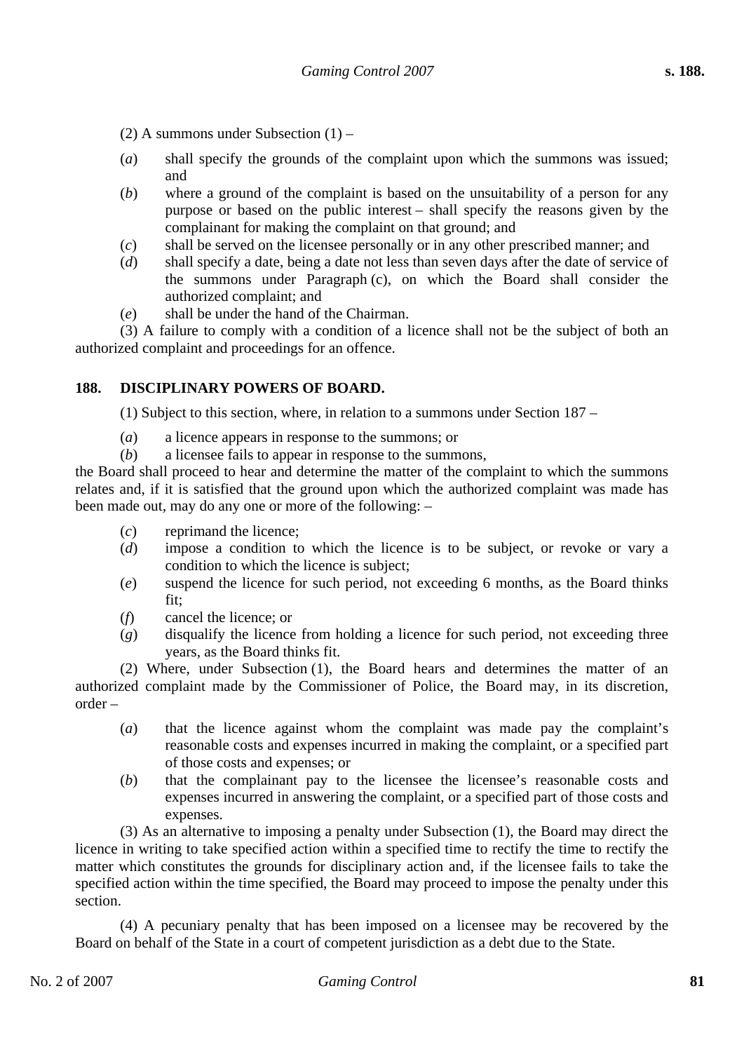(2) A summons under Subsection (1) –

(*a*) shall specify the grounds of the complaint upon which the summons was issued; and

(*b*) where a ground of the complaint is based on the unsuitability of a person for any purpose or based on the public interest – shall specify the reasons given by the complainant for making the complaint on that ground; and

(*c*) shall be served on the licensee personally or in any other prescribed manner; and

(*d*) shall specify a date, being a date not less than seven days after the date of service of the summons under Paragraph (c), on which the Board shall consider the authorized complaint; and

(*e*) shall be under the hand of the Chairman.

(3) A failure to comply with a condition of a licence shall not be the subject of both an authorized complaint and proceedings for an offence.

## 188. DISCIPLINARY POWERS OF BOARD.

(1) Subject to this section, where, in relation to a summons under Section 187 –

(*a*) a licence appears in response to the summons; or

(*b*) a licensee fails to appear in response to the summons,

the Board shall proceed to hear and determine the matter of the complaint to which the summons relates and, if it is satisfied that the ground upon which the authorized complaint was made has been made out, may do any one or more of the following: –

(*c*) reprimand the licence;

(*d*) impose a condition to which the licence is to be subject, or revoke or vary a condition to which the licence is subject;

(*e*) suspend the licence for such period, not exceeding 6 months, as the Board thinks fit;

(*f*) cancel the licence; or

(*g*) disqualify the licence from holding a licence for such period, not exceeding three years, as the Board thinks fit.

(2) Where, under Subsection (1), the Board hears and determines the matter of an authorized complaint made by the Commissioner of Police, the Board may, in its discretion, order –

(*a*) that the licence against whom the complaint was made pay the complaint's reasonable costs and expenses incurred in making the complaint, or a specified part of those costs and expenses; or

(*b*) that the complainant pay to the licensee the licensee's reasonable costs and expenses incurred in answering the complaint, or a specified part of those costs and expenses.

(3) As an alternative to imposing a penalty under Subsection (1), the Board may direct the licence in writing to take specified action within a specified time to rectify the time to rectify the matter which constitutes the grounds for disciplinary action and, if the licensee fails to take the specified action within the time specified, the Board may proceed to impose the penalty under this section.

(4) A pecuniary penalty that has been imposed on a licensee may be recovered by the Board on behalf of the State in a court of competent jurisdiction as a debt due to the State.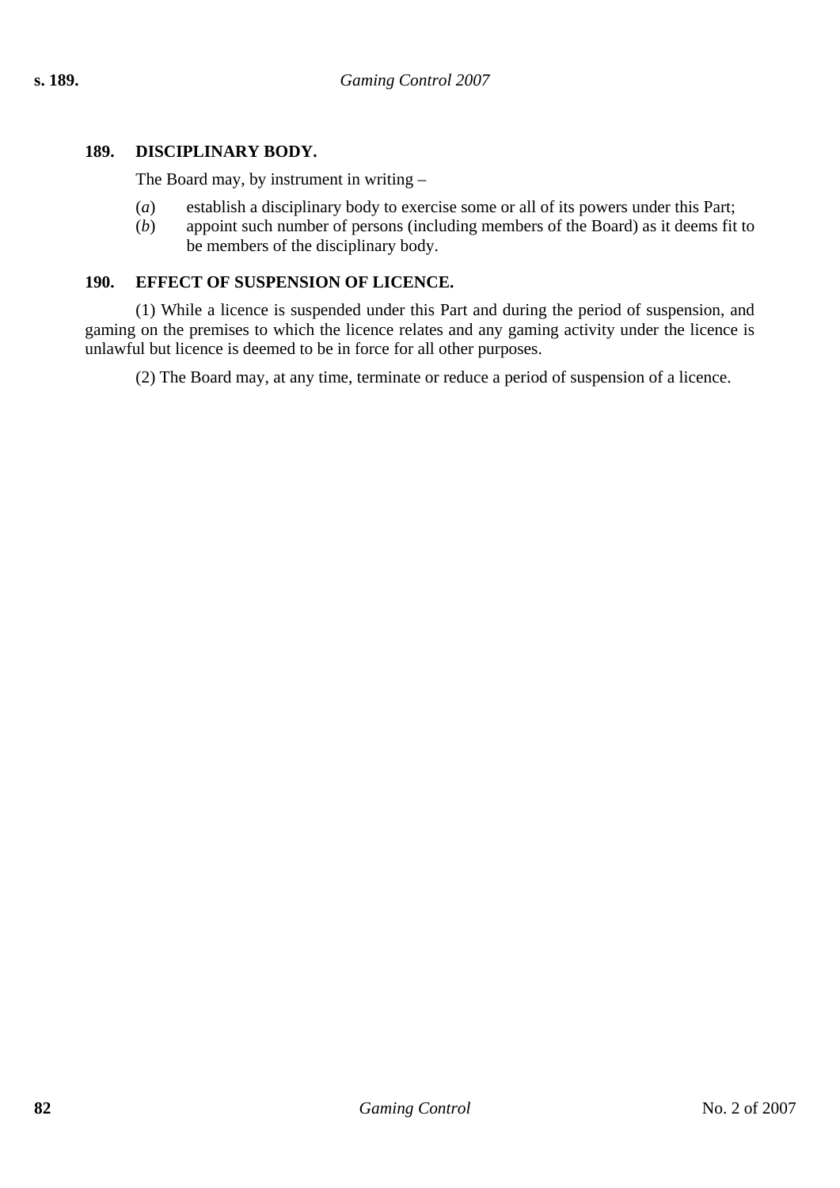### 189. DISCIPLINARY BODY.

The Board may, by instrument in writing –

(*a*) establish a disciplinary body to exercise some or all of its powers under this Part;

(*b*) appoint such number of persons (including members of the Board) as it deems fit to be members of the disciplinary body.

### 190. EFFECT OF SUSPENSION OF LICENCE.

(1) While a licence is suspended under this Part and during the period of suspension, and gaming on the premises to which the licence relates and any gaming activity under the licence is unlawful but licence is deemed to be in force for all other purposes.

(2) The Board may, at any time, terminate or reduce a period of suspension of a licence.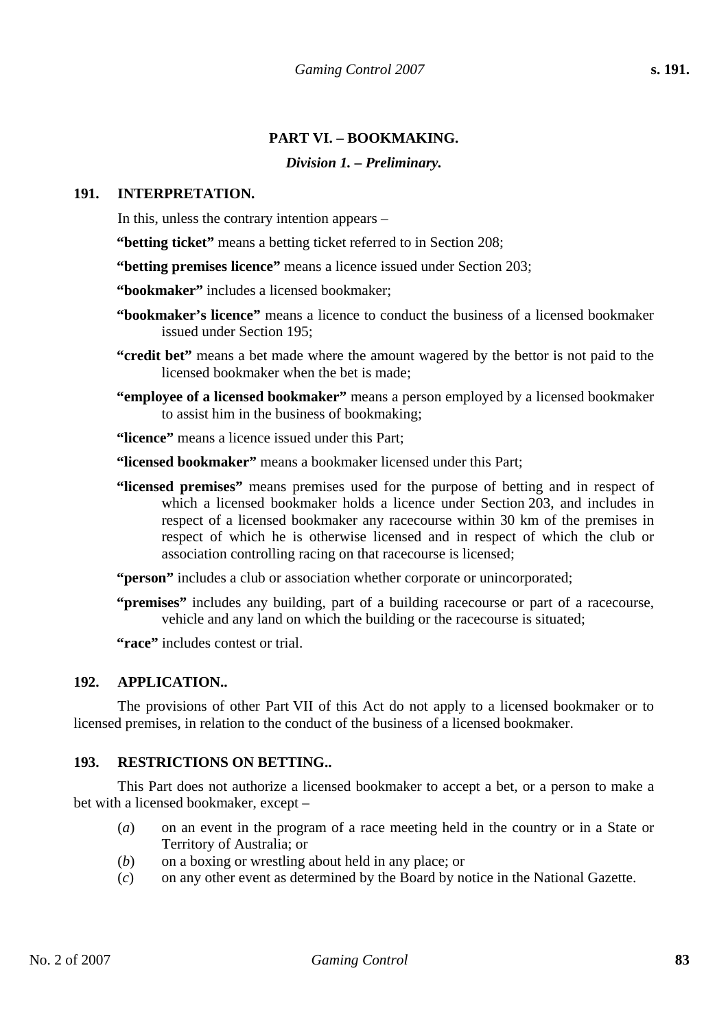## PART VI. – BOOKMAKING.

### *Division 1. – Preliminary.*

**191. INTERPRETATION.**

In this, unless the contrary intention appears –

**"betting ticket"** means a betting ticket referred to in Section 208;

**"betting premises licence"** means a licence issued under Section 203;

**"bookmaker"** includes a licensed bookmaker;

**"bookmaker's licence"** means a licence to conduct the business of a licensed bookmaker issued under Section 195;

**"credit bet"** means a bet made where the amount wagered by the bettor is not paid to the licensed bookmaker when the bet is made;

**"employee of a licensed bookmaker"** means a person employed by a licensed bookmaker to assist him in the business of bookmaking;

**"licence"** means a licence issued under this Part;

**"licensed bookmaker"** means a bookmaker licensed under this Part;

**"licensed premises"** means premises used for the purpose of betting and in respect of which a licensed bookmaker holds a licence under Section 203, and includes in respect of a licensed bookmaker any racecourse within 30 km of the premises in respect of which he is otherwise licensed and in respect of which the club or association controlling racing on that racecourse is licensed;

**"person"** includes a club or association whether corporate or unincorporated;

**"premises"** includes any building, part of a building racecourse or part of a racecourse, vehicle and any land on which the building or the racecourse is situated;

**"race"** includes contest or trial.

**192. APPLICATION..**

The provisions of other Part VII of this Act do not apply to a licensed bookmaker or to licensed premises, in relation to the conduct of the business of a licensed bookmaker.

**193. RESTRICTIONS ON BETTING..**

This Part does not authorize a licensed bookmaker to accept a bet, or a person to make a bet with a licensed bookmaker, except –

(*a*) on an event in the program of a race meeting held in the country or in a State or Territory of Australia; or

(*b*) on a boxing or wrestling about held in any place; or

(*c*) on any other event as determined by the Board by notice in the National Gazette.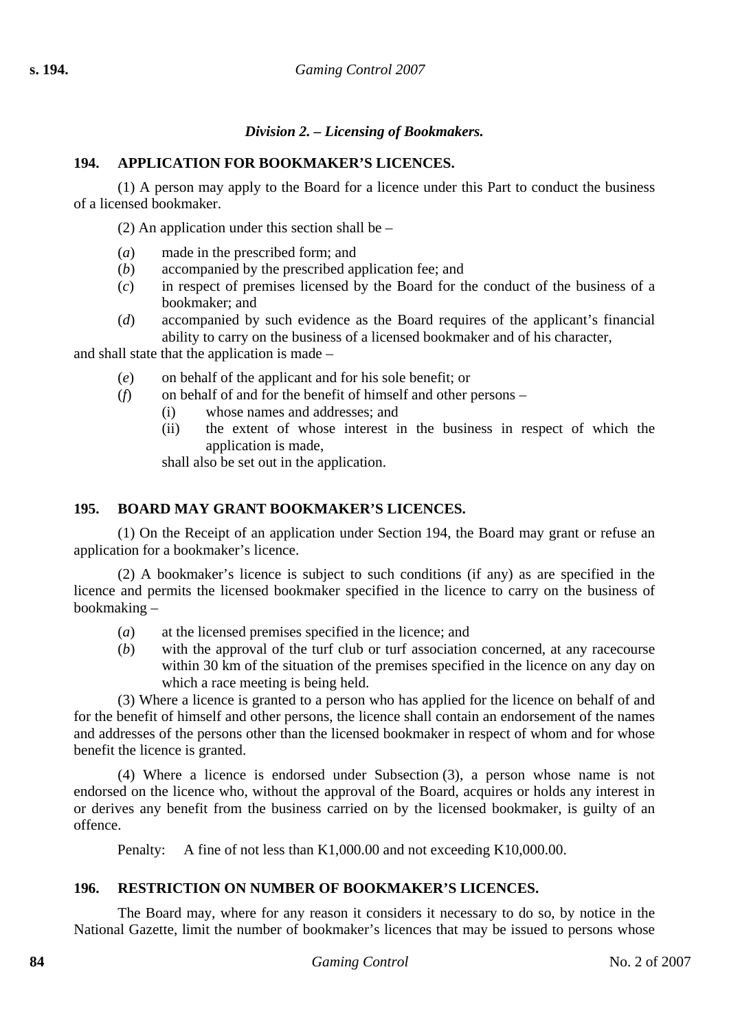### *Division 2. – Licensing of Bookmakers.*

#### 194. APPLICATION FOR BOOKMAKER'S LICENCES.

(1) A person may apply to the Board for a licence under this Part to conduct the business of a licensed bookmaker.

(2) An application under this section shall be –

(*a*) made in the prescribed form; and

(*b*) accompanied by the prescribed application fee; and

(*c*) in respect of premises licensed by the Board for the conduct of the business of a bookmaker; and

(*d*) accompanied by such evidence as the Board requires of the applicant's financial ability to carry on the business of a licensed bookmaker and of his character,

and shall state that the application is made –

(*e*) on behalf of the applicant and for his sole benefit; or

(*f*) on behalf of and for the benefit of himself and other persons –

(i) whose names and addresses; and

(ii) the extent of whose interest in the business in respect of which the application is made,

shall also be set out in the application.

#### 195. BOARD MAY GRANT BOOKMAKER'S LICENCES.

(1) On the Receipt of an application under Section 194, the Board may grant or refuse an application for a bookmaker's licence.

(2) A bookmaker's licence is subject to such conditions (if any) as are specified in the licence and permits the licensed bookmaker specified in the licence to carry on the business of bookmaking –

(*a*) at the licensed premises specified in the licence; and

(*b*) with the approval of the turf club or turf association concerned, at any racecourse within 30 km of the situation of the premises specified in the licence on any day on which a race meeting is being held.

(3) Where a licence is granted to a person who has applied for the licence on behalf of and for the benefit of himself and other persons, the licence shall contain an endorsement of the names and addresses of the persons other than the licensed bookmaker in respect of whom and for whose benefit the licence is granted.

(4) Where a licence is endorsed under Subsection (3), a person whose name is not endorsed on the licence who, without the approval of the Board, acquires or holds any interest in or derives any benefit from the business carried on by the licensed bookmaker, is guilty of an offence.

Penalty: A fine of not less than K1,000.00 and not exceeding K10,000.00.

#### 196. RESTRICTION ON NUMBER OF BOOKMAKER'S LICENCES.

The Board may, where for any reason it considers it necessary to do so, by notice in the National Gazette, limit the number of bookmaker's licences that may be issued to persons whose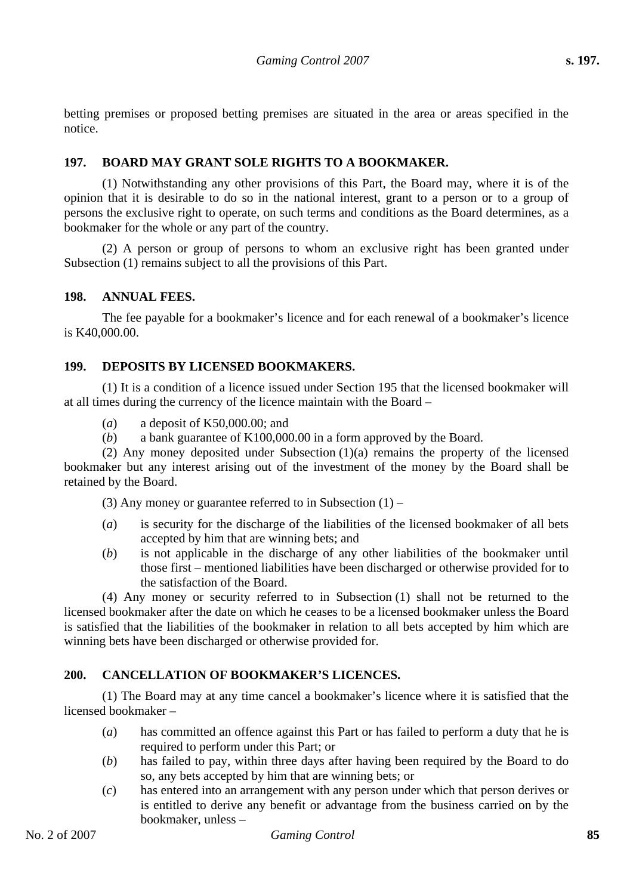betting premises or proposed betting premises are situated in the area or areas specified in the notice.

### 197. BOARD MAY GRANT SOLE RIGHTS TO A BOOKMAKER.

(1) Notwithstanding any other provisions of this Part, the Board may, where it is of the opinion that it is desirable to do so in the national interest, grant to a person or to a group of persons the exclusive right to operate, on such terms and conditions as the Board determines, as a bookmaker for the whole or any part of the country.

(2) A person or group of persons to whom an exclusive right has been granted under Subsection (1) remains subject to all the provisions of this Part.

### 198. ANNUAL FEES.

The fee payable for a bookmaker's licence and for each renewal of a bookmaker's licence is K40,000.00.

### 199. DEPOSITS BY LICENSED BOOKMAKERS.

(1) It is a condition of a licence issued under Section 195 that the licensed bookmaker will at all times during the currency of the licence maintain with the Board –

(*a*) a deposit of K50,000.00; and

(*b*) a bank guarantee of K100,000.00 in a form approved by the Board.

(2) Any money deposited under Subsection (1)(a) remains the property of the licensed bookmaker but any interest arising out of the investment of the money by the Board shall be retained by the Board.

(3) Any money or guarantee referred to in Subsection (1) –

(*a*) is security for the discharge of the liabilities of the licensed bookmaker of all bets accepted by him that are winning bets; and

(*b*) is not applicable in the discharge of any other liabilities of the bookmaker until those first – mentioned liabilities have been discharged or otherwise provided for to the satisfaction of the Board.

(4) Any money or security referred to in Subsection (1) shall not be returned to the licensed bookmaker after the date on which he ceases to be a licensed bookmaker unless the Board is satisfied that the liabilities of the bookmaker in relation to all bets accepted by him which are winning bets have been discharged or otherwise provided for.

### 200. CANCELLATION OF BOOKMAKER'S LICENCES.

(1) The Board may at any time cancel a bookmaker's licence where it is satisfied that the licensed bookmaker –

(*a*) has committed an offence against this Part or has failed to perform a duty that he is required to perform under this Part; or

(*b*) has failed to pay, within three days after having been required by the Board to do so, any bets accepted by him that are winning bets; or

(*c*) has entered into an arrangement with any person under which that person derives or is entitled to derive any benefit or advantage from the business carried on by the bookmaker, unless –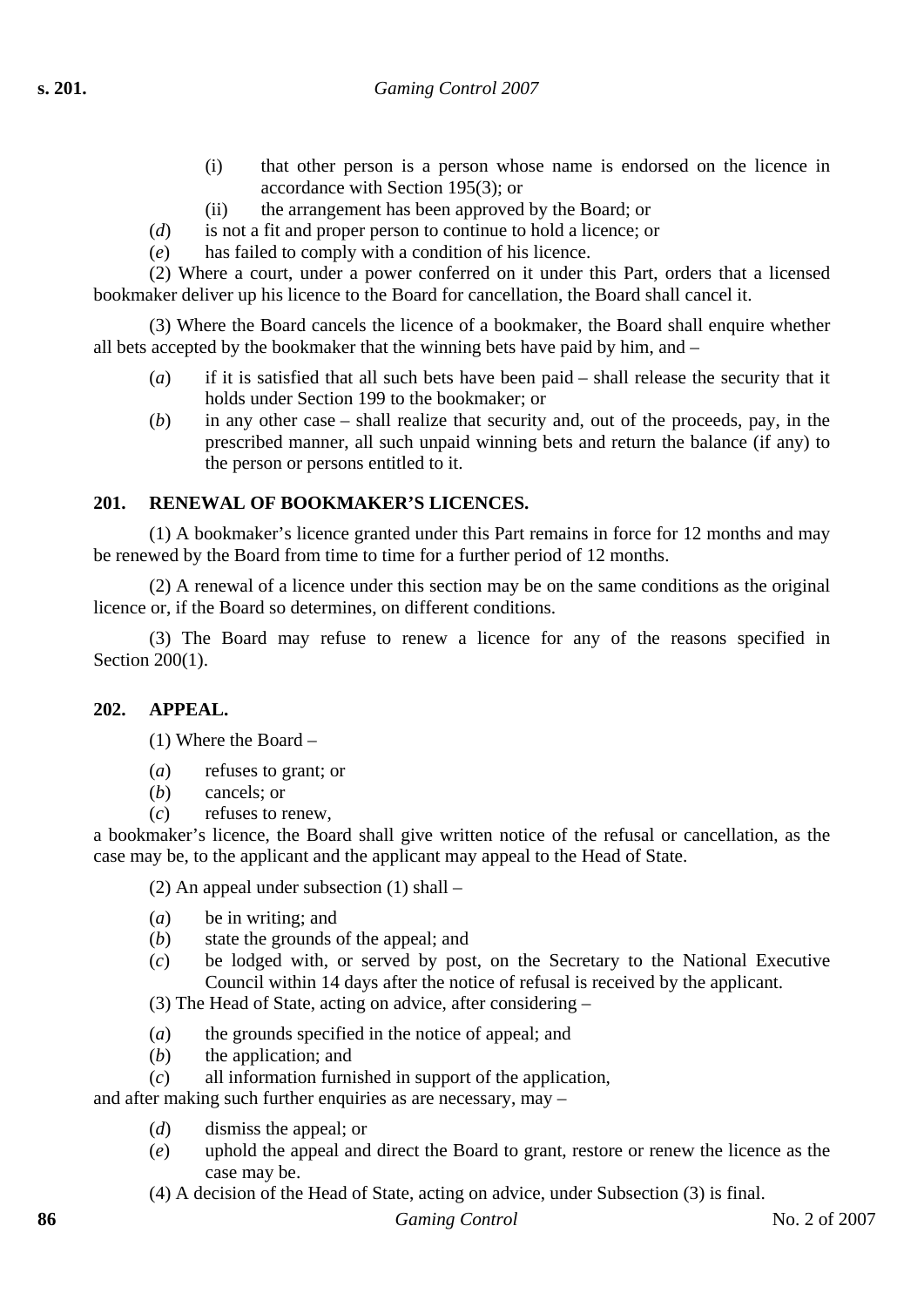(i) that other person is a person whose name is endorsed on the licence in accordance with Section 195(3); or

(ii) the arrangement has been approved by the Board; or

(*d*) is not a fit and proper person to continue to hold a licence; or

(*e*) has failed to comply with a condition of his licence.

(2) Where a court, under a power conferred on it under this Part, orders that a licensed bookmaker deliver up his licence to the Board for cancellation, the Board shall cancel it.

(3) Where the Board cancels the licence of a bookmaker, the Board shall enquire whether all bets accepted by the bookmaker that the winning bets have paid by him, and –

(*a*) if it is satisfied that all such bets have been paid – shall release the security that it holds under Section 199 to the bookmaker; or

(*b*) in any other case – shall realize that security and, out of the proceeds, pay, in the prescribed manner, all such unpaid winning bets and return the balance (if any) to the person or persons entitled to it.

### 201. RENEWAL OF BOOKMAKER'S LICENCES.

(1) A bookmaker's licence granted under this Part remains in force for 12 months and may be renewed by the Board from time to time for a further period of 12 months.

(2) A renewal of a licence under this section may be on the same conditions as the original licence or, if the Board so determines, on different conditions.

(3) The Board may refuse to renew a licence for any of the reasons specified in Section 200(1).

### 202. APPEAL.

(1) Where the Board –

(*a*) refuses to grant; or

(*b*) cancels; or

(*c*) refuses to renew,

a bookmaker's licence, the Board shall give written notice of the refusal or cancellation, as the case may be, to the applicant and the applicant may appeal to the Head of State.

(2) An appeal under subsection (1) shall –

(*a*) be in writing; and

(*b*) state the grounds of the appeal; and

(*c*) be lodged with, or served by post, on the Secretary to the National Executive Council within 14 days after the notice of refusal is received by the applicant.

(3) The Head of State, acting on advice, after considering –

(*a*) the grounds specified in the notice of appeal; and

(*b*) the application; and

(*c*) all information furnished in support of the application,

and after making such further enquiries as are necessary, may –

(*d*) dismiss the appeal; or

(*e*) uphold the appeal and direct the Board to grant, restore or renew the licence as the case may be.

(4) A decision of the Head of State, acting on advice, under Subsection (3) is final.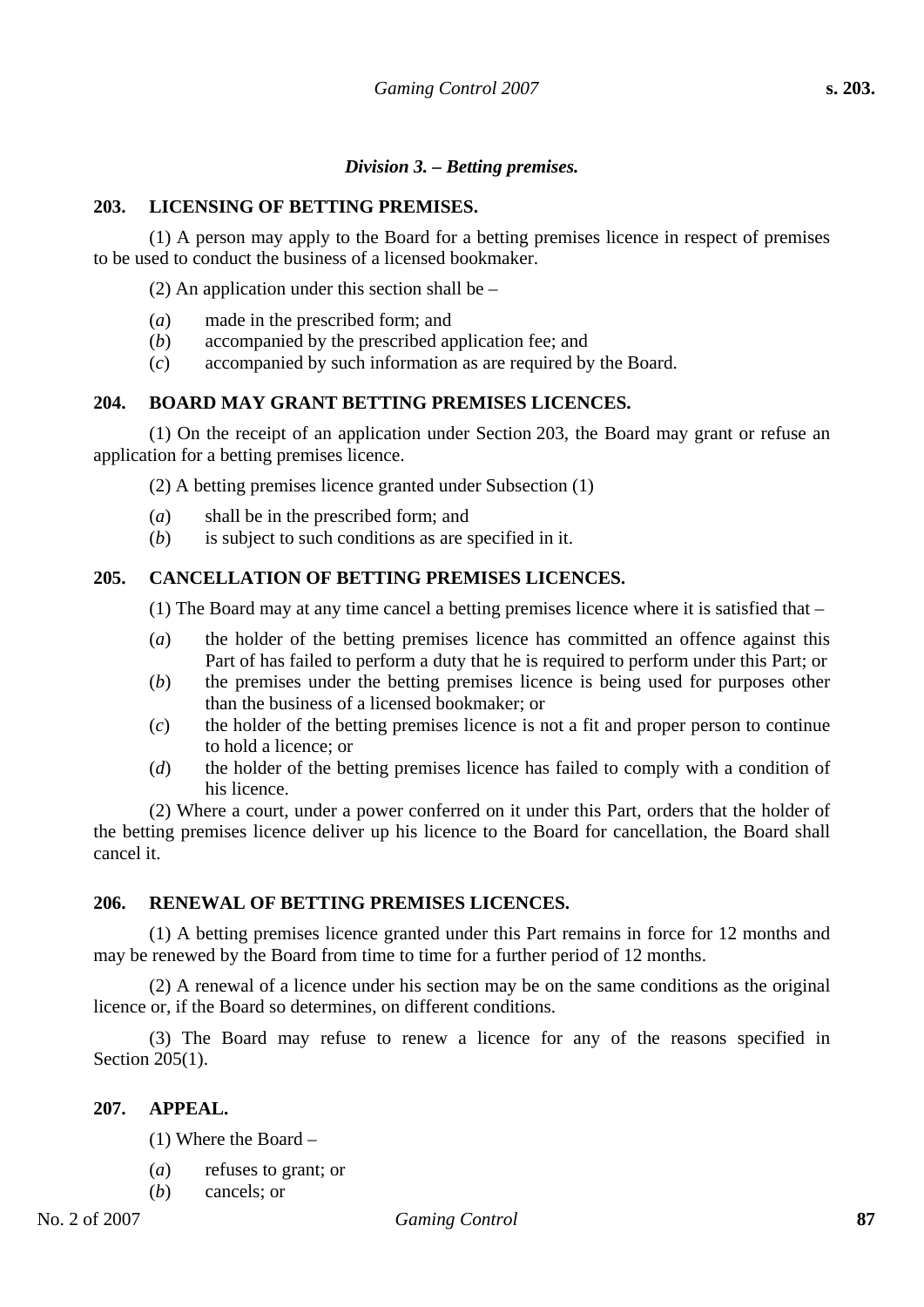### *Division 3. – Betting premises.*

#### 203. LICENSING OF BETTING PREMISES.

(1) A person may apply to the Board for a betting premises licence in respect of premises to be used to conduct the business of a licensed bookmaker.

(2) An application under this section shall be –

(*a*) made in the prescribed form; and
(*b*) accompanied by the prescribed application fee; and
(*c*) accompanied by such information as are required by the Board.

#### 204. BOARD MAY GRANT BETTING PREMISES LICENCES.

(1) On the receipt of an application under Section 203, the Board may grant or refuse an application for a betting premises licence.

(2) A betting premises licence granted under Subsection (1)

(*a*) shall be in the prescribed form; and
(*b*) is subject to such conditions as are specified in it.

#### 205. CANCELLATION OF BETTING PREMISES LICENCES.

(1) The Board may at any time cancel a betting premises licence where it is satisfied that –

(*a*) the holder of the betting premises licence has committed an offence against this Part of has failed to perform a duty that he is required to perform under this Part; or
(*b*) the premises under the betting premises licence is being used for purposes other than the business of a licensed bookmaker; or
(*c*) the holder of the betting premises licence is not a fit and proper person to continue to hold a licence; or
(*d*) the holder of the betting premises licence has failed to comply with a condition of his licence.

(2) Where a court, under a power conferred on it under this Part, orders that the holder of the betting premises licence deliver up his licence to the Board for cancellation, the Board shall cancel it.

#### 206. RENEWAL OF BETTING PREMISES LICENCES.

(1) A betting premises licence granted under this Part remains in force for 12 months and may be renewed by the Board from time to time for a further period of 12 months.

(2) A renewal of a licence under his section may be on the same conditions as the original licence or, if the Board so determines, on different conditions.

(3) The Board may refuse to renew a licence for any of the reasons specified in Section 205(1).

#### 207. APPEAL.

(1) Where the Board –

(*a*) refuses to grant; or
(*b*) cancels; or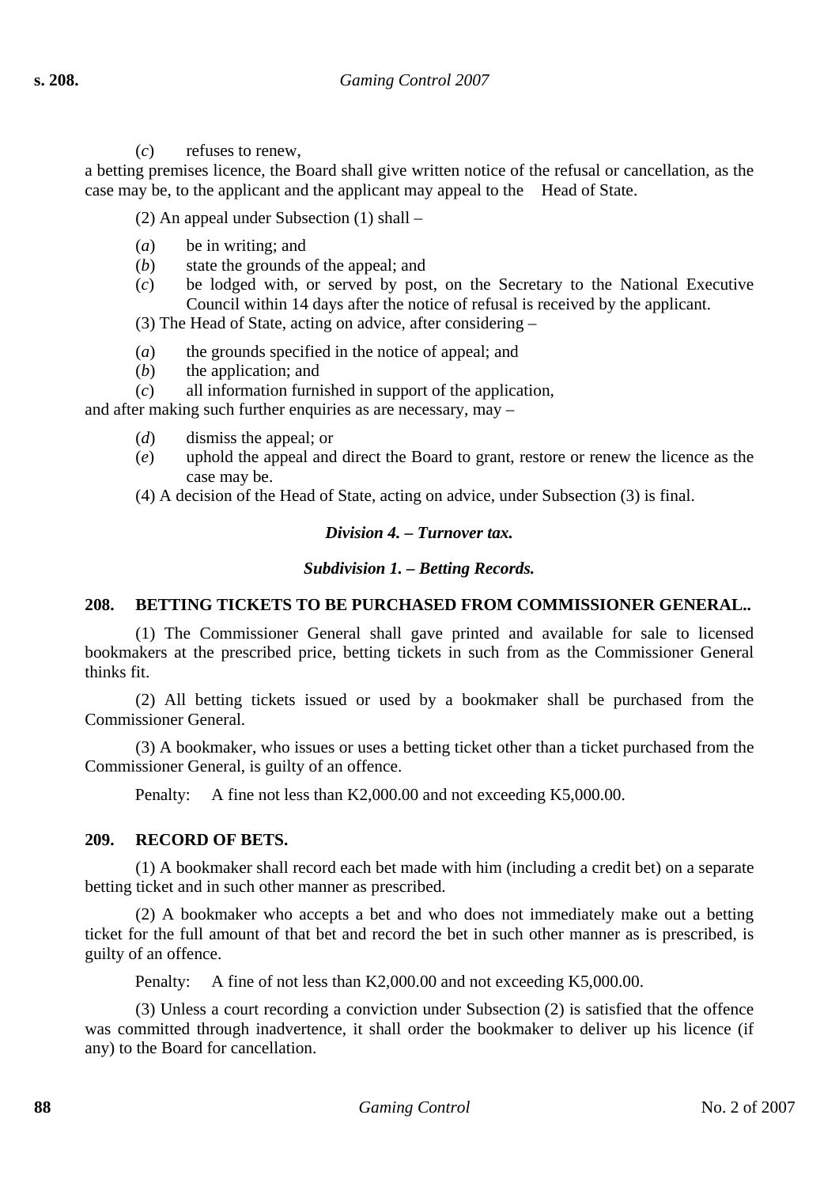(*c*) refuses to renew,

a betting premises licence, the Board shall give written notice of the refusal or cancellation, as the case may be, to the applicant and the applicant may appeal to the Head of State.

(2) An appeal under Subsection (1) shall –

(*a*) be in writing; and
(*b*) state the grounds of the appeal; and
(*c*) be lodged with, or served by post, on the Secretary to the National Executive Council within 14 days after the notice of refusal is received by the applicant.

(3) The Head of State, acting on advice, after considering –

(*a*) the grounds specified in the notice of appeal; and
(*b*) the application; and
(*c*) all information furnished in support of the application,

and after making such further enquiries as are necessary, may –

(*d*) dismiss the appeal; or
(*e*) uphold the appeal and direct the Board to grant, restore or renew the licence as the case may be.

(4) A decision of the Head of State, acting on advice, under Subsection (3) is final.

### *Division 4. – Turnover tax.*

#### *Subdivision 1. – Betting Records.*

**208. BETTING TICKETS TO BE PURCHASED FROM COMMISSIONER GENERAL..**

(1) The Commissioner General shall gave printed and available for sale to licensed bookmakers at the prescribed price, betting tickets in such from as the Commissioner General thinks fit.

(2) All betting tickets issued or used by a bookmaker shall be purchased from the Commissioner General.

(3) A bookmaker, who issues or uses a betting ticket other than a ticket purchased from the Commissioner General, is guilty of an offence.

Penalty: A fine not less than K2,000.00 and not exceeding K5,000.00.

**209. RECORD OF BETS.**

(1) A bookmaker shall record each bet made with him (including a credit bet) on a separate betting ticket and in such other manner as prescribed.

(2) A bookmaker who accepts a bet and who does not immediately make out a betting ticket for the full amount of that bet and record the bet in such other manner as is prescribed, is guilty of an offence.

Penalty: A fine of not less than K2,000.00 and not exceeding K5,000.00.

(3) Unless a court recording a conviction under Subsection (2) is satisfied that the offence was committed through inadvertence, it shall order the bookmaker to deliver up his licence (if any) to the Board for cancellation.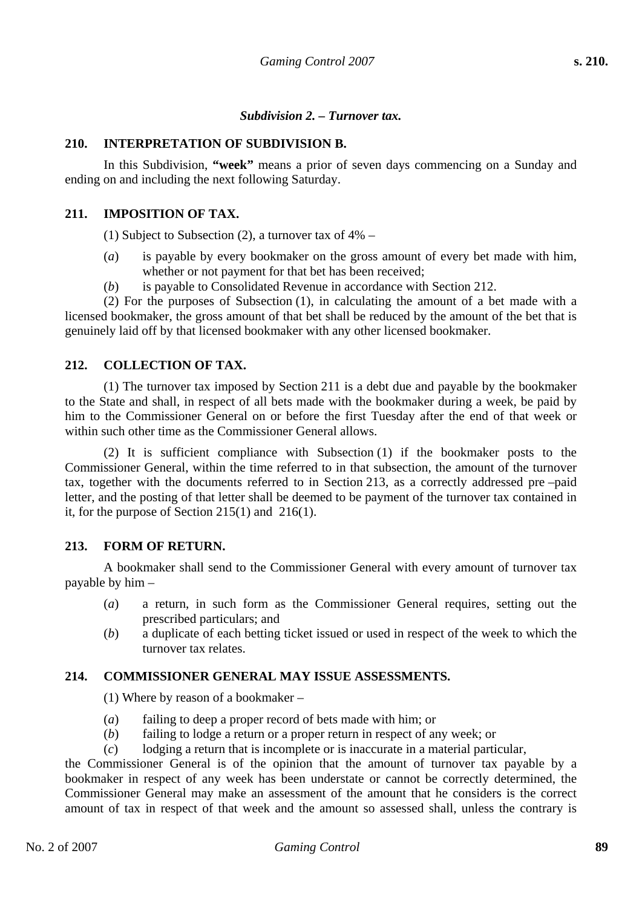### *Subdivision 2. – Turnover tax.*

**210. INTERPRETATION OF SUBDIVISION B.**

In this Subdivision, **"week"** means a prior of seven days commencing on a Sunday and ending on and including the next following Saturday.

**211. IMPOSITION OF TAX.**

(1) Subject to Subsection (2), a turnover tax of 4% –

(*a*) is payable by every bookmaker on the gross amount of every bet made with him, whether or not payment for that bet has been received;

(*b*) is payable to Consolidated Revenue in accordance with Section 212.

(2) For the purposes of Subsection (1), in calculating the amount of a bet made with a licensed bookmaker, the gross amount of that bet shall be reduced by the amount of the bet that is genuinely laid off by that licensed bookmaker with any other licensed bookmaker.

**212. COLLECTION OF TAX.**

(1) The turnover tax imposed by Section 211 is a debt due and payable by the bookmaker to the State and shall, in respect of all bets made with the bookmaker during a week, be paid by him to the Commissioner General on or before the first Tuesday after the end of that week or within such other time as the Commissioner General allows.

(2) It is sufficient compliance with Subsection (1) if the bookmaker posts to the Commissioner General, within the time referred to in that subsection, the amount of the turnover tax, together with the documents referred to in Section 213, as a correctly addressed pre –paid letter, and the posting of that letter shall be deemed to be payment of the turnover tax contained in it, for the purpose of Section 215(1) and 216(1).

**213. FORM OF RETURN.**

A bookmaker shall send to the Commissioner General with every amount of turnover tax payable by him –

(*a*) a return, in such form as the Commissioner General requires, setting out the prescribed particulars; and

(*b*) a duplicate of each betting ticket issued or used in respect of the week to which the turnover tax relates.

**214. COMMISSIONER GENERAL MAY ISSUE ASSESSMENTS.**

(1) Where by reason of a bookmaker –

(*a*) failing to deep a proper record of bets made with him; or

(*b*) failing to lodge a return or a proper return in respect of any week; or

(*c*) lodging a return that is incomplete or is inaccurate in a material particular,

the Commissioner General is of the opinion that the amount of turnover tax payable by a bookmaker in respect of any week has been understate or cannot be correctly determined, the Commissioner General may make an assessment of the amount that he considers is the correct amount of tax in respect of that week and the amount so assessed shall, unless the contrary is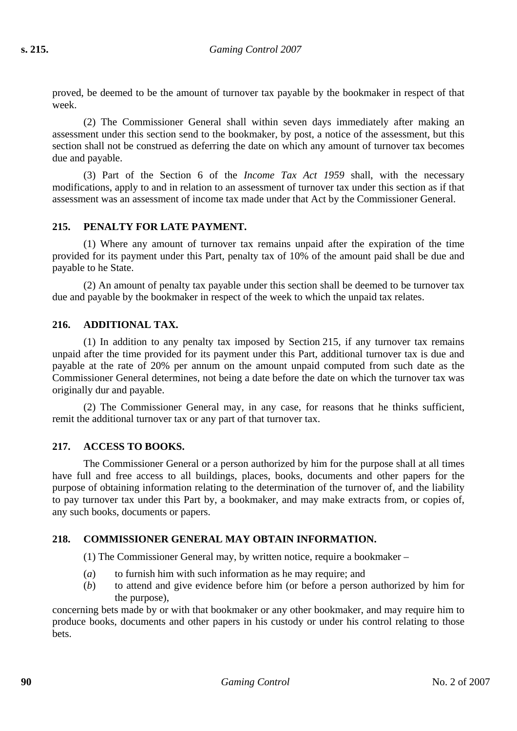proved, be deemed to be the amount of turnover tax payable by the bookmaker in respect of that week.

(2) The Commissioner General shall within seven days immediately after making an assessment under this section send to the bookmaker, by post, a notice of the assessment, but this section shall not be construed as deferring the date on which any amount of turnover tax becomes due and payable.

(3) Part of the Section 6 of the *Income Tax Act 1959* shall, with the necessary modifications, apply to and in relation to an assessment of turnover tax under this section as if that assessment was an assessment of income tax made under that Act by the Commissioner General.

### 215. PENALTY FOR LATE PAYMENT.

(1) Where any amount of turnover tax remains unpaid after the expiration of the time provided for its payment under this Part, penalty tax of 10% of the amount paid shall be due and payable to he State.

(2) An amount of penalty tax payable under this section shall be deemed to be turnover tax due and payable by the bookmaker in respect of the week to which the unpaid tax relates.

### 216. ADDITIONAL TAX.

(1) In addition to any penalty tax imposed by Section 215, if any turnover tax remains unpaid after the time provided for its payment under this Part, additional turnover tax is due and payable at the rate of 20% per annum on the amount unpaid computed from such date as the Commissioner General determines, not being a date before the date on which the turnover tax was originally dur and payable.

(2) The Commissioner General may, in any case, for reasons that he thinks sufficient, remit the additional turnover tax or any part of that turnover tax.

### 217. ACCESS TO BOOKS.

The Commissioner General or a person authorized by him for the purpose shall at all times have full and free access to all buildings, places, books, documents and other papers for the purpose of obtaining information relating to the determination of the turnover of, and the liability to pay turnover tax under this Part by, a bookmaker, and may make extracts from, or copies of, any such books, documents or papers.

### 218. COMMISSIONER GENERAL MAY OBTAIN INFORMATION.

(1) The Commissioner General may, by written notice, require a bookmaker –

(*a*) to furnish him with such information as he may require; and

(*b*) to attend and give evidence before him (or before a person authorized by him for the purpose),

concerning bets made by or with that bookmaker or any other bookmaker, and may require him to produce books, documents and other papers in his custody or under his control relating to those bets.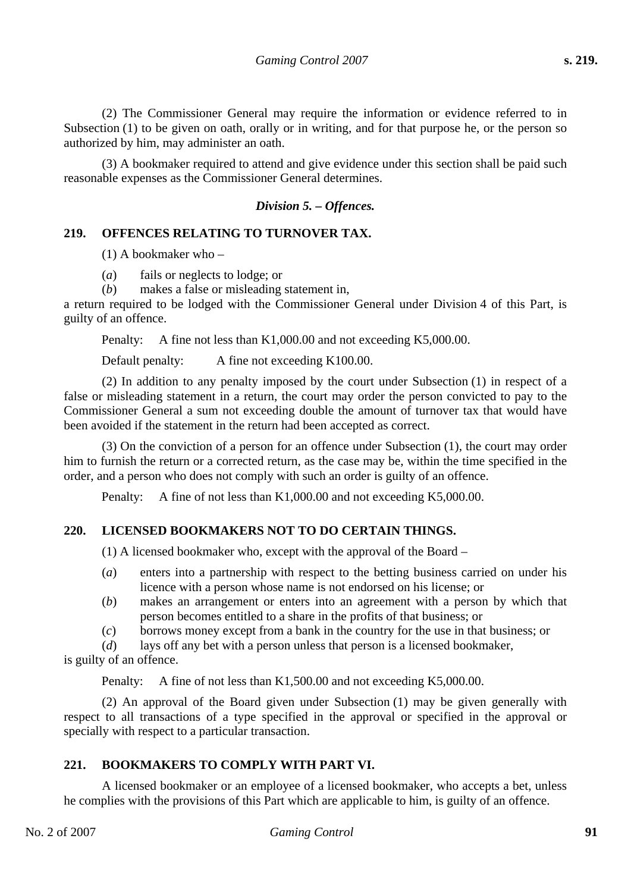(2) The Commissioner General may require the information or evidence referred to in Subsection (1) to be given on oath, orally or in writing, and for that purpose he, or the person so authorized by him, may administer an oath.

(3) A bookmaker required to attend and give evidence under this section shall be paid such reasonable expenses as the Commissioner General determines.

### *Division 5. – Offences.*

### 219. OFFENCES RELATING TO TURNOVER TAX.

(1) A bookmaker who –

(*a*) fails or neglects to lodge; or

(*b*) makes a false or misleading statement in,

a return required to be lodged with the Commissioner General under Division 4 of this Part, is guilty of an offence.

Penalty: A fine not less than K1,000.00 and not exceeding K5,000.00.

Default penalty: A fine not exceeding K100.00.

(2) In addition to any penalty imposed by the court under Subsection (1) in respect of a false or misleading statement in a return, the court may order the person convicted to pay to the Commissioner General a sum not exceeding double the amount of turnover tax that would have been avoided if the statement in the return had been accepted as correct.

(3) On the conviction of a person for an offence under Subsection (1), the court may order him to furnish the return or a corrected return, as the case may be, within the time specified in the order, and a person who does not comply with such an order is guilty of an offence.

Penalty: A fine of not less than K1,000.00 and not exceeding K5,000.00.

### 220. LICENSED BOOKMAKERS NOT TO DO CERTAIN THINGS.

(1) A licensed bookmaker who, except with the approval of the Board –

(*a*) enters into a partnership with respect to the betting business carried on under his licence with a person whose name is not endorsed on his license; or

(*b*) makes an arrangement or enters into an agreement with a person by which that person becomes entitled to a share in the profits of that business; or

(*c*) borrows money except from a bank in the country for the use in that business; or

(*d*) lays off any bet with a person unless that person is a licensed bookmaker,

is guilty of an offence.

Penalty: A fine of not less than K1,500.00 and not exceeding K5,000.00.

(2) An approval of the Board given under Subsection (1) may be given generally with respect to all transactions of a type specified in the approval or specified in the approval or specially with respect to a particular transaction.

### 221. BOOKMAKERS TO COMPLY WITH PART VI.

A licensed bookmaker or an employee of a licensed bookmaker, who accepts a bet, unless he complies with the provisions of this Part which are applicable to him, is guilty of an offence.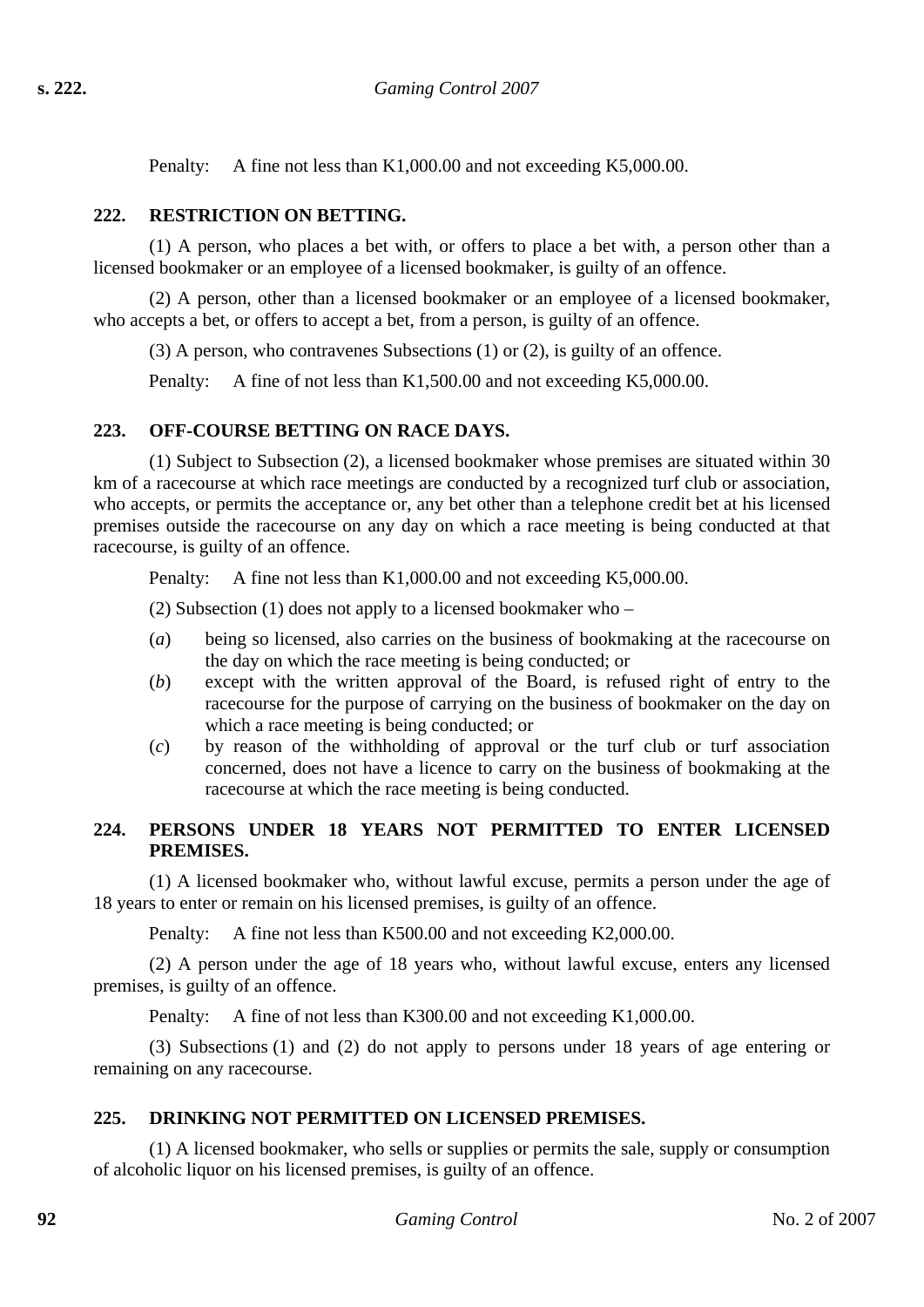Penalty: A fine not less than K1,000.00 and not exceeding K5,000.00.

### 222. RESTRICTION ON BETTING.

(1) A person, who places a bet with, or offers to place a bet with, a person other than a licensed bookmaker or an employee of a licensed bookmaker, is guilty of an offence.

(2) A person, other than a licensed bookmaker or an employee of a licensed bookmaker, who accepts a bet, or offers to accept a bet, from a person, is guilty of an offence.

(3) A person, who contravenes Subsections (1) or (2), is guilty of an offence.

Penalty: A fine of not less than K1,500.00 and not exceeding K5,000.00.

### 223. OFF-COURSE BETTING ON RACE DAYS.

(1) Subject to Subsection (2), a licensed bookmaker whose premises are situated within 30 km of a racecourse at which race meetings are conducted by a recognized turf club or association, who accepts, or permits the acceptance or, any bet other than a telephone credit bet at his licensed premises outside the racecourse on any day on which a race meeting is being conducted at that racecourse, is guilty of an offence.

Penalty: A fine not less than K1,000.00 and not exceeding K5,000.00.

(2) Subsection (1) does not apply to a licensed bookmaker who –

(*a*) being so licensed, also carries on the business of bookmaking at the racecourse on the day on which the race meeting is being conducted; or

(*b*) except with the written approval of the Board, is refused right of entry to the racecourse for the purpose of carrying on the business of bookmaker on the day on which a race meeting is being conducted; or

(*c*) by reason of the withholding of approval or the turf club or turf association concerned, does not have a licence to carry on the business of bookmaking at the racecourse at which the race meeting is being conducted.

### 224. PERSONS UNDER 18 YEARS NOT PERMITTED TO ENTER LICENSED PREMISES.

(1) A licensed bookmaker who, without lawful excuse, permits a person under the age of 18 years to enter or remain on his licensed premises, is guilty of an offence.

Penalty: A fine not less than K500.00 and not exceeding K2,000.00.

(2) A person under the age of 18 years who, without lawful excuse, enters any licensed premises, is guilty of an offence.

Penalty: A fine of not less than K300.00 and not exceeding K1,000.00.

(3) Subsections (1) and (2) do not apply to persons under 18 years of age entering or remaining on any racecourse.

### 225. DRINKING NOT PERMITTED ON LICENSED PREMISES.

(1) A licensed bookmaker, who sells or supplies or permits the sale, supply or consumption of alcoholic liquor on his licensed premises, is guilty of an offence.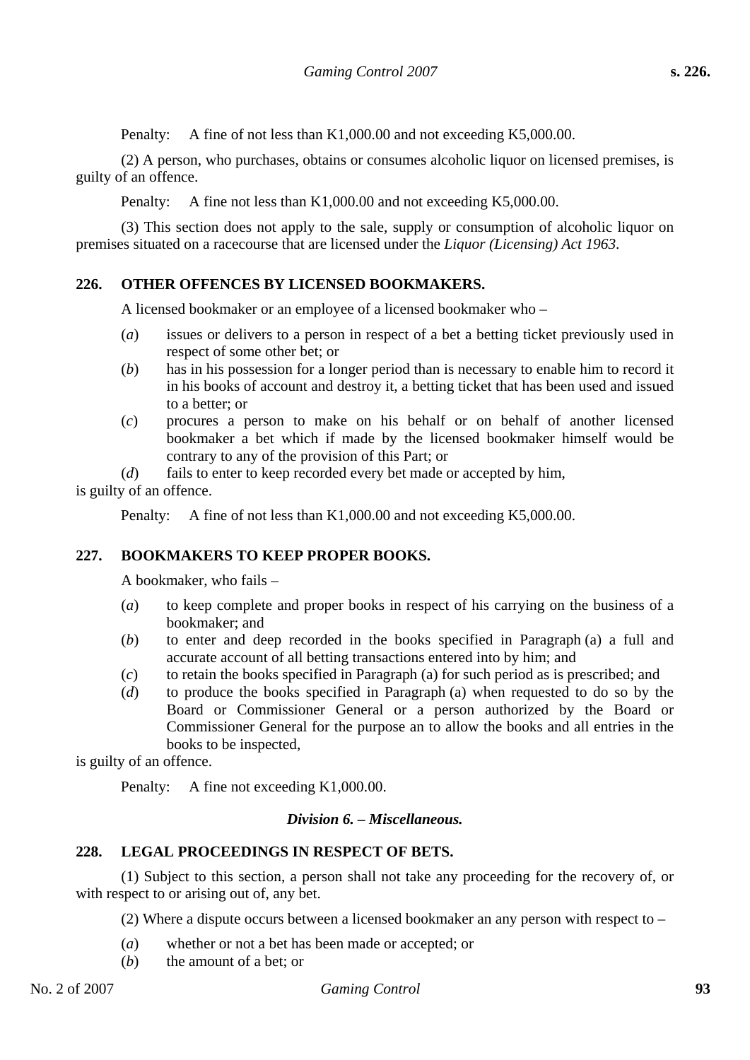Penalty: A fine of not less than K1,000.00 and not exceeding K5,000.00.

(2) A person, who purchases, obtains or consumes alcoholic liquor on licensed premises, is guilty of an offence.

Penalty: A fine not less than K1,000.00 and not exceeding K5,000.00.

(3) This section does not apply to the sale, supply or consumption of alcoholic liquor on premises situated on a racecourse that are licensed under the *Liquor (Licensing) Act 1963*.

### 226. OTHER OFFENCES BY LICENSED BOOKMAKERS.

A licensed bookmaker or an employee of a licensed bookmaker who –

(*a*) issues or delivers to a person in respect of a bet a betting ticket previously used in respect of some other bet; or

(*b*) has in his possession for a longer period than is necessary to enable him to record it in his books of account and destroy it, a betting ticket that has been used and issued to a better; or

(*c*) procures a person to make on his behalf or on behalf of another licensed bookmaker a bet which if made by the licensed bookmaker himself would be contrary to any of the provision of this Part; or

(*d*) fails to enter to keep recorded every bet made or accepted by him,

is guilty of an offence.

Penalty: A fine of not less than K1,000.00 and not exceeding K5,000.00.

### 227. BOOKMAKERS TO KEEP PROPER BOOKS.

A bookmaker, who fails –

(*a*) to keep complete and proper books in respect of his carrying on the business of a bookmaker; and

(*b*) to enter and deep recorded in the books specified in Paragraph (a) a full and accurate account of all betting transactions entered into by him; and

(*c*) to retain the books specified in Paragraph (a) for such period as is prescribed; and

(*d*) to produce the books specified in Paragraph (a) when requested to do so by the Board or Commissioner General or a person authorized by the Board or Commissioner General for the purpose an to allow the books and all entries in the books to be inspected,

is guilty of an offence.

Penalty: A fine not exceeding K1,000.00.

## *Division 6. – Miscellaneous.*

### 228. LEGAL PROCEEDINGS IN RESPECT OF BETS.

(1) Subject to this section, a person shall not take any proceeding for the recovery of, or with respect to or arising out of, any bet.

(2) Where a dispute occurs between a licensed bookmaker an any person with respect to –

(*a*) whether or not a bet has been made or accepted; or

(*b*) the amount of a bet; or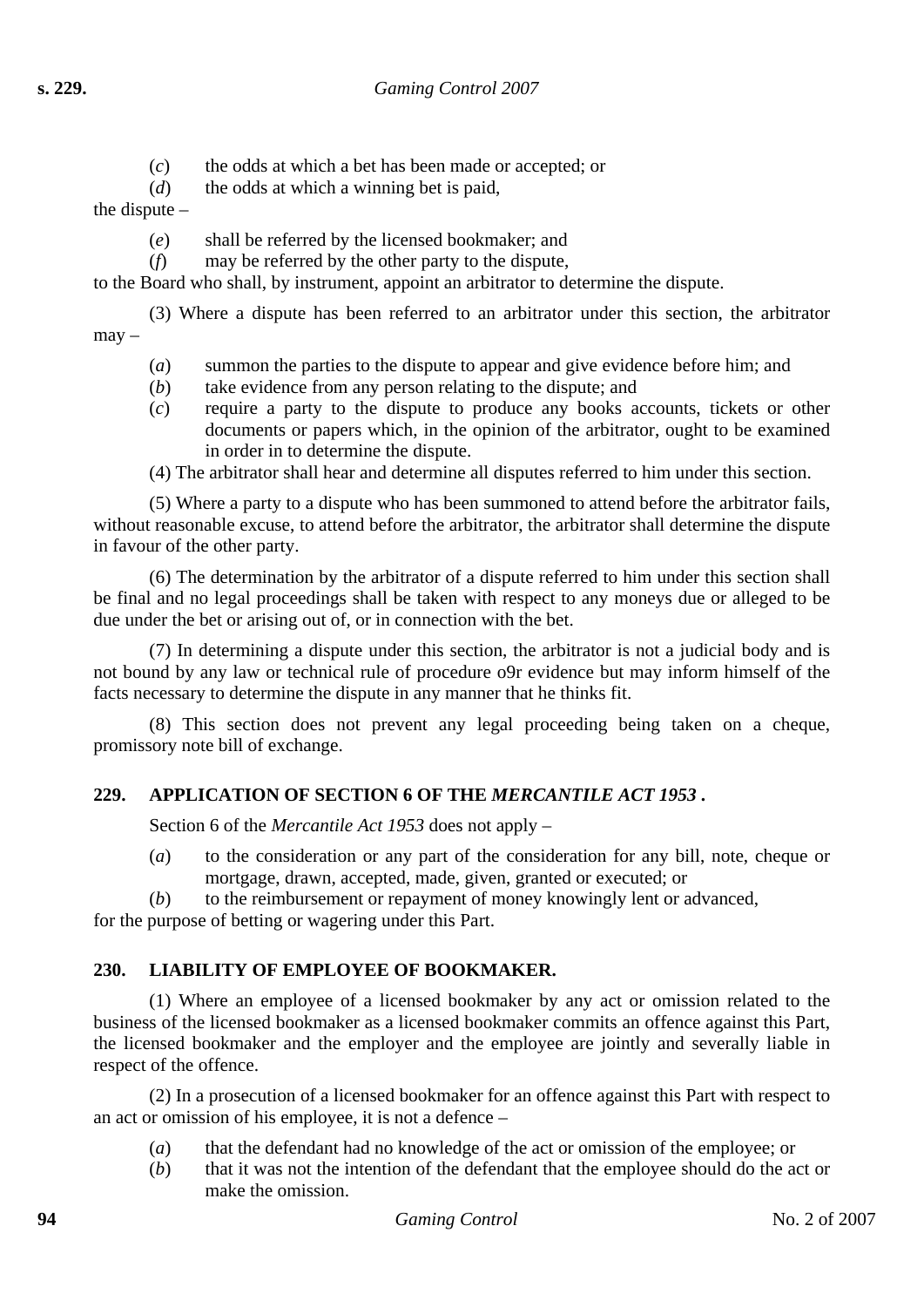(*c*) the odds at which a bet has been made or accepted; or

(*d*) the odds at which a winning bet is paid,

the dispute –

(*e*) shall be referred by the licensed bookmaker; and

(*f*) may be referred by the other party to the dispute,

to the Board who shall, by instrument, appoint an arbitrator to determine the dispute.

(3) Where a dispute has been referred to an arbitrator under this section, the arbitrator may –

(*a*) summon the parties to the dispute to appear and give evidence before him; and

(*b*) take evidence from any person relating to the dispute; and

(*c*) require a party to the dispute to produce any books accounts, tickets or other documents or papers which, in the opinion of the arbitrator, ought to be examined in order in to determine the dispute.

(4) The arbitrator shall hear and determine all disputes referred to him under this section.

(5) Where a party to a dispute who has been summoned to attend before the arbitrator fails, without reasonable excuse, to attend before the arbitrator, the arbitrator shall determine the dispute in favour of the other party.

(6) The determination by the arbitrator of a dispute referred to him under this section shall be final and no legal proceedings shall be taken with respect to any moneys due or alleged to be due under the bet or arising out of, or in connection with the bet.

(7) In determining a dispute under this section, the arbitrator is not a judicial body and is not bound by any law or technical rule of procedure o9r evidence but may inform himself of the facts necessary to determine the dispute in any manner that he thinks fit.

(8) This section does not prevent any legal proceeding being taken on a cheque, promissory note bill of exchange.

## 229. APPLICATION OF SECTION 6 OF THE *MERCANTILE ACT 1953* .

Section 6 of the *Mercantile Act 1953* does not apply –

(*a*) to the consideration or any part of the consideration for any bill, note, cheque or mortgage, drawn, accepted, made, given, granted or executed; or

(*b*) to the reimbursement or repayment of money knowingly lent or advanced,

for the purpose of betting or wagering under this Part.

## 230. LIABILITY OF EMPLOYEE OF BOOKMAKER.

(1) Where an employee of a licensed bookmaker by any act or omission related to the business of the licensed bookmaker as a licensed bookmaker commits an offence against this Part, the licensed bookmaker and the employer and the employee are jointly and severally liable in respect of the offence.

(2) In a prosecution of a licensed bookmaker for an offence against this Part with respect to an act or omission of his employee, it is not a defence –

(*a*) that the defendant had no knowledge of the act or omission of the employee; or

(*b*) that it was not the intention of the defendant that the employee should do the act or make the omission.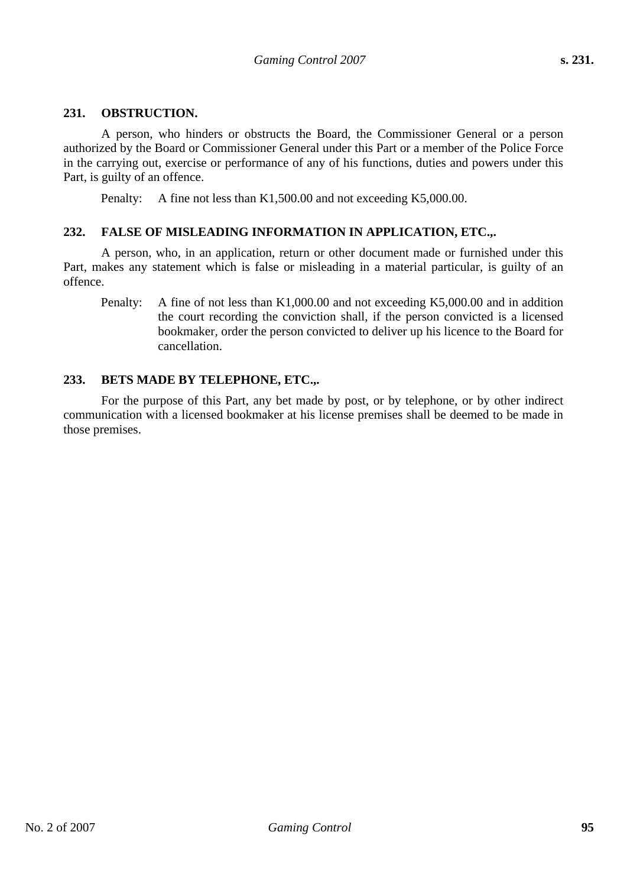### 231. OBSTRUCTION.

A person, who hinders or obstructs the Board, the Commissioner General or a person authorized by the Board or Commissioner General under this Part or a member of the Police Force in the carrying out, exercise or performance of any of his functions, duties and powers under this Part, is guilty of an offence.

Penalty: A fine not less than K1,500.00 and not exceeding K5,000.00.

### 232. FALSE OF MISLEADING INFORMATION IN APPLICATION, ETC.,.

A person, who, in an application, return or other document made or furnished under this Part, makes any statement which is false or misleading in a material particular, is guilty of an offence.

Penalty: A fine of not less than K1,000.00 and not exceeding K5,000.00 and in addition the court recording the conviction shall, if the person convicted is a licensed bookmaker, order the person convicted to deliver up his licence to the Board for cancellation.

### 233. BETS MADE BY TELEPHONE, ETC.,.

For the purpose of this Part, any bet made by post, or by telephone, or by other indirect communication with a licensed bookmaker at his license premises shall be deemed to be made in those premises.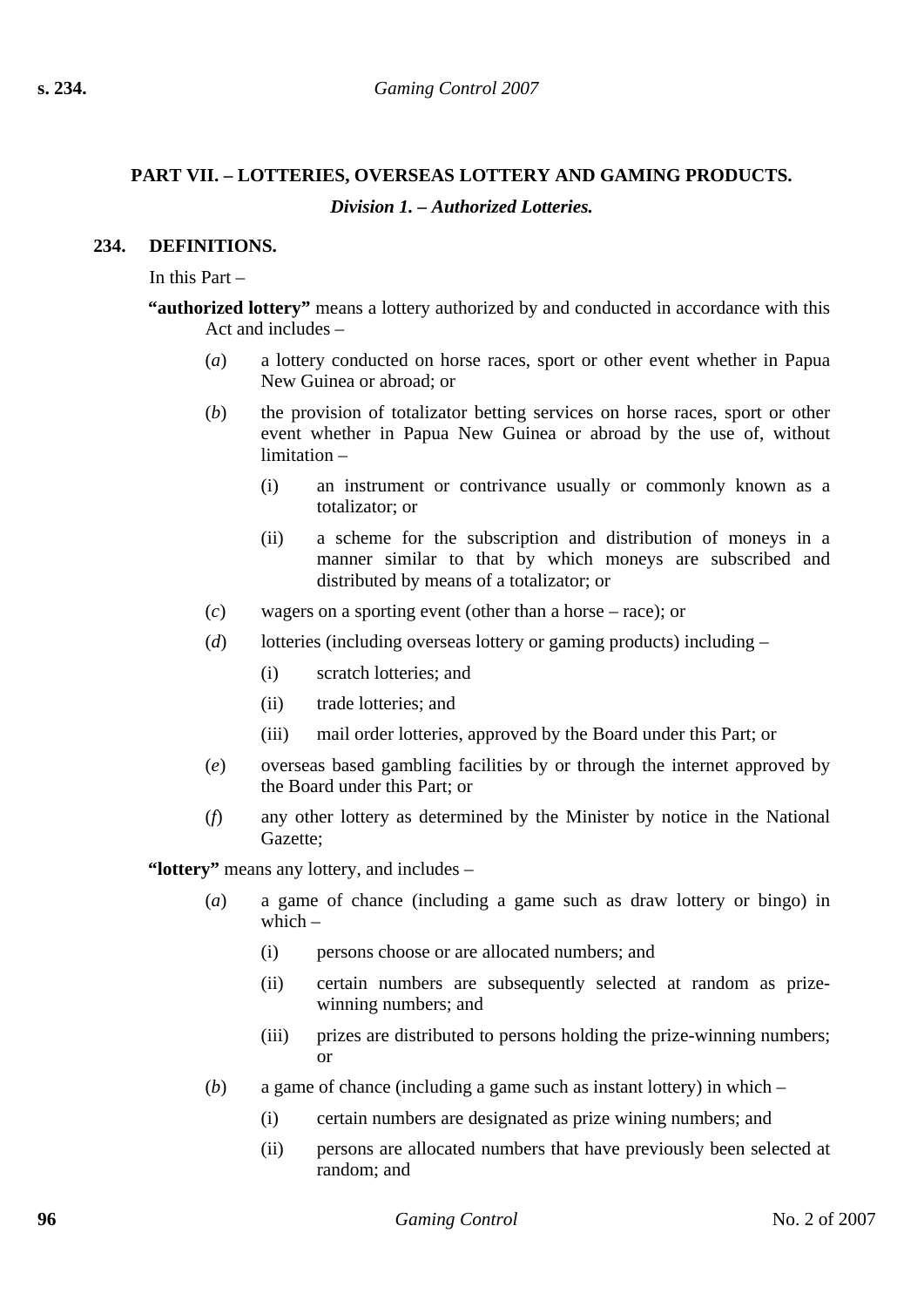## PART VII. – LOTTERIES, OVERSEAS LOTTERY AND GAMING PRODUCTS.

### *Division 1. – Authorized Lotteries.*

**234. DEFINITIONS.**

In this Part –

**"authorized lottery"** means a lottery authorized by and conducted in accordance with this Act and includes –

(*a*) a lottery conducted on horse races, sport or other event whether in Papua New Guinea or abroad; or

(*b*) the provision of totalizator betting services on horse races, sport or other event whether in Papua New Guinea or abroad by the use of, without limitation –

(i) an instrument or contrivance usually or commonly known as a totalizator; or

(ii) a scheme for the subscription and distribution of moneys in a manner similar to that by which moneys are subscribed and distributed by means of a totalizator; or

(*c*) wagers on a sporting event (other than a horse – race); or

(*d*) lotteries (including overseas lottery or gaming products) including –

(i) scratch lotteries; and

(ii) trade lotteries; and

(iii) mail order lotteries, approved by the Board under this Part; or

(*e*) overseas based gambling facilities by or through the internet approved by the Board under this Part; or

(*f*) any other lottery as determined by the Minister by notice in the National Gazette;

**"lottery"** means any lottery, and includes –

(*a*) a game of chance (including a game such as draw lottery or bingo) in which –

(i) persons choose or are allocated numbers; and

(ii) certain numbers are subsequently selected at random as prize-winning numbers; and

(iii) prizes are distributed to persons holding the prize-winning numbers; or

(*b*) a game of chance (including a game such as instant lottery) in which –

(i) certain numbers are designated as prize wining numbers; and

(ii) persons are allocated numbers that have previously been selected at random; and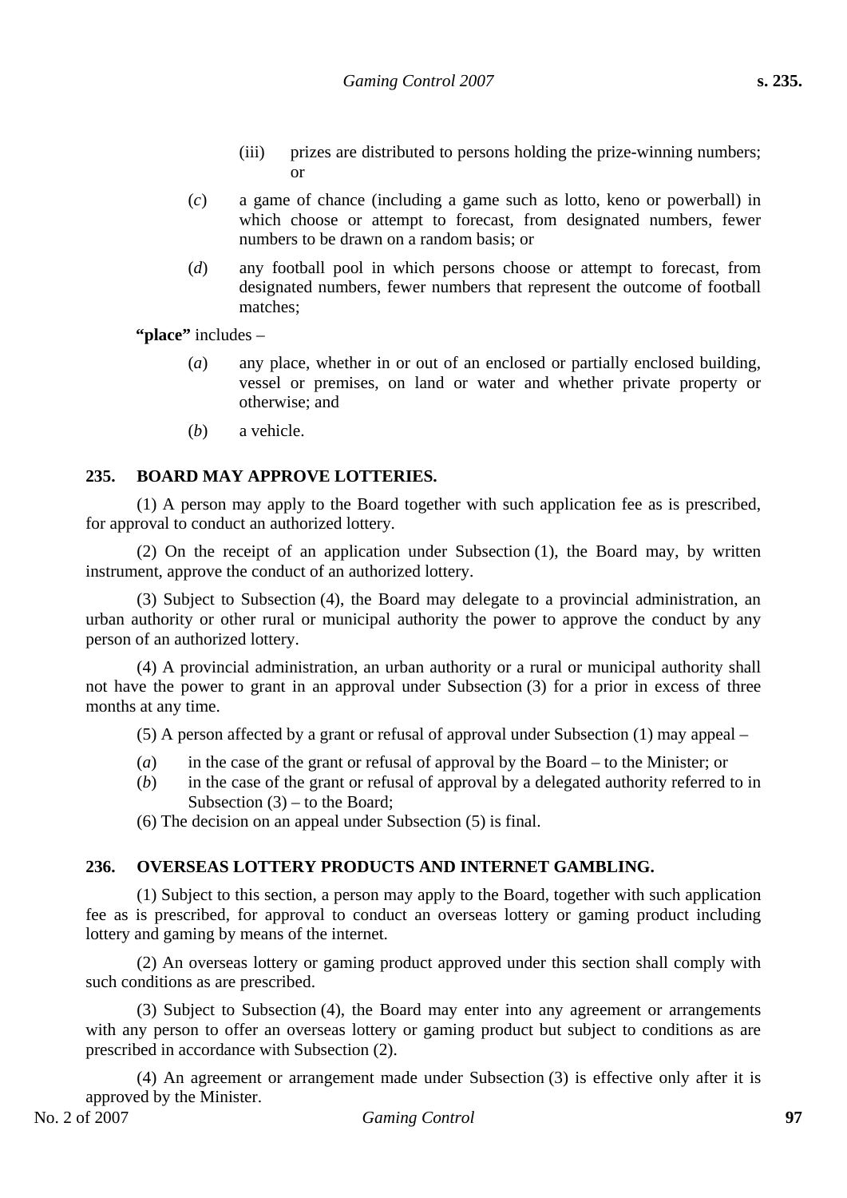(iii) prizes are distributed to persons holding the prize-winning numbers; or

(*c*) a game of chance (including a game such as lotto, keno or powerball) in which choose or attempt to forecast, from designated numbers, fewer numbers to be drawn on a random basis; or

(*d*) any football pool in which persons choose or attempt to forecast, from designated numbers, fewer numbers that represent the outcome of football matches;

**"place"** includes –

(*a*) any place, whether in or out of an enclosed or partially enclosed building, vessel or premises, on land or water and whether private property or otherwise; and

(*b*) a vehicle.

### 235. BOARD MAY APPROVE LOTTERIES.

(1) A person may apply to the Board together with such application fee as is prescribed, for approval to conduct an authorized lottery.

(2) On the receipt of an application under Subsection (1), the Board may, by written instrument, approve the conduct of an authorized lottery.

(3) Subject to Subsection (4), the Board may delegate to a provincial administration, an urban authority or other rural or municipal authority the power to approve the conduct by any person of an authorized lottery.

(4) A provincial administration, an urban authority or a rural or municipal authority shall not have the power to grant in an approval under Subsection (3) for a prior in excess of three months at any time.

(5) A person affected by a grant or refusal of approval under Subsection (1) may appeal –

(*a*) in the case of the grant or refusal of approval by the Board – to the Minister; or

(*b*) in the case of the grant or refusal of approval by a delegated authority referred to in Subsection (3) – to the Board;

(6) The decision on an appeal under Subsection (5) is final.

### 236. OVERSEAS LOTTERY PRODUCTS AND INTERNET GAMBLING.

(1) Subject to this section, a person may apply to the Board, together with such application fee as is prescribed, for approval to conduct an overseas lottery or gaming product including lottery and gaming by means of the internet.

(2) An overseas lottery or gaming product approved under this section shall comply with such conditions as are prescribed.

(3) Subject to Subsection (4), the Board may enter into any agreement or arrangements with any person to offer an overseas lottery or gaming product but subject to conditions as are prescribed in accordance with Subsection (2).

(4) An agreement or arrangement made under Subsection (3) is effective only after it is approved by the Minister.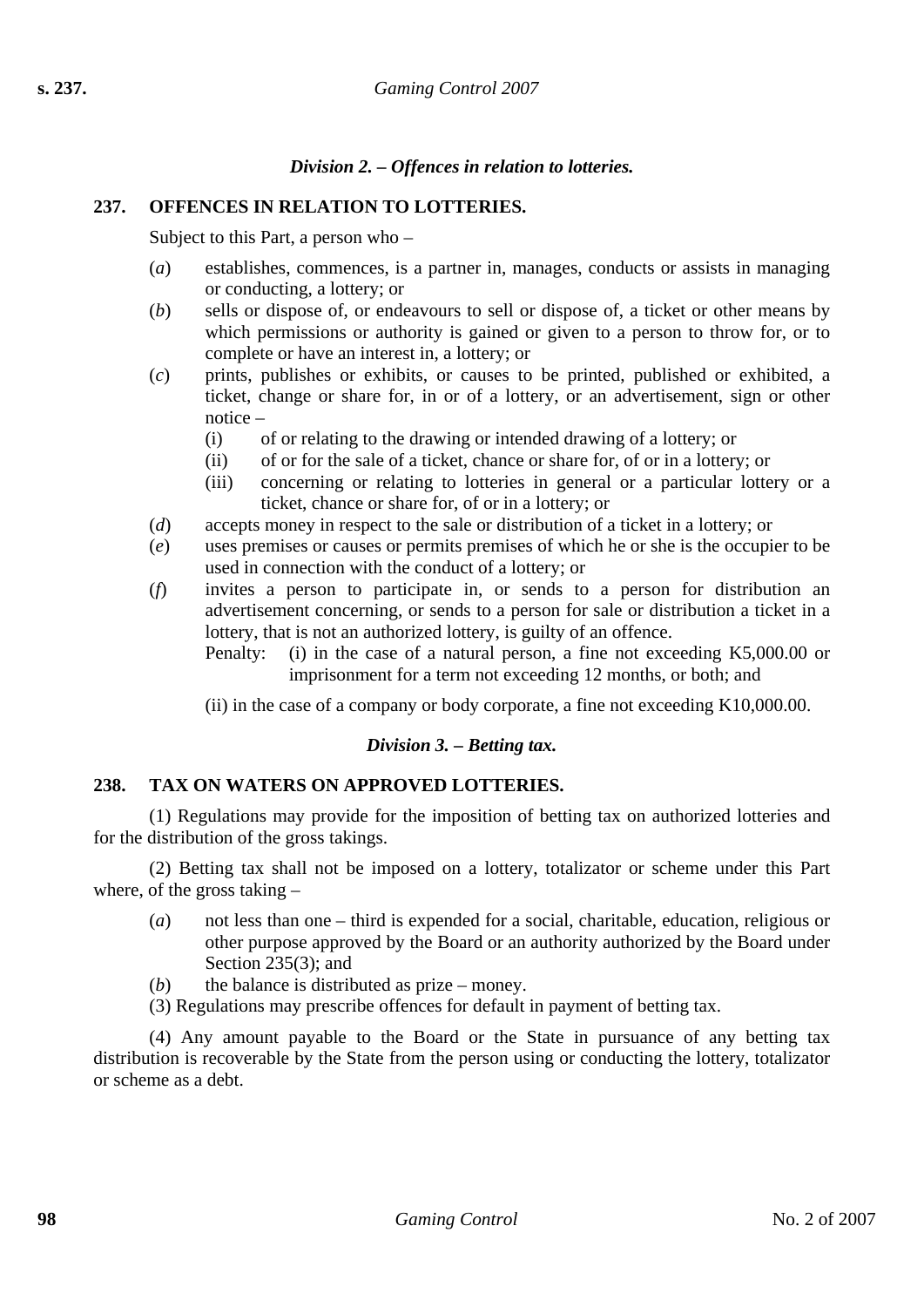*Division 2. – Offences in relation to lotteries.*

**237. OFFENCES IN RELATION TO LOTTERIES.**

Subject to this Part, a person who –

(*a*) establishes, commences, is a partner in, manages, conducts or assists in managing or conducting, a lottery; or

(*b*) sells or dispose of, or endeavours to sell or dispose of, a ticket or other means by which permissions or authority is gained or given to a person to throw for, or to complete or have an interest in, a lottery; or

(*c*) prints, publishes or exhibits, or causes to be printed, published or exhibited, a ticket, change or share for, in or of a lottery, or an advertisement, sign or other notice –

  (i) of or relating to the drawing or intended drawing of a lottery; or

  (ii) of or for the sale of a ticket, chance or share for, of or in a lottery; or

  (iii) concerning or relating to lotteries in general or a particular lottery or a ticket, chance or share for, of or in a lottery; or

(*d*) accepts money in respect to the sale or distribution of a ticket in a lottery; or

(*e*) uses premises or causes or permits premises of which he or she is the occupier to be used in connection with the conduct of a lottery; or

(*f*) invites a person to participate in, or sends to a person for distribution an advertisement concerning, or sends to a person for sale or distribution a ticket in a lottery, that is not an authorized lottery, is guilty of an offence.

Penalty: (i) in the case of a natural person, a fine not exceeding K5,000.00 or imprisonment for a term not exceeding 12 months, or both; and

(ii) in the case of a company or body corporate, a fine not exceeding K10,000.00.

*Division 3. – Betting tax.*

**238. TAX ON WATERS ON APPROVED LOTTERIES.**

(1) Regulations may provide for the imposition of betting tax on authorized lotteries and for the distribution of the gross takings.

(2) Betting tax shall not be imposed on a lottery, totalizator or scheme under this Part where, of the gross taking –

(*a*) not less than one – third is expended for a social, charitable, education, religious or other purpose approved by the Board or an authority authorized by the Board under Section 235(3); and

(*b*) the balance is distributed as prize – money.

(3) Regulations may prescribe offences for default in payment of betting tax.

(4) Any amount payable to the Board or the State in pursuance of any betting tax distribution is recoverable by the State from the person using or conducting the lottery, totalizator or scheme as a debt.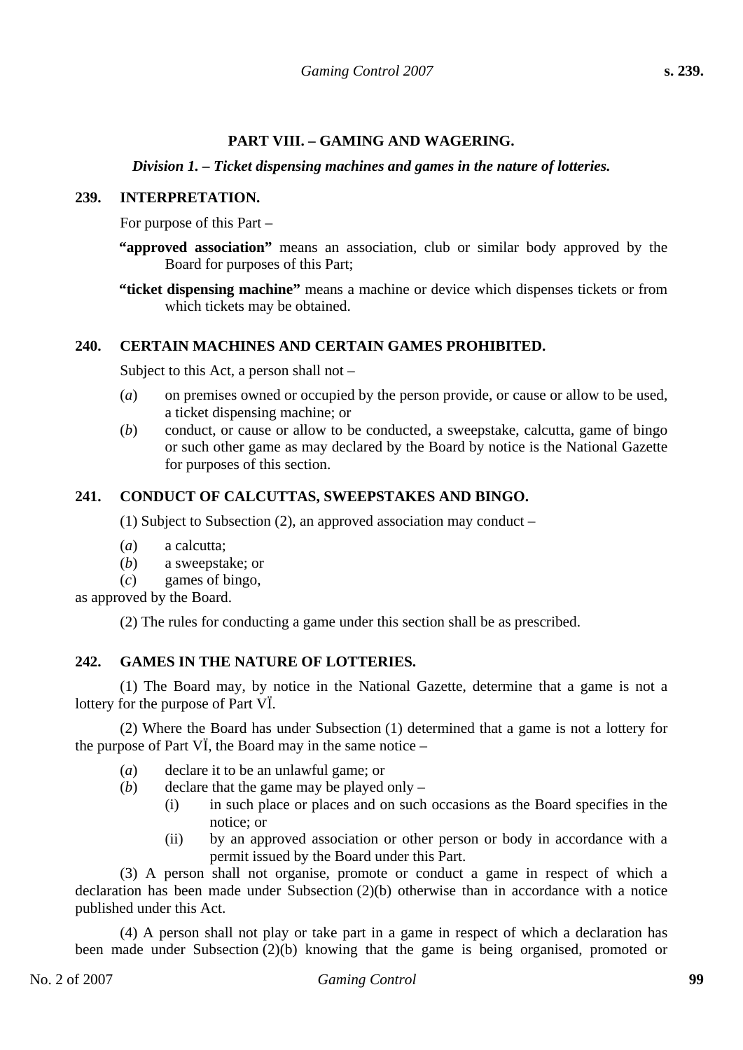## PART VIII. – GAMING AND WAGERING.

### *Division 1. – Ticket dispensing machines and games in the nature of lotteries.*

### 239. INTERPRETATION.

For purpose of this Part –

**"approved association"** means an association, club or similar body approved by the Board for purposes of this Part;

**"ticket dispensing machine"** means a machine or device which dispenses tickets or from which tickets may be obtained.

### 240. CERTAIN MACHINES AND CERTAIN GAMES PROHIBITED.

Subject to this Act, a person shall not –

(*a*) on premises owned or occupied by the person provide, or cause or allow to be used, a ticket dispensing machine; or

(*b*) conduct, or cause or allow to be conducted, a sweepstake, calcutta, game of bingo or such other game as may declared by the Board by notice is the National Gazette for purposes of this section.

### 241. CONDUCT OF CALCUTTAS, SWEEPSTAKES AND BINGO.

(1) Subject to Subsection (2), an approved association may conduct –

(*a*) a calcutta;

(*b*) a sweepstake; or

(*c*) games of bingo,

as approved by the Board.

(2) The rules for conducting a game under this section shall be as prescribed.

### 242. GAMES IN THE NATURE OF LOTTERIES.

(1) The Board may, by notice in the National Gazette, determine that a game is not a lottery for the purpose of Part VÏ.

(2) Where the Board has under Subsection (1) determined that a game is not a lottery for the purpose of Part VÏ, the Board may in the same notice –

(*a*) declare it to be an unlawful game; or

(*b*) declare that the game may be played only –

(i) in such place or places and on such occasions as the Board specifies in the notice; or

(ii) by an approved association or other person or body in accordance with a permit issued by the Board under this Part.

(3) A person shall not organise, promote or conduct a game in respect of which a declaration has been made under Subsection (2)(b) otherwise than in accordance with a notice published under this Act.

(4) A person shall not play or take part in a game in respect of which a declaration has been made under Subsection (2)(b) knowing that the game is being organised, promoted or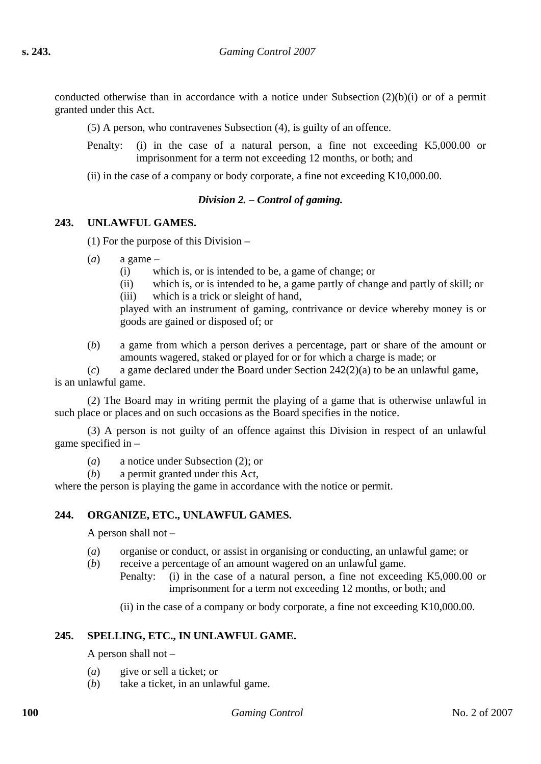conducted otherwise than in accordance with a notice under Subsection (2)(b)(i) or of a permit granted under this Act.

(5) A person, who contravenes Subsection (4), is guilty of an offence.

Penalty: (i) in the case of a natural person, a fine not exceeding K5,000.00 or imprisonment for a term not exceeding 12 months, or both; and

(ii) in the case of a company or body corporate, a fine not exceeding K10,000.00.

### *Division 2. – Control of gaming.*

#### 243. UNLAWFUL GAMES.

(1) For the purpose of this Division –

(*a*) a game –
   (i) which is, or is intended to be, a game of change; or
   (ii) which is, or is intended to be, a game partly of change and partly of skill; or
   (iii) which is a trick or sleight of hand,

   played with an instrument of gaming, contrivance or device whereby money is or goods are gained or disposed of; or

(*b*) a game from which a person derives a percentage, part or share of the amount or amounts wagered, staked or played for or for which a charge is made; or

(*c*) a game declared under the Board under Section 242(2)(a) to be an unlawful game,

is an unlawful game.

(2) The Board may in writing permit the playing of a game that is otherwise unlawful in such place or places and on such occasions as the Board specifies in the notice.

(3) A person is not guilty of an offence against this Division in respect of an unlawful game specified in –

(*a*) a notice under Subsection (2); or
(*b*) a permit granted under this Act,

where the person is playing the game in accordance with the notice or permit.

#### 244. ORGANIZE, ETC., UNLAWFUL GAMES.

A person shall not –

(*a*) organise or conduct, or assist in organising or conducting, an unlawful game; or
(*b*) receive a percentage of an amount wagered on an unlawful game.

Penalty: (i) in the case of a natural person, a fine not exceeding K5,000.00 or imprisonment for a term not exceeding 12 months, or both; and

(ii) in the case of a company or body corporate, a fine not exceeding K10,000.00.

#### 245. SPELLING, ETC., IN UNLAWFUL GAME.

A person shall not –

(*a*) give or sell a ticket; or
(*b*) take a ticket, in an unlawful game.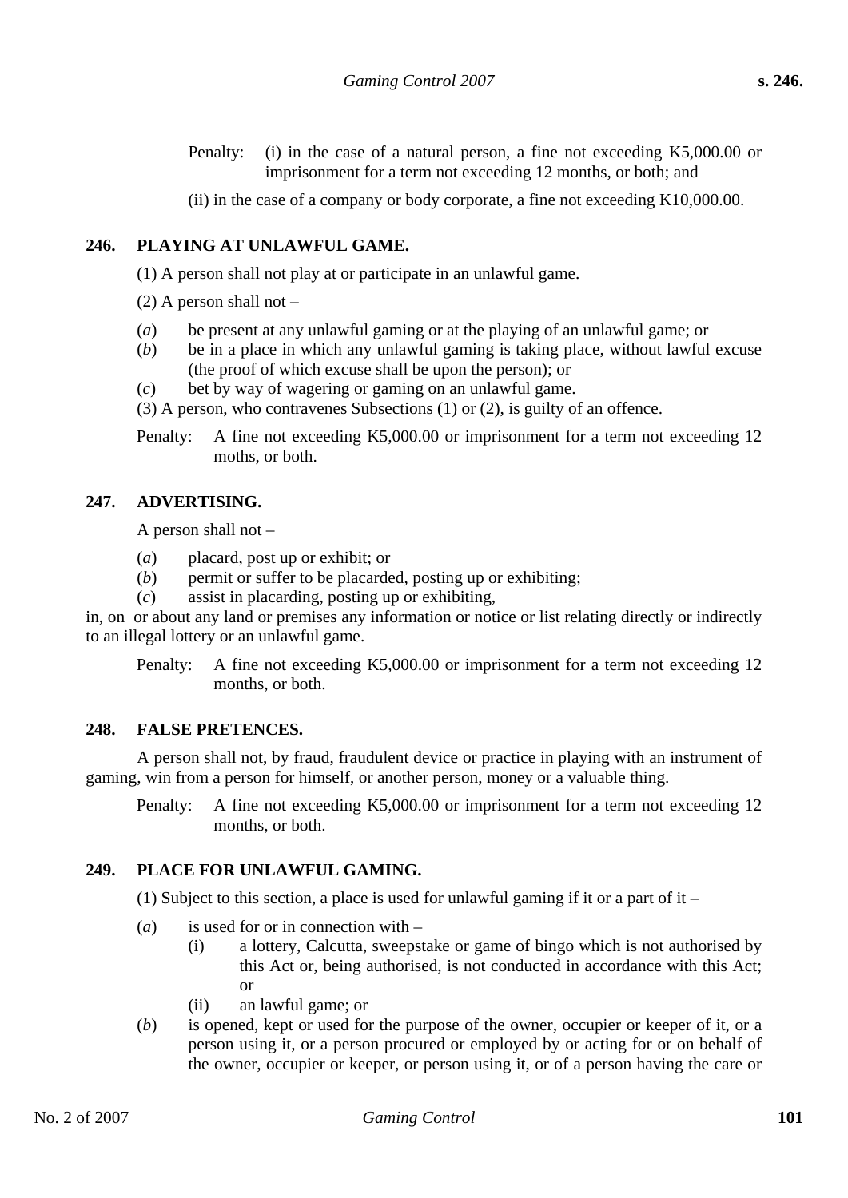Penalty: (i) in the case of a natural person, a fine not exceeding K5,000.00 or imprisonment for a term not exceeding 12 months, or both; and

(ii) in the case of a company or body corporate, a fine not exceeding K10,000.00.

## 246. PLAYING AT UNLAWFUL GAME.

(1) A person shall not play at or participate in an unlawful game.

(2) A person shall not –

(*a*) be present at any unlawful gaming or at the playing of an unlawful game; or
(*b*) be in a place in which any unlawful gaming is taking place, without lawful excuse (the proof of which excuse shall be upon the person); or
(*c*) bet by way of wagering or gaming on an unlawful game.

(3) A person, who contravenes Subsections (1) or (2), is guilty of an offence.

Penalty: A fine not exceeding K5,000.00 or imprisonment for a term not exceeding 12 moths, or both.

## 247. ADVERTISING.

A person shall not –

(*a*) placard, post up or exhibit; or
(*b*) permit or suffer to be placarded, posting up or exhibiting;
(*c*) assist in placarding, posting up or exhibiting,

in, on or about any land or premises any information or notice or list relating directly or indirectly to an illegal lottery or an unlawful game.

Penalty: A fine not exceeding K5,000.00 or imprisonment for a term not exceeding 12 months, or both.

## 248. FALSE PRETENCES.

A person shall not, by fraud, fraudulent device or practice in playing with an instrument of gaming, win from a person for himself, or another person, money or a valuable thing.

Penalty: A fine not exceeding K5,000.00 or imprisonment for a term not exceeding 12 months, or both.

## 249. PLACE FOR UNLAWFUL GAMING.

(1) Subject to this section, a place is used for unlawful gaming if it or a part of it –

(*a*) is used for or in connection with –
  (i) a lottery, Calcutta, sweepstake or game of bingo which is not authorised by this Act or, being authorised, is not conducted in accordance with this Act; or
  (ii) an lawful game; or
(*b*) is opened, kept or used for the purpose of the owner, occupier or keeper of it, or a person using it, or a person procured or employed by or acting for or on behalf of the owner, occupier or keeper, or person using it, or of a person having the care or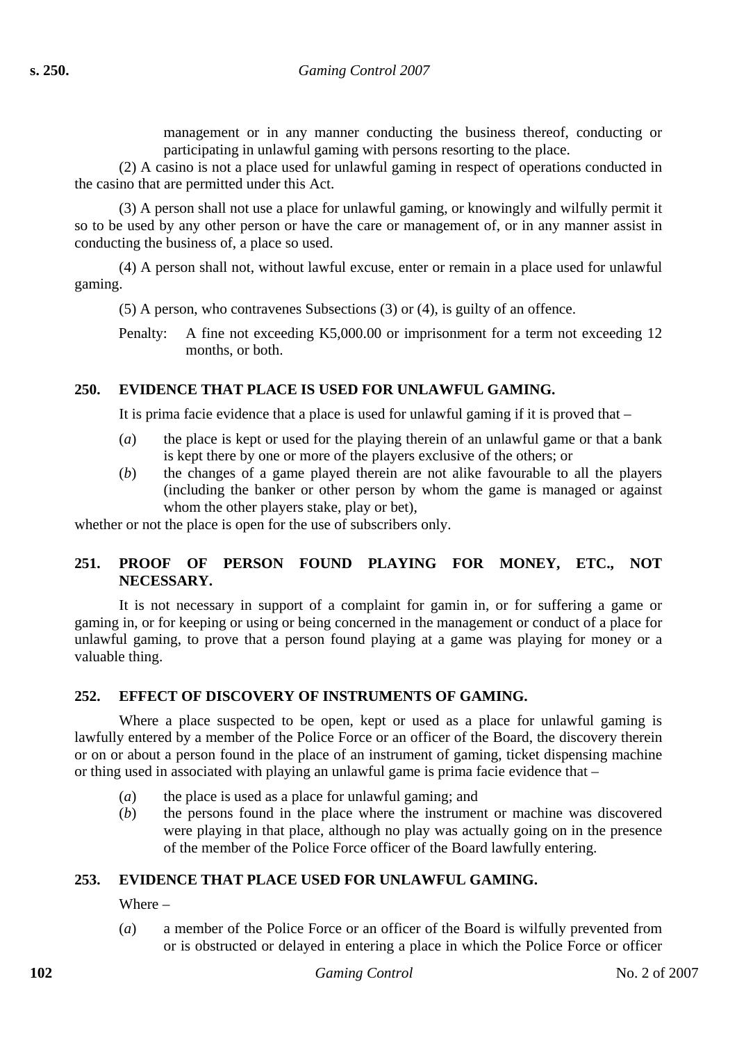management or in any manner conducting the business thereof, conducting or participating in unlawful gaming with persons resorting to the place.

(2) A casino is not a place used for unlawful gaming in respect of operations conducted in the casino that are permitted under this Act.

(3) A person shall not use a place for unlawful gaming, or knowingly and wilfully permit it so to be used by any other person or have the care or management of, or in any manner assist in conducting the business of, a place so used.

(4) A person shall not, without lawful excuse, enter or remain in a place used for unlawful gaming.

(5) A person, who contravenes Subsections (3) or (4), is guilty of an offence.

Penalty: A fine not exceeding K5,000.00 or imprisonment for a term not exceeding 12 months, or both.

### 250. EVIDENCE THAT PLACE IS USED FOR UNLAWFUL GAMING.

It is prima facie evidence that a place is used for unlawful gaming if it is proved that –

(*a*) the place is kept or used for the playing therein of an unlawful game or that a bank is kept there by one or more of the players exclusive of the others; or

(*b*) the changes of a game played therein are not alike favourable to all the players (including the banker or other person by whom the game is managed or against whom the other players stake, play or bet),

whether or not the place is open for the use of subscribers only.

### 251. PROOF OF PERSON FOUND PLAYING FOR MONEY, ETC., NOT NECESSARY.

It is not necessary in support of a complaint for gamin in, or for suffering a game or gaming in, or for keeping or using or being concerned in the management or conduct of a place for unlawful gaming, to prove that a person found playing at a game was playing for money or a valuable thing.

### 252. EFFECT OF DISCOVERY OF INSTRUMENTS OF GAMING.

Where a place suspected to be open, kept or used as a place for unlawful gaming is lawfully entered by a member of the Police Force or an officer of the Board, the discovery therein or on or about a person found in the place of an instrument of gaming, ticket dispensing machine or thing used in associated with playing an unlawful game is prima facie evidence that –

(*a*) the place is used as a place for unlawful gaming; and

(*b*) the persons found in the place where the instrument or machine was discovered were playing in that place, although no play was actually going on in the presence of the member of the Police Force officer of the Board lawfully entering.

### 253. EVIDENCE THAT PLACE USED FOR UNLAWFUL GAMING.

Where –

(*a*) a member of the Police Force or an officer of the Board is wilfully prevented from or is obstructed or delayed in entering a place in which the Police Force or officer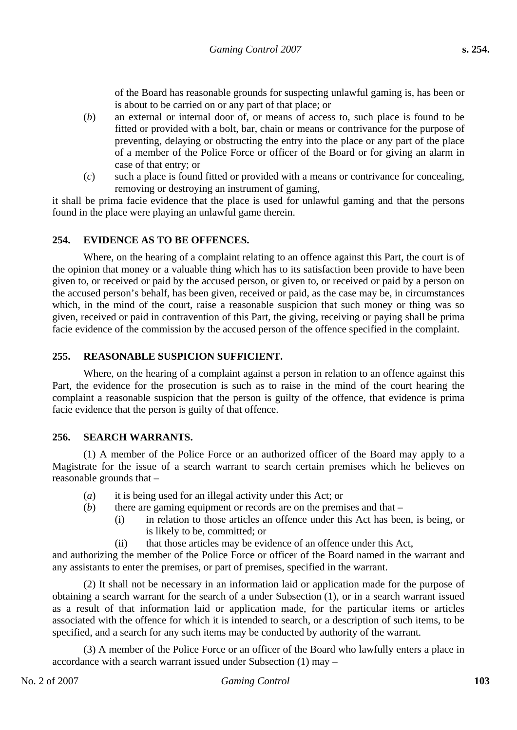of the Board has reasonable grounds for suspecting unlawful gaming is, has been or is about to be carried on or any part of that place; or

(*b*) an external or internal door of, or means of access to, such place is found to be fitted or provided with a bolt, bar, chain or means or contrivance for the purpose of preventing, delaying or obstructing the entry into the place or any part of the place of a member of the Police Force or officer of the Board or for giving an alarm in case of that entry; or

(*c*) such a place is found fitted or provided with a means or contrivance for concealing, removing or destroying an instrument of gaming,

it shall be prima facie evidence that the place is used for unlawful gaming and that the persons found in the place were playing an unlawful game therein.

### 254. EVIDENCE AS TO BE OFFENCES.

Where, on the hearing of a complaint relating to an offence against this Part, the court is of the opinion that money or a valuable thing which has to its satisfaction been provide to have been given to, or received or paid by the accused person, or given to, or received or paid by a person on the accused person's behalf, has been given, received or paid, as the case may be, in circumstances which, in the mind of the court, raise a reasonable suspicion that such money or thing was so given, received or paid in contravention of this Part, the giving, receiving or paying shall be prima facie evidence of the commission by the accused person of the offence specified in the complaint.

### 255. REASONABLE SUSPICION SUFFICIENT.

Where, on the hearing of a complaint against a person in relation to an offence against this Part, the evidence for the prosecution is such as to raise in the mind of the court hearing the complaint a reasonable suspicion that the person is guilty of the offence, that evidence is prima facie evidence that the person is guilty of that offence.

### 256. SEARCH WARRANTS.

(1) A member of the Police Force or an authorized officer of the Board may apply to a Magistrate for the issue of a search warrant to search certain premises which he believes on reasonable grounds that –

(*a*) it is being used for an illegal activity under this Act; or

(*b*) there are gaming equipment or records are on the premises and that –

(i) in relation to those articles an offence under this Act has been, is being, or is likely to be, committed; or

(ii) that those articles may be evidence of an offence under this Act,

and authorizing the member of the Police Force or officer of the Board named in the warrant and any assistants to enter the premises, or part of premises, specified in the warrant.

(2) It shall not be necessary in an information laid or application made for the purpose of obtaining a search warrant for the search of a under Subsection (1), or in a search warrant issued as a result of that information laid or application made, for the particular items or articles associated with the offence for which it is intended to search, or a description of such items, to be specified, and a search for any such items may be conducted by authority of the warrant.

(3) A member of the Police Force or an officer of the Board who lawfully enters a place in accordance with a search warrant issued under Subsection (1) may –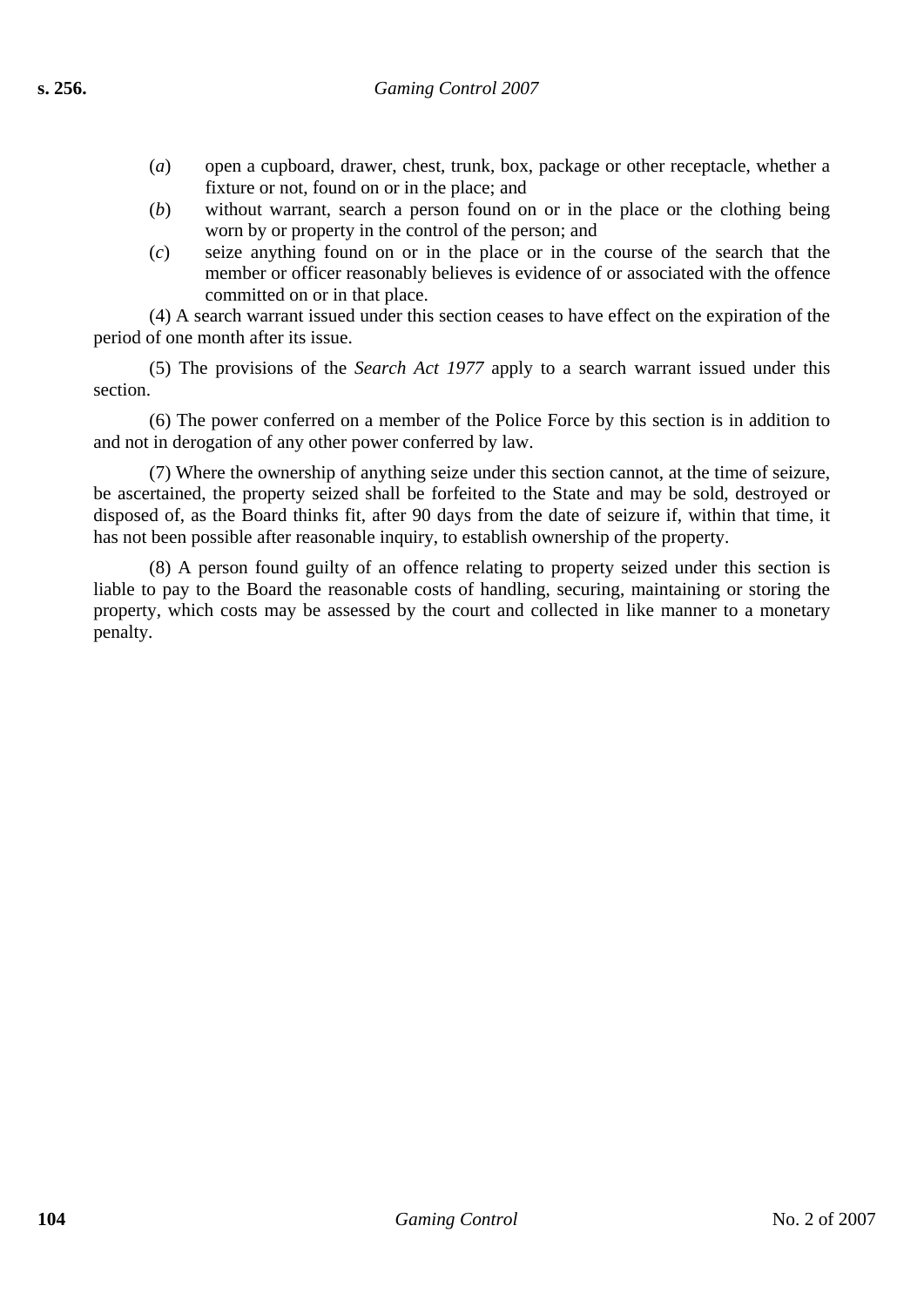(*a*) open a cupboard, drawer, chest, trunk, box, package or other receptacle, whether a fixture or not, found on or in the place; and

(*b*) without warrant, search a person found on or in the place or the clothing being worn by or property in the control of the person; and

(*c*) seize anything found on or in the place or in the course of the search that the member or officer reasonably believes is evidence of or associated with the offence committed on or in that place.

(4) A search warrant issued under this section ceases to have effect on the expiration of the period of one month after its issue.

(5) The provisions of the *Search Act 1977* apply to a search warrant issued under this section.

(6) The power conferred on a member of the Police Force by this section is in addition to and not in derogation of any other power conferred by law.

(7) Where the ownership of anything seize under this section cannot, at the time of seizure, be ascertained, the property seized shall be forfeited to the State and may be sold, destroyed or disposed of, as the Board thinks fit, after 90 days from the date of seizure if, within that time, it has not been possible after reasonable inquiry, to establish ownership of the property.

(8) A person found guilty of an offence relating to property seized under this section is liable to pay to the Board the reasonable costs of handling, securing, maintaining or storing the property, which costs may be assessed by the court and collected in like manner to a monetary penalty.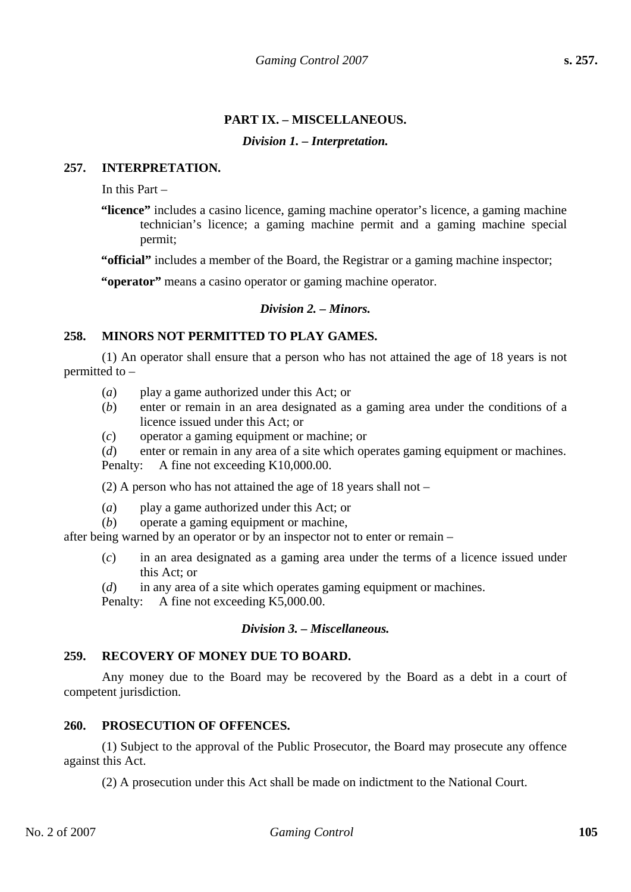## PART IX. – MISCELLANEOUS.

### *Division 1. – Interpretation.*

**257. INTERPRETATION.**

In this Part –

**"licence"** includes a casino licence, gaming machine operator's licence, a gaming machine technician's licence; a gaming machine permit and a gaming machine special permit;

**"official"** includes a member of the Board, the Registrar or a gaming machine inspector;

**"operator"** means a casino operator or gaming machine operator.

### *Division 2. – Minors.*

**258. MINORS NOT PERMITTED TO PLAY GAMES.**

(1) An operator shall ensure that a person who has not attained the age of 18 years is not permitted to –

(*a*) play a game authorized under this Act; or

(*b*) enter or remain in an area designated as a gaming area under the conditions of a licence issued under this Act; or

(*c*) operator a gaming equipment or machine; or

(*d*) enter or remain in any area of a site which operates gaming equipment or machines.

Penalty: A fine not exceeding K10,000.00.

(2) A person who has not attained the age of 18 years shall not –

(*a*) play a game authorized under this Act; or

(*b*) operate a gaming equipment or machine,

after being warned by an operator or by an inspector not to enter or remain –

(*c*) in an area designated as a gaming area under the terms of a licence issued under this Act; or

(*d*) in any area of a site which operates gaming equipment or machines.

Penalty: A fine not exceeding K5,000.00.

### *Division 3. – Miscellaneous.*

**259. RECOVERY OF MONEY DUE TO BOARD.**

Any money due to the Board may be recovered by the Board as a debt in a court of competent jurisdiction.

**260. PROSECUTION OF OFFENCES.**

(1) Subject to the approval of the Public Prosecutor, the Board may prosecute any offence against this Act.

(2) A prosecution under this Act shall be made on indictment to the National Court.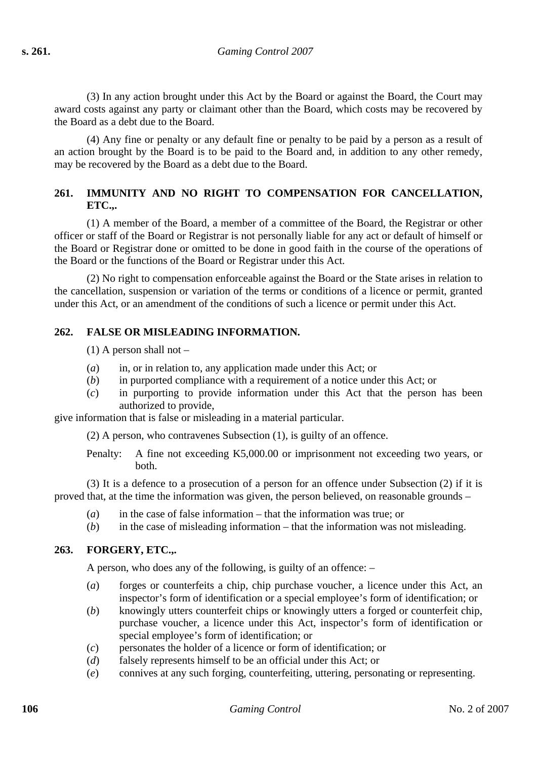(3) In any action brought under this Act by the Board or against the Board, the Court may award costs against any party or claimant other than the Board, which costs may be recovered by the Board as a debt due to the Board.

(4) Any fine or penalty or any default fine or penalty to be paid by a person as a result of an action brought by the Board is to be paid to the Board and, in addition to any other remedy, may be recovered by the Board as a debt due to the Board.

## 261. IMMUNITY AND NO RIGHT TO COMPENSATION FOR CANCELLATION, ETC.,.

(1) A member of the Board, a member of a committee of the Board, the Registrar or other officer or staff of the Board or Registrar is not personally liable for any act or default of himself or the Board or Registrar done or omitted to be done in good faith in the course of the operations of the Board or the functions of the Board or Registrar under this Act.

(2) No right to compensation enforceable against the Board or the State arises in relation to the cancellation, suspension or variation of the terms or conditions of a licence or permit, granted under this Act, or an amendment of the conditions of such a licence or permit under this Act.

## 262. FALSE OR MISLEADING INFORMATION.

(1) A person shall not –

(*a*) in, or in relation to, any application made under this Act; or
(*b*) in purported compliance with a requirement of a notice under this Act; or
(*c*) in purporting to provide information under this Act that the person has been authorized to provide,

give information that is false or misleading in a material particular.

(2) A person, who contravenes Subsection (1), is guilty of an offence.

Penalty: A fine not exceeding K5,000.00 or imprisonment not exceeding two years, or both.

(3) It is a defence to a prosecution of a person for an offence under Subsection (2) if it is proved that, at the time the information was given, the person believed, on reasonable grounds –

(*a*) in the case of false information – that the information was true; or
(*b*) in the case of misleading information – that the information was not misleading.

## 263. FORGERY, ETC.,.

A person, who does any of the following, is guilty of an offence: –

(*a*) forges or counterfeits a chip, chip purchase voucher, a licence under this Act, an inspector's form of identification or a special employee's form of identification; or
(*b*) knowingly utters counterfeit chips or knowingly utters a forged or counterfeit chip, purchase voucher, a licence under this Act, inspector's form of identification or special employee's form of identification; or
(*c*) personates the holder of a licence or form of identification; or
(*d*) falsely represents himself to be an official under this Act; or
(*e*) connives at any such forging, counterfeiting, uttering, personating or representing.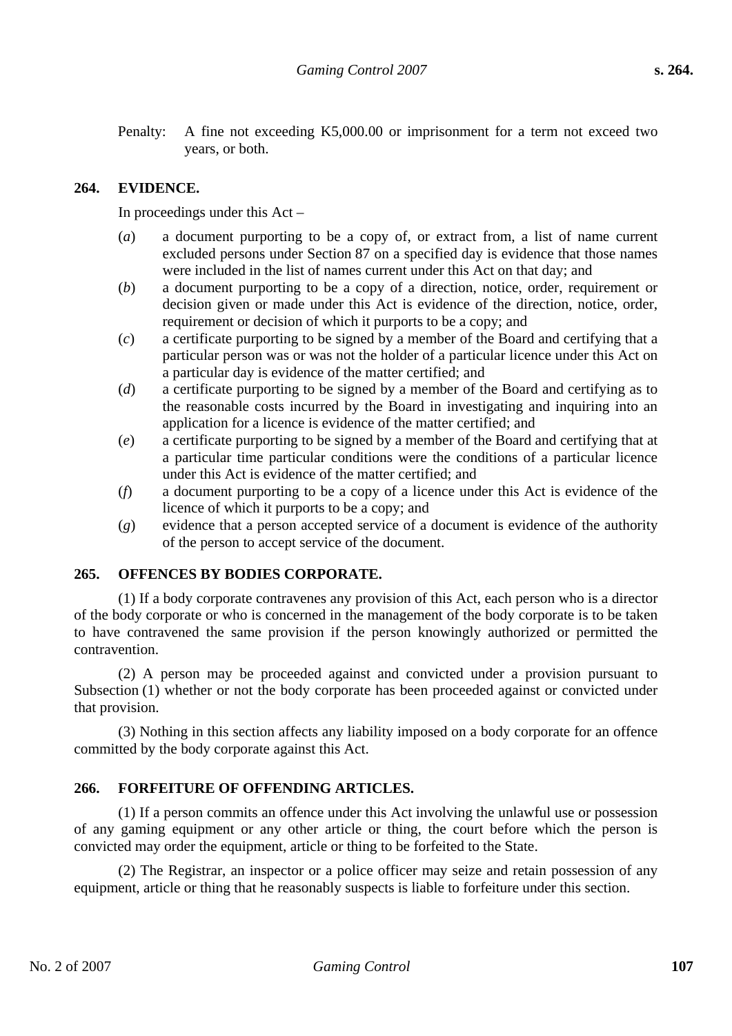Penalty: A fine not exceeding K5,000.00 or imprisonment for a term not exceed two years, or both.

### 264. EVIDENCE.

In proceedings under this Act –

(*a*) a document purporting to be a copy of, or extract from, a list of name current excluded persons under Section 87 on a specified day is evidence that those names were included in the list of names current under this Act on that day; and

(*b*) a document purporting to be a copy of a direction, notice, order, requirement or decision given or made under this Act is evidence of the direction, notice, order, requirement or decision of which it purports to be a copy; and

(*c*) a certificate purporting to be signed by a member of the Board and certifying that a particular person was or was not the holder of a particular licence under this Act on a particular day is evidence of the matter certified; and

(*d*) a certificate purporting to be signed by a member of the Board and certifying as to the reasonable costs incurred by the Board in investigating and inquiring into an application for a licence is evidence of the matter certified; and

(*e*) a certificate purporting to be signed by a member of the Board and certifying that at a particular time particular conditions were the conditions of a particular licence under this Act is evidence of the matter certified; and

(*f*) a document purporting to be a copy of a licence under this Act is evidence of the licence of which it purports to be a copy; and

(*g*) evidence that a person accepted service of a document is evidence of the authority of the person to accept service of the document.

### 265. OFFENCES BY BODIES CORPORATE.

(1) If a body corporate contravenes any provision of this Act, each person who is a director of the body corporate or who is concerned in the management of the body corporate is to be taken to have contravened the same provision if the person knowingly authorized or permitted the contravention.

(2) A person may be proceeded against and convicted under a provision pursuant to Subsection (1) whether or not the body corporate has been proceeded against or convicted under that provision.

(3) Nothing in this section affects any liability imposed on a body corporate for an offence committed by the body corporate against this Act.

### 266. FORFEITURE OF OFFENDING ARTICLES.

(1) If a person commits an offence under this Act involving the unlawful use or possession of any gaming equipment or any other article or thing, the court before which the person is convicted may order the equipment, article or thing to be forfeited to the State.

(2) The Registrar, an inspector or a police officer may seize and retain possession of any equipment, article or thing that he reasonably suspects is liable to forfeiture under this section.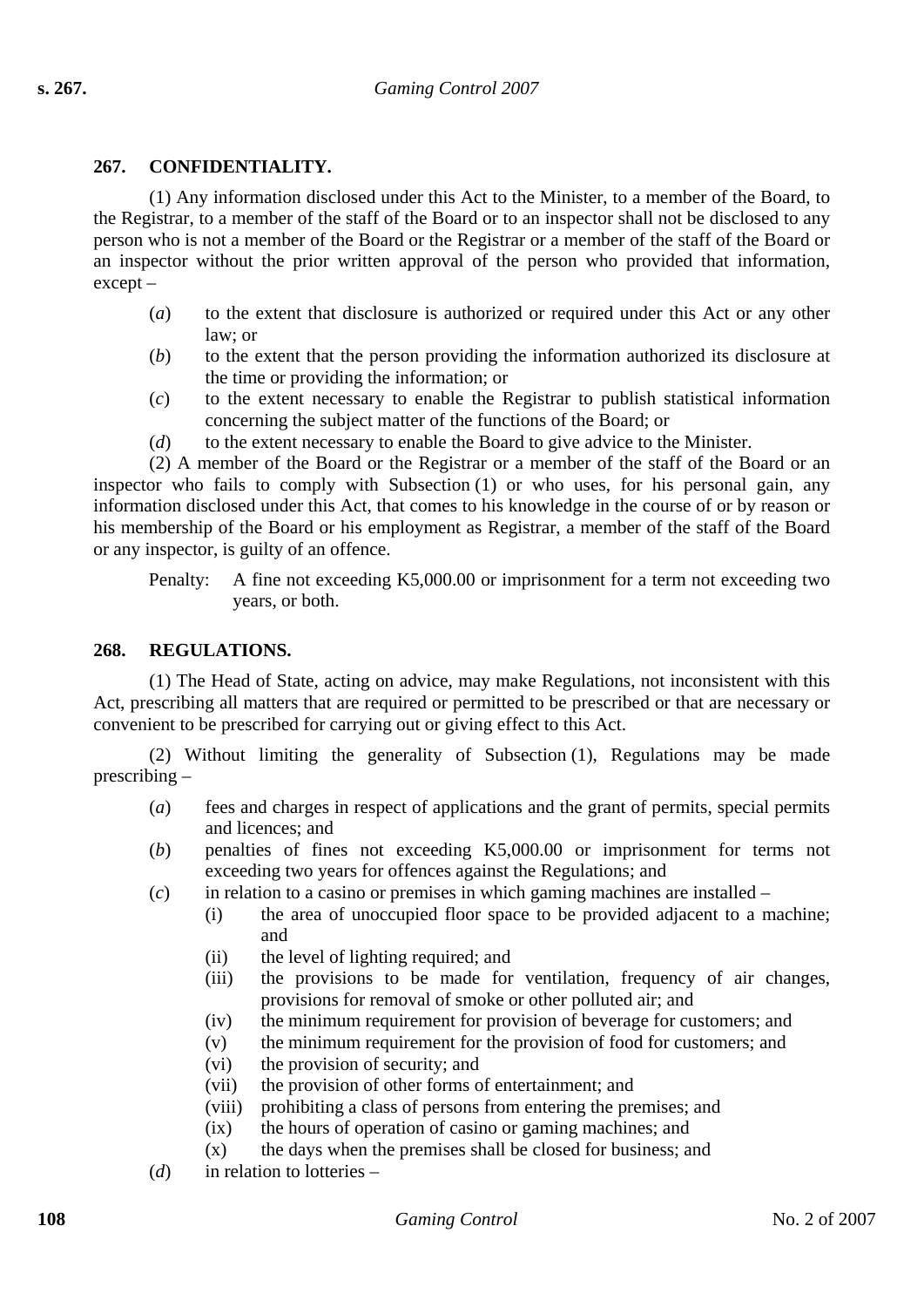## 267. CONFIDENTIALITY.

(1) Any information disclosed under this Act to the Minister, to a member of the Board, to the Registrar, to a member of the staff of the Board or to an inspector shall not be disclosed to any person who is not a member of the Board or the Registrar or a member of the staff of the Board or an inspector without the prior written approval of the person who provided that information, except –

(*a*) to the extent that disclosure is authorized or required under this Act or any other law; or

(*b*) to the extent that the person providing the information authorized its disclosure at the time or providing the information; or

(*c*) to the extent necessary to enable the Registrar to publish statistical information concerning the subject matter of the functions of the Board; or

(*d*) to the extent necessary to enable the Board to give advice to the Minister.

(2) A member of the Board or the Registrar or a member of the staff of the Board or an inspector who fails to comply with Subsection (1) or who uses, for his personal gain, any information disclosed under this Act, that comes to his knowledge in the course of or by reason or his membership of the Board or his employment as Registrar, a member of the staff of the Board or any inspector, is guilty of an offence.

Penalty: A fine not exceeding K5,000.00 or imprisonment for a term not exceeding two years, or both.

## 268. REGULATIONS.

(1) The Head of State, acting on advice, may make Regulations, not inconsistent with this Act, prescribing all matters that are required or permitted to be prescribed or that are necessary or convenient to be prescribed for carrying out or giving effect to this Act.

(2) Without limiting the generality of Subsection (1), Regulations may be made prescribing –

(*a*) fees and charges in respect of applications and the grant of permits, special permits and licences; and

(*b*) penalties of fines not exceeding K5,000.00 or imprisonment for terms not exceeding two years for offences against the Regulations; and

(*c*) in relation to a casino or premises in which gaming machines are installed –

- (i) the area of unoccupied floor space to be provided adjacent to a machine; and
- (ii) the level of lighting required; and
- (iii) the provisions to be made for ventilation, frequency of air changes, provisions for removal of smoke or other polluted air; and
- (iv) the minimum requirement for provision of beverage for customers; and
- (v) the minimum requirement for the provision of food for customers; and
- (vi) the provision of security; and
- (vii) the provision of other forms of entertainment; and
- (viii) prohibiting a class of persons from entering the premises; and
- (ix) the hours of operation of casino or gaming machines; and
- (x) the days when the premises shall be closed for business; and

(*d*) in relation to lotteries –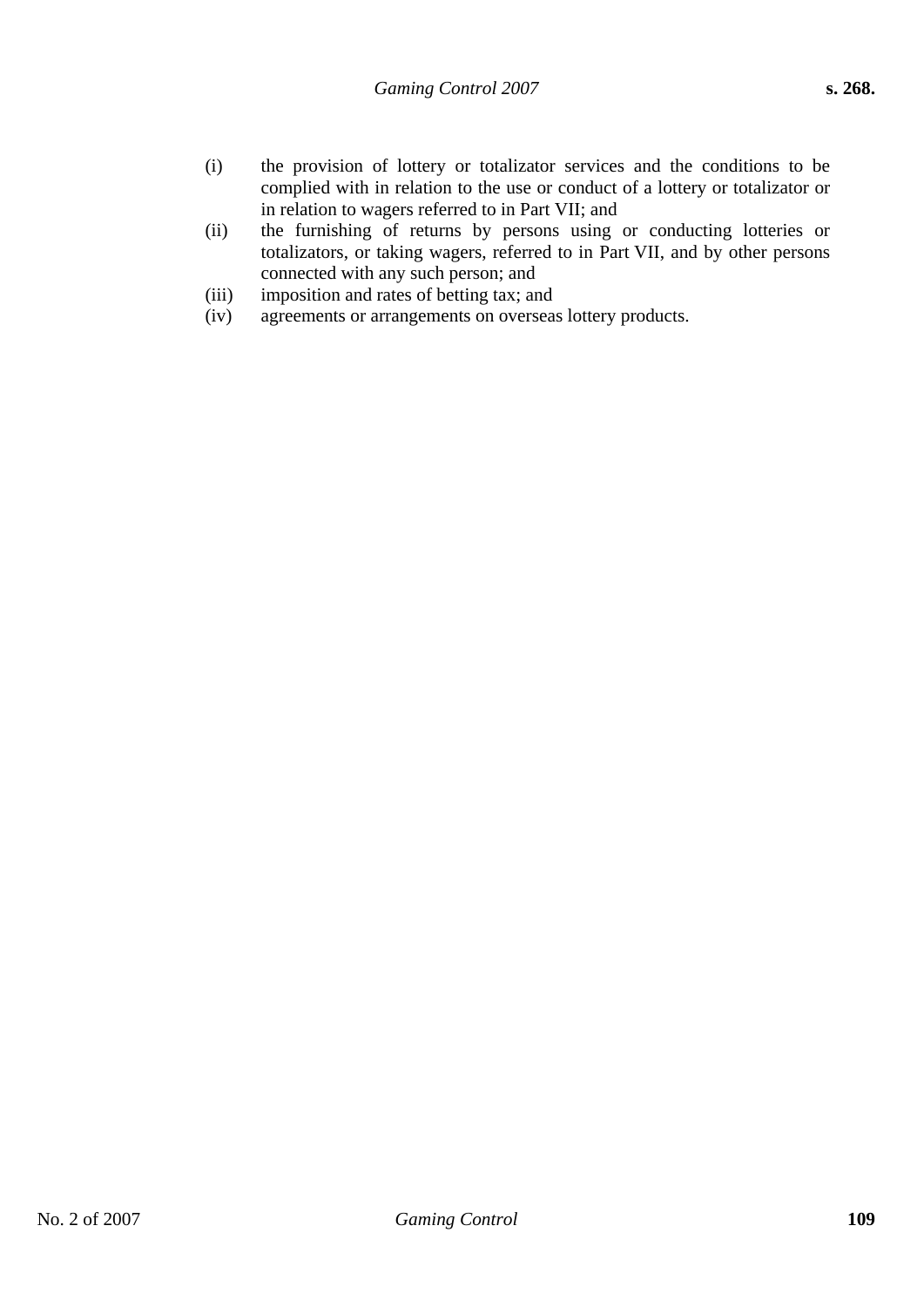(i) the provision of lottery or totalizator services and the conditions to be complied with in relation to the use or conduct of a lottery or totalizator or in relation to wagers referred to in Part VII; and

(ii) the furnishing of returns by persons using or conducting lotteries or totalizators, or taking wagers, referred to in Part VII, and by other persons connected with any such person; and

(iii) imposition and rates of betting tax; and

(iv) agreements or arrangements on overseas lottery products.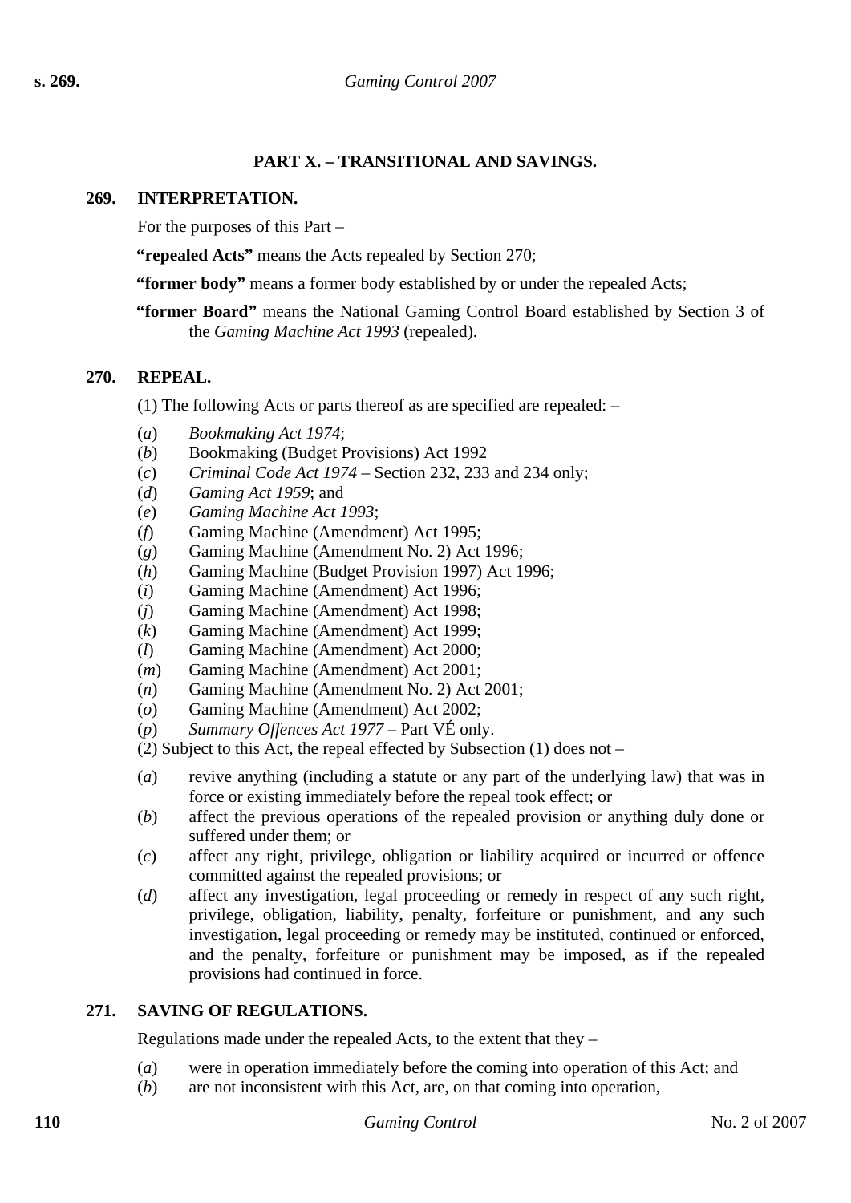## PART X. – TRANSITIONAL AND SAVINGS.

### 269. INTERPRETATION.

For the purposes of this Part –

**"repealed Acts"** means the Acts repealed by Section 270;

**"former body"** means a former body established by or under the repealed Acts;

**"former Board"** means the National Gaming Control Board established by Section 3 of the *Gaming Machine Act 1993* (repealed).

### 270. REPEAL.

(1) The following Acts or parts thereof as are specified are repealed: –

(*a*) *Bookmaking Act 1974*;
(*b*) Bookmaking (Budget Provisions) Act 1992
(*c*) *Criminal Code Act 1974* – Section 232, 233 and 234 only;
(*d*) *Gaming Act 1959*; and
(*e*) *Gaming Machine Act 1993*;
(*f*) Gaming Machine (Amendment) Act 1995;
(*g*) Gaming Machine (Amendment No. 2) Act 1996;
(*h*) Gaming Machine (Budget Provision 1997) Act 1996;
(*i*) Gaming Machine (Amendment) Act 1996;
(*j*) Gaming Machine (Amendment) Act 1998;
(*k*) Gaming Machine (Amendment) Act 1999;
(*l*) Gaming Machine (Amendment) Act 2000;
(*m*) Gaming Machine (Amendment) Act 2001;
(*n*) Gaming Machine (Amendment No. 2) Act 2001;
(*o*) Gaming Machine (Amendment) Act 2002;
(*p*) *Summary Offences Act 1977* – Part VÉ only.

(2) Subject to this Act, the repeal effected by Subsection (1) does not –

(*a*) revive anything (including a statute or any part of the underlying law) that was in force or existing immediately before the repeal took effect; or
(*b*) affect the previous operations of the repealed provision or anything duly done or suffered under them; or
(*c*) affect any right, privilege, obligation or liability acquired or incurred or offence committed against the repealed provisions; or
(*d*) affect any investigation, legal proceeding or remedy in respect of any such right, privilege, obligation, liability, penalty, forfeiture or punishment, and any such investigation, legal proceeding or remedy may be instituted, continued or enforced, and the penalty, forfeiture or punishment may be imposed, as if the repealed provisions had continued in force.

### 271. SAVING OF REGULATIONS.

Regulations made under the repealed Acts, to the extent that they –

(*a*) were in operation immediately before the coming into operation of this Act; and
(*b*) are not inconsistent with this Act, are, on that coming into operation,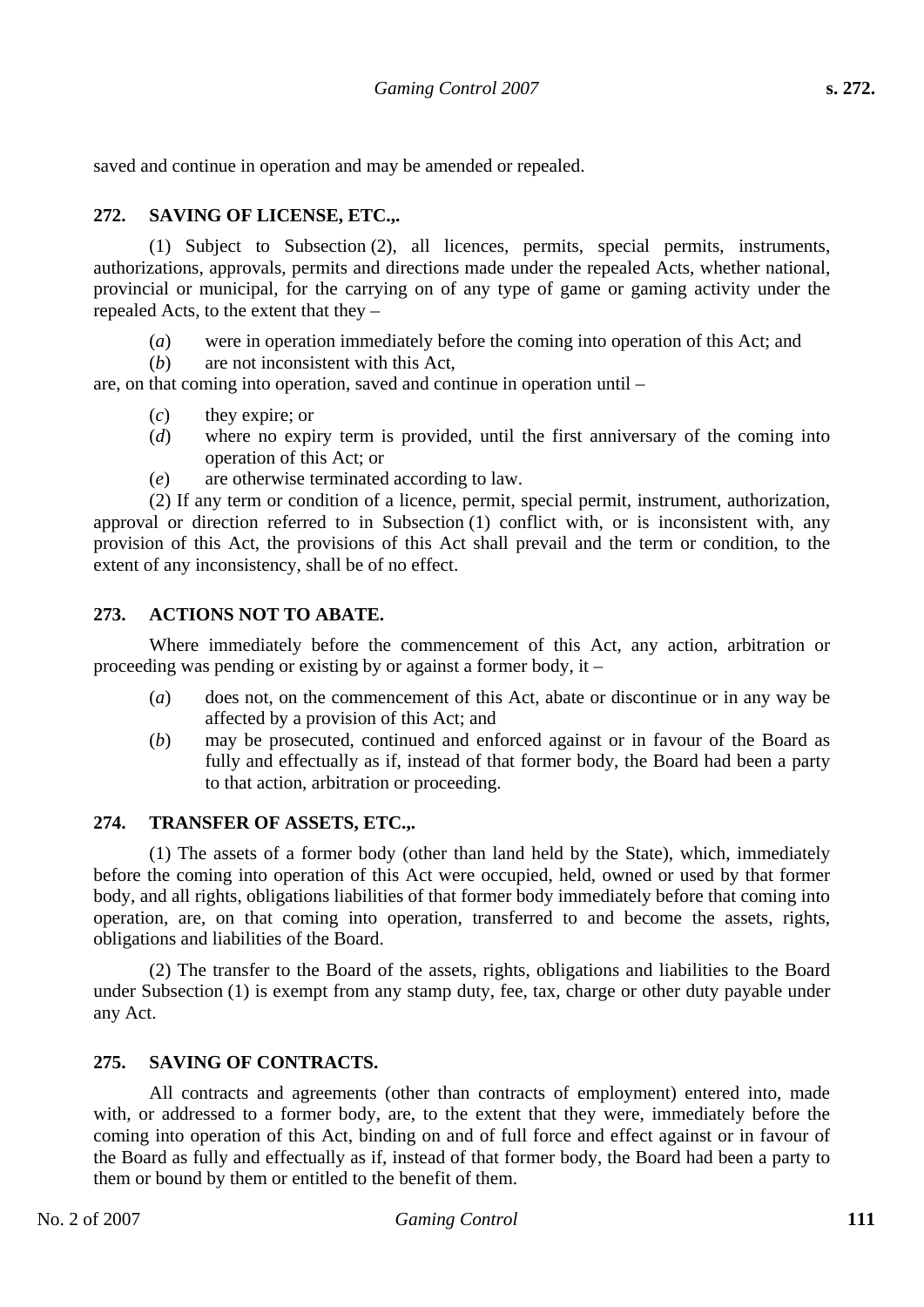saved and continue in operation and may be amended or repealed.

### 272. SAVING OF LICENSE, ETC.,.

(1) Subject to Subsection (2), all licences, permits, special permits, instruments, authorizations, approvals, permits and directions made under the repealed Acts, whether national, provincial or municipal, for the carrying on of any type of game or gaming activity under the repealed Acts, to the extent that they –

(*a*) were in operation immediately before the coming into operation of this Act; and

(*b*) are not inconsistent with this Act,

are, on that coming into operation, saved and continue in operation until –

(*c*) they expire; or

(*d*) where no expiry term is provided, until the first anniversary of the coming into operation of this Act; or

(*e*) are otherwise terminated according to law.

(2) If any term or condition of a licence, permit, special permit, instrument, authorization, approval or direction referred to in Subsection (1) conflict with, or is inconsistent with, any provision of this Act, the provisions of this Act shall prevail and the term or condition, to the extent of any inconsistency, shall be of no effect.

### 273. ACTIONS NOT TO ABATE.

Where immediately before the commencement of this Act, any action, arbitration or proceeding was pending or existing by or against a former body, it –

(*a*) does not, on the commencement of this Act, abate or discontinue or in any way be affected by a provision of this Act; and

(*b*) may be prosecuted, continued and enforced against or in favour of the Board as fully and effectually as if, instead of that former body, the Board had been a party to that action, arbitration or proceeding.

### 274. TRANSFER OF ASSETS, ETC.,.

(1) The assets of a former body (other than land held by the State), which, immediately before the coming into operation of this Act were occupied, held, owned or used by that former body, and all rights, obligations liabilities of that former body immediately before that coming into operation, are, on that coming into operation, transferred to and become the assets, rights, obligations and liabilities of the Board.

(2) The transfer to the Board of the assets, rights, obligations and liabilities to the Board under Subsection (1) is exempt from any stamp duty, fee, tax, charge or other duty payable under any Act.

### 275. SAVING OF CONTRACTS.

All contracts and agreements (other than contracts of employment) entered into, made with, or addressed to a former body, are, to the extent that they were, immediately before the coming into operation of this Act, binding on and of full force and effect against or in favour of the Board as fully and effectually as if, instead of that former body, the Board had been a party to them or bound by them or entitled to the benefit of them.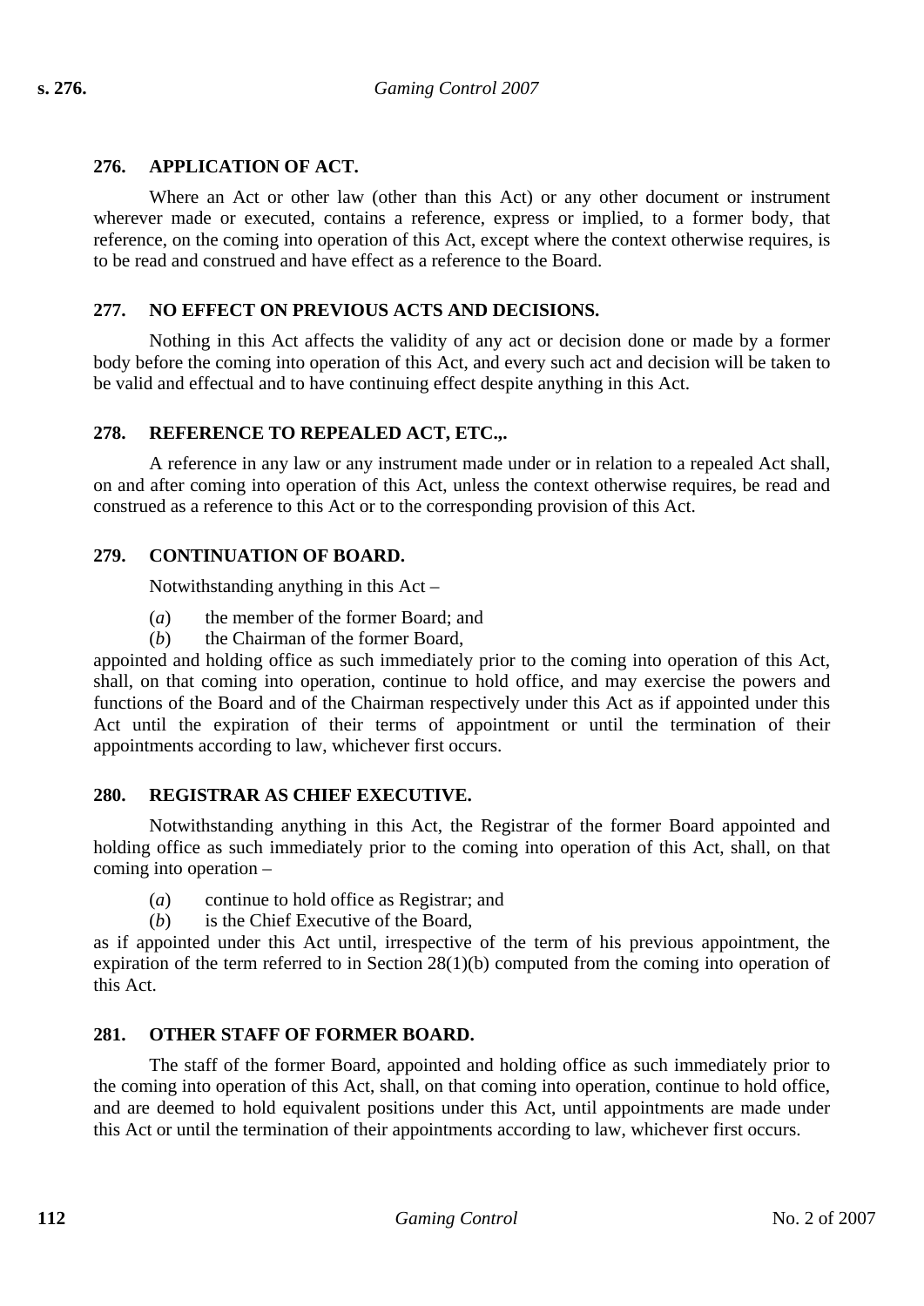## 276. APPLICATION OF ACT.

Where an Act or other law (other than this Act) or any other document or instrument wherever made or executed, contains a reference, express or implied, to a former body, that reference, on the coming into operation of this Act, except where the context otherwise requires, is to be read and construed and have effect as a reference to the Board.

## 277. NO EFFECT ON PREVIOUS ACTS AND DECISIONS.

Nothing in this Act affects the validity of any act or decision done or made by a former body before the coming into operation of this Act, and every such act and decision will be taken to be valid and effectual and to have continuing effect despite anything in this Act.

## 278. REFERENCE TO REPEALED ACT, ETC.,.

A reference in any law or any instrument made under or in relation to a repealed Act shall, on and after coming into operation of this Act, unless the context otherwise requires, be read and construed as a reference to this Act or to the corresponding provision of this Act.

## 279. CONTINUATION OF BOARD.

Notwithstanding anything in this Act –

(*a*) the member of the former Board; and
(*b*) the Chairman of the former Board,

appointed and holding office as such immediately prior to the coming into operation of this Act, shall, on that coming into operation, continue to hold office, and may exercise the powers and functions of the Board and of the Chairman respectively under this Act as if appointed under this Act until the expiration of their terms of appointment or until the termination of their appointments according to law, whichever first occurs.

## 280. REGISTRAR AS CHIEF EXECUTIVE.

Notwithstanding anything in this Act, the Registrar of the former Board appointed and holding office as such immediately prior to the coming into operation of this Act, shall, on that coming into operation –

(*a*) continue to hold office as Registrar; and
(*b*) is the Chief Executive of the Board,

as if appointed under this Act until, irrespective of the term of his previous appointment, the expiration of the term referred to in Section 28(1)(b) computed from the coming into operation of this Act.

## 281. OTHER STAFF OF FORMER BOARD.

The staff of the former Board, appointed and holding office as such immediately prior to the coming into operation of this Act, shall, on that coming into operation, continue to hold office, and are deemed to hold equivalent positions under this Act, until appointments are made under this Act or until the termination of their appointments according to law, whichever first occurs.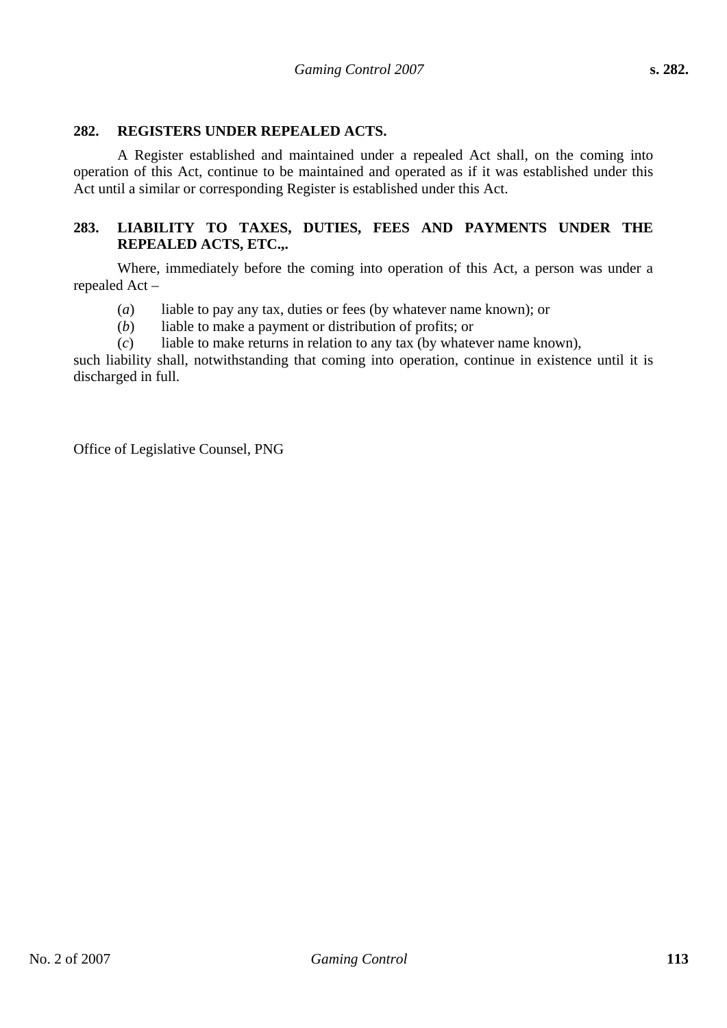**282. REGISTERS UNDER REPEALED ACTS.**

A Register established and maintained under a repealed Act shall, on the coming into operation of this Act, continue to be maintained and operated as if it was established under this Act until a similar or corresponding Register is established under this Act.

**283. LIABILITY TO TAXES, DUTIES, FEES AND PAYMENTS UNDER THE REPEALED ACTS, ETC.,.**

Where, immediately before the coming into operation of this Act, a person was under a repealed Act –

(*a*) liable to pay any tax, duties or fees (by whatever name known); or

(*b*) liable to make a payment or distribution of profits; or

(*c*) liable to make returns in relation to any tax (by whatever name known),

such liability shall, notwithstanding that coming into operation, continue in existence until it is discharged in full.

Office of Legislative Counsel, PNG